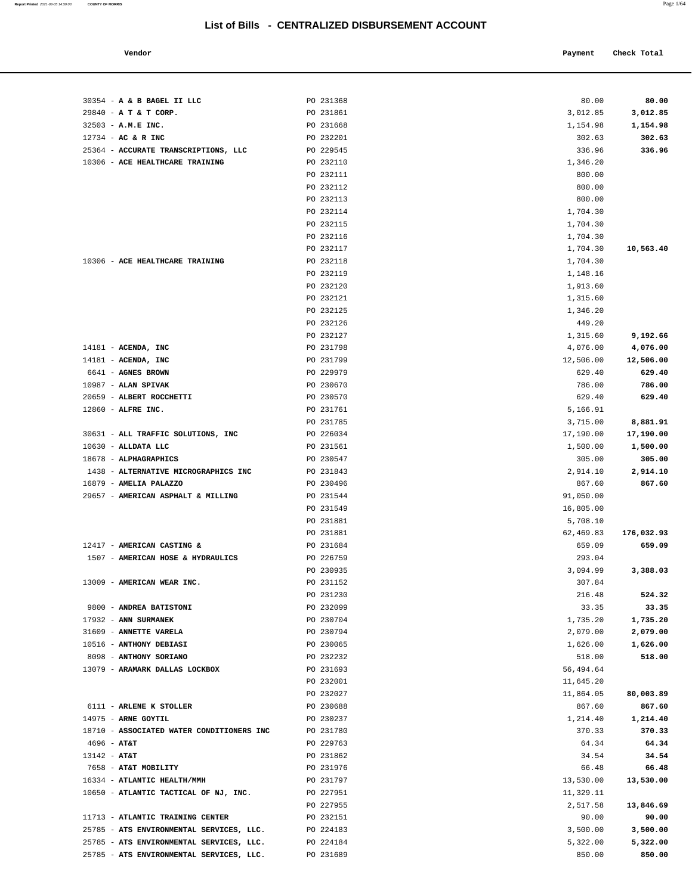# List of Bills - CENTRALIZED DISBURSEMENT ACCOUNT

| Vendor | | Payment | Check Total |
|---|---|---|---|
| 30354 - **A & B BAGEL II LLC** | PO 231368 | 80.00 | **80.00** |
| 29840 - **A T & T CORP.** | PO 231861 | 3,012.85 | **3,012.85** |
| 32503 - **A.M.E INC.** | PO 231668 | 1,154.98 | **1,154.98** |
| 12734 - **AC & R INC** | PO 232201 | 302.63 | **302.63** |
| 25364 - **ACCURATE TRANSCRIPTIONS, LLC** | PO 229545 | 336.96 | **336.96** |
| 10306 - **ACE HEALTHCARE TRAINING** | PO 232110 | 1,346.20 | |
| | PO 232111 | 800.00 | |
| | PO 232112 | 800.00 | |
| | PO 232113 | 800.00 | |
| | PO 232114 | 1,704.30 | |
| | PO 232115 | 1,704.30 | |
| | PO 232116 | 1,704.30 | |
| | PO 232117 | 1,704.30 | **10,563.40** |
| 10306 - **ACE HEALTHCARE TRAINING** | PO 232118 | 1,704.30 | |
| | PO 232119 | 1,148.16 | |
| | PO 232120 | 1,913.60 | |
| | PO 232121 | 1,315.60 | |
| | PO 232125 | 1,346.20 | |
| | PO 232126 | 449.20 | |
| | PO 232127 | 1,315.60 | **9,192.66** |
| 14181 - **ACENDA, INC** | PO 231798 | 4,076.00 | **4,076.00** |
| 14181 - **ACENDA, INC** | PO 231799 | 12,506.00 | **12,506.00** |
| 6641 - **AGNES BROWN** | PO 229979 | 629.40 | **629.40** |
| 10987 - **ALAN SPIVAK** | PO 230670 | 786.00 | **786.00** |
| 20659 - **ALBERT ROCCHETTI** | PO 230570 | 629.40 | **629.40** |
| 12860 - **ALFRE INC.** | PO 231761 | 5,166.91 | |
| | PO 231785 | 3,715.00 | **8,881.91** |
| 30631 - **ALL TRAFFIC SOLUTIONS, INC** | PO 226034 | 17,190.00 | **17,190.00** |
| 10630 - **ALLDATA LLC** | PO 231561 | 1,500.00 | **1,500.00** |
| 18678 - **ALPHAGRAPHICS** | PO 230547 | 305.00 | **305.00** |
| 1438 - **ALTERNATIVE MICROGRAPHICS INC** | PO 231843 | 2,914.10 | **2,914.10** |
| 16879 - **AMELIA PALAZZO** | PO 230496 | 867.60 | **867.60** |
| 29657 - **AMERICAN ASPHALT & MILLING** | PO 231544 | 91,050.00 | |
| | PO 231549 | 16,805.00 | |
| | PO 231881 | 5,708.10 | |
| | PO 231881 | 62,469.83 | **176,032.93** |
| 12417 - **AMERICAN CASTING &** | PO 231684 | 659.09 | **659.09** |
| 1507 - **AMERICAN HOSE & HYDRAULICS** | PO 226759 | 293.04 | |
| | PO 230935 | 3,094.99 | **3,388.03** |
| 13009 - **AMERICAN WEAR INC.** | PO 231152 | 307.84 | |
| | PO 231230 | 216.48 | **524.32** |
| 9800 - **ANDREA BATISTONI** | PO 232099 | 33.35 | **33.35** |
| 17932 - **ANN SURMANEK** | PO 230704 | 1,735.20 | **1,735.20** |
| 31609 - **ANNETTE VARELA** | PO 230794 | 2,079.00 | **2,079.00** |
| 10516 - **ANTHONY DEBIASI** | PO 230065 | 1,626.00 | **1,626.00** |
| 8098 - **ANTHONY SORIANO** | PO 232232 | 518.00 | **518.00** |
| 13079 - **ARAMARK DALLAS LOCKBOX** | PO 231693 | 56,494.64 | |
| | PO 232001 | 11,645.20 | |
| | PO 232027 | 11,864.05 | **80,003.89** |
| 6111 - **ARLENE K STOLLER** | PO 230688 | 867.60 | **867.60** |
| 14975 - **ARNE GOYTIL** | PO 230237 | 1,214.40 | **1,214.40** |
| 18710 - **ASSOCIATED WATER CONDITIONERS INC** | PO 231780 | 370.33 | **370.33** |
| 4696 - **AT&T** | PO 229763 | 64.34 | **64.34** |
| 13142 - **AT&T** | PO 231862 | 34.54 | **34.54** |
| 7658 - **AT&T MOBILITY** | PO 231976 | 66.48 | **66.48** |
| 16334 - **ATLANTIC HEALTH/MMH** | PO 231797 | 13,530.00 | **13,530.00** |
| 10650 - **ATLANTIC TACTICAL OF NJ, INC.** | PO 227951 | 11,329.11 | |
| | PO 227955 | 2,517.58 | **13,846.69** |
| 11713 - **ATLANTIC TRAINING CENTER** | PO 232151 | 90.00 | **90.00** |
| 25785 - **ATS ENVIRONMENTAL SERVICES, LLC.** | PO 224183 | 3,500.00 | **3,500.00** |
| 25785 - **ATS ENVIRONMENTAL SERVICES, LLC.** | PO 224184 | 5,322.00 | **5,322.00** |
| 25785 - **ATS ENVIRONMENTAL SERVICES, LLC.** | PO 231689 | 850.00 | **850.00** |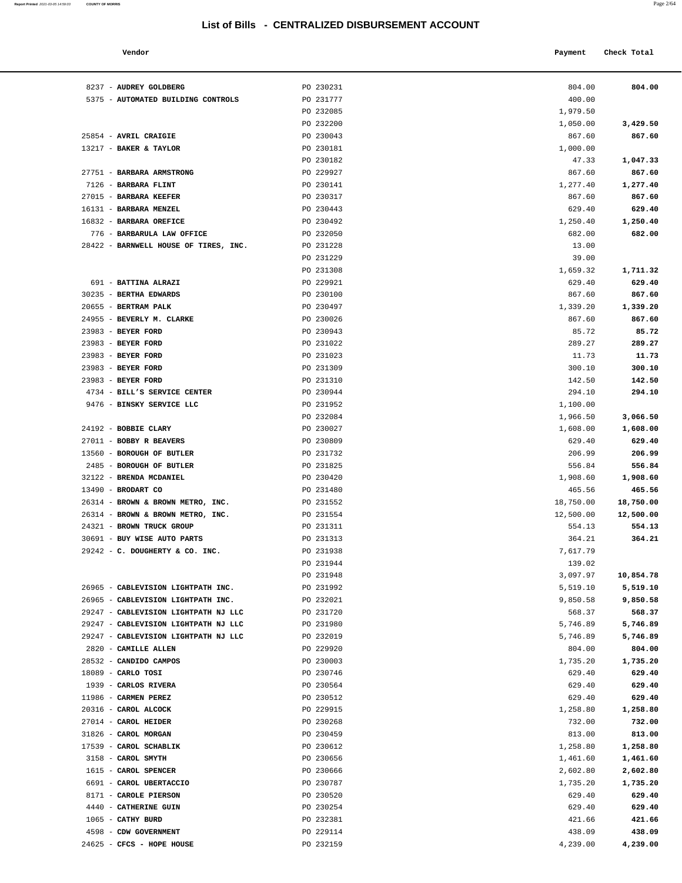# List of Bills - CENTRALIZED DISBURSEMENT ACCOUNT

| Vendor | | Payment | Check Total |
|---|---|---|---|
| 8237 - **AUDREY GOLDBERG** | PO 230231 | 804.00 | **804.00** |
| 5375 - **AUTOMATED BUILDING CONTROLS** | PO 231777 | 400.00 | |
| | PO 232085 | 1,979.50 | |
| | PO 232200 | 1,050.00 | **3,429.50** |
| 25854 - **AVRIL CRAIGIE** | PO 230043 | 867.60 | **867.60** |
| 13217 - **BAKER & TAYLOR** | PO 230181 | 1,000.00 | |
| | PO 230182 | 47.33 | **1,047.33** |
| 27751 - **BARBARA ARMSTRONG** | PO 229927 | 867.60 | **867.60** |
| 7126 - **BARBARA FLINT** | PO 230141 | 1,277.40 | **1,277.40** |
| 27015 - **BARBARA KEEFER** | PO 230317 | 867.60 | **867.60** |
| 16131 - **BARBARA MENZEL** | PO 230443 | 629.40 | **629.40** |
| 16832 - **BARBARA OREFICE** | PO 230492 | 1,250.40 | **1,250.40** |
| 776 - **BARBARULA LAW OFFICE** | PO 232050 | 682.00 | **682.00** |
| 28422 - **BARNWELL HOUSE OF TIRES, INC.** | PO 231228 | 13.00 | |
| | PO 231229 | 39.00 | |
| | PO 231308 | 1,659.32 | **1,711.32** |
| 691 - **BATTINA ALRAZI** | PO 229921 | 629.40 | **629.40** |
| 30235 - **BERTHA EDWARDS** | PO 230100 | 867.60 | **867.60** |
| 20655 - **BERTRAM PALK** | PO 230497 | 1,339.20 | **1,339.20** |
| 24955 - **BEVERLY M. CLARKE** | PO 230026 | 867.60 | **867.60** |
| 23983 - **BEYER FORD** | PO 230943 | 85.72 | **85.72** |
| 23983 - **BEYER FORD** | PO 231022 | 289.27 | **289.27** |
| 23983 - **BEYER FORD** | PO 231023 | 11.73 | **11.73** |
| 23983 - **BEYER FORD** | PO 231309 | 300.10 | **300.10** |
| 23983 - **BEYER FORD** | PO 231310 | 142.50 | **142.50** |
| 4734 - **BILL'S SERVICE CENTER** | PO 230944 | 294.10 | **294.10** |
| 9476 - **BINSKY SERVICE LLC** | PO 231952 | 1,100.00 | |
| | PO 232084 | 1,966.50 | **3,066.50** |
| 24192 - **BOBBIE CLARY** | PO 230027 | 1,608.00 | **1,608.00** |
| 27011 - **BOBBY R BEAVERS** | PO 230809 | 629.40 | **629.40** |
| 13560 - **BOROUGH OF BUTLER** | PO 231732 | 206.99 | **206.99** |
| 2485 - **BOROUGH OF BUTLER** | PO 231825 | 556.84 | **556.84** |
| 32122 - **BRENDA MCDANIEL** | PO 230420 | 1,908.60 | **1,908.60** |
| 13490 - **BRODART CO** | PO 231480 | 465.56 | **465.56** |
| 26314 - **BROWN & BROWN METRO, INC.** | PO 231552 | 18,750.00 | **18,750.00** |
| 26314 - **BROWN & BROWN METRO, INC.** | PO 231554 | 12,500.00 | **12,500.00** |
| 24321 - **BROWN TRUCK GROUP** | PO 231311 | 554.13 | **554.13** |
| 30691 - **BUY WISE AUTO PARTS** | PO 231313 | 364.21 | **364.21** |
| 29242 - **C. DOUGHERTY & CO. INC.** | PO 231938 | 7,617.79 | |
| | PO 231944 | 139.02 | |
| | PO 231948 | 3,097.97 | **10,854.78** |
| 26965 - **CABLEVISION LIGHTPATH INC.** | PO 231992 | 5,519.10 | **5,519.10** |
| 26965 - **CABLEVISION LIGHTPATH INC.** | PO 232021 | 9,850.58 | **9,850.58** |
| 29247 - **CABLEVISION LIGHTPATH NJ LLC** | PO 231720 | 568.37 | **568.37** |
| 29247 - **CABLEVISION LIGHTPATH NJ LLC** | PO 231980 | 5,746.89 | **5,746.89** |
| 29247 - **CABLEVISION LIGHTPATH NJ LLC** | PO 232019 | 5,746.89 | **5,746.89** |
| 2820 - **CAMILLE ALLEN** | PO 229920 | 804.00 | **804.00** |
| 28532 - **CANDIDO CAMPOS** | PO 230003 | 1,735.20 | **1,735.20** |
| 18089 - **CARLO TOSI** | PO 230746 | 629.40 | **629.40** |
| 1939 - **CARLOS RIVERA** | PO 230564 | 629.40 | **629.40** |
| 11986 - **CARMEN PEREZ** | PO 230512 | 629.40 | **629.40** |
| 20316 - **CAROL ALCOCK** | PO 229915 | 1,258.80 | **1,258.80** |
| 27014 - **CAROL HEIDER** | PO 230268 | 732.00 | **732.00** |
| 31826 - **CAROL MORGAN** | PO 230459 | 813.00 | **813.00** |
| 17539 - **CAROL SCHABLIK** | PO 230612 | 1,258.80 | **1,258.80** |
| 3158 - **CAROL SMYTH** | PO 230656 | 1,461.60 | **1,461.60** |
| 1615 - **CAROL SPENCER** | PO 230666 | 2,602.80 | **2,602.80** |
| 6691 - **CAROL UBERTACCIO** | PO 230787 | 1,735.20 | **1,735.20** |
| 8171 - **CAROLE PIERSON** | PO 230520 | 629.40 | **629.40** |
| 4440 - **CATHERINE GUIN** | PO 230254 | 629.40 | **629.40** |
| 1065 - **CATHY BURD** | PO 232381 | 421.66 | **421.66** |
| 4598 - **CDW GOVERNMENT** | PO 229114 | 438.09 | **438.09** |
| 24625 - **CFCS - HOPE HOUSE** | PO 232159 | 4,239.00 | **4,239.00** |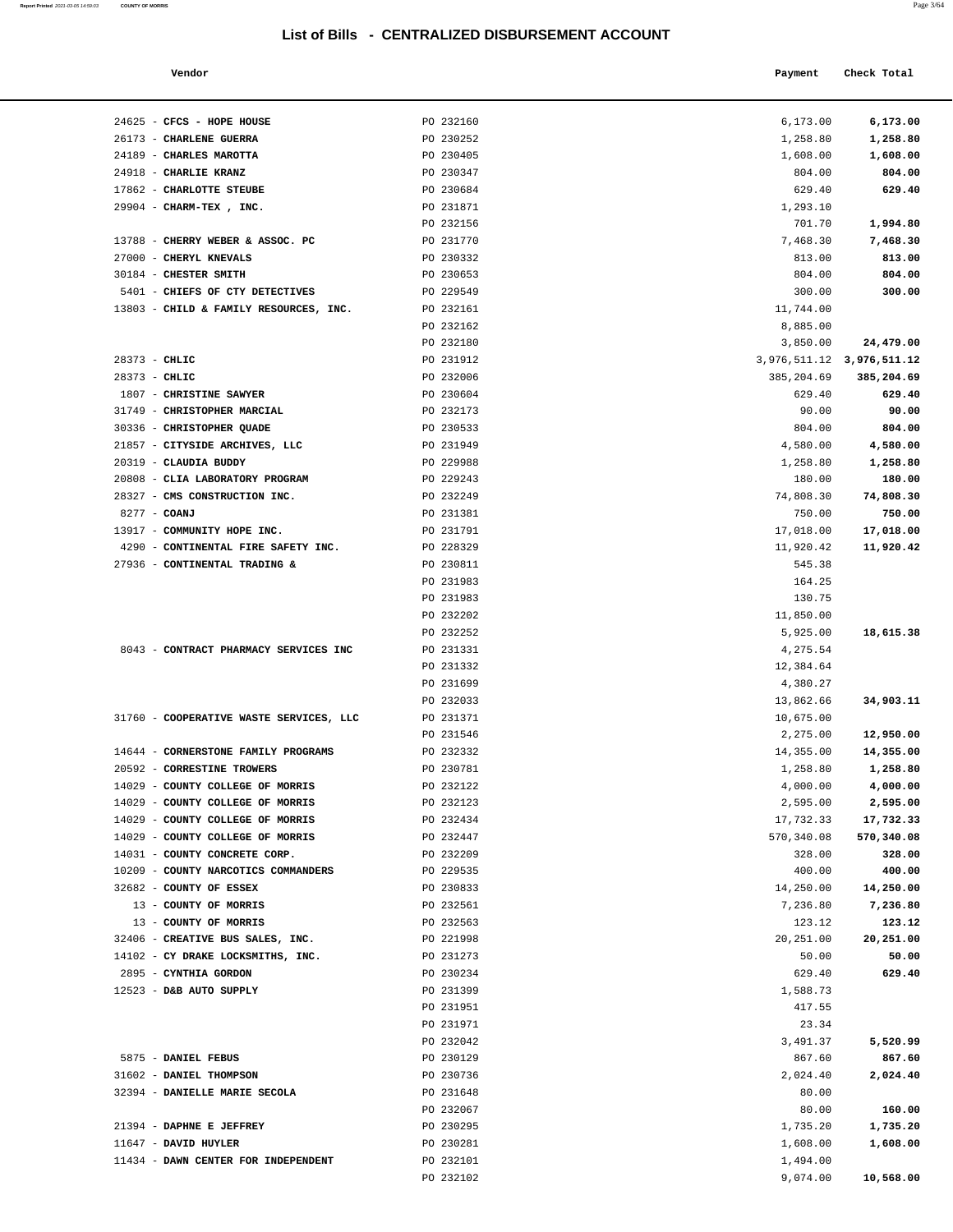# List of Bills - CENTRALIZED DISBURSEMENT ACCOUNT

| Vendor | | Payment | Check Total |
|---|---|---|---|
| 24625 - **CFCS - HOPE HOUSE** | PO 232160 | 6,173.00 | **6,173.00** |
| 26173 - **CHARLENE GUERRA** | PO 230252 | 1,258.80 | **1,258.80** |
| 24189 - **CHARLES MAROTTA** | PO 230405 | 1,608.00 | **1,608.00** |
| 24918 - **CHARLIE KRANZ** | PO 230347 | 804.00 | **804.00** |
| 17862 - **CHARLOTTE STEUBE** | PO 230684 | 629.40 | **629.40** |
| 29904 - **CHARM-TEX , INC.** | PO 231871 | 1,293.10 | |
| | PO 232156 | 701.70 | **1,994.80** |
| 13788 - **CHERRY WEBER & ASSOC. PC** | PO 231770 | 7,468.30 | **7,468.30** |
| 27000 - **CHERYL KNEVALS** | PO 230332 | 813.00 | **813.00** |
| 30184 - **CHESTER SMITH** | PO 230653 | 804.00 | **804.00** |
| 5401 - **CHIEFS OF CTY DETECTIVES** | PO 229549 | 300.00 | **300.00** |
| 13803 - **CHILD & FAMILY RESOURCES, INC.** | PO 232161 | 11,744.00 | |
| | PO 232162 | 8,885.00 | |
| | PO 232180 | 3,850.00 | **24,479.00** |
| 28373 - **CHLIC** | PO 231912 | 3,976,511.12 | **3,976,511.12** |
| 28373 - **CHLIC** | PO 232006 | 385,204.69 | **385,204.69** |
| 1807 - **CHRISTINE SAWYER** | PO 230604 | 629.40 | **629.40** |
| 31749 - **CHRISTOPHER MARCIAL** | PO 232173 | 90.00 | **90.00** |
| 30336 - **CHRISTOPHER QUADE** | PO 230533 | 804.00 | **804.00** |
| 21857 - **CITYSIDE ARCHIVES, LLC** | PO 231949 | 4,580.00 | **4,580.00** |
| 20319 - **CLAUDIA BUDDY** | PO 229988 | 1,258.80 | **1,258.80** |
| 20808 - **CLIA LABORATORY PROGRAM** | PO 229243 | 180.00 | **180.00** |
| 28327 - **CMS CONSTRUCTION INC.** | PO 232249 | 74,808.30 | **74,808.30** |
| 8277 - **COANJ** | PO 231381 | 750.00 | **750.00** |
| 13917 - **COMMUNITY HOPE INC.** | PO 231791 | 17,018.00 | **17,018.00** |
| 4290 - **CONTINENTAL FIRE SAFETY INC.** | PO 228329 | 11,920.42 | **11,920.42** |
| 27936 - **CONTINENTAL TRADING &** | PO 230811 | 545.38 | |
| | PO 231983 | 164.25 | |
| | PO 231983 | 130.75 | |
| | PO 232202 | 11,850.00 | |
| | PO 232252 | 5,925.00 | **18,615.38** |
| 8043 - **CONTRACT PHARMACY SERVICES INC** | PO 231331 | 4,275.54 | |
| | PO 231332 | 12,384.64 | |
| | PO 231699 | 4,380.27 | |
| | PO 232033 | 13,862.66 | **34,903.11** |
| 31760 - **COOPERATIVE WASTE SERVICES, LLC** | PO 231371 | 10,675.00 | |
| | PO 231546 | 2,275.00 | **12,950.00** |
| 14644 - **CORNERSTONE FAMILY PROGRAMS** | PO 232332 | 14,355.00 | **14,355.00** |
| 20592 - **CORRESTINE TROWERS** | PO 230781 | 1,258.80 | **1,258.80** |
| 14029 - **COUNTY COLLEGE OF MORRIS** | PO 232122 | 4,000.00 | **4,000.00** |
| 14029 - **COUNTY COLLEGE OF MORRIS** | PO 232123 | 2,595.00 | **2,595.00** |
| 14029 - **COUNTY COLLEGE OF MORRIS** | PO 232434 | 17,732.33 | **17,732.33** |
| 14029 - **COUNTY COLLEGE OF MORRIS** | PO 232447 | 570,340.08 | **570,340.08** |
| 14031 - **COUNTY CONCRETE CORP.** | PO 232209 | 328.00 | **328.00** |
| 10209 - **COUNTY NARCOTICS COMMANDERS** | PO 229535 | 400.00 | **400.00** |
| 32682 - **COUNTY OF ESSEX** | PO 230833 | 14,250.00 | **14,250.00** |
| 13 - **COUNTY OF MORRIS** | PO 232561 | 7,236.80 | **7,236.80** |
| 13 - **COUNTY OF MORRIS** | PO 232563 | 123.12 | **123.12** |
| 32406 - **CREATIVE BUS SALES, INC.** | PO 221998 | 20,251.00 | **20,251.00** |
| 14102 - **CY DRAKE LOCKSMITHS, INC.** | PO 231273 | 50.00 | **50.00** |
| 2895 - **CYNTHIA GORDON** | PO 230234 | 629.40 | **629.40** |
| 12523 - **D&B AUTO SUPPLY** | PO 231399 | 1,588.73 | |
| | PO 231951 | 417.55 | |
| | PO 231971 | 23.34 | |
| | PO 232042 | 3,491.37 | **5,520.99** |
| 5875 - **DANIEL FEBUS** | PO 230129 | 867.60 | **867.60** |
| 31602 - **DANIEL THOMPSON** | PO 230736 | 2,024.40 | **2,024.40** |
| 32394 - **DANIELLE MARIE SECOLA** | PO 231648 | 80.00 | |
| | PO 232067 | 80.00 | **160.00** |
| 21394 - **DAPHNE E JEFFREY** | PO 230295 | 1,735.20 | **1,735.20** |
| 11647 - **DAVID HUYLER** | PO 230281 | 1,608.00 | **1,608.00** |
| 11434 - **DAWN CENTER FOR INDEPENDENT** | PO 232101 | 1,494.00 | |
| | PO 232102 | 9,074.00 | **10,568.00** |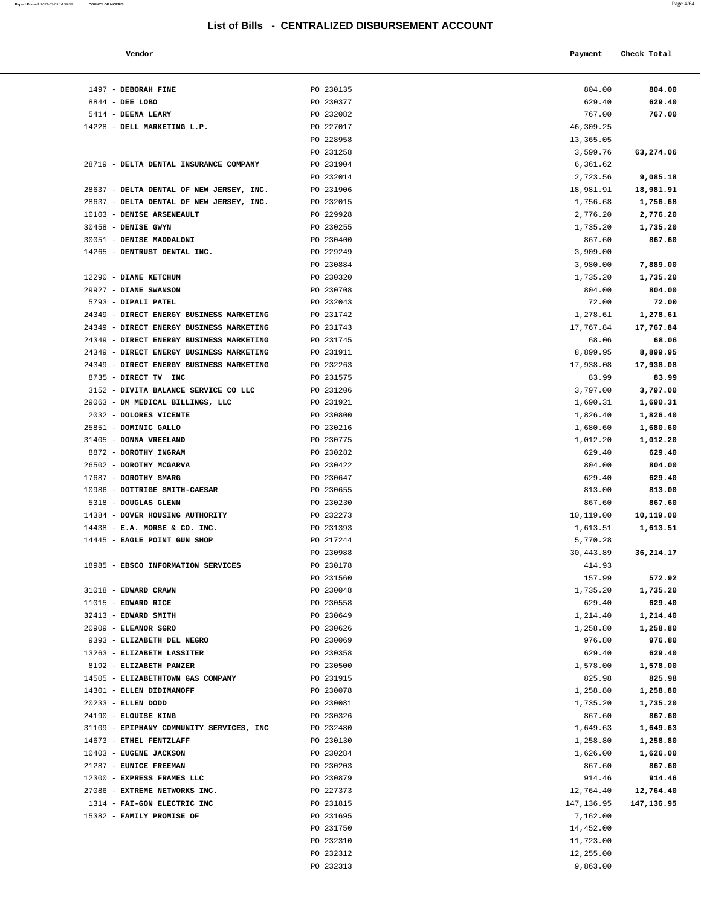# List of Bills - CENTRALIZED DISBURSEMENT ACCOUNT

| Vendor | | Payment | Check Total |
|---|---|---|---|
| 1497 - **DEBORAH FINE** | PO 230135 | 804.00 | **804.00** |
| 8844 - **DEE LOBO** | PO 230377 | 629.40 | **629.40** |
| 5414 - **DEENA LEARY** | PO 232082 | 767.00 | **767.00** |
| 14228 - **DELL MARKETING L.P.** | PO 227017 | 46,309.25 | |
| | PO 228958 | 13,365.05 | |
| | PO 231258 | 3,599.76 | **63,274.06** |
| 28719 - **DELTA DENTAL INSURANCE COMPANY** | PO 231904 | 6,361.62 | |
| | PO 232014 | 2,723.56 | **9,085.18** |
| 28637 - **DELTA DENTAL OF NEW JERSEY, INC.** | PO 231906 | 18,981.91 | **18,981.91** |
| 28637 - **DELTA DENTAL OF NEW JERSEY, INC.** | PO 232015 | 1,756.68 | **1,756.68** |
| 10103 - **DENISE ARSENEAULT** | PO 229928 | 2,776.20 | **2,776.20** |
| 30458 - **DENISE GWYN** | PO 230255 | 1,735.20 | **1,735.20** |
| 30051 - **DENISE MADDALONI** | PO 230400 | 867.60 | **867.60** |
| 14265 - **DENTRUST DENTAL INC.** | PO 229249 | 3,909.00 | |
| | PO 230884 | 3,980.00 | **7,889.00** |
| 12290 - **DIANE KETCHUM** | PO 230320 | 1,735.20 | **1,735.20** |
| 29927 - **DIANE SWANSON** | PO 230708 | 804.00 | **804.00** |
| 5793 - **DIPALI PATEL** | PO 232043 | 72.00 | **72.00** |
| 24349 - **DIRECT ENERGY BUSINESS MARKETING** | PO 231742 | 1,278.61 | **1,278.61** |
| 24349 - **DIRECT ENERGY BUSINESS MARKETING** | PO 231743 | 17,767.84 | **17,767.84** |
| 24349 - **DIRECT ENERGY BUSINESS MARKETING** | PO 231745 | 68.06 | **68.06** |
| 24349 - **DIRECT ENERGY BUSINESS MARKETING** | PO 231911 | 8,899.95 | **8,899.95** |
| 24349 - **DIRECT ENERGY BUSINESS MARKETING** | PO 232263 | 17,938.08 | **17,938.08** |
| 8735 - **DIRECT TV INC** | PO 231575 | 83.99 | **83.99** |
| 3152 - **DIVITA BALANCE SERVICE CO LLC** | PO 231206 | 3,797.00 | **3,797.00** |
| 29063 - **DM MEDICAL BILLINGS, LLC** | PO 231921 | 1,690.31 | **1,690.31** |
| 2032 - **DOLORES VICENTE** | PO 230800 | 1,826.40 | **1,826.40** |
| 25851 - **DOMINIC GALLO** | PO 230216 | 1,680.60 | **1,680.60** |
| 31405 - **DONNA VREELAND** | PO 230775 | 1,012.20 | **1,012.20** |
| 8872 - **DOROTHY INGRAM** | PO 230282 | 629.40 | **629.40** |
| 26502 - **DOROTHY MCGARVA** | PO 230422 | 804.00 | **804.00** |
| 17687 - **DOROTHY SMARG** | PO 230647 | 629.40 | **629.40** |
| 10986 - **DOTTRIGE SMITH-CAESAR** | PO 230655 | 813.00 | **813.00** |
| 5318 - **DOUGLAS GLENN** | PO 230230 | 867.60 | **867.60** |
| 14384 - **DOVER HOUSING AUTHORITY** | PO 232273 | 10,119.00 | **10,119.00** |
| 14438 - **E.A. MORSE & CO. INC.** | PO 231393 | 1,613.51 | **1,613.51** |
| 14445 - **EAGLE POINT GUN SHOP** | PO 217244 | 5,770.28 | |
| | PO 230988 | 30,443.89 | **36,214.17** |
| 18985 - **EBSCO INFORMATION SERVICES** | PO 230178 | 414.93 | |
| | PO 231560 | 157.99 | **572.92** |
| 31018 - **EDWARD CRAWN** | PO 230048 | 1,735.20 | **1,735.20** |
| 11015 - **EDWARD RICE** | PO 230558 | 629.40 | **629.40** |
| 32413 - **EDWARD SMITH** | PO 230649 | 1,214.40 | **1,214.40** |
| 20909 - **ELEANOR SGRO** | PO 230626 | 1,258.80 | **1,258.80** |
| 9393 - **ELIZABETH DEL NEGRO** | PO 230069 | 976.80 | **976.80** |
| 13263 - **ELIZABETH LASSITER** | PO 230358 | 629.40 | **629.40** |
| 8192 - **ELIZABETH PANZER** | PO 230500 | 1,578.00 | **1,578.00** |
| 14505 - **ELIZABETHTOWN GAS COMPANY** | PO 231915 | 825.98 | **825.98** |
| 14301 - **ELLEN DIDIMAMOFF** | PO 230078 | 1,258.80 | **1,258.80** |
| 20233 - **ELLEN DODD** | PO 230081 | 1,735.20 | **1,735.20** |
| 24190 - **ELOUISE KING** | PO 230326 | 867.60 | **867.60** |
| 31109 - **EPIPHANY COMMUNITY SERVICES, INC** | PO 232480 | 1,649.63 | **1,649.63** |
| 14673 - **ETHEL FENTZLAFF** | PO 230130 | 1,258.80 | **1,258.80** |
| 10403 - **EUGENE JACKSON** | PO 230284 | 1,626.00 | **1,626.00** |
| 21287 - **EUNICE FREEMAN** | PO 230203 | 867.60 | **867.60** |
| 12300 - **EXPRESS FRAMES LLC** | PO 230879 | 914.46 | **914.46** |
| 27086 - **EXTREME NETWORKS INC.** | PO 227373 | 12,764.40 | **12,764.40** |
| 1314 - **FAI-GON ELECTRIC INC** | PO 231815 | 147,136.95 | **147,136.95** |
| 15382 - **FAMILY PROMISE OF** | PO 231695 | 7,162.00 | |
| | PO 231750 | 14,452.00 | |
| | PO 232310 | 11,723.00 | |
| | PO 232312 | 12,255.00 | |
| | PO 232313 | 9,863.00 | |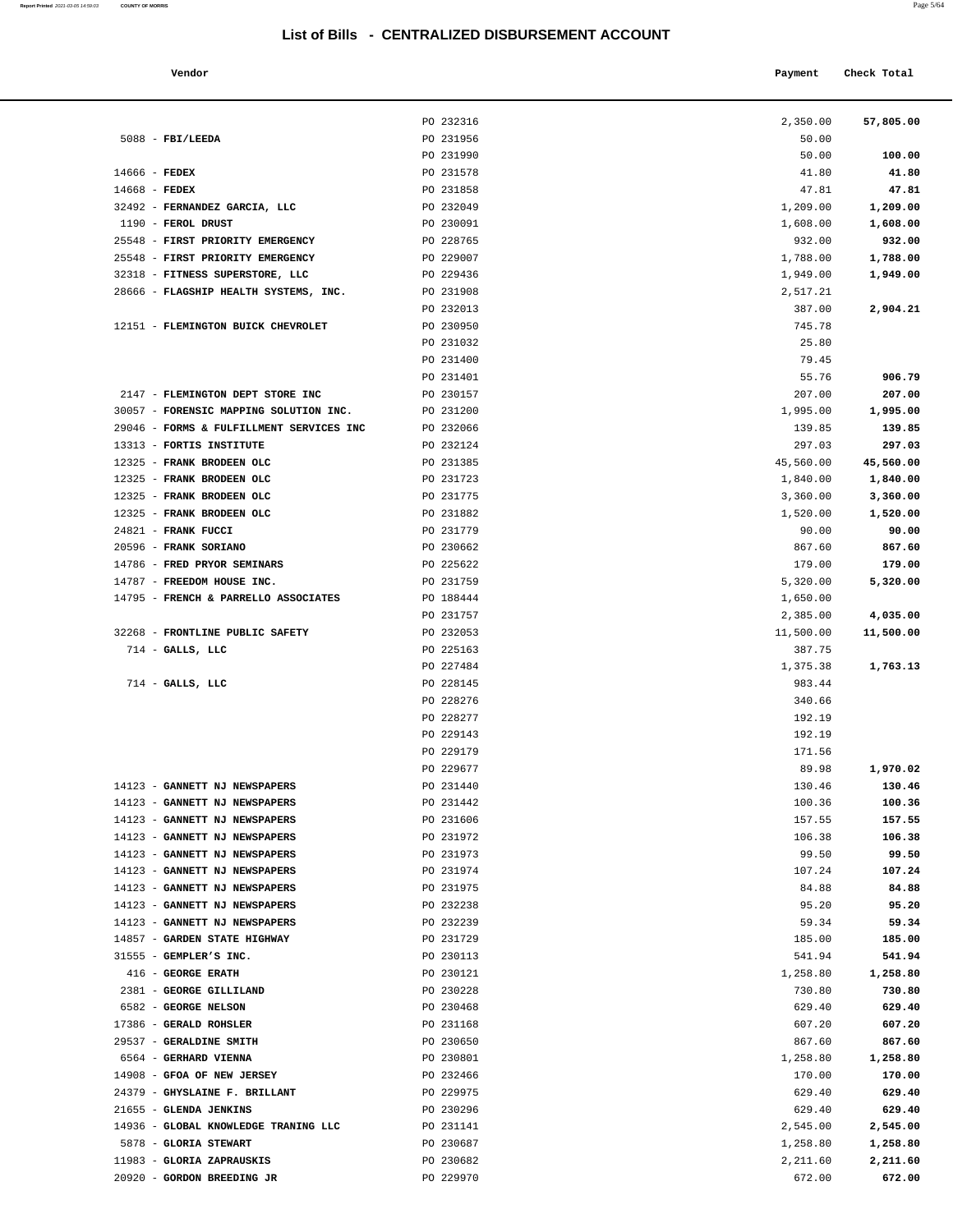# List of Bills - CENTRALIZED DISBURSEMENT ACCOUNT

| Vendor | | Payment | Check Total |
|---|---|---|---|
| | PO 232316 | 2,350.00 | **57,805.00** |
| 5088 - **FBI/LEEDA** | PO 231956 | 50.00 | |
| | PO 231990 | 50.00 | **100.00** |
| 14666 - **FEDEX** | PO 231578 | 41.80 | **41.80** |
| 14668 - **FEDEX** | PO 231858 | 47.81 | **47.81** |
| 32492 - **FERNANDEZ GARCIA, LLC** | PO 232049 | 1,209.00 | **1,209.00** |
| 1190 - **FEROL DRUST** | PO 230091 | 1,608.00 | **1,608.00** |
| 25548 - **FIRST PRIORITY EMERGENCY** | PO 228765 | 932.00 | **932.00** |
| 25548 - **FIRST PRIORITY EMERGENCY** | PO 229007 | 1,788.00 | **1,788.00** |
| 32318 - **FITNESS SUPERSTORE, LLC** | PO 229436 | 1,949.00 | **1,949.00** |
| 28666 - **FLAGSHIP HEALTH SYSTEMS, INC.** | PO 231908 | 2,517.21 | |
| | PO 232013 | 387.00 | **2,904.21** |
| 12151 - **FLEMINGTON BUICK CHEVROLET** | PO 230950 | 745.78 | |
| | PO 231032 | 25.80 | |
| | PO 231400 | 79.45 | |
| | PO 231401 | 55.76 | **906.79** |
| 2147 - **FLEMINGTON DEPT STORE INC** | PO 230157 | 207.00 | **207.00** |
| 30057 - **FORENSIC MAPPING SOLUTION INC.** | PO 231200 | 1,995.00 | **1,995.00** |
| 29046 - **FORMS & FULFILLMENT SERVICES INC** | PO 232066 | 139.85 | **139.85** |
| 13313 - **FORTIS INSTITUTE** | PO 232124 | 297.03 | **297.03** |
| 12325 - **FRANK BRODEEN OLC** | PO 231385 | 45,560.00 | **45,560.00** |
| 12325 - **FRANK BRODEEN OLC** | PO 231723 | 1,840.00 | **1,840.00** |
| 12325 - **FRANK BRODEEN OLC** | PO 231775 | 3,360.00 | **3,360.00** |
| 12325 - **FRANK BRODEEN OLC** | PO 231882 | 1,520.00 | **1,520.00** |
| 24821 - **FRANK FUCCI** | PO 231779 | 90.00 | **90.00** |
| 20596 - **FRANK SORIANO** | PO 230662 | 867.60 | **867.60** |
| 14786 - **FRED PRYOR SEMINARS** | PO 225622 | 179.00 | **179.00** |
| 14787 - **FREEDOM HOUSE INC.** | PO 231759 | 5,320.00 | **5,320.00** |
| 14795 - **FRENCH & PARRELLO ASSOCIATES** | PO 188444 | 1,650.00 | |
| | PO 231757 | 2,385.00 | **4,035.00** |
| 32268 - **FRONTLINE PUBLIC SAFETY** | PO 232053 | 11,500.00 | **11,500.00** |
| 714 - **GALLS, LLC** | PO 225163 | 387.75 | |
| | PO 227484 | 1,375.38 | **1,763.13** |
| 714 - **GALLS, LLC** | PO 228145 | 983.44 | |
| | PO 228276 | 340.66 | |
| | PO 228277 | 192.19 | |
| | PO 229143 | 192.19 | |
| | PO 229179 | 171.56 | |
| | PO 229677 | 89.98 | **1,970.02** |
| 14123 - **GANNETT NJ NEWSPAPERS** | PO 231440 | 130.46 | **130.46** |
| 14123 - **GANNETT NJ NEWSPAPERS** | PO 231442 | 100.36 | **100.36** |
| 14123 - **GANNETT NJ NEWSPAPERS** | PO 231606 | 157.55 | **157.55** |
| 14123 - **GANNETT NJ NEWSPAPERS** | PO 231972 | 106.38 | **106.38** |
| 14123 - **GANNETT NJ NEWSPAPERS** | PO 231973 | 99.50 | **99.50** |
| 14123 - **GANNETT NJ NEWSPAPERS** | PO 231974 | 107.24 | **107.24** |
| 14123 - **GANNETT NJ NEWSPAPERS** | PO 231975 | 84.88 | **84.88** |
| 14123 - **GANNETT NJ NEWSPAPERS** | PO 232238 | 95.20 | **95.20** |
| 14123 - **GANNETT NJ NEWSPAPERS** | PO 232239 | 59.34 | **59.34** |
| 14857 - **GARDEN STATE HIGHWAY** | PO 231729 | 185.00 | **185.00** |
| 31555 - **GEMPLER'S INC.** | PO 230113 | 541.94 | **541.94** |
| 416 - **GEORGE ERATH** | PO 230121 | 1,258.80 | **1,258.80** |
| 2381 - **GEORGE GILLILAND** | PO 230228 | 730.80 | **730.80** |
| 6582 - **GEORGE NELSON** | PO 230468 | 629.40 | **629.40** |
| 17386 - **GERALD ROHSLER** | PO 231168 | 607.20 | **607.20** |
| 29537 - **GERALDINE SMITH** | PO 230650 | 867.60 | **867.60** |
| 6564 - **GERHARD VIENNA** | PO 230801 | 1,258.80 | **1,258.80** |
| 14908 - **GFOA OF NEW JERSEY** | PO 232466 | 170.00 | **170.00** |
| 24379 - **GHYSLAINE F. BRILLANT** | PO 229975 | 629.40 | **629.40** |
| 21655 - **GLENDA JENKINS** | PO 230296 | 629.40 | **629.40** |
| 14936 - **GLOBAL KNOWLEDGE TRANING LLC** | PO 231141 | 2,545.00 | **2,545.00** |
| 5878 - **GLORIA STEWART** | PO 230687 | 1,258.80 | **1,258.80** |
| 11983 - **GLORIA ZAPRAUSKIS** | PO 230682 | 2,211.60 | **2,211.60** |
| 20920 - **GORDON BREEDING JR** | PO 229970 | 672.00 | **672.00** |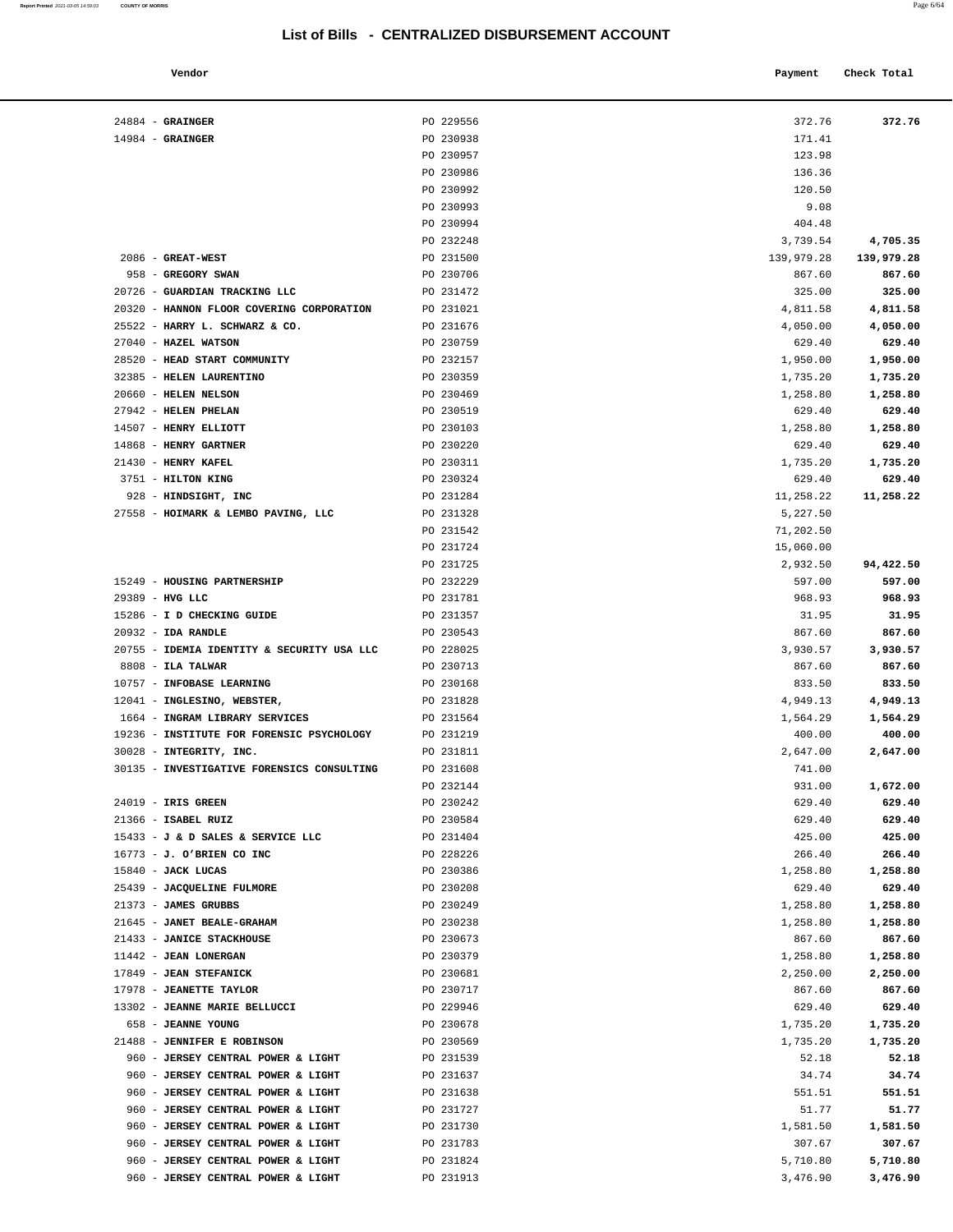# List of Bills - CENTRALIZED DISBURSEMENT ACCOUNT

| Vendor | | Payment | Check Total |
|---|---|---|---|
| 24884 - **GRAINGER** | PO 229556 | 372.76 | **372.76** |
| 14984 - **GRAINGER** | PO 230938 | 171.41 | |
| | PO 230957 | 123.98 | |
| | PO 230986 | 136.36 | |
| | PO 230992 | 120.50 | |
| | PO 230993 | 9.08 | |
| | PO 230994 | 404.48 | |
| | PO 232248 | 3,739.54 | **4,705.35** |
| 2086 - **GREAT-WEST** | PO 231500 | 139,979.28 | **139,979.28** |
| 958 - **GREGORY SWAN** | PO 230706 | 867.60 | **867.60** |
| 20726 - **GUARDIAN TRACKING LLC** | PO 231472 | 325.00 | **325.00** |
| 20320 - **HANNON FLOOR COVERING CORPORATION** | PO 231021 | 4,811.58 | **4,811.58** |
| 25522 - **HARRY L. SCHWARZ & CO.** | PO 231676 | 4,050.00 | **4,050.00** |
| 27040 - **HAZEL WATSON** | PO 230759 | 629.40 | **629.40** |
| 28520 - **HEAD START COMMUNITY** | PO 232157 | 1,950.00 | **1,950.00** |
| 32385 - **HELEN LAURENTINO** | PO 230359 | 1,735.20 | **1,735.20** |
| 20660 - **HELEN NELSON** | PO 230469 | 1,258.80 | **1,258.80** |
| 27942 - **HELEN PHELAN** | PO 230519 | 629.40 | **629.40** |
| 14507 - **HENRY ELLIOTT** | PO 230103 | 1,258.80 | **1,258.80** |
| 14868 - **HENRY GARTNER** | PO 230220 | 629.40 | **629.40** |
| 21430 - **HENRY KAFEL** | PO 230311 | 1,735.20 | **1,735.20** |
| 3751 - **HILTON KING** | PO 230324 | 629.40 | **629.40** |
| 928 - **HINDSIGHT, INC** | PO 231284 | 11,258.22 | **11,258.22** |
| 27558 - **HOIMARK & LEMBO PAVING, LLC** | PO 231328 | 5,227.50 | |
| | PO 231542 | 71,202.50 | |
| | PO 231724 | 15,060.00 | |
| | PO 231725 | 2,932.50 | **94,422.50** |
| 15249 - **HOUSING PARTNERSHIP** | PO 232229 | 597.00 | **597.00** |
| 29389 - **HVG LLC** | PO 231781 | 968.93 | **968.93** |
| 15286 - **I D CHECKING GUIDE** | PO 231357 | 31.95 | **31.95** |
| 20932 - **IDA RANDLE** | PO 230543 | 867.60 | **867.60** |
| 20755 - **IDEMIA IDENTITY & SECURITY USA LLC** | PO 228025 | 3,930.57 | **3,930.57** |
| 8808 - **ILA TALWAR** | PO 230713 | 867.60 | **867.60** |
| 10757 - **INFOBASE LEARNING** | PO 230168 | 833.50 | **833.50** |
| 12041 - **INGLESINO, WEBSTER,** | PO 231828 | 4,949.13 | **4,949.13** |
| 1664 - **INGRAM LIBRARY SERVICES** | PO 231564 | 1,564.29 | **1,564.29** |
| 19236 - **INSTITUTE FOR FORENSIC PSYCHOLOGY** | PO 231219 | 400.00 | **400.00** |
| 30028 - **INTEGRITY, INC.** | PO 231811 | 2,647.00 | **2,647.00** |
| 30135 - **INVESTIGATIVE FORENSICS CONSULTING** | PO 231608 | 741.00 | |
| | PO 232144 | 931.00 | **1,672.00** |
| 24019 - **IRIS GREEN** | PO 230242 | 629.40 | **629.40** |
| 21366 - **ISABEL RUIZ** | PO 230584 | 629.40 | **629.40** |
| 15433 - **J & D SALES & SERVICE LLC** | PO 231404 | 425.00 | **425.00** |
| 16773 - **J. O'BRIEN CO INC** | PO 228226 | 266.40 | **266.40** |
| 15840 - **JACK LUCAS** | PO 230386 | 1,258.80 | **1,258.80** |
| 25439 - **JACQUELINE FULMORE** | PO 230208 | 629.40 | **629.40** |
| 21373 - **JAMES GRUBBS** | PO 230249 | 1,258.80 | **1,258.80** |
| 21645 - **JANET BEALE-GRAHAM** | PO 230238 | 1,258.80 | **1,258.80** |
| 21433 - **JANICE STACKHOUSE** | PO 230673 | 867.60 | **867.60** |
| 11442 - **JEAN LONERGAN** | PO 230379 | 1,258.80 | **1,258.80** |
| 17849 - **JEAN STEFANICK** | PO 230681 | 2,250.00 | **2,250.00** |
| 17978 - **JEANETTE TAYLOR** | PO 230717 | 867.60 | **867.60** |
| 13302 - **JEANNE MARIE BELLUCCI** | PO 229946 | 629.40 | **629.40** |
| 658 - **JEANNE YOUNG** | PO 230678 | 1,735.20 | **1,735.20** |
| 21488 - **JENNIFER E ROBINSON** | PO 230569 | 1,735.20 | **1,735.20** |
| 960 - **JERSEY CENTRAL POWER & LIGHT** | PO 231539 | 52.18 | **52.18** |
| 960 - **JERSEY CENTRAL POWER & LIGHT** | PO 231637 | 34.74 | **34.74** |
| 960 - **JERSEY CENTRAL POWER & LIGHT** | PO 231638 | 551.51 | **551.51** |
| 960 - **JERSEY CENTRAL POWER & LIGHT** | PO 231727 | 51.77 | **51.77** |
| 960 - **JERSEY CENTRAL POWER & LIGHT** | PO 231730 | 1,581.50 | **1,581.50** |
| 960 - **JERSEY CENTRAL POWER & LIGHT** | PO 231783 | 307.67 | **307.67** |
| 960 - **JERSEY CENTRAL POWER & LIGHT** | PO 231824 | 5,710.80 | **5,710.80** |
| 960 - **JERSEY CENTRAL POWER & LIGHT** | PO 231913 | 3,476.90 | **3,476.90** |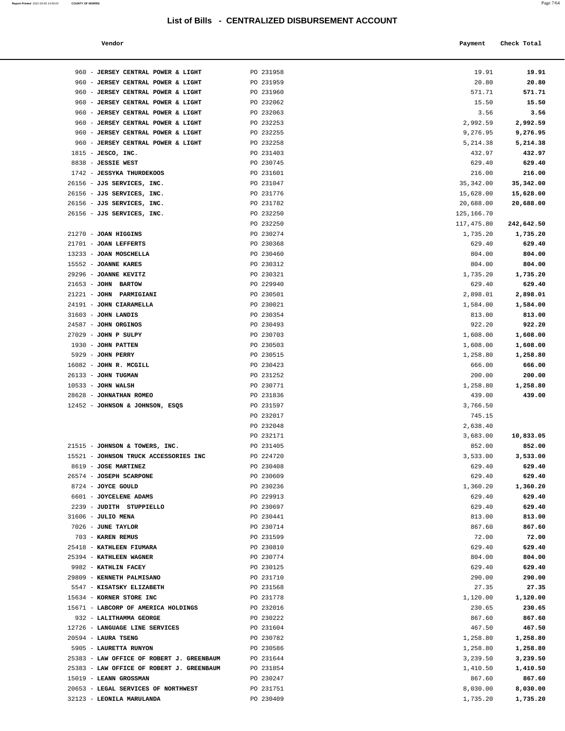# List of Bills - CENTRALIZED DISBURSEMENT ACCOUNT

| Vendor | | Payment | Check Total |
|---|---|---|---|
| 960 - JERSEY CENTRAL POWER & LIGHT | PO 231958 | 19.91 | 19.91 |
| 960 - JERSEY CENTRAL POWER & LIGHT | PO 231959 | 20.80 | 20.80 |
| 960 - JERSEY CENTRAL POWER & LIGHT | PO 231960 | 571.71 | 571.71 |
| 960 - JERSEY CENTRAL POWER & LIGHT | PO 232062 | 15.50 | 15.50 |
| 960 - JERSEY CENTRAL POWER & LIGHT | PO 232063 | 3.56 | 3.56 |
| 960 - JERSEY CENTRAL POWER & LIGHT | PO 232253 | 2,992.59 | 2,992.59 |
| 960 - JERSEY CENTRAL POWER & LIGHT | PO 232255 | 9,276.95 | 9,276.95 |
| 960 - JERSEY CENTRAL POWER & LIGHT | PO 232258 | 5,214.38 | 5,214.38 |
| 1815 - JESCO, INC. | PO 231403 | 432.97 | 432.97 |
| 8838 - JESSIE WEST | PO 230745 | 629.40 | 629.40 |
| 1742 - JESSYKA THURDEKOOS | PO 231601 | 216.00 | 216.00 |
| 26156 - JJS SERVICES, INC. | PO 231047 | 35,342.00 | 35,342.00 |
| 26156 - JJS SERVICES, INC. | PO 231776 | 15,628.00 | 15,628.00 |
| 26156 - JJS SERVICES, INC. | PO 231782 | 20,688.00 | 20,688.00 |
| 26156 - JJS SERVICES, INC. | PO 232250 | 125,166.70 | |
| | PO 232250 | 117,475.80 | 242,642.50 |
| 21270 - JOAN HIGGINS | PO 230274 | 1,735.20 | 1,735.20 |
| 21701 - JOAN LEFFERTS | PO 230368 | 629.40 | 629.40 |
| 13233 - JOAN MOSCHELLA | PO 230460 | 804.00 | 804.00 |
| 15552 - JOANNE KARES | PO 230312 | 804.00 | 804.00 |
| 29296 - JOANNE KEVITZ | PO 230321 | 1,735.20 | 1,735.20 |
| 21653 - JOHN BARTOW | PO 229940 | 629.40 | 629.40 |
| 21221 - JOHN PARMIGIANI | PO 230501 | 2,898.01 | 2,898.01 |
| 24191 - JOHN CIARAMELLA | PO 230021 | 1,584.00 | 1,584.00 |
| 31603 - JOHN LANDIS | PO 230354 | 813.00 | 813.00 |
| 24587 - JOHN ORGINOS | PO 230493 | 922.20 | 922.20 |
| 27029 - JOHN P SULPY | PO 230703 | 1,608.00 | 1,608.00 |
| 1930 - JOHN PATTEN | PO 230503 | 1,608.00 | 1,608.00 |
| 5929 - JOHN PERRY | PO 230515 | 1,258.80 | 1,258.80 |
| 16082 - JOHN R. MCGILL | PO 230423 | 666.00 | 666.00 |
| 26133 - JOHN TUGMAN | PO 231252 | 200.00 | 200.00 |
| 10533 - JOHN WALSH | PO 230771 | 1,258.80 | 1,258.80 |
| 28628 - JOHNATHAN ROMEO | PO 231836 | 439.00 | 439.00 |
| 12452 - JOHNSON & JOHNSON, ESQS | PO 231597 | 3,766.50 | |
| | PO 232017 | 745.15 | |
| | PO 232048 | 2,638.40 | |
| | PO 232171 | 3,683.00 | 10,833.05 |
| 21515 - JOHNSON & TOWERS, INC. | PO 231405 | 852.00 | 852.00 |
| 15521 - JOHNSON TRUCK ACCESSORIES INC | PO 224720 | 3,533.00 | 3,533.00 |
| 8619 - JOSE MARTINEZ | PO 230408 | 629.40 | 629.40 |
| 26574 - JOSEPH SCARPONE | PO 230609 | 629.40 | 629.40 |
| 8724 - JOYCE GOULD | PO 230236 | 1,360.20 | 1,360.20 |
| 6601 - JOYCELENE ADAMS | PO 229913 | 629.40 | 629.40 |
| 2239 - JUDITH STUPPIELLO | PO 230697 | 629.40 | 629.40 |
| 31606 - JULIO MENA | PO 230441 | 813.00 | 813.00 |
| 7026 - JUNE TAYLOR | PO 230714 | 867.60 | 867.60 |
| 703 - KAREN REMUS | PO 231599 | 72.00 | 72.00 |
| 25418 - KATHLEEN FIUMARA | PO 230810 | 629.40 | 629.40 |
| 25394 - KATHLEEN WAGNER | PO 230774 | 804.00 | 804.00 |
| 9982 - KATHLIN FACEY | PO 230125 | 629.40 | 629.40 |
| 29809 - KENNETH PALMISANO | PO 231710 | 290.00 | 290.00 |
| 5547 - KISATSKY ELIZABETH | PO 231568 | 27.35 | 27.35 |
| 15634 - KORNER STORE INC | PO 231778 | 1,120.00 | 1,120.00 |
| 15671 - LABCORP OF AMERICA HOLDINGS | PO 232016 | 230.65 | 230.65 |
| 932 - LALITHAMMA GEORGE | PO 230222 | 867.60 | 867.60 |
| 12726 - LANGUAGE LINE SERVICES | PO 231604 | 467.50 | 467.50 |
| 20594 - LAURA TSENG | PO 230782 | 1,258.80 | 1,258.80 |
| 5905 - LAURETTA RUNYON | PO 230586 | 1,258.80 | 1,258.80 |
| 25383 - LAW OFFICE OF ROBERT J. GREENBAUM | PO 231644 | 3,239.50 | 3,239.50 |
| 25383 - LAW OFFICE OF ROBERT J. GREENBAUM | PO 231854 | 1,410.50 | 1,410.50 |
| 15019 - LEANN GROSSMAN | PO 230247 | 867.60 | 867.60 |
| 20653 - LEGAL SERVICES OF NORTHWEST | PO 231751 | 8,030.00 | 8,030.00 |
| 32123 - LEONILA MARULANDA | PO 230409 | 1,735.20 | 1,735.20 |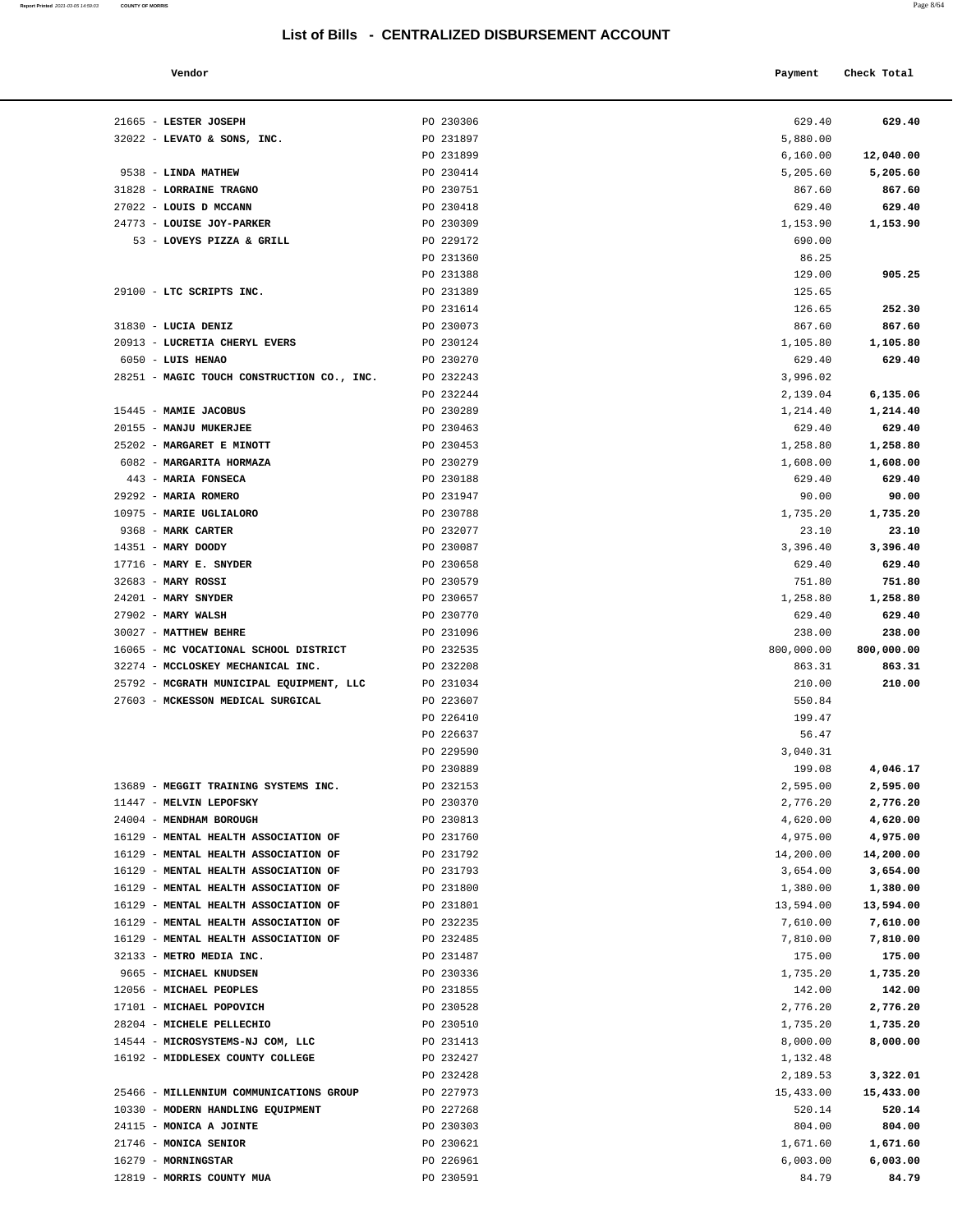# List of Bills - CENTRALIZED DISBURSEMENT ACCOUNT

| Vendor | | Payment | Check Total |
|---|---|---|---|
| 21665 - **LESTER JOSEPH** | PO 230306 | 629.40 | **629.40** |
| 32022 - **LEVATO & SONS, INC.** | PO 231897 | 5,880.00 | |
| | PO 231899 | 6,160.00 | **12,040.00** |
| 9538 - **LINDA MATHEW** | PO 230414 | 5,205.60 | **5,205.60** |
| 31828 - **LORRAINE TRAGNO** | PO 230751 | 867.60 | **867.60** |
| 27022 - **LOUIS D MCCANN** | PO 230418 | 629.40 | **629.40** |
| 24773 - **LOUISE JOY-PARKER** | PO 230309 | 1,153.90 | **1,153.90** |
| 53 - **LOVEYS PIZZA & GRILL** | PO 229172 | 690.00 | |
| | PO 231360 | 86.25 | |
| | PO 231388 | 129.00 | **905.25** |
| 29100 - **LTC SCRIPTS INC.** | PO 231389 | 125.65 | |
| | PO 231614 | 126.65 | **252.30** |
| 31830 - **LUCIA DENIZ** | PO 230073 | 867.60 | **867.60** |
| 20913 - **LUCRETIA CHERYL EVERS** | PO 230124 | 1,105.80 | **1,105.80** |
| 6050 - **LUIS HENAO** | PO 230270 | 629.40 | **629.40** |
| 28251 - **MAGIC TOUCH CONSTRUCTION CO., INC.** | PO 232243 | 3,996.02 | |
| | PO 232244 | 2,139.04 | **6,135.06** |
| 15445 - **MAMIE JACOBUS** | PO 230289 | 1,214.40 | **1,214.40** |
| 20155 - **MANJU MUKERJEE** | PO 230463 | 629.40 | **629.40** |
| 25202 - **MARGARET E MINOTT** | PO 230453 | 1,258.80 | **1,258.80** |
| 6082 - **MARGARITA HORMAZA** | PO 230279 | 1,608.00 | **1,608.00** |
| 443 - **MARIA FONSECA** | PO 230188 | 629.40 | **629.40** |
| 29292 - **MARIA ROMERO** | PO 231947 | 90.00 | **90.00** |
| 10975 - **MARIE UGLIALORO** | PO 230788 | 1,735.20 | **1,735.20** |
| 9368 - **MARK CARTER** | PO 232077 | 23.10 | **23.10** |
| 14351 - **MARY DOODY** | PO 230087 | 3,396.40 | **3,396.40** |
| 17716 - **MARY E. SNYDER** | PO 230658 | 629.40 | **629.40** |
| 32683 - **MARY ROSSI** | PO 230579 | 751.80 | **751.80** |
| 24201 - **MARY SNYDER** | PO 230657 | 1,258.80 | **1,258.80** |
| 27902 - **MARY WALSH** | PO 230770 | 629.40 | **629.40** |
| 30027 - **MATTHEW BEHRE** | PO 231096 | 238.00 | **238.00** |
| 16065 - **MC VOCATIONAL SCHOOL DISTRICT** | PO 232535 | 800,000.00 | **800,000.00** |
| 32274 - **MCCLOSKEY MECHANICAL INC.** | PO 232208 | 863.31 | **863.31** |
| 25792 - **MCGRATH MUNICIPAL EQUIPMENT, LLC** | PO 231034 | 210.00 | **210.00** |
| 27603 - **MCKESSON MEDICAL SURGICAL** | PO 223607 | 550.84 | |
| | PO 226410 | 199.47 | |
| | PO 226637 | 56.47 | |
| | PO 229590 | 3,040.31 | |
| | PO 230889 | 199.08 | **4,046.17** |
| 13689 - **MEGGIT TRAINING SYSTEMS INC.** | PO 232153 | 2,595.00 | **2,595.00** |
| 11447 - **MELVIN LEPOFSKY** | PO 230370 | 2,776.20 | **2,776.20** |
| 24004 - **MENDHAM BOROUGH** | PO 230813 | 4,620.00 | **4,620.00** |
| 16129 - **MENTAL HEALTH ASSOCIATION OF** | PO 231760 | 4,975.00 | **4,975.00** |
| 16129 - **MENTAL HEALTH ASSOCIATION OF** | PO 231792 | 14,200.00 | **14,200.00** |
| 16129 - **MENTAL HEALTH ASSOCIATION OF** | PO 231793 | 3,654.00 | **3,654.00** |
| 16129 - **MENTAL HEALTH ASSOCIATION OF** | PO 231800 | 1,380.00 | **1,380.00** |
| 16129 - **MENTAL HEALTH ASSOCIATION OF** | PO 231801 | 13,594.00 | **13,594.00** |
| 16129 - **MENTAL HEALTH ASSOCIATION OF** | PO 232235 | 7,610.00 | **7,610.00** |
| 16129 - **MENTAL HEALTH ASSOCIATION OF** | PO 232485 | 7,810.00 | **7,810.00** |
| 32133 - **METRO MEDIA INC.** | PO 231487 | 175.00 | **175.00** |
| 9665 - **MICHAEL KNUDSEN** | PO 230336 | 1,735.20 | **1,735.20** |
| 12056 - **MICHAEL PEOPLES** | PO 231855 | 142.00 | **142.00** |
| 17101 - **MICHAEL POPOVICH** | PO 230528 | 2,776.20 | **2,776.20** |
| 28204 - **MICHELE PELLECHIO** | PO 230510 | 1,735.20 | **1,735.20** |
| 14544 - **MICROSYSTEMS-NJ COM, LLC** | PO 231413 | 8,000.00 | **8,000.00** |
| 16192 - **MIDDLESEX COUNTY COLLEGE** | PO 232427 | 1,132.48 | |
| | PO 232428 | 2,189.53 | **3,322.01** |
| 25466 - **MILLENNIUM COMMUNICATIONS GROUP** | PO 227973 | 15,433.00 | **15,433.00** |
| 10330 - **MODERN HANDLING EQUIPMENT** | PO 227268 | 520.14 | **520.14** |
| 24115 - **MONICA A JOINTE** | PO 230303 | 804.00 | **804.00** |
| 21746 - **MONICA SENIOR** | PO 230621 | 1,671.60 | **1,671.60** |
| 16279 - **MORNINGSTAR** | PO 226961 | 6,003.00 | **6,003.00** |
| 12819 - **MORRIS COUNTY MUA** | PO 230591 | 84.79 | **84.79** |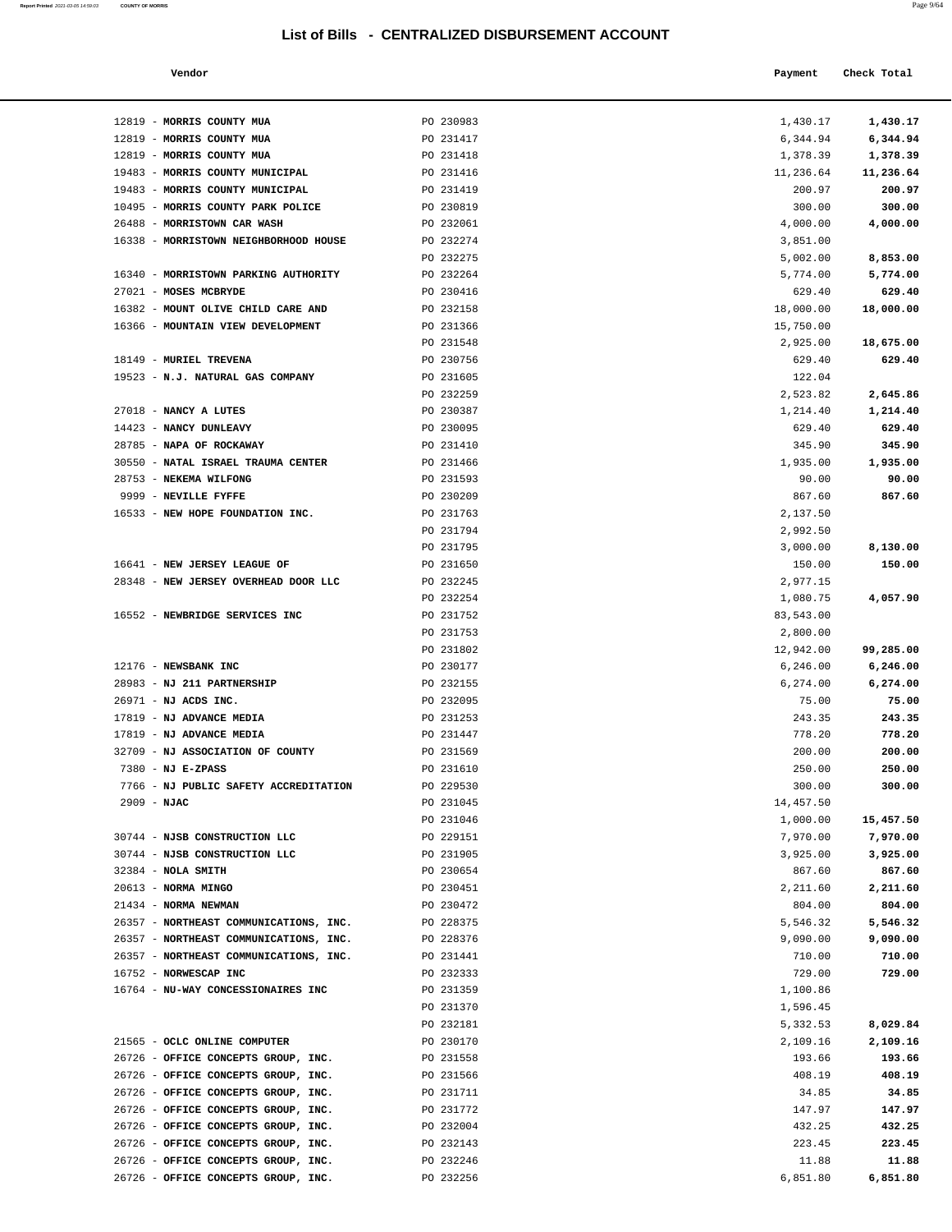# List of Bills - CENTRALIZED DISBURSEMENT ACCOUNT

| Vendor | | Payment | Check Total |
|---|---|---|---|
| 12819 - **MORRIS COUNTY MUA** | PO 230983 | 1,430.17 | **1,430.17** |
| 12819 - **MORRIS COUNTY MUA** | PO 231417 | 6,344.94 | **6,344.94** |
| 12819 - **MORRIS COUNTY MUA** | PO 231418 | 1,378.39 | **1,378.39** |
| 19483 - **MORRIS COUNTY MUNICIPAL** | PO 231416 | 11,236.64 | **11,236.64** |
| 19483 - **MORRIS COUNTY MUNICIPAL** | PO 231419 | 200.97 | **200.97** |
| 10495 - **MORRIS COUNTY PARK POLICE** | PO 230819 | 300.00 | **300.00** |
| 26488 - **MORRISTOWN CAR WASH** | PO 232061 | 4,000.00 | **4,000.00** |
| 16338 - **MORRISTOWN NEIGHBORHOOD HOUSE** | PO 232274 | 3,851.00 | |
| | PO 232275 | 5,002.00 | **8,853.00** |
| 16340 - **MORRISTOWN PARKING AUTHORITY** | PO 232264 | 5,774.00 | **5,774.00** |
| 27021 - **MOSES MCBRYDE** | PO 230416 | 629.40 | **629.40** |
| 16382 - **MOUNT OLIVE CHILD CARE AND** | PO 232158 | 18,000.00 | **18,000.00** |
| 16366 - **MOUNTAIN VIEW DEVELOPMENT** | PO 231366 | 15,750.00 | |
| | PO 231548 | 2,925.00 | **18,675.00** |
| 18149 - **MURIEL TREVENA** | PO 230756 | 629.40 | **629.40** |
| 19523 - **N.J. NATURAL GAS COMPANY** | PO 231605 | 122.04 | |
| | PO 232259 | 2,523.82 | **2,645.86** |
| 27018 - **NANCY A LUTES** | PO 230387 | 1,214.40 | **1,214.40** |
| 14423 - **NANCY DUNLEAVY** | PO 230095 | 629.40 | **629.40** |
| 28785 - **NAPA OF ROCKAWAY** | PO 231410 | 345.90 | **345.90** |
| 30550 - **NATAL ISRAEL TRAUMA CENTER** | PO 231466 | 1,935.00 | **1,935.00** |
| 28753 - **NEKEMA WILFONG** | PO 231593 | 90.00 | **90.00** |
| 9999 - **NEVILLE FYFFE** | PO 230209 | 867.60 | **867.60** |
| 16533 - **NEW HOPE FOUNDATION INC.** | PO 231763 | 2,137.50 | |
| | PO 231794 | 2,992.50 | |
| | PO 231795 | 3,000.00 | **8,130.00** |
| 16641 - **NEW JERSEY LEAGUE OF** | PO 231650 | 150.00 | **150.00** |
| 28348 - **NEW JERSEY OVERHEAD DOOR LLC** | PO 232245 | 2,977.15 | |
| | PO 232254 | 1,080.75 | **4,057.90** |
| 16552 - **NEWBRIDGE SERVICES INC** | PO 231752 | 83,543.00 | |
| | PO 231753 | 2,800.00 | |
| | PO 231802 | 12,942.00 | **99,285.00** |
| 12176 - **NEWSBANK INC** | PO 230177 | 6,246.00 | **6,246.00** |
| 28983 - **NJ 211 PARTNERSHIP** | PO 232155 | 6,274.00 | **6,274.00** |
| 26971 - **NJ ACDS INC.** | PO 232095 | 75.00 | **75.00** |
| 17819 - **NJ ADVANCE MEDIA** | PO 231253 | 243.35 | **243.35** |
| 17819 - **NJ ADVANCE MEDIA** | PO 231447 | 778.20 | **778.20** |
| 32709 - **NJ ASSOCIATION OF COUNTY** | PO 231569 | 200.00 | **200.00** |
| 7380 - **NJ E-ZPASS** | PO 231610 | 250.00 | **250.00** |
| 7766 - **NJ PUBLIC SAFETY ACCREDITATION** | PO 229530 | 300.00 | **300.00** |
| 2909 - **NJAC** | PO 231045 | 14,457.50 | |
| | PO 231046 | 1,000.00 | **15,457.50** |
| 30744 - **NJSB CONSTRUCTION LLC** | PO 229151 | 7,970.00 | **7,970.00** |
| 30744 - **NJSB CONSTRUCTION LLC** | PO 231905 | 3,925.00 | **3,925.00** |
| 32384 - **NOLA SMITH** | PO 230654 | 867.60 | **867.60** |
| 20613 - **NORMA MINGO** | PO 230451 | 2,211.60 | **2,211.60** |
| 21434 - **NORMA NEWMAN** | PO 230472 | 804.00 | **804.00** |
| 26357 - **NORTHEAST COMMUNICATIONS, INC.** | PO 228375 | 5,546.32 | **5,546.32** |
| 26357 - **NORTHEAST COMMUNICATIONS, INC.** | PO 228376 | 9,090.00 | **9,090.00** |
| 26357 - **NORTHEAST COMMUNICATIONS, INC.** | PO 231441 | 710.00 | **710.00** |
| 16752 - **NORWESCAP INC** | PO 232333 | 729.00 | **729.00** |
| 16764 - **NU-WAY CONCESSIONAIRES INC** | PO 231359 | 1,100.86 | |
| | PO 231370 | 1,596.45 | |
| | PO 232181 | 5,332.53 | **8,029.84** |
| 21565 - **OCLC ONLINE COMPUTER** | PO 230170 | 2,109.16 | **2,109.16** |
| 26726 - **OFFICE CONCEPTS GROUP, INC.** | PO 231558 | 193.66 | **193.66** |
| 26726 - **OFFICE CONCEPTS GROUP, INC.** | PO 231566 | 408.19 | **408.19** |
| 26726 - **OFFICE CONCEPTS GROUP, INC.** | PO 231711 | 34.85 | **34.85** |
| 26726 - **OFFICE CONCEPTS GROUP, INC.** | PO 231772 | 147.97 | **147.97** |
| 26726 - **OFFICE CONCEPTS GROUP, INC.** | PO 232004 | 432.25 | **432.25** |
| 26726 - **OFFICE CONCEPTS GROUP, INC.** | PO 232143 | 223.45 | **223.45** |
| 26726 - **OFFICE CONCEPTS GROUP, INC.** | PO 232246 | 11.88 | **11.88** |
| 26726 - **OFFICE CONCEPTS GROUP, INC.** | PO 232256 | 6,851.80 | **6,851.80** |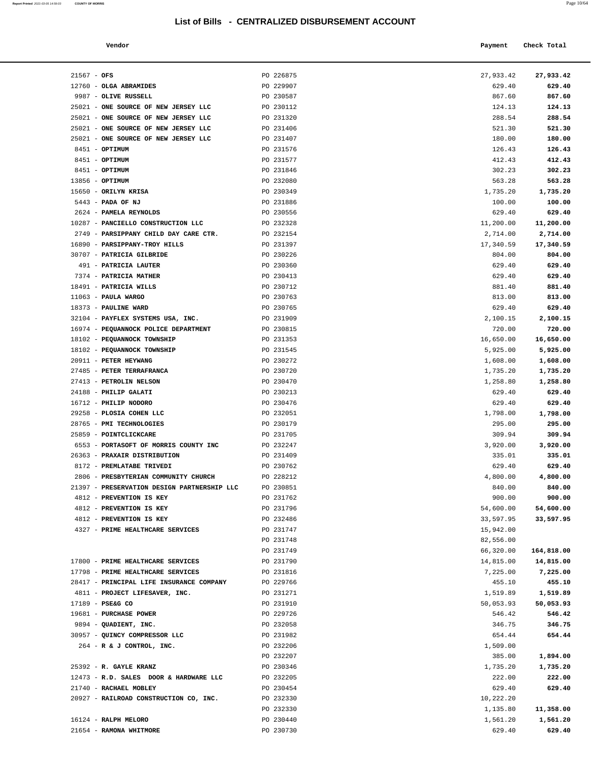## List of Bills - CENTRALIZED DISBURSEMENT ACCOUNT

| Vendor | | Payment | Check Total |
|---|---|---|---|
| 21567 - **OFS** | PO 226875 | 27,933.42 | **27,933.42** |
| 12760 - **OLGA ABRAMIDES** | PO 229907 | 629.40 | **629.40** |
| 9987 - **OLIVE RUSSELL** | PO 230587 | 867.60 | **867.60** |
| 25021 - **ONE SOURCE OF NEW JERSEY LLC** | PO 230112 | 124.13 | **124.13** |
| 25021 - **ONE SOURCE OF NEW JERSEY LLC** | PO 231320 | 288.54 | **288.54** |
| 25021 - **ONE SOURCE OF NEW JERSEY LLC** | PO 231406 | 521.30 | **521.30** |
| 25021 - **ONE SOURCE OF NEW JERSEY LLC** | PO 231407 | 180.00 | **180.00** |
| 8451 - **OPTIMUM** | PO 231576 | 126.43 | **126.43** |
| 8451 - **OPTIMUM** | PO 231577 | 412.43 | **412.43** |
| 8451 - **OPTIMUM** | PO 231846 | 302.23 | **302.23** |
| 13856 - **OPTIMUM** | PO 232080 | 563.28 | **563.28** |
| 15650 - **ORILYN KRISA** | PO 230349 | 1,735.20 | **1,735.20** |
| 5443 - **PADA OF NJ** | PO 231886 | 100.00 | **100.00** |
| 2624 - **PAMELA REYNOLDS** | PO 230556 | 629.40 | **629.40** |
| 10287 - **PANCIELLO CONSTRUCTION LLC** | PO 232328 | 11,200.00 | **11,200.00** |
| 2749 - **PARSIPPANY CHILD DAY CARE CTR.** | PO 232154 | 2,714.00 | **2,714.00** |
| 16890 - **PARSIPPANY-TROY HILLS** | PO 231397 | 17,340.59 | **17,340.59** |
| 30707 - **PATRICIA GILBRIDE** | PO 230226 | 804.00 | **804.00** |
| 491 - **PATRICIA LAUTER** | PO 230360 | 629.40 | **629.40** |
| 7374 - **PATRICIA MATHER** | PO 230413 | 629.40 | **629.40** |
| 18491 - **PATRICIA WILLS** | PO 230712 | 881.40 | **881.40** |
| 11063 - **PAULA WARGO** | PO 230763 | 813.00 | **813.00** |
| 18373 - **PAULINE WARD** | PO 230765 | 629.40 | **629.40** |
| 32104 - **PAYFLEX SYSTEMS USA, INC.** | PO 231909 | 2,100.15 | **2,100.15** |
| 16974 - **PEQUANNOCK POLICE DEPARTMENT** | PO 230815 | 720.00 | **720.00** |
| 18102 - **PEQUANNOCK TOWNSHIP** | PO 231353 | 16,650.00 | **16,650.00** |
| 18102 - **PEQUANNOCK TOWNSHIP** | PO 231545 | 5,925.00 | **5,925.00** |
| 20911 - **PETER HEYWANG** | PO 230272 | 1,608.00 | **1,608.00** |
| 27485 - **PETER TERRAFRANCA** | PO 230720 | 1,735.20 | **1,735.20** |
| 27413 - **PETROLIN NELSON** | PO 230470 | 1,258.80 | **1,258.80** |
| 24188 - **PHILIP GALATI** | PO 230213 | 629.40 | **629.40** |
| 16712 - **PHILIP NODORO** | PO 230476 | 629.40 | **629.40** |
| 29258 - **PLOSIA COHEN LLC** | PO 232051 | 1,798.00 | **1,798.00** |
| 28765 - **PMI TECHNOLOGIES** | PO 230179 | 295.00 | **295.00** |
| 25859 - **POINTCLICKCARE** | PO 231705 | 309.94 | **309.94** |
| 6553 - **PORTASOFT OF MORRIS COUNTY INC** | PO 232247 | 3,920.00 | **3,920.00** |
| 26363 - **PRAXAIR DISTRIBUTION** | PO 231409 | 335.01 | **335.01** |
| 8172 - **PREMLATABE TRIVEDI** | PO 230762 | 629.40 | **629.40** |
| 2806 - **PRESBYTERIAN COMMUNITY CHURCH** | PO 228212 | 4,800.00 | **4,800.00** |
| 21397 - **PRESERVATION DESIGN PARTNERSHIP LLC** | PO 230851 | 840.00 | **840.00** |
| 4812 - **PREVENTION IS KEY** | PO 231762 | 900.00 | **900.00** |
| 4812 - **PREVENTION IS KEY** | PO 231796 | 54,600.00 | **54,600.00** |
| 4812 - **PREVENTION IS KEY** | PO 232486 | 33,597.95 | **33,597.95** |
| 4327 - **PRIME HEALTHCARE SERVICES** | PO 231747 | 15,942.00 | |
| | PO 231748 | 82,556.00 | |
| | PO 231749 | 66,320.00 | **164,818.00** |
| 17800 - **PRIME HEALTHCARE SERVICES** | PO 231790 | 14,815.00 | **14,815.00** |
| 17798 - **PRIME HEALTHCARE SERVICES** | PO 231816 | 7,225.00 | **7,225.00** |
| 28417 - **PRINCIPAL LIFE INSURANCE COMPANY** | PO 229766 | 455.10 | **455.10** |
| 4811 - **PROJECT LIFESAVER, INC.** | PO 231271 | 1,519.89 | **1,519.89** |
| 17189 - **PSE&G CO** | PO 231910 | 50,053.93 | **50,053.93** |
| 19681 - **PURCHASE POWER** | PO 229726 | 546.42 | **546.42** |
| 9894 - **QUADIENT, INC.** | PO 232058 | 346.75 | **346.75** |
| 30957 - **QUINCY COMPRESSOR LLC** | PO 231982 | 654.44 | **654.44** |
| 264 - **R & J CONTROL, INC.** | PO 232206 | 1,509.00 | |
| | PO 232207 | 385.00 | **1,894.00** |
| 25392 - **R. GAYLE KRANZ** | PO 230346 | 1,735.20 | **1,735.20** |
| 12473 - **R.D. SALES DOOR & HARDWARE LLC** | PO 232205 | 222.00 | **222.00** |
| 21740 - **RACHAEL MOBLEY** | PO 230454 | 629.40 | **629.40** |
| 20927 - **RAILROAD CONSTRUCTION CO, INC.** | PO 232330 | 10,222.20 | |
| | PO 232330 | 1,135.80 | **11,358.00** |
| 16124 - **RALPH MELORO** | PO 230440 | 1,561.20 | **1,561.20** |
| 21654 - **RAMONA WHITMORE** | PO 230730 | 629.40 | **629.40** |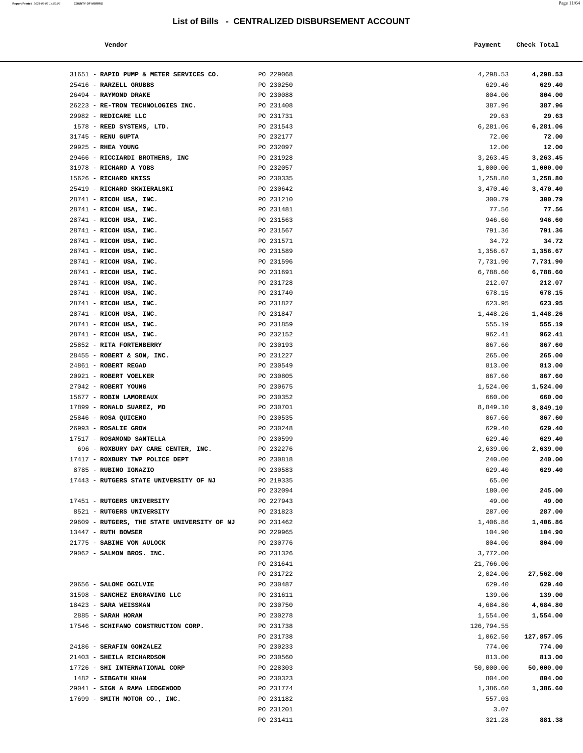## List of Bills - CENTRALIZED DISBURSEMENT ACCOUNT

| Vendor | | Payment | Check Total |
|---|---|---|---|
| 31651 - **RAPID PUMP & METER SERVICES CO.** | PO 229068 | 4,298.53 | **4,298.53** |
| 25416 - **RARZELL GRUBBS** | PO 230250 | 629.40 | **629.40** |
| 26494 - **RAYMOND DRAKE** | PO 230088 | 804.00 | **804.00** |
| 26223 - **RE-TRON TECHNOLOGIES INC.** | PO 231408 | 387.96 | **387.96** |
| 29982 - **REDICARE LLC** | PO 231731 | 29.63 | **29.63** |
| 1578 - **REED SYSTEMS, LTD.** | PO 231543 | 6,281.06 | **6,281.06** |
| 31745 - **RENU GUPTA** | PO 232177 | 72.00 | **72.00** |
| 29925 - **RHEA YOUNG** | PO 232097 | 12.00 | **12.00** |
| 29466 - **RICCIARDI BROTHERS, INC** | PO 231928 | 3,263.45 | **3,263.45** |
| 31978 - **RICHARD A YOBS** | PO 232057 | 1,000.00 | **1,000.00** |
| 15626 - **RICHARD KNISS** | PO 230335 | 1,258.80 | **1,258.80** |
| 25419 - **RICHARD SKWIERALSKI** | PO 230642 | 3,470.40 | **3,470.40** |
| 28741 - **RICOH USA, INC.** | PO 231210 | 300.79 | **300.79** |
| 28741 - **RICOH USA, INC.** | PO 231481 | 77.56 | **77.56** |
| 28741 - **RICOH USA, INC.** | PO 231563 | 946.60 | **946.60** |
| 28741 - **RICOH USA, INC.** | PO 231567 | 791.36 | **791.36** |
| 28741 - **RICOH USA, INC.** | PO 231571 | 34.72 | **34.72** |
| 28741 - **RICOH USA, INC.** | PO 231589 | 1,356.67 | **1,356.67** |
| 28741 - **RICOH USA, INC.** | PO 231596 | 7,731.90 | **7,731.90** |
| 28741 - **RICOH USA, INC.** | PO 231691 | 6,788.60 | **6,788.60** |
| 28741 - **RICOH USA, INC.** | PO 231728 | 212.07 | **212.07** |
| 28741 - **RICOH USA, INC.** | PO 231740 | 678.15 | **678.15** |
| 28741 - **RICOH USA, INC.** | PO 231827 | 623.95 | **623.95** |
| 28741 - **RICOH USA, INC.** | PO 231847 | 1,448.26 | **1,448.26** |
| 28741 - **RICOH USA, INC.** | PO 231859 | 555.19 | **555.19** |
| 28741 - **RICOH USA, INC.** | PO 232152 | 962.41 | **962.41** |
| 25852 - **RITA FORTENBERRY** | PO 230193 | 867.60 | **867.60** |
| 28455 - **ROBERT & SON, INC.** | PO 231227 | 265.00 | **265.00** |
| 24861 - **ROBERT REGAD** | PO 230549 | 813.00 | **813.00** |
| 20921 - **ROBERT VOELKER** | PO 230805 | 867.60 | **867.60** |
| 27042 - **ROBERT YOUNG** | PO 230675 | 1,524.00 | **1,524.00** |
| 15677 - **ROBIN LAMOREAUX** | PO 230352 | 660.00 | **660.00** |
| 17899 - **RONALD SUAREZ, MD** | PO 230701 | 8,849.10 | **8,849.10** |
| 25846 - **ROSA QUICENO** | PO 230535 | 867.60 | **867.60** |
| 26993 - **ROSALIE GROW** | PO 230248 | 629.40 | **629.40** |
| 17517 - **ROSAMOND SANTELLA** | PO 230599 | 629.40 | **629.40** |
| 696 - **ROXBURY DAY CARE CENTER, INC.** | PO 232276 | 2,639.00 | **2,639.00** |
| 17417 - **ROXBURY TWP POLICE DEPT** | PO 230818 | 240.00 | **240.00** |
| 8785 - **RUBINO IGNAZIO** | PO 230583 | 629.40 | **629.40** |
| 17443 - **RUTGERS STATE UNIVERSITY OF NJ** | PO 219335 | 65.00 | |
| | PO 232094 | 180.00 | **245.00** |
| 17451 - **RUTGERS UNIVERSITY** | PO 227943 | 49.00 | **49.00** |
| 8521 - **RUTGERS UNIVERSITY** | PO 231823 | 287.00 | **287.00** |
| 29609 - **RUTGERS, THE STATE UNIVERSITY OF NJ** | PO 231462 | 1,406.86 | **1,406.86** |
| 13447 - **RUTH BOWSER** | PO 229965 | 104.90 | **104.90** |
| 21775 - **SABINE VON AULOCK** | PO 230776 | 804.00 | **804.00** |
| 29062 - **SALMON BROS. INC.** | PO 231326 | 3,772.00 | |
| | PO 231641 | 21,766.00 | |
| | PO 231722 | 2,024.00 | **27,562.00** |
| 20656 - **SALOME OGILVIE** | PO 230487 | 629.40 | **629.40** |
| 31598 - **SANCHEZ ENGRAVING LLC** | PO 231611 | 139.00 | **139.00** |
| 18423 - **SARA WEISSMAN** | PO 230750 | 4,684.80 | **4,684.80** |
| 2885 - **SARAH HORAN** | PO 230278 | 1,554.00 | **1,554.00** |
| 17546 - **SCHIFANO CONSTRUCTION CORP.** | PO 231738 | 126,794.55 | |
| | PO 231738 | 1,062.50 | **127,857.05** |
| 24186 - **SERAFIN GONZALEZ** | PO 230233 | 774.00 | **774.00** |
| 21403 - **SHEILA RICHARDSON** | PO 230560 | 813.00 | **813.00** |
| 17726 - **SHI INTERNATIONAL CORP** | PO 228303 | 50,000.00 | **50,000.00** |
| 1482 - **SIBGATH KHAN** | PO 230323 | 804.00 | **804.00** |
| 29041 - **SIGN A RAMA LEDGEWOOD** | PO 231774 | 1,386.60 | **1,386.60** |
| 17699 - **SMITH MOTOR CO., INC.** | PO 231182 | 557.03 | |
| | PO 231201 | 3.07 | |
| | PO 231411 | 321.28 | **881.38** |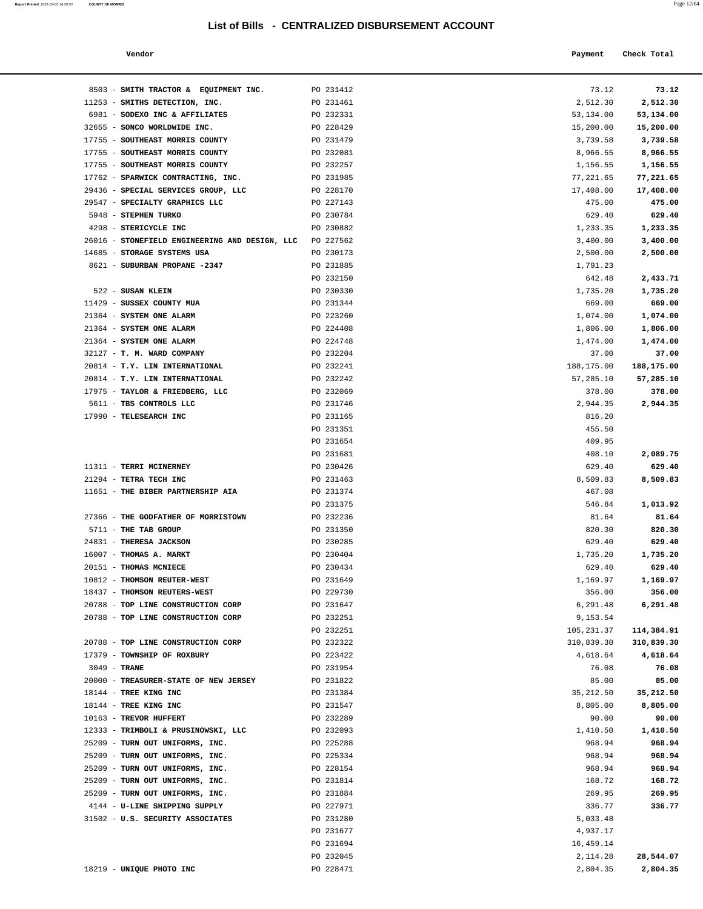## List of Bills - CENTRALIZED DISBURSEMENT ACCOUNT

| Vendor | | Payment | Check Total |
|---|---|---|---|
| 8503 - **SMITH TRACTOR & EQUIPMENT INC.** | PO 231412 | 73.12 | **73.12** |
| 11253 - **SMITHS DETECTION, INC.** | PO 231461 | 2,512.30 | **2,512.30** |
| 6981 - **SODEXO INC & AFFILIATES** | PO 232331 | 53,134.00 | **53,134.00** |
| 32655 - **SONCO WORLDWIDE INC.** | PO 228429 | 15,200.00 | **15,200.00** |
| 17755 - **SOUTHEAST MORRIS COUNTY** | PO 231479 | 3,739.58 | **3,739.58** |
| 17755 - **SOUTHEAST MORRIS COUNTY** | PO 232081 | 8,966.55 | **8,966.55** |
| 17755 - **SOUTHEAST MORRIS COUNTY** | PO 232257 | 1,156.55 | **1,156.55** |
| 17762 - **SPARWICK CONTRACTING, INC.** | PO 231985 | 77,221.65 | **77,221.65** |
| 29436 - **SPECIAL SERVICES GROUP, LLC** | PO 228170 | 17,408.00 | **17,408.00** |
| 29547 - **SPECIALTY GRAPHICS LLC** | PO 227143 | 475.00 | **475.00** |
| 5948 - **STEPHEN TURKO** | PO 230784 | 629.40 | **629.40** |
| 4298 - **STERICYCLE INC** | PO 230882 | 1,233.35 | **1,233.35** |
| 26016 - **STONEFIELD ENGINEERING AND DESIGN, LLC** | PO 227562 | 3,400.00 | **3,400.00** |
| 14685 - **STORAGE SYSTEMS USA** | PO 230173 | 2,500.00 | **2,500.00** |
| 8621 - **SUBURBAN PROPANE -2347** | PO 231885 | 1,791.23 | |
| | PO 232150 | 642.48 | **2,433.71** |
| 522 - **SUSAN KLEIN** | PO 230330 | 1,735.20 | **1,735.20** |
| 11429 - **SUSSEX COUNTY MUA** | PO 231344 | 669.00 | **669.00** |
| 21364 - **SYSTEM ONE ALARM** | PO 223260 | 1,074.00 | **1,074.00** |
| 21364 - **SYSTEM ONE ALARM** | PO 224408 | 1,806.00 | **1,806.00** |
| 21364 - **SYSTEM ONE ALARM** | PO 224748 | 1,474.00 | **1,474.00** |
| 32127 - **T. M. WARD COMPANY** | PO 232204 | 37.00 | **37.00** |
| 20814 - **T.Y. LIN INTERNATIONAL** | PO 232241 | 188,175.00 | **188,175.00** |
| 20814 - **T.Y. LIN INTERNATIONAL** | PO 232242 | 57,285.10 | **57,285.10** |
| 17975 - **TAYLOR & FRIEDBERG, LLC** | PO 232069 | 378.00 | **378.00** |
| 5611 - **TBS CONTROLS LLC** | PO 231746 | 2,944.35 | **2,944.35** |
| 17990 - **TELESEARCH INC** | PO 231165 | 816.20 | |
| | PO 231351 | 455.50 | |
| | PO 231654 | 409.95 | |
| | PO 231681 | 408.10 | **2,089.75** |
| 11311 - **TERRI MCINERNEY** | PO 230426 | 629.40 | **629.40** |
| 21294 - **TETRA TECH INC** | PO 231463 | 8,509.83 | **8,509.83** |
| 11651 - **THE BIBER PARTNERSHIP AIA** | PO 231374 | 467.08 | |
| | PO 231375 | 546.84 | **1,013.92** |
| 27366 - **THE GODFATHER OF MORRISTOWN** | PO 232236 | 81.64 | **81.64** |
| 5711 - **THE TAB GROUP** | PO 231350 | 820.30 | **820.30** |
| 24831 - **THERESA JACKSON** | PO 230285 | 629.40 | **629.40** |
| 16007 - **THOMAS A. MARKT** | PO 230404 | 1,735.20 | **1,735.20** |
| 20151 - **THOMAS MCNIECE** | PO 230434 | 629.40 | **629.40** |
| 10812 - **THOMSON REUTER-WEST** | PO 231649 | 1,169.97 | **1,169.97** |
| 18437 - **THOMSON REUTERS-WEST** | PO 229730 | 356.00 | **356.00** |
| 20788 - **TOP LINE CONSTRUCTION CORP** | PO 231647 | 6,291.48 | **6,291.48** |
| 20788 - **TOP LINE CONSTRUCTION CORP** | PO 232251 | 9,153.54 | |
| | PO 232251 | 105,231.37 | **114,384.91** |
| 20788 - **TOP LINE CONSTRUCTION CORP** | PO 232322 | 310,839.30 | **310,839.30** |
| 17379 - **TOWNSHIP OF ROXBURY** | PO 223422 | 4,618.64 | **4,618.64** |
| 3049 - **TRANE** | PO 231954 | 76.08 | **76.08** |
| 20000 - **TREASURER-STATE OF NEW JERSEY** | PO 231822 | 85.00 | **85.00** |
| 18144 - **TREE KING INC** | PO 231384 | 35,212.50 | **35,212.50** |
| 18144 - **TREE KING INC** | PO 231547 | 8,805.00 | **8,805.00** |
| 10163 - **TREVOR HUFFERT** | PO 232289 | 90.00 | **90.00** |
| 12333 - **TRIMBOLI & PRUSINOWSKI, LLC** | PO 232093 | 1,410.50 | **1,410.50** |
| 25209 - **TURN OUT UNIFORMS, INC.** | PO 225288 | 968.94 | **968.94** |
| 25209 - **TURN OUT UNIFORMS, INC.** | PO 225334 | 968.94 | **968.94** |
| 25209 - **TURN OUT UNIFORMS, INC.** | PO 228154 | 968.94 | **968.94** |
| 25209 - **TURN OUT UNIFORMS, INC.** | PO 231814 | 168.72 | **168.72** |
| 25209 - **TURN OUT UNIFORMS, INC.** | PO 231884 | 269.95 | **269.95** |
| 4144 - **U-LINE SHIPPING SUPPLY** | PO 227971 | 336.77 | **336.77** |
| 31502 - **U.S. SECURITY ASSOCIATES** | PO 231280 | 5,033.48 | |
| | PO 231677 | 4,937.17 | |
| | PO 231694 | 16,459.14 | |
| | PO 232045 | 2,114.28 | **28,544.07** |
| 18219 - **UNIQUE PHOTO INC** | PO 228471 | 2,804.35 | **2,804.35** |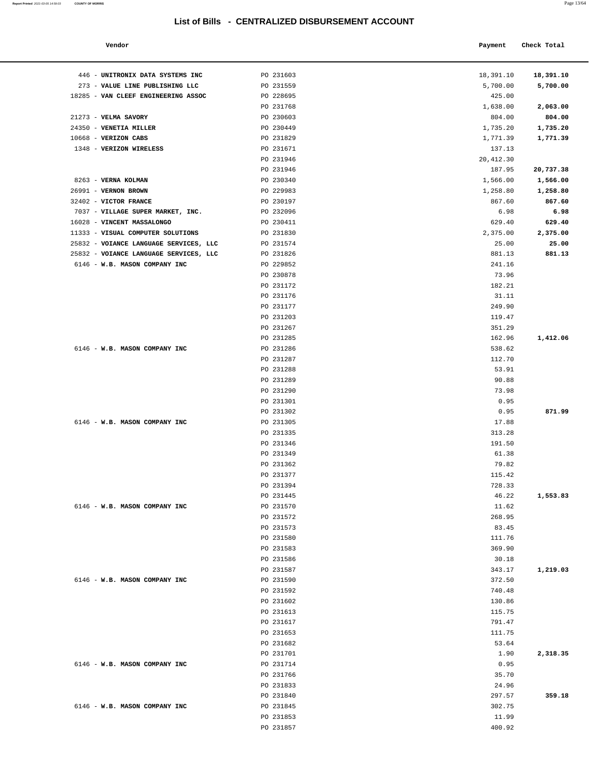# List of Bills - CENTRALIZED DISBURSEMENT ACCOUNT

| Vendor | | Payment | Check Total |
|---|---|---|---|
| 446 - **UNITRONIX DATA SYSTEMS INC** | PO 231603 | 18,391.10 | **18,391.10** |
| 273 - **VALUE LINE PUBLISHING LLC** | PO 231559 | 5,700.00 | **5,700.00** |
| 18285 - **VAN CLEEF ENGINEERING ASSOC** | PO 228695 | 425.00 | |
| | PO 231768 | 1,638.00 | **2,063.00** |
| 21273 - **VELMA SAVORY** | PO 230603 | 804.00 | **804.00** |
| 24350 - **VENETIA MILLER** | PO 230449 | 1,735.20 | **1,735.20** |
| 10668 - **VERIZON CABS** | PO 231829 | 1,771.39 | **1,771.39** |
| 1348 - **VERIZON WIRELESS** | PO 231671 | 137.13 | |
| | PO 231946 | 20,412.30 | |
| | PO 231946 | 187.95 | **20,737.38** |
| 8263 - **VERNA KOLMAN** | PO 230340 | 1,566.00 | **1,566.00** |
| 26991 - **VERNON BROWN** | PO 229983 | 1,258.80 | **1,258.80** |
| 32402 - **VICTOR FRANCE** | PO 230197 | 867.60 | **867.60** |
| 7037 - **VILLAGE SUPER MARKET, INC.** | PO 232096 | 6.98 | **6.98** |
| 16028 - **VINCENT MASSALONGO** | PO 230411 | 629.40 | **629.40** |
| 11333 - **VISUAL COMPUTER SOLUTIONS** | PO 231830 | 2,375.00 | **2,375.00** |
| 25832 - **VOIANCE LANGUAGE SERVICES, LLC** | PO 231574 | 25.00 | **25.00** |
| 25832 - **VOIANCE LANGUAGE SERVICES, LLC** | PO 231826 | 881.13 | **881.13** |
| 6146 - **W.B. MASON COMPANY INC** | PO 229852 | 241.16 | |
| | PO 230878 | 73.96 | |
| | PO 231172 | 182.21 | |
| | PO 231176 | 31.11 | |
| | PO 231177 | 249.90 | |
| | PO 231203 | 119.47 | |
| | PO 231267 | 351.29 | |
| | PO 231285 | 162.96 | **1,412.06** |
| 6146 - **W.B. MASON COMPANY INC** | PO 231286 | 538.62 | |
| | PO 231287 | 112.70 | |
| | PO 231288 | 53.91 | |
| | PO 231289 | 90.88 | |
| | PO 231290 | 73.98 | |
| | PO 231301 | 0.95 | |
| | PO 231302 | 0.95 | **871.99** |
| 6146 - **W.B. MASON COMPANY INC** | PO 231305 | 17.88 | |
| | PO 231335 | 313.28 | |
| | PO 231346 | 191.50 | |
| | PO 231349 | 61.38 | |
| | PO 231362 | 79.82 | |
| | PO 231377 | 115.42 | |
| | PO 231394 | 728.33 | |
| | PO 231445 | 46.22 | **1,553.83** |
| 6146 - **W.B. MASON COMPANY INC** | PO 231570 | 11.62 | |
| | PO 231572 | 268.95 | |
| | PO 231573 | 83.45 | |
| | PO 231580 | 111.76 | |
| | PO 231583 | 369.90 | |
| | PO 231586 | 30.18 | |
| | PO 231587 | 343.17 | **1,219.03** |
| 6146 - **W.B. MASON COMPANY INC** | PO 231590 | 372.50 | |
| | PO 231592 | 740.48 | |
| | PO 231602 | 130.86 | |
| | PO 231613 | 115.75 | |
| | PO 231617 | 791.47 | |
| | PO 231653 | 111.75 | |
| | PO 231682 | 53.64 | |
| | PO 231701 | 1.90 | **2,318.35** |
| 6146 - **W.B. MASON COMPANY INC** | PO 231714 | 0.95 | |
| | PO 231766 | 35.70 | |
| | PO 231833 | 24.96 | |
| | PO 231840 | 297.57 | **359.18** |
| 6146 - **W.B. MASON COMPANY INC** | PO 231845 | 302.75 | |
| | PO 231853 | 11.99 | |
| | PO 231857 | 400.92 | |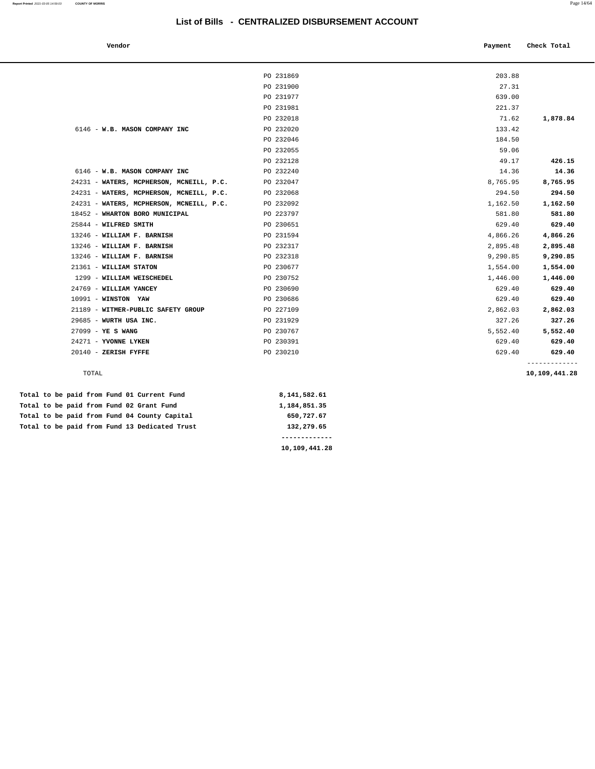# List of Bills - CENTRALIZED DISBURSEMENT ACCOUNT

| Vendor | | Payment | Check Total |
|---|---|---|---|
| | PO 231869 | 203.88 | |
| | PO 231900 | 27.31 | |
| | PO 231977 | 639.00 | |
| | PO 231981 | 221.37 | |
| | PO 232018 | 71.62 | **1,878.84** |
| 6146 - **W.B. MASON COMPANY INC** | PO 232020 | 133.42 | |
| | PO 232046 | 184.50 | |
| | PO 232055 | 59.06 | |
| | PO 232128 | 49.17 | **426.15** |
| 6146 - **W.B. MASON COMPANY INC** | PO 232240 | 14.36 | **14.36** |
| 24231 - **WATERS, MCPHERSON, MCNEILL, P.C.** | PO 232047 | 8,765.95 | **8,765.95** |
| 24231 - **WATERS, MCPHERSON, MCNEILL, P.C.** | PO 232068 | 294.50 | **294.50** |
| 24231 - **WATERS, MCPHERSON, MCNEILL, P.C.** | PO 232092 | 1,162.50 | **1,162.50** |
| 18452 - **WHARTON BORO MUNICIPAL** | PO 223797 | 581.80 | **581.80** |
| 25844 - **WILFRED SMITH** | PO 230651 | 629.40 | **629.40** |
| 13246 - **WILLIAM F. BARNISH** | PO 231594 | 4,866.26 | **4,866.26** |
| 13246 - **WILLIAM F. BARNISH** | PO 232317 | 2,895.48 | **2,895.48** |
| 13246 - **WILLIAM F. BARNISH** | PO 232318 | 9,290.85 | **9,290.85** |
| 21361 - **WILLIAM STATON** | PO 230677 | 1,554.00 | **1,554.00** |
| 1299 - **WILLIAM WEISCHEDEL** | PO 230752 | 1,446.00 | **1,446.00** |
| 24769 - **WILLIAM YANCEY** | PO 230690 | 629.40 | **629.40** |
| 10991 - **WINSTON YAW** | PO 230686 | 629.40 | **629.40** |
| 21189 - **WITMER-PUBLIC SAFETY GROUP** | PO 227109 | 2,862.03 | **2,862.03** |
| 29685 - **WURTH USA INC.** | PO 231929 | 327.26 | **327.26** |
| 27099 - **YE S WANG** | PO 230767 | 5,552.40 | **5,552.40** |
| 24271 - **YVONNE LYKEN** | PO 230391 | 629.40 | **629.40** |
| 20140 - **ZERISH FYFFE** | PO 230210 | 629.40 | **629.40** |
| TOTAL | | | **10,109,441.28** |

| | |
|---|---|
| **Total to be paid from Fund 01 Current Fund** | **8,141,582.61** |
| **Total to be paid from Fund 02 Grant Fund** | **1,184,851.35** |
| **Total to be paid from Fund 04 County Capital** | **650,727.67** |
| **Total to be paid from Fund 13 Dedicated Trust** | **132,279.65** |
| | **10,109,441.28** |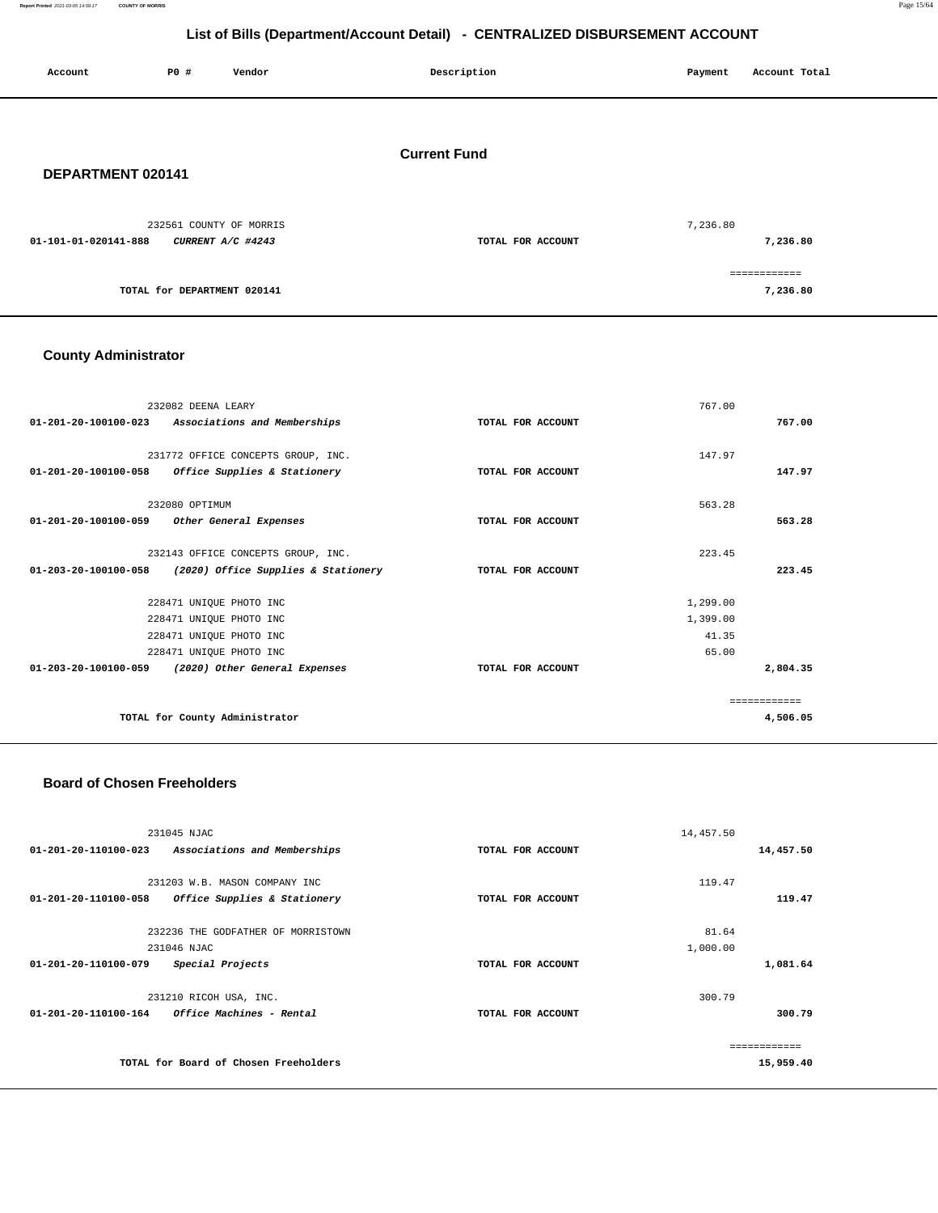# List of Bills (Department/Account Detail) - CENTRALIZED DISBURSEMENT ACCOUNT

| Account | PO # | Vendor | Description | Payment | Account Total |
|---|---|---|---|---|---|

## Current Fund

### DEPARTMENT 020141

| Account | PO # | Vendor | Description | Payment | Account Total |
|---|---|---|---|---|---|
| | 232561 | COUNTY OF MORRIS | | 7,236.80 | |
| 01-101-01-020141-888 | | *CURRENT A/C #4243* | TOTAL FOR ACCOUNT | | 7,236.80 |
| | | | | | ============ |
| | | TOTAL for DEPARTMENT 020141 | | | 7,236.80 |

### County Administrator

| Account | PO # | Vendor | Description | Payment | Account Total |
|---|---|---|---|---|---|
| | 232082 | DEENA LEARY | | 767.00 | |
| 01-201-20-100100-023 | | *Associations and Memberships* | TOTAL FOR ACCOUNT | | 767.00 |
| | 231772 | OFFICE CONCEPTS GROUP, INC. | | 147.97 | |
| 01-201-20-100100-058 | | *Office Supplies & Stationery* | TOTAL FOR ACCOUNT | | 147.97 |
| | 232080 | OPTIMUM | | 563.28 | |
| 01-201-20-100100-059 | | *Other General Expenses* | TOTAL FOR ACCOUNT | | 563.28 |
| | 232143 | OFFICE CONCEPTS GROUP, INC. | | 223.45 | |
| 01-203-20-100100-058 | | *(2020) Office Supplies & Stationery* | TOTAL FOR ACCOUNT | | 223.45 |
| | 228471 | UNIQUE PHOTO INC | | 1,299.00 | |
| | 228471 | UNIQUE PHOTO INC | | 1,399.00 | |
| | 228471 | UNIQUE PHOTO INC | | 41.35 | |
| | 228471 | UNIQUE PHOTO INC | | 65.00 | |
| 01-203-20-100100-059 | | *(2020) Other General Expenses* | TOTAL FOR ACCOUNT | | 2,804.35 |
| | | | | | ============ |
| | | TOTAL for County Administrator | | | 4,506.05 |

### Board of Chosen Freeholders

| Account | PO # | Vendor | Description | Payment | Account Total |
|---|---|---|---|---|---|
| | 231045 | NJAC | | 14,457.50 | |
| 01-201-20-110100-023 | | *Associations and Memberships* | TOTAL FOR ACCOUNT | | 14,457.50 |
| | 231203 | W.B. MASON COMPANY INC | | 119.47 | |
| 01-201-20-110100-058 | | *Office Supplies & Stationery* | TOTAL FOR ACCOUNT | | 119.47 |
| | 232236 | THE GODFATHER OF MORRISTOWN | | 81.64 | |
| | 231046 | NJAC | | 1,000.00 | |
| 01-201-20-110100-079 | | *Special Projects* | TOTAL FOR ACCOUNT | | 1,081.64 |
| | 231210 | RICOH USA, INC. | | 300.79 | |
| 01-201-20-110100-164 | | *Office Machines - Rental* | TOTAL FOR ACCOUNT | | 300.79 |
| | | | | | ============ |
| | | TOTAL for Board of Chosen Freeholders | | | 15,959.40 |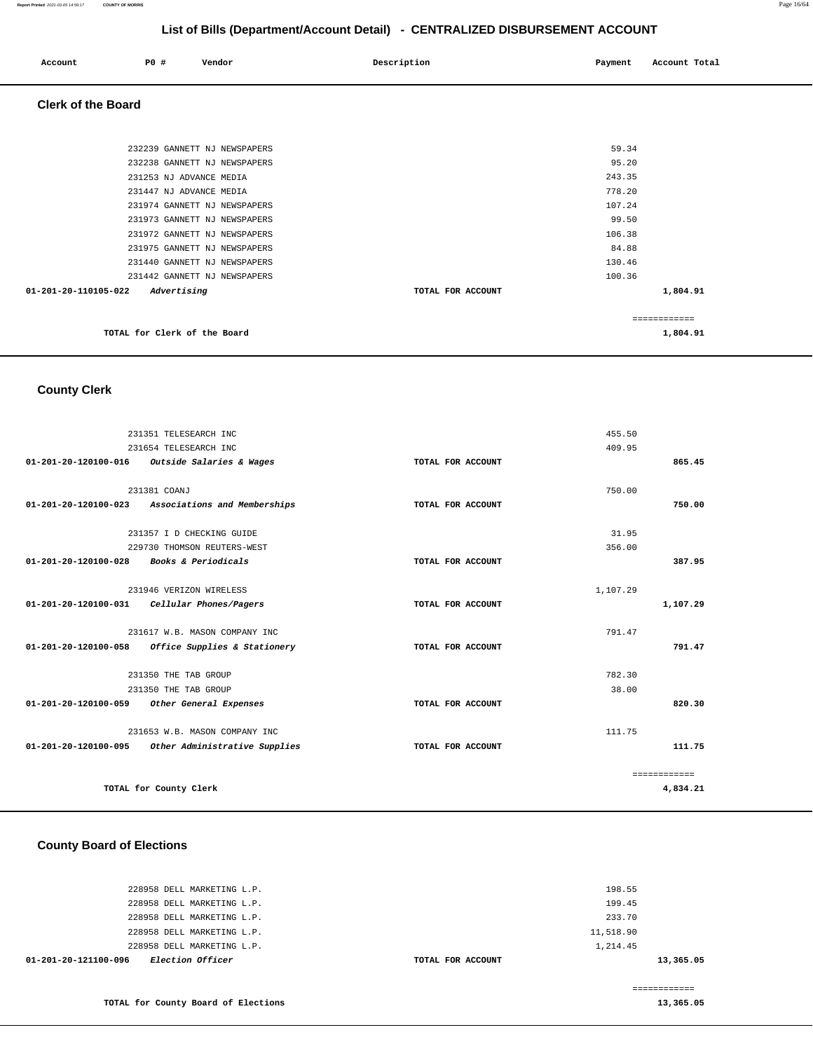## List of Bills (Department/Account Detail) - CENTRALIZED DISBURSEMENT ACCOUNT

| Account | PO # | Vendor | Description | Payment | Account Total |
|---|---|---|---|---|---|

### Clerk of the Board

| Account | PO # | Vendor | Description | Payment | Account Total |
|---|---|---|---|---|---|
| | 232239 | GANNETT NJ NEWSPAPERS | | 59.34 | |
| | 232238 | GANNETT NJ NEWSPAPERS | | 95.20 | |
| | 231253 | NJ ADVANCE MEDIA | | 243.35 | |
| | 231447 | NJ ADVANCE MEDIA | | 778.20 | |
| | 231974 | GANNETT NJ NEWSPAPERS | | 107.24 | |
| | 231973 | GANNETT NJ NEWSPAPERS | | 99.50 | |
| | 231972 | GANNETT NJ NEWSPAPERS | | 106.38 | |
| | 231975 | GANNETT NJ NEWSPAPERS | | 84.88 | |
| | 231440 | GANNETT NJ NEWSPAPERS | | 130.46 | |
| | 231442 | GANNETT NJ NEWSPAPERS | | 100.36 | |
| 01-201-20-110105-022 | | *Advertising* | TOTAL FOR ACCOUNT | | 1,804.91 |
| | | | | | ============ |
| | | TOTAL for Clerk of the Board | | | 1,804.91 |

### County Clerk

| Account | PO # | Vendor | Description | Payment | Account Total |
|---|---|---|---|---|---|
| | 231351 | TELESEARCH INC | | 455.50 | |
| | 231654 | TELESEARCH INC | | 409.95 | |
| 01-201-20-120100-016 | | *Outside Salaries & Wages* | TOTAL FOR ACCOUNT | | 865.45 |
| | 231381 | COANJ | | 750.00 | |
| 01-201-20-120100-023 | | *Associations and Memberships* | TOTAL FOR ACCOUNT | | 750.00 |
| | 231357 | I D CHECKING GUIDE | | 31.95 | |
| | 229730 | THOMSON REUTERS-WEST | | 356.00 | |
| 01-201-20-120100-028 | | *Books & Periodicals* | TOTAL FOR ACCOUNT | | 387.95 |
| | 231946 | VERIZON WIRELESS | | 1,107.29 | |
| 01-201-20-120100-031 | | *Cellular Phones/Pagers* | TOTAL FOR ACCOUNT | | 1,107.29 |
| | 231617 | W.B. MASON COMPANY INC | | 791.47 | |
| 01-201-20-120100-058 | | *Office Supplies & Stationery* | TOTAL FOR ACCOUNT | | 791.47 |
| | 231350 | THE TAB GROUP | | 782.30 | |
| | 231350 | THE TAB GROUP | | 38.00 | |
| 01-201-20-120100-059 | | *Other General Expenses* | TOTAL FOR ACCOUNT | | 820.30 |
| | 231653 | W.B. MASON COMPANY INC | | 111.75 | |
| 01-201-20-120100-095 | | *Other Administrative Supplies* | TOTAL FOR ACCOUNT | | 111.75 |
| | | | | | ============ |
| | | TOTAL for County Clerk | | | 4,834.21 |

### County Board of Elections

| Account | PO # | Vendor | Description | Payment | Account Total |
|---|---|---|---|---|---|
| | 228958 | DELL MARKETING L.P. | | 198.55 | |
| | 228958 | DELL MARKETING L.P. | | 199.45 | |
| | 228958 | DELL MARKETING L.P. | | 233.70 | |
| | 228958 | DELL MARKETING L.P. | | 11,518.90 | |
| | 228958 | DELL MARKETING L.P. | | 1,214.45 | |
| 01-201-20-121100-096 | | *Election Officer* | TOTAL FOR ACCOUNT | | 13,365.05 |
| | | | | | ============ |
| | | TOTAL for County Board of Elections | | | 13,365.05 |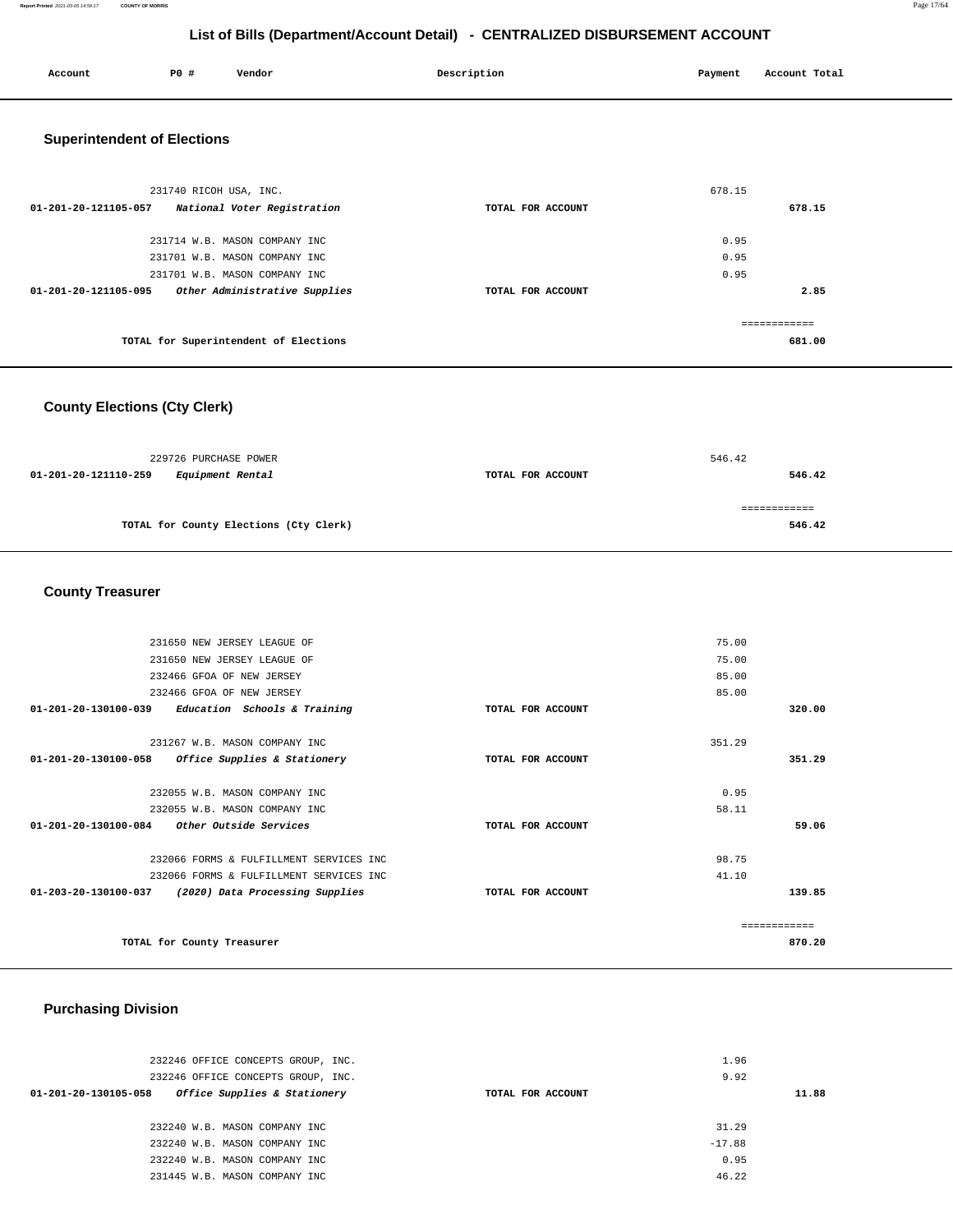## List of Bills (Department/Account Detail) - CENTRALIZED DISBURSEMENT ACCOUNT

| Account | PO # | Vendor | Description | Payment | Account Total |
|---|---|---|---|---|---|

### Superintendent of Elections

| Account | PO # | Vendor | Description | Payment | Account Total |
|---|---|---|---|---|---|
| | 231740 | RICOH USA, INC. | | 678.15 | |
| 01-201-20-121105-057 | | *National Voter Registration* | TOTAL FOR ACCOUNT | | 678.15 |
| | 231714 | W.B. MASON COMPANY INC | | 0.95 | |
| | 231701 | W.B. MASON COMPANY INC | | 0.95 | |
| | 231701 | W.B. MASON COMPANY INC | | 0.95 | |
| 01-201-20-121105-095 | | *Other Administrative Supplies* | TOTAL FOR ACCOUNT | | 2.85 |
| | | TOTAL for Superintendent of Elections | | | 681.00 |

### County Elections (Cty Clerk)

| Account | PO # | Vendor | Description | Payment | Account Total |
|---|---|---|---|---|---|
| | 229726 | PURCHASE POWER | | 546.42 | |
| 01-201-20-121110-259 | | *Equipment Rental* | TOTAL FOR ACCOUNT | | 546.42 |
| | | TOTAL for County Elections (Cty Clerk) | | | 546.42 |

### County Treasurer

| Account | PO # | Vendor | Description | Payment | Account Total |
|---|---|---|---|---|---|
| | 231650 | NEW JERSEY LEAGUE OF | | 75.00 | |
| | 231650 | NEW JERSEY LEAGUE OF | | 75.00 | |
| | 232466 | GFOA OF NEW JERSEY | | 85.00 | |
| | 232466 | GFOA OF NEW JERSEY | | 85.00 | |
| 01-201-20-130100-039 | | *Education Schools & Training* | TOTAL FOR ACCOUNT | | 320.00 |
| | 231267 | W.B. MASON COMPANY INC | | 351.29 | |
| 01-201-20-130100-058 | | *Office Supplies & Stationery* | TOTAL FOR ACCOUNT | | 351.29 |
| | 232055 | W.B. MASON COMPANY INC | | 0.95 | |
| | 232055 | W.B. MASON COMPANY INC | | 58.11 | |
| 01-201-20-130100-084 | | *Other Outside Services* | TOTAL FOR ACCOUNT | | 59.06 |
| | 232066 | FORMS & FULFILLMENT SERVICES INC | | 98.75 | |
| | 232066 | FORMS & FULFILLMENT SERVICES INC | | 41.10 | |
| 01-203-20-130100-037 | | *(2020) Data Processing Supplies* | TOTAL FOR ACCOUNT | | 139.85 |
| | | TOTAL for County Treasurer | | | 870.20 |

### Purchasing Division

| Account | PO # | Vendor | Description | Payment | Account Total |
|---|---|---|---|---|---|
| | 232246 | OFFICE CONCEPTS GROUP, INC. | | 1.96 | |
| | 232246 | OFFICE CONCEPTS GROUP, INC. | | 9.92 | |
| 01-201-20-130105-058 | | *Office Supplies & Stationery* | TOTAL FOR ACCOUNT | | 11.88 |
| | 232240 | W.B. MASON COMPANY INC | | 31.29 | |
| | 232240 | W.B. MASON COMPANY INC | | -17.88 | |
| | 232240 | W.B. MASON COMPANY INC | | 0.95 | |
| | 231445 | W.B. MASON COMPANY INC | | 46.22 | |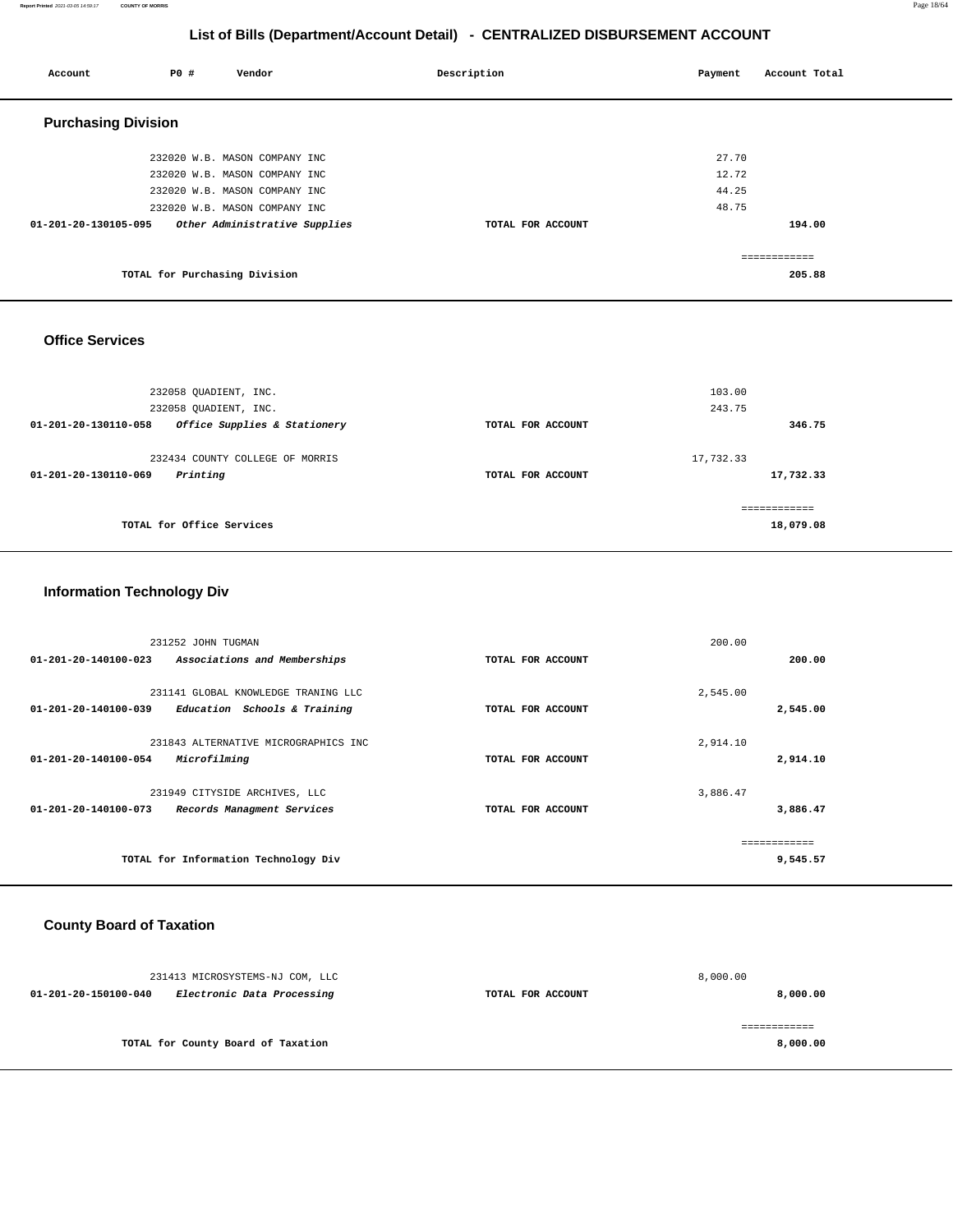## List of Bills (Department/Account Detail) - CENTRALIZED DISBURSEMENT ACCOUNT

| Account | PO # | Vendor | Description | Payment | Account Total |
|---|---|---|---|---|---|

### Purchasing Division

| Account | PO # | Vendor | Description | Payment | Account Total |
|---|---|---|---|---|---|
| | 232020 | W.B. MASON COMPANY INC | | 27.70 | |
| | 232020 | W.B. MASON COMPANY INC | | 12.72 | |
| | 232020 | W.B. MASON COMPANY INC | | 44.25 | |
| | 232020 | W.B. MASON COMPANY INC | | 48.75 | |
| **01-201-20-130105-095** | | ***Other Administrative Supplies*** | **TOTAL FOR ACCOUNT** | | **194.00** |
| | | | | | ============ |
| | | **TOTAL for Purchasing Division** | | | **205.88** |

### Office Services

| Account | PO # | Vendor | Description | Payment | Account Total |
|---|---|---|---|---|---|
| | 232058 | QUADIENT, INC. | | 103.00 | |
| | 232058 | QUADIENT, INC. | | 243.75 | |
| **01-201-20-130110-058** | | ***Office Supplies & Stationery*** | **TOTAL FOR ACCOUNT** | | **346.75** |
| | 232434 | COUNTY COLLEGE OF MORRIS | | 17,732.33 | |
| **01-201-20-130110-069** | | ***Printing*** | **TOTAL FOR ACCOUNT** | | **17,732.33** |
| | | | | | ============ |
| | | **TOTAL for Office Services** | | | **18,079.08** |

### Information Technology Div

| Account | PO # | Vendor | Description | Payment | Account Total |
|---|---|---|---|---|---|
| | 231252 | JOHN TUGMAN | | 200.00 | |
| **01-201-20-140100-023** | | ***Associations and Memberships*** | **TOTAL FOR ACCOUNT** | | **200.00** |
| | 231141 | GLOBAL KNOWLEDGE TRANING LLC | | 2,545.00 | |
| **01-201-20-140100-039** | | ***Education Schools & Training*** | **TOTAL FOR ACCOUNT** | | **2,545.00** |
| | 231843 | ALTERNATIVE MICROGRAPHICS INC | | 2,914.10 | |
| **01-201-20-140100-054** | | ***Microfilming*** | **TOTAL FOR ACCOUNT** | | **2,914.10** |
| | 231949 | CITYSIDE ARCHIVES, LLC | | 3,886.47 | |
| **01-201-20-140100-073** | | ***Records Managment Services*** | **TOTAL FOR ACCOUNT** | | **3,886.47** |
| | | | | | ============ |
| | | **TOTAL for Information Technology Div** | | | **9,545.57** |

### County Board of Taxation

| Account | PO # | Vendor | Description | Payment | Account Total |
|---|---|---|---|---|---|
| | 231413 | MICROSYSTEMS-NJ COM, LLC | | 8,000.00 | |
| **01-201-20-150100-040** | | ***Electronic Data Processing*** | **TOTAL FOR ACCOUNT** | | **8,000.00** |
| | | | | | ============ |
| | | **TOTAL for County Board of Taxation** | | | **8,000.00** |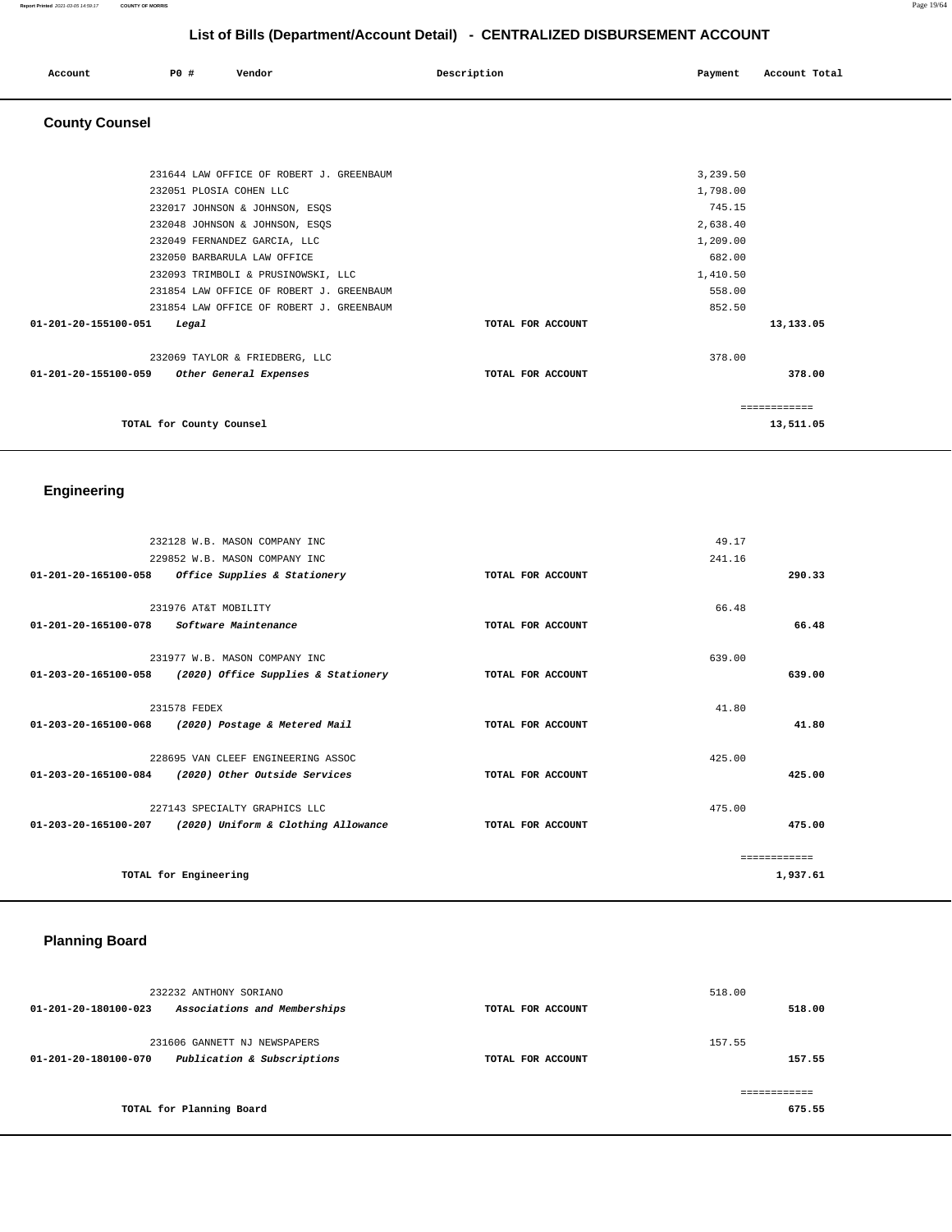# List of Bills (Department/Account Detail) - CENTRALIZED DISBURSEMENT ACCOUNT

| Account | PO # | Vendor | Description | Payment | Account Total |
|---|---|---|---|---|---|

## County Counsel

| Account | PO # | Vendor | Description | Payment | Account Total |
|---|---|---|---|---|---|
| | 231644 | LAW OFFICE OF ROBERT J. GREENBAUM | | 3,239.50 | |
| | 232051 | PLOSIA COHEN LLC | | 1,798.00 | |
| | 232017 | JOHNSON & JOHNSON, ESQS | | 745.15 | |
| | 232048 | JOHNSON & JOHNSON, ESQS | | 2,638.40 | |
| | 232049 | FERNANDEZ GARCIA, LLC | | 1,209.00 | |
| | 232050 | BARBARULA LAW OFFICE | | 682.00 | |
| | 232093 | TRIMBOLI & PRUSINOWSKI, LLC | | 1,410.50 | |
| | 231854 | LAW OFFICE OF ROBERT J. GREENBAUM | | 558.00 | |
| | 231854 | LAW OFFICE OF ROBERT J. GREENBAUM | | 852.50 | |
| **01-201-20-155100-051** | | *Legal* | TOTAL FOR ACCOUNT | | **13,133.05** |
| | 232069 | TAYLOR & FRIEDBERG, LLC | | 378.00 | |
| **01-201-20-155100-059** | | *Other General Expenses* | TOTAL FOR ACCOUNT | | **378.00** |
| | | | | | ============ |
| **TOTAL for County Counsel** | | | | | **13,511.05** |

## Engineering

| Account | PO # | Vendor | Description | Payment | Account Total |
|---|---|---|---|---|---|
| | 232128 | W.B. MASON COMPANY INC | | 49.17 | |
| | 229852 | W.B. MASON COMPANY INC | | 241.16 | |
| **01-201-20-165100-058** | | *Office Supplies & Stationery* | TOTAL FOR ACCOUNT | | **290.33** |
| | 231976 | AT&T MOBILITY | | 66.48 | |
| **01-201-20-165100-078** | | *Software Maintenance* | TOTAL FOR ACCOUNT | | **66.48** |
| | 231977 | W.B. MASON COMPANY INC | | 639.00 | |
| **01-203-20-165100-058** | | *(2020) Office Supplies & Stationery* | TOTAL FOR ACCOUNT | | **639.00** |
| | 231578 | FEDEX | | 41.80 | |
| **01-203-20-165100-068** | | *(2020) Postage & Metered Mail* | TOTAL FOR ACCOUNT | | **41.80** |
| | 228695 | VAN CLEEF ENGINEERING ASSOC | | 425.00 | |
| **01-203-20-165100-084** | | *(2020) Other Outside Services* | TOTAL FOR ACCOUNT | | **425.00** |
| | 227143 | SPECIALTY GRAPHICS LLC | | 475.00 | |
| **01-203-20-165100-207** | | *(2020) Uniform & Clothing Allowance* | TOTAL FOR ACCOUNT | | **475.00** |
| | | | | | ============ |
| **TOTAL for Engineering** | | | | | **1,937.61** |

## Planning Board

| Account | PO # | Vendor | Description | Payment | Account Total |
|---|---|---|---|---|---|
| | 232232 | ANTHONY SORIANO | | 518.00 | |
| **01-201-20-180100-023** | | *Associations and Memberships* | TOTAL FOR ACCOUNT | | **518.00** |
| | 231606 | GANNETT NJ NEWSPAPERS | | 157.55 | |
| **01-201-20-180100-070** | | *Publication & Subscriptions* | TOTAL FOR ACCOUNT | | **157.55** |
| | | | | | ============ |
| **TOTAL for Planning Board** | | | | | **675.55** |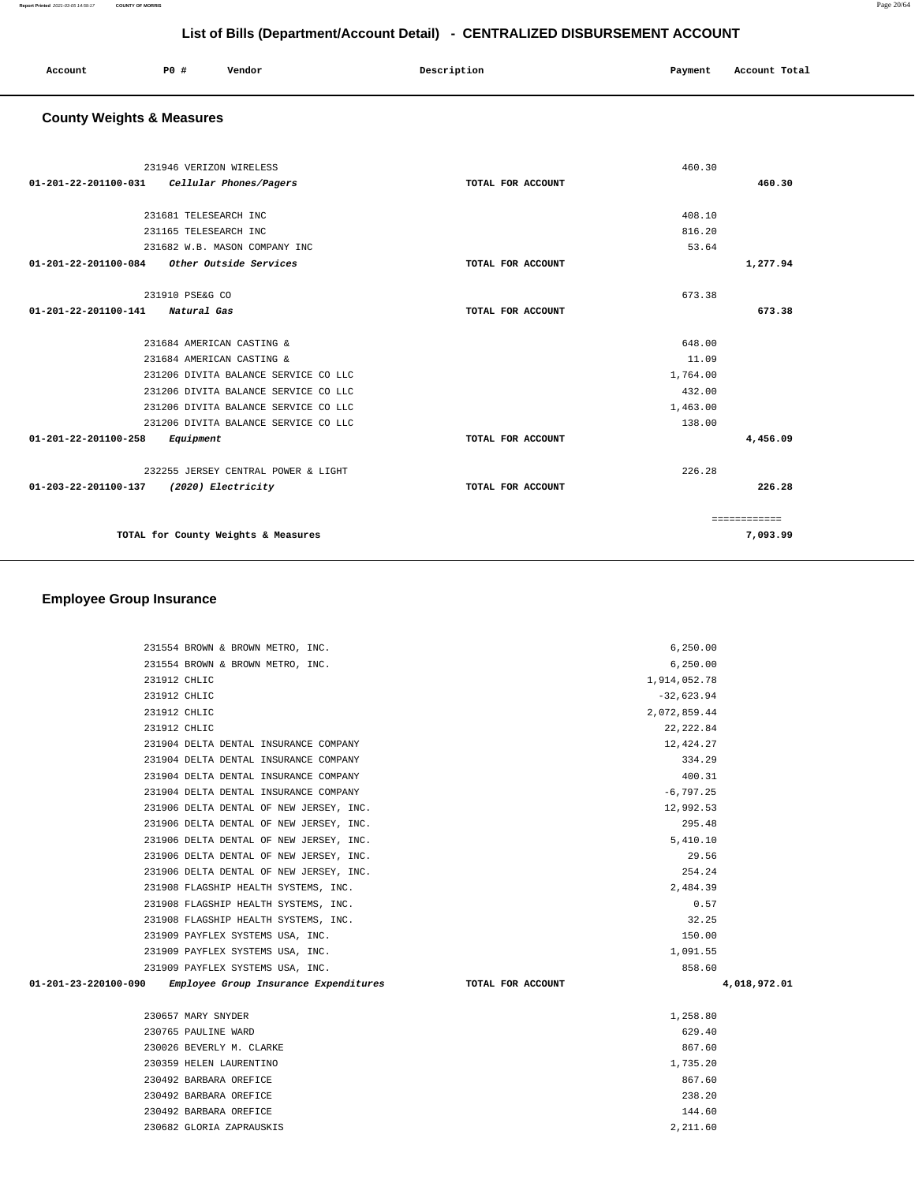## List of Bills (Department/Account Detail) - CENTRALIZED DISBURSEMENT ACCOUNT

| Account | PO # | Vendor | Description | Payment | Account Total |
|---|---|---|---|---|---|

### County Weights & Measures

| Account | PO # | Vendor | Description | Payment | Account Total |
|---|---|---|---|---|---|
| | 231946 | VERIZON WIRELESS | | 460.30 | |
| 01-201-22-201100-031 | | *Cellular Phones/Pagers* | TOTAL FOR ACCOUNT | | 460.30 |
| | 231681 | TELESEARCH INC | | 408.10 | |
| | 231165 | TELESEARCH INC | | 816.20 | |
| | 231682 | W.B. MASON COMPANY INC | | 53.64 | |
| 01-201-22-201100-084 | | *Other Outside Services* | TOTAL FOR ACCOUNT | | 1,277.94 |
| | 231910 | PSE&G CO | | 673.38 | |
| 01-201-22-201100-141 | | *Natural Gas* | TOTAL FOR ACCOUNT | | 673.38 |
| | 231684 | AMERICAN CASTING & | | 648.00 | |
| | 231684 | AMERICAN CASTING & | | 11.09 | |
| | 231206 | DIVITA BALANCE SERVICE CO LLC | | 1,764.00 | |
| | 231206 | DIVITA BALANCE SERVICE CO LLC | | 432.00 | |
| | 231206 | DIVITA BALANCE SERVICE CO LLC | | 1,463.00 | |
| | 231206 | DIVITA BALANCE SERVICE CO LLC | | 138.00 | |
| 01-201-22-201100-258 | | *Equipment* | TOTAL FOR ACCOUNT | | 4,456.09 |
| | 232255 | JERSEY CENTRAL POWER & LIGHT | | 226.28 | |
| 01-203-22-201100-137 | | *(2020) Electricity* | TOTAL FOR ACCOUNT | | 226.28 |
| | | | | | ============ |
| | | TOTAL for County Weights & Measures | | | 7,093.99 |

### Employee Group Insurance

| Account | PO # | Vendor | Description | Payment | Account Total |
|---|---|---|---|---|---|
| | 231554 | BROWN & BROWN METRO, INC. | | 6,250.00 | |
| | 231554 | BROWN & BROWN METRO, INC. | | 6,250.00 | |
| | 231912 | CHLIC | | 1,914,052.78 | |
| | 231912 | CHLIC | | -32,623.94 | |
| | 231912 | CHLIC | | 2,072,859.44 | |
| | 231912 | CHLIC | | 22,222.84 | |
| | 231904 | DELTA DENTAL INSURANCE COMPANY | | 12,424.27 | |
| | 231904 | DELTA DENTAL INSURANCE COMPANY | | 334.29 | |
| | 231904 | DELTA DENTAL INSURANCE COMPANY | | 400.31 | |
| | 231904 | DELTA DENTAL INSURANCE COMPANY | | -6,797.25 | |
| | 231906 | DELTA DENTAL OF NEW JERSEY, INC. | | 12,992.53 | |
| | 231906 | DELTA DENTAL OF NEW JERSEY, INC. | | 295.48 | |
| | 231906 | DELTA DENTAL OF NEW JERSEY, INC. | | 5,410.10 | |
| | 231906 | DELTA DENTAL OF NEW JERSEY, INC. | | 29.56 | |
| | 231906 | DELTA DENTAL OF NEW JERSEY, INC. | | 254.24 | |
| | 231908 | FLAGSHIP HEALTH SYSTEMS, INC. | | 2,484.39 | |
| | 231908 | FLAGSHIP HEALTH SYSTEMS, INC. | | 0.57 | |
| | 231908 | FLAGSHIP HEALTH SYSTEMS, INC. | | 32.25 | |
| | 231909 | PAYFLEX SYSTEMS USA, INC. | | 150.00 | |
| | 231909 | PAYFLEX SYSTEMS USA, INC. | | 1,091.55 | |
| | 231909 | PAYFLEX SYSTEMS USA, INC. | | 858.60 | |
| 01-201-23-220100-090 | | *Employee Group Insurance Expenditures* | TOTAL FOR ACCOUNT | | 4,018,972.01 |
| | 230657 | MARY SNYDER | | 1,258.80 | |
| | 230765 | PAULINE WARD | | 629.40 | |
| | 230026 | BEVERLY M. CLARKE | | 867.60 | |
| | 230359 | HELEN LAURENTINO | | 1,735.20 | |
| | 230492 | BARBARA OREFICE | | 867.60 | |
| | 230492 | BARBARA OREFICE | | 238.20 | |
| | 230492 | BARBARA OREFICE | | 144.60 | |
| | 230682 | GLORIA ZAPRAUSKIS | | 2,211.60 | |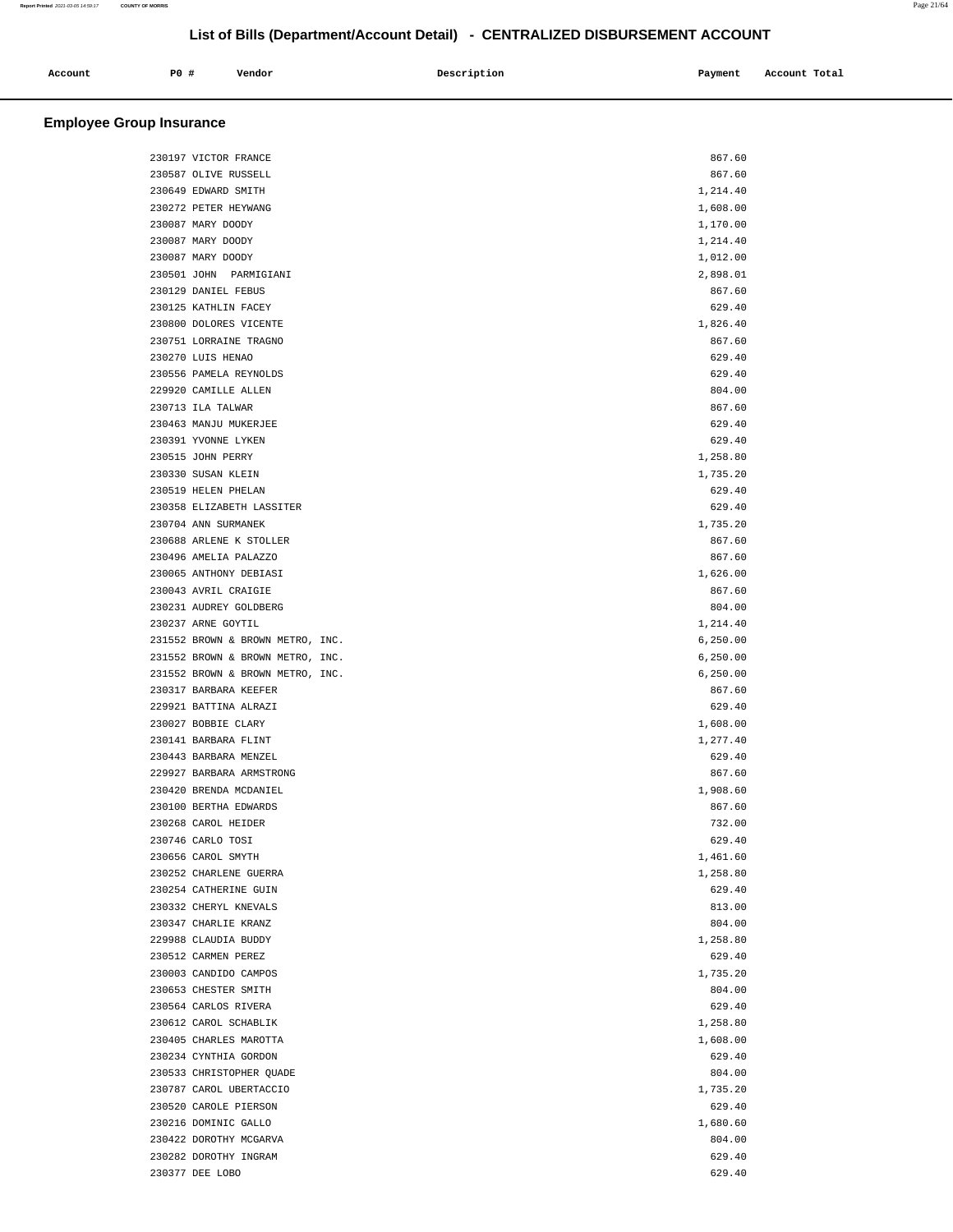# List of Bills (Department/Account Detail) - CENTRALIZED DISBURSEMENT ACCOUNT

## Employee Group Insurance

| Account | PO # | Vendor | Description | Payment | Account Total |
|---|---|---|---|---|---|
| | 230197 | VICTOR FRANCE | | 867.60 | |
| | 230587 | OLIVE RUSSELL | | 867.60 | |
| | 230649 | EDWARD SMITH | | 1,214.40 | |
| | 230272 | PETER HEYWANG | | 1,608.00 | |
| | 230087 | MARY DOODY | | 1,170.00 | |
| | 230087 | MARY DOODY | | 1,214.40 | |
| | 230087 | MARY DOODY | | 1,012.00 | |
| | 230501 | JOHN PARMIGIANI | | 2,898.01 | |
| | 230129 | DANIEL FEBUS | | 867.60 | |
| | 230125 | KATHLIN FACEY | | 629.40 | |
| | 230800 | DOLORES VICENTE | | 1,826.40 | |
| | 230751 | LORRAINE TRAGNO | | 867.60 | |
| | 230270 | LUIS HENAO | | 629.40 | |
| | 230556 | PAMELA REYNOLDS | | 629.40 | |
| | 229920 | CAMILLE ALLEN | | 804.00 | |
| | 230713 | ILA TALWAR | | 867.60 | |
| | 230463 | MANJU MUKERJEE | | 629.40 | |
| | 230391 | YVONNE LYKEN | | 629.40 | |
| | 230515 | JOHN PERRY | | 1,258.80 | |
| | 230330 | SUSAN KLEIN | | 1,735.20 | |
| | 230519 | HELEN PHELAN | | 629.40 | |
| | 230358 | ELIZABETH LASSITER | | 629.40 | |
| | 230704 | ANN SURMANEK | | 1,735.20 | |
| | 230688 | ARLENE K STOLLER | | 867.60 | |
| | 230496 | AMELIA PALAZZO | | 867.60 | |
| | 230065 | ANTHONY DEBIASI | | 1,626.00 | |
| | 230043 | AVRIL CRAIGIE | | 867.60 | |
| | 230231 | AUDREY GOLDBERG | | 804.00 | |
| | 230237 | ARNE GOYTIL | | 1,214.40 | |
| | 231552 | BROWN & BROWN METRO, INC. | | 6,250.00 | |
| | 231552 | BROWN & BROWN METRO, INC. | | 6,250.00 | |
| | 231552 | BROWN & BROWN METRO, INC. | | 6,250.00 | |
| | 230317 | BARBARA KEEFER | | 867.60 | |
| | 229921 | BATTINA ALRAZI | | 629.40 | |
| | 230027 | BOBBIE CLARY | | 1,608.00 | |
| | 230141 | BARBARA FLINT | | 1,277.40 | |
| | 230443 | BARBARA MENZEL | | 629.40 | |
| | 229927 | BARBARA ARMSTRONG | | 867.60 | |
| | 230420 | BRENDA MCDANIEL | | 1,908.60 | |
| | 230100 | BERTHA EDWARDS | | 867.60 | |
| | 230268 | CAROL HEIDER | | 732.00 | |
| | 230746 | CARLO TOSI | | 629.40 | |
| | 230656 | CAROL SMYTH | | 1,461.60 | |
| | 230252 | CHARLENE GUERRA | | 1,258.80 | |
| | 230254 | CATHERINE GUIN | | 629.40 | |
| | 230332 | CHERYL KNEVALS | | 813.00 | |
| | 230347 | CHARLIE KRANZ | | 804.00 | |
| | 229988 | CLAUDIA BUDDY | | 1,258.80 | |
| | 230512 | CARMEN PEREZ | | 629.40 | |
| | 230003 | CANDIDO CAMPOS | | 1,735.20 | |
| | 230653 | CHESTER SMITH | | 804.00 | |
| | 230564 | CARLOS RIVERA | | 629.40 | |
| | 230612 | CAROL SCHABLIK | | 1,258.80 | |
| | 230405 | CHARLES MAROTTA | | 1,608.00 | |
| | 230234 | CYNTHIA GORDON | | 629.40 | |
| | 230533 | CHRISTOPHER QUADE | | 804.00 | |
| | 230787 | CAROL UBERTACCIO | | 1,735.20 | |
| | 230520 | CAROLE PIERSON | | 629.40 | |
| | 230216 | DOMINIC GALLO | | 1,680.60 | |
| | 230422 | DOROTHY MCGARVA | | 804.00 | |
| | 230282 | DOROTHY INGRAM | | 629.40 | |
| | 230377 | DEE LOBO | | 629.40 | |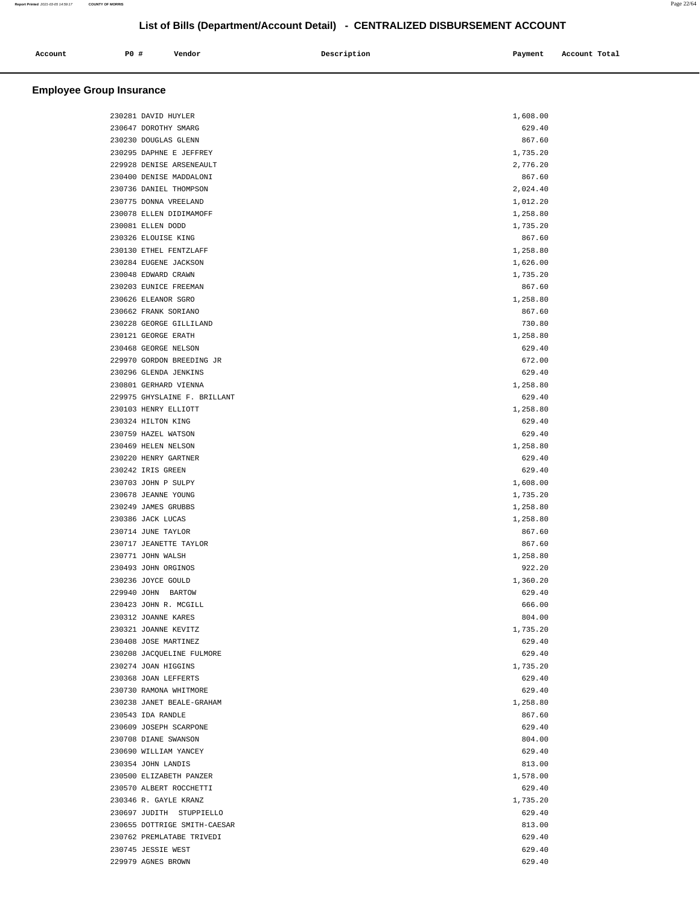# List of Bills (Department/Account Detail) - CENTRALIZED DISBURSEMENT ACCOUNT

| Account | PO # | Vendor | Description | Payment | Account Total |
|---|---|---|---|---|---|

## Employee Group Insurance

| Account | PO # | Vendor | Description | Payment | Account Total |
|---|---|---|---|---|---|
| | 230281 | DAVID HUYLER | | 1,608.00 | |
| | 230647 | DOROTHY SMARG | | 629.40 | |
| | 230230 | DOUGLAS GLENN | | 867.60 | |
| | 230295 | DAPHNE E JEFFREY | | 1,735.20 | |
| | 229928 | DENISE ARSENEAULT | | 2,776.20 | |
| | 230400 | DENISE MADDALONI | | 867.60 | |
| | 230736 | DANIEL THOMPSON | | 2,024.40 | |
| | 230775 | DONNA VREELAND | | 1,012.20 | |
| | 230078 | ELLEN DIDIMAMOFF | | 1,258.80 | |
| | 230081 | ELLEN DODD | | 1,735.20 | |
| | 230326 | ELOUISE KING | | 867.60 | |
| | 230130 | ETHEL FENTZLAFF | | 1,258.80 | |
| | 230284 | EUGENE JACKSON | | 1,626.00 | |
| | 230048 | EDWARD CRAWN | | 1,735.20 | |
| | 230203 | EUNICE FREEMAN | | 867.60 | |
| | 230626 | ELEANOR SGRO | | 1,258.80 | |
| | 230662 | FRANK SORIANO | | 867.60 | |
| | 230228 | GEORGE GILLILAND | | 730.80 | |
| | 230121 | GEORGE ERATH | | 1,258.80 | |
| | 230468 | GEORGE NELSON | | 629.40 | |
| | 229970 | GORDON BREEDING JR | | 672.00 | |
| | 230296 | GLENDA JENKINS | | 629.40 | |
| | 230801 | GERHARD VIENNA | | 1,258.80 | |
| | 229975 | GHYSLAINE F. BRILLANT | | 629.40 | |
| | 230103 | HENRY ELLIOTT | | 1,258.80 | |
| | 230324 | HILTON KING | | 629.40 | |
| | 230759 | HAZEL WATSON | | 629.40 | |
| | 230469 | HELEN NELSON | | 1,258.80 | |
| | 230220 | HENRY GARTNER | | 629.40 | |
| | 230242 | IRIS GREEN | | 629.40 | |
| | 230703 | JOHN P SULPY | | 1,608.00 | |
| | 230678 | JEANNE YOUNG | | 1,735.20 | |
| | 230249 | JAMES GRUBBS | | 1,258.80 | |
| | 230386 | JACK LUCAS | | 1,258.80 | |
| | 230714 | JUNE TAYLOR | | 867.60 | |
| | 230717 | JEANETTE TAYLOR | | 867.60 | |
| | 230771 | JOHN WALSH | | 1,258.80 | |
| | 230493 | JOHN ORGINOS | | 922.20 | |
| | 230236 | JOYCE GOULD | | 1,360.20 | |
| | 229940 | JOHN BARTOW | | 629.40 | |
| | 230423 | JOHN R. MCGILL | | 666.00 | |
| | 230312 | JOANNE KARES | | 804.00 | |
| | 230321 | JOANNE KEVITZ | | 1,735.20 | |
| | 230408 | JOSE MARTINEZ | | 629.40 | |
| | 230208 | JACQUELINE FULMORE | | 629.40 | |
| | 230274 | JOAN HIGGINS | | 1,735.20 | |
| | 230368 | JOAN LEFFERTS | | 629.40 | |
| | 230730 | RAMONA WHITMORE | | 629.40 | |
| | 230238 | JANET BEALE-GRAHAM | | 1,258.80 | |
| | 230543 | IDA RANDLE | | 867.60 | |
| | 230609 | JOSEPH SCARPONE | | 629.40 | |
| | 230708 | DIANE SWANSON | | 804.00 | |
| | 230690 | WILLIAM YANCEY | | 629.40 | |
| | 230354 | JOHN LANDIS | | 813.00 | |
| | 230500 | ELIZABETH PANZER | | 1,578.00 | |
| | 230570 | ALBERT ROCCHETTI | | 629.40 | |
| | 230346 | R. GAYLE KRANZ | | 1,735.20 | |
| | 230697 | JUDITH STUPPIELLO | | 629.40 | |
| | 230655 | DOTTRIGE SMITH-CAESAR | | 813.00 | |
| | 230762 | PREMLATABE TRIVEDI | | 629.40 | |
| | 230745 | JESSIE WEST | | 629.40 | |
| | 229979 | AGNES BROWN | | 629.40 | |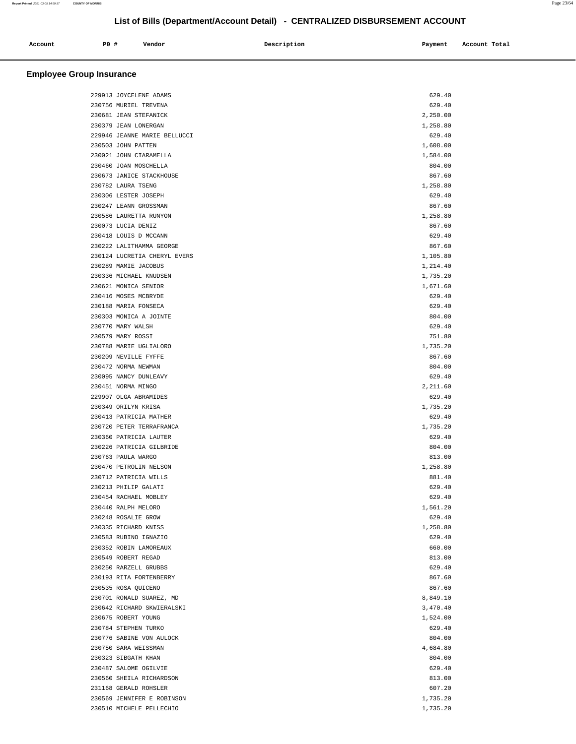# List of Bills (Department/Account Detail) - CENTRALIZED DISBURSEMENT ACCOUNT

| Account | PO # | Vendor | Description | Payment | Account Total |
|---|---|---|---|---|---|

## Employee Group Insurance

| Account | PO # | Vendor | Description | Payment | Account Total |
|---|---|---|---|---|---|
| | 229913 | JOYCELENE ADAMS | | 629.40 | |
| | 230756 | MURIEL TREVENA | | 629.40 | |
| | 230681 | JEAN STEFANICK | | 2,250.00 | |
| | 230379 | JEAN LONERGAN | | 1,258.80 | |
| | 229946 | JEANNE MARIE BELLUCCI | | 629.40 | |
| | 230503 | JOHN PATTEN | | 1,608.00 | |
| | 230021 | JOHN CIARAMELLA | | 1,584.00 | |
| | 230460 | JOAN MOSCHELLA | | 804.00 | |
| | 230673 | JANICE STACKHOUSE | | 867.60 | |
| | 230782 | LAURA TSENG | | 1,258.80 | |
| | 230306 | LESTER JOSEPH | | 629.40 | |
| | 230247 | LEANN GROSSMAN | | 867.60 | |
| | 230586 | LAURETTA RUNYON | | 1,258.80 | |
| | 230073 | LUCIA DENIZ | | 867.60 | |
| | 230418 | LOUIS D MCCANN | | 629.40 | |
| | 230222 | LALITHAMMA GEORGE | | 867.60 | |
| | 230124 | LUCRETIA CHERYL EVERS | | 1,105.80 | |
| | 230289 | MAMIE JACOBUS | | 1,214.40 | |
| | 230336 | MICHAEL KNUDSEN | | 1,735.20 | |
| | 230621 | MONICA SENIOR | | 1,671.60 | |
| | 230416 | MOSES MCBRYDE | | 629.40 | |
| | 230188 | MARIA FONSECA | | 629.40 | |
| | 230303 | MONICA A JOINTE | | 804.00 | |
| | 230770 | MARY WALSH | | 629.40 | |
| | 230579 | MARY ROSSI | | 751.80 | |
| | 230788 | MARIE UGLIALORO | | 1,735.20 | |
| | 230209 | NEVILLE FYFFE | | 867.60 | |
| | 230472 | NORMA NEWMAN | | 804.00 | |
| | 230095 | NANCY DUNLEAVY | | 629.40 | |
| | 230451 | NORMA MINGO | | 2,211.60 | |
| | 229907 | OLGA ABRAMIDES | | 629.40 | |
| | 230349 | ORILYN KRISA | | 1,735.20 | |
| | 230413 | PATRICIA MATHER | | 629.40 | |
| | 230720 | PETER TERRAFRANCA | | 1,735.20 | |
| | 230360 | PATRICIA LAUTER | | 629.40 | |
| | 230226 | PATRICIA GILBRIDE | | 804.00 | |
| | 230763 | PAULA WARGO | | 813.00 | |
| | 230470 | PETROLIN NELSON | | 1,258.80 | |
| | 230712 | PATRICIA WILLS | | 881.40 | |
| | 230213 | PHILIP GALATI | | 629.40 | |
| | 230454 | RACHAEL MOBLEY | | 629.40 | |
| | 230440 | RALPH MELORO | | 1,561.20 | |
| | 230248 | ROSALIE GROW | | 629.40 | |
| | 230335 | RICHARD KNISS | | 1,258.80 | |
| | 230583 | RUBINO IGNAZIO | | 629.40 | |
| | 230352 | ROBIN LAMOREAUX | | 660.00 | |
| | 230549 | ROBERT REGAD | | 813.00 | |
| | 230250 | RARZELL GRUBBS | | 629.40 | |
| | 230193 | RITA FORTENBERRY | | 867.60 | |
| | 230535 | ROSA QUICENO | | 867.60 | |
| | 230701 | RONALD SUAREZ, MD | | 8,849.10 | |
| | 230642 | RICHARD SKWIERALSKI | | 3,470.40 | |
| | 230675 | ROBERT YOUNG | | 1,524.00 | |
| | 230784 | STEPHEN TURKO | | 629.40 | |
| | 230776 | SABINE VON AULOCK | | 804.00 | |
| | 230750 | SARA WEISSMAN | | 4,684.80 | |
| | 230323 | SIBGATH KHAN | | 804.00 | |
| | 230487 | SALOME OGILVIE | | 629.40 | |
| | 230560 | SHEILA RICHARDSON | | 813.00 | |
| | 231168 | GERALD ROHSLER | | 607.20 | |
| | 230569 | JENNIFER E ROBINSON | | 1,735.20 | |
| | 230510 | MICHELE PELLECHIO | | 1,735.20 | |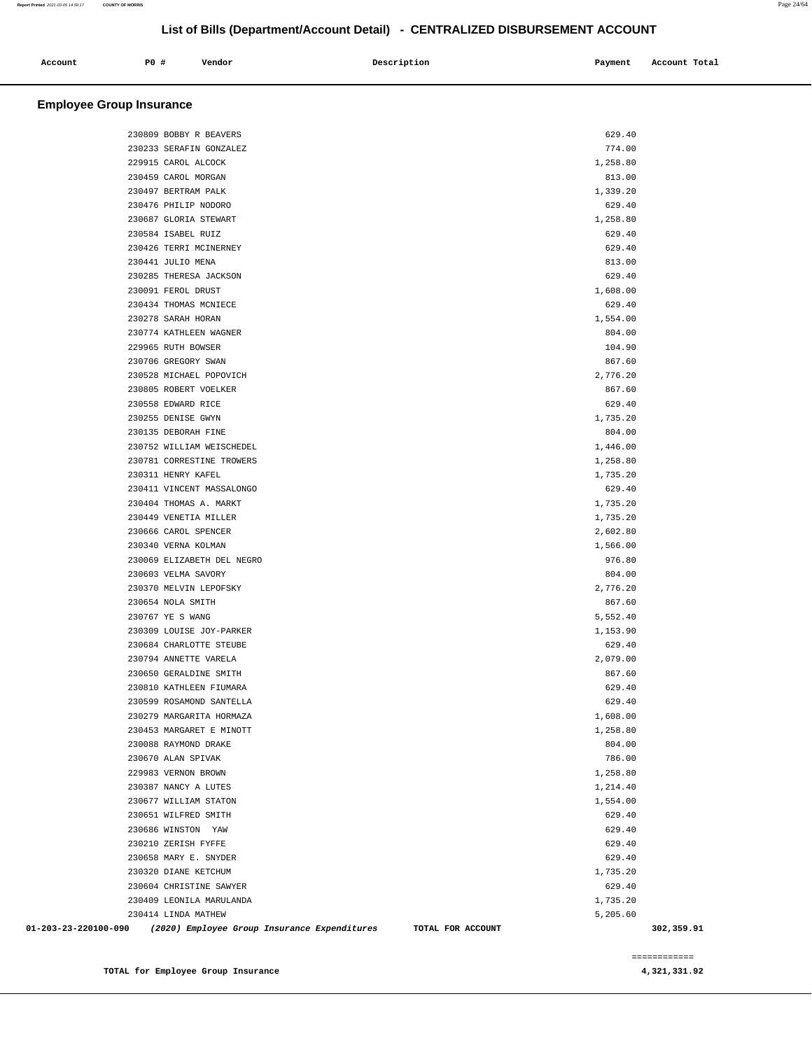## List of Bills (Department/Account Detail) - CENTRALIZED DISBURSEMENT ACCOUNT

### Employee Group Insurance

| Account | PO # | Vendor | Description | Payment | Account Total |
|---|---|---|---|---|---|
| | 230809 | BOBBY R BEAVERS | | 629.40 | |
| | 230233 | SERAFIN GONZALEZ | | 774.00 | |
| | 229915 | CAROL ALCOCK | | 1,258.80 | |
| | 230459 | CAROL MORGAN | | 813.00 | |
| | 230497 | BERTRAM PALK | | 1,339.20 | |
| | 230476 | PHILIP NODORO | | 629.40 | |
| | 230687 | GLORIA STEWART | | 1,258.80 | |
| | 230584 | ISABEL RUIZ | | 629.40 | |
| | 230426 | TERRI MCINERNEY | | 629.40 | |
| | 230441 | JULIO MENA | | 813.00 | |
| | 230285 | THERESA JACKSON | | 629.40 | |
| | 230091 | FEROL DRUST | | 1,608.00 | |
| | 230434 | THOMAS MCNIECE | | 629.40 | |
| | 230278 | SARAH HORAN | | 1,554.00 | |
| | 230774 | KATHLEEN WAGNER | | 804.00 | |
| | 229965 | RUTH BOWSER | | 104.90 | |
| | 230706 | GREGORY SWAN | | 867.60 | |
| | 230528 | MICHAEL POPOVICH | | 2,776.20 | |
| | 230805 | ROBERT VOELKER | | 867.60 | |
| | 230558 | EDWARD RICE | | 629.40 | |
| | 230255 | DENISE GWYN | | 1,735.20 | |
| | 230135 | DEBORAH FINE | | 804.00 | |
| | 230752 | WILLIAM WEISCHEDEL | | 1,446.00 | |
| | 230781 | CORRESTINE TROWERS | | 1,258.80 | |
| | 230311 | HENRY KAFEL | | 1,735.20 | |
| | 230411 | VINCENT MASSALONGO | | 629.40 | |
| | 230404 | THOMAS A. MARKT | | 1,735.20 | |
| | 230449 | VENETIA MILLER | | 1,735.20 | |
| | 230666 | CAROL SPENCER | | 2,602.80 | |
| | 230340 | VERNA KOLMAN | | 1,566.00 | |
| | 230069 | ELIZABETH DEL NEGRO | | 976.80 | |
| | 230603 | VELMA SAVORY | | 804.00 | |
| | 230370 | MELVIN LEPOFSKY | | 2,776.20 | |
| | 230654 | NOLA SMITH | | 867.60 | |
| | 230767 | YE S WANG | | 5,552.40 | |
| | 230309 | LOUISE JOY-PARKER | | 1,153.90 | |
| | 230684 | CHARLOTTE STEUBE | | 629.40 | |
| | 230794 | ANNETTE VARELA | | 2,079.00 | |
| | 230650 | GERALDINE SMITH | | 867.60 | |
| | 230810 | KATHLEEN FIUMARA | | 629.40 | |
| | 230599 | ROSAMOND SANTELLA | | 629.40 | |
| | 230279 | MARGARITA HORMAZA | | 1,608.00 | |
| | 230453 | MARGARET E MINOTT | | 1,258.80 | |
| | 230088 | RAYMOND DRAKE | | 804.00 | |
| | 230670 | ALAN SPIVAK | | 786.00 | |
| | 229983 | VERNON BROWN | | 1,258.80 | |
| | 230387 | NANCY A LUTES | | 1,214.40 | |
| | 230677 | WILLIAM STATON | | 1,554.00 | |
| | 230651 | WILFRED SMITH | | 629.40 | |
| | 230686 | WINSTON YAW | | 629.40 | |
| | 230210 | ZERISH FYFFE | | 629.40 | |
| | 230658 | MARY E. SNYDER | | 629.40 | |
| | 230320 | DIANE KETCHUM | | 1,735.20 | |
| | 230604 | CHRISTINE SAWYER | | 629.40 | |
| | 230409 | LEONILA MARULANDA | | 1,735.20 | |
| | 230414 | LINDA MATHEW | | 5,205.60 | |
| 01-203-23-220100-090 | | *(2020) Employee Group Insurance Expenditures* | TOTAL FOR ACCOUNT | | 302,359.91 |

============

**TOTAL for Employee Group Insurance** 4,321,331.92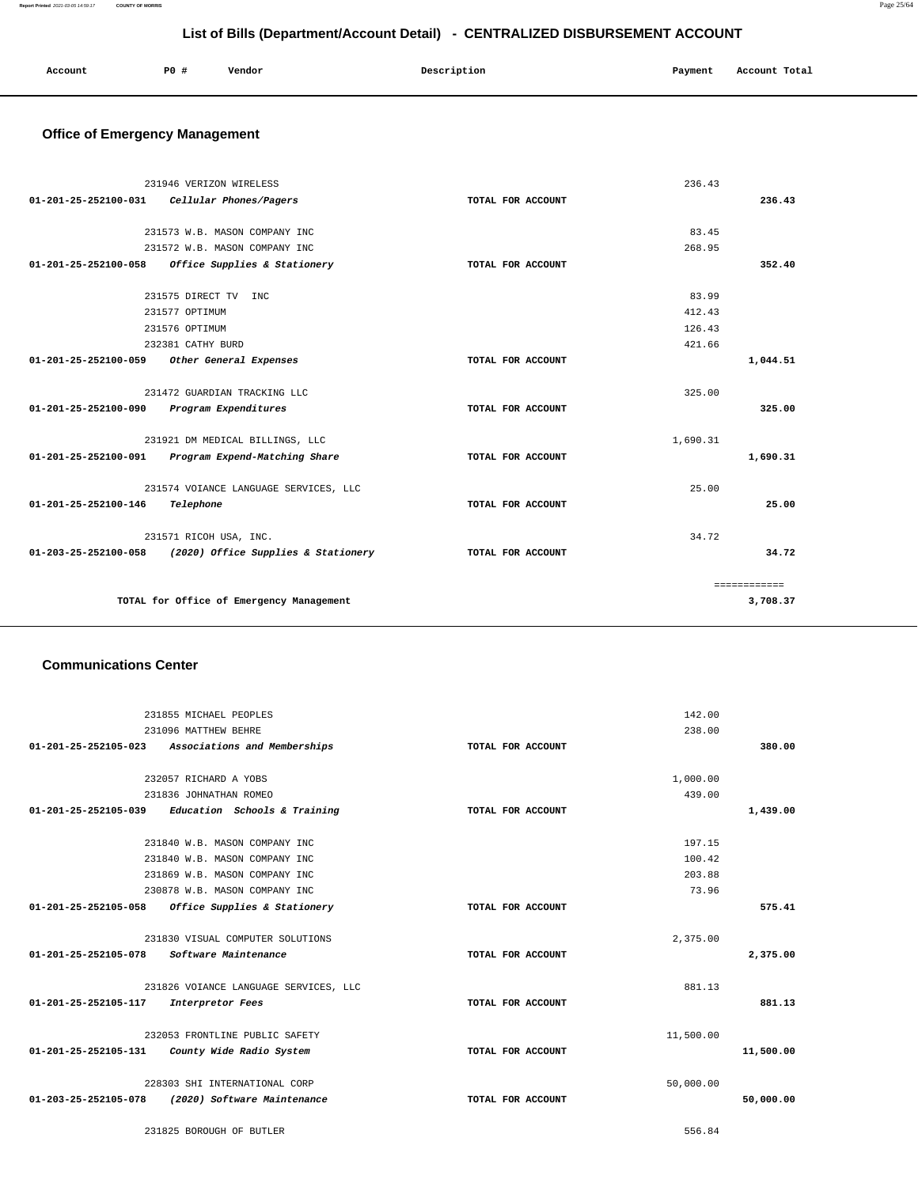# List of Bills (Department/Account Detail) - CENTRALIZED DISBURSEMENT ACCOUNT

| Account | PO # | Vendor | Description | Payment | Account Total |
|---|---|---|---|---|---|

## Office of Emergency Management

| Account | PO # | Vendor | Description | Payment | Account Total |
|---|---|---|---|---|---|
| | 231946 | VERIZON WIRELESS | | 236.43 | |
| 01-201-25-252100-031 | | *Cellular Phones/Pagers* | TOTAL FOR ACCOUNT | | 236.43 |
| | 231573 | W.B. MASON COMPANY INC | | 83.45 | |
| | 231572 | W.B. MASON COMPANY INC | | 268.95 | |
| 01-201-25-252100-058 | | *Office Supplies & Stationery* | TOTAL FOR ACCOUNT | | 352.40 |
| | 231575 | DIRECT TV INC | | 83.99 | |
| | 231577 | OPTIMUM | | 412.43 | |
| | 231576 | OPTIMUM | | 126.43 | |
| | 232381 | CATHY BURD | | 421.66 | |
| 01-201-25-252100-059 | | *Other General Expenses* | TOTAL FOR ACCOUNT | | 1,044.51 |
| | 231472 | GUARDIAN TRACKING LLC | | 325.00 | |
| 01-201-25-252100-090 | | *Program Expenditures* | TOTAL FOR ACCOUNT | | 325.00 |
| | 231921 | DM MEDICAL BILLINGS, LLC | | 1,690.31 | |
| 01-201-25-252100-091 | | *Program Expend-Matching Share* | TOTAL FOR ACCOUNT | | 1,690.31 |
| | 231574 | VOIANCE LANGUAGE SERVICES, LLC | | 25.00 | |
| 01-201-25-252100-146 | | *Telephone* | TOTAL FOR ACCOUNT | | 25.00 |
| | 231571 | RICOH USA, INC. | | 34.72 | |
| 01-203-25-252100-058 | | *(2020) Office Supplies & Stationery* | TOTAL FOR ACCOUNT | | 34.72 |
| | | | | | ============ |
| | | TOTAL for Office of Emergency Management | | | 3,708.37 |

## Communications Center

| Account | PO # | Vendor | Description | Payment | Account Total |
|---|---|---|---|---|---|
| | 231855 | MICHAEL PEOPLES | | 142.00 | |
| | 231096 | MATTHEW BEHRE | | 238.00 | |
| 01-201-25-252105-023 | | *Associations and Memberships* | TOTAL FOR ACCOUNT | | 380.00 |
| | 232057 | RICHARD A YOBS | | 1,000.00 | |
| | 231836 | JOHNATHAN ROMEO | | 439.00 | |
| 01-201-25-252105-039 | | *Education Schools & Training* | TOTAL FOR ACCOUNT | | 1,439.00 |
| | 231840 | W.B. MASON COMPANY INC | | 197.15 | |
| | 231840 | W.B. MASON COMPANY INC | | 100.42 | |
| | 231869 | W.B. MASON COMPANY INC | | 203.88 | |
| | 230878 | W.B. MASON COMPANY INC | | 73.96 | |
| 01-201-25-252105-058 | | *Office Supplies & Stationery* | TOTAL FOR ACCOUNT | | 575.41 |
| | 231830 | VISUAL COMPUTER SOLUTIONS | | 2,375.00 | |
| 01-201-25-252105-078 | | *Software Maintenance* | TOTAL FOR ACCOUNT | | 2,375.00 |
| | 231826 | VOIANCE LANGUAGE SERVICES, LLC | | 881.13 | |
| 01-201-25-252105-117 | | *Interpretor Fees* | TOTAL FOR ACCOUNT | | 881.13 |
| | 232053 | FRONTLINE PUBLIC SAFETY | | 11,500.00 | |
| 01-201-25-252105-131 | | *County Wide Radio System* | TOTAL FOR ACCOUNT | | 11,500.00 |
| | 228303 | SHI INTERNATIONAL CORP | | 50,000.00 | |
| 01-203-25-252105-078 | | *(2020) Software Maintenance* | TOTAL FOR ACCOUNT | | 50,000.00 |
| | 231825 | BOROUGH OF BUTLER | | 556.84 | |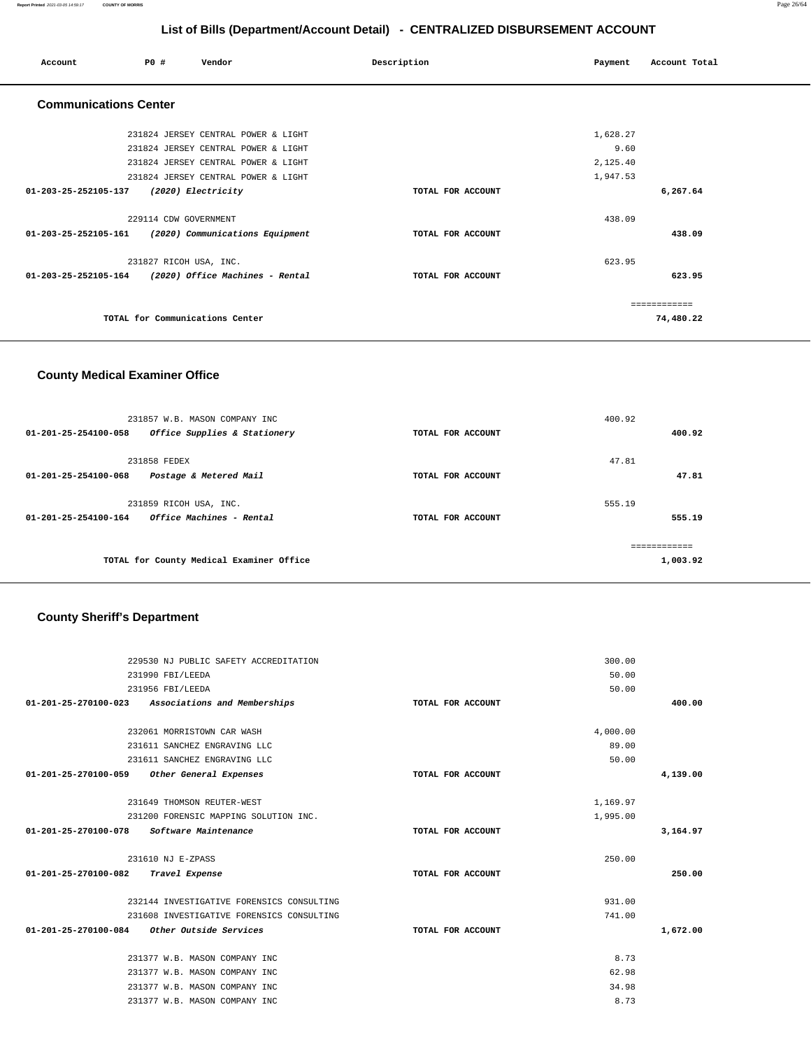## List of Bills (Department/Account Detail) - CENTRALIZED DISBURSEMENT ACCOUNT

| Account | PO # | Vendor | Description | Payment | Account Total |
|---|---|---|---|---|---|

### Communications Center

| Account | PO # | Vendor | Description | Payment | Account Total |
|---|---|---|---|---|---|
| | 231824 | JERSEY CENTRAL POWER & LIGHT | | 1,628.27 | |
| | 231824 | JERSEY CENTRAL POWER & LIGHT | | 9.60 | |
| | 231824 | JERSEY CENTRAL POWER & LIGHT | | 2,125.40 | |
| | 231824 | JERSEY CENTRAL POWER & LIGHT | | 1,947.53 | |
| 01-203-25-252105-137 | | *(2020) Electricity* | TOTAL FOR ACCOUNT | | 6,267.64 |
| | 229114 | CDW GOVERNMENT | | 438.09 | |
| 01-203-25-252105-161 | | *(2020) Communications Equipment* | TOTAL FOR ACCOUNT | | 438.09 |
| | 231827 | RICOH USA, INC. | | 623.95 | |
| 01-203-25-252105-164 | | *(2020) Office Machines - Rental* | TOTAL FOR ACCOUNT | | 623.95 |
| | | TOTAL for Communications Center | | | 74,480.22 |

### County Medical Examiner Office

| Account | PO # | Vendor | Description | Payment | Account Total |
|---|---|---|---|---|---|
| | 231857 | W.B. MASON COMPANY INC | | 400.92 | |
| 01-201-25-254100-058 | | *Office Supplies & Stationery* | TOTAL FOR ACCOUNT | | 400.92 |
| | 231858 | FEDEX | | 47.81 | |
| 01-201-25-254100-068 | | *Postage & Metered Mail* | TOTAL FOR ACCOUNT | | 47.81 |
| | 231859 | RICOH USA, INC. | | 555.19 | |
| 01-201-25-254100-164 | | *Office Machines - Rental* | TOTAL FOR ACCOUNT | | 555.19 |
| | | TOTAL for County Medical Examiner Office | | | 1,003.92 |

### County Sheriff's Department

| Account | PO # | Vendor | Description | Payment | Account Total |
|---|---|---|---|---|---|
| | 229530 | NJ PUBLIC SAFETY ACCREDITATION | | 300.00 | |
| | 231990 | FBI/LEEDA | | 50.00 | |
| | 231956 | FBI/LEEDA | | 50.00 | |
| 01-201-25-270100-023 | | *Associations and Memberships* | TOTAL FOR ACCOUNT | | 400.00 |
| | 232061 | MORRISTOWN CAR WASH | | 4,000.00 | |
| | 231611 | SANCHEZ ENGRAVING LLC | | 89.00 | |
| | 231611 | SANCHEZ ENGRAVING LLC | | 50.00 | |
| 01-201-25-270100-059 | | *Other General Expenses* | TOTAL FOR ACCOUNT | | 4,139.00 |
| | 231649 | THOMSON REUTER-WEST | | 1,169.97 | |
| | 231200 | FORENSIC MAPPING SOLUTION INC. | | 1,995.00 | |
| 01-201-25-270100-078 | | *Software Maintenance* | TOTAL FOR ACCOUNT | | 3,164.97 |
| | 231610 | NJ E-ZPASS | | 250.00 | |
| 01-201-25-270100-082 | | *Travel Expense* | TOTAL FOR ACCOUNT | | 250.00 |
| | 232144 | INVESTIGATIVE FORENSICS CONSULTING | | 931.00 | |
| | 231608 | INVESTIGATIVE FORENSICS CONSULTING | | 741.00 | |
| 01-201-25-270100-084 | | *Other Outside Services* | TOTAL FOR ACCOUNT | | 1,672.00 |
| | 231377 | W.B. MASON COMPANY INC | | 8.73 | |
| | 231377 | W.B. MASON COMPANY INC | | 62.98 | |
| | 231377 | W.B. MASON COMPANY INC | | 34.98 | |
| | 231377 | W.B. MASON COMPANY INC | | 8.73 | |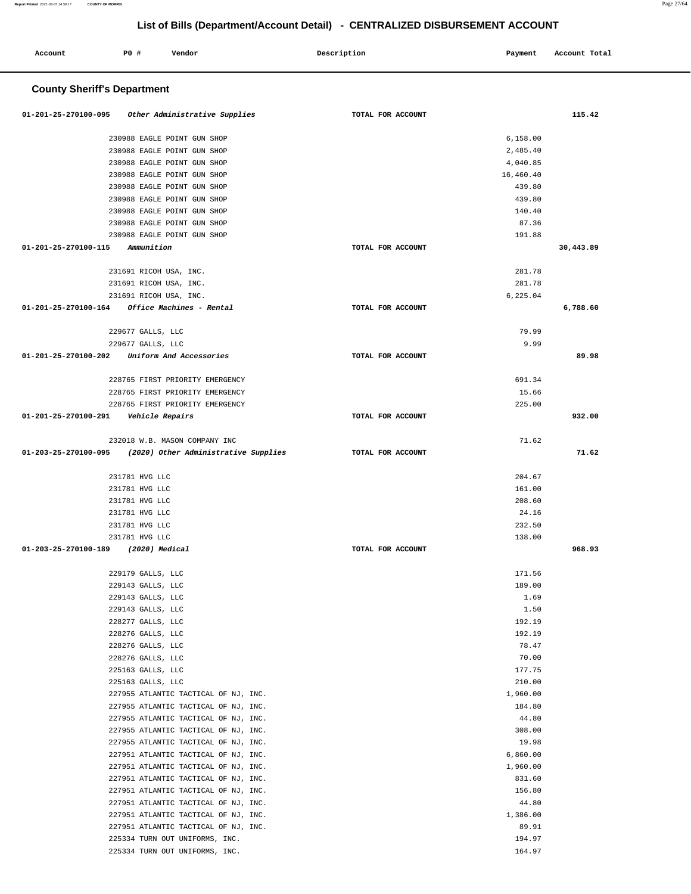## List of Bills (Department/Account Detail) - CENTRALIZED DISBURSEMENT ACCOUNT

| Account | PO # | Vendor | Description | Payment | Account Total |
|---|---|---|---|---|---|

### County Sheriff's Department

| Account | PO # | Vendor | Description | Payment | Account Total |
|---|---|---|---|---|---|
| 01-201-25-270100-095 | | *Other Administrative Supplies* | TOTAL FOR ACCOUNT | | 115.42 |
| | 230988 | EAGLE POINT GUN SHOP | | 6,158.00 | |
| | 230988 | EAGLE POINT GUN SHOP | | 2,485.40 | |
| | 230988 | EAGLE POINT GUN SHOP | | 4,040.85 | |
| | 230988 | EAGLE POINT GUN SHOP | | 16,460.40 | |
| | 230988 | EAGLE POINT GUN SHOP | | 439.80 | |
| | 230988 | EAGLE POINT GUN SHOP | | 439.80 | |
| | 230988 | EAGLE POINT GUN SHOP | | 140.40 | |
| | 230988 | EAGLE POINT GUN SHOP | | 87.36 | |
| | 230988 | EAGLE POINT GUN SHOP | | 191.88 | |
| 01-201-25-270100-115 | | *Ammunition* | TOTAL FOR ACCOUNT | | 30,443.89 |
| | 231691 | RICOH USA, INC. | | 281.78 | |
| | 231691 | RICOH USA, INC. | | 281.78 | |
| | 231691 | RICOH USA, INC. | | 6,225.04 | |
| 01-201-25-270100-164 | | *Office Machines - Rental* | TOTAL FOR ACCOUNT | | 6,788.60 |
| | 229677 | GALLS, LLC | | 79.99 | |
| | 229677 | GALLS, LLC | | 9.99 | |
| 01-201-25-270100-202 | | *Uniform And Accessories* | TOTAL FOR ACCOUNT | | 89.98 |
| | 228765 | FIRST PRIORITY EMERGENCY | | 691.34 | |
| | 228765 | FIRST PRIORITY EMERGENCY | | 15.66 | |
| | 228765 | FIRST PRIORITY EMERGENCY | | 225.00 | |
| 01-201-25-270100-291 | | *Vehicle Repairs* | TOTAL FOR ACCOUNT | | 932.00 |
| | 232018 | W.B. MASON COMPANY INC | | 71.62 | |
| 01-203-25-270100-095 | | *(2020) Other Administrative Supplies* | TOTAL FOR ACCOUNT | | 71.62 |
| | 231781 | HVG LLC | | 204.67 | |
| | 231781 | HVG LLC | | 161.00 | |
| | 231781 | HVG LLC | | 208.60 | |
| | 231781 | HVG LLC | | 24.16 | |
| | 231781 | HVG LLC | | 232.50 | |
| | 231781 | HVG LLC | | 138.00 | |
| 01-203-25-270100-189 | | *(2020) Medical* | TOTAL FOR ACCOUNT | | 968.93 |
| | 229179 | GALLS, LLC | | 171.56 | |
| | 229143 | GALLS, LLC | | 189.00 | |
| | 229143 | GALLS, LLC | | 1.69 | |
| | 229143 | GALLS, LLC | | 1.50 | |
| | 228277 | GALLS, LLC | | 192.19 | |
| | 228276 | GALLS, LLC | | 192.19 | |
| | 228276 | GALLS, LLC | | 78.47 | |
| | 228276 | GALLS, LLC | | 70.00 | |
| | 225163 | GALLS, LLC | | 177.75 | |
| | 225163 | GALLS, LLC | | 210.00 | |
| | 227955 | ATLANTIC TACTICAL OF NJ, INC. | | 1,960.00 | |
| | 227955 | ATLANTIC TACTICAL OF NJ, INC. | | 184.80 | |
| | 227955 | ATLANTIC TACTICAL OF NJ, INC. | | 44.80 | |
| | 227955 | ATLANTIC TACTICAL OF NJ, INC. | | 308.00 | |
| | 227955 | ATLANTIC TACTICAL OF NJ, INC. | | 19.98 | |
| | 227951 | ATLANTIC TACTICAL OF NJ, INC. | | 6,860.00 | |
| | 227951 | ATLANTIC TACTICAL OF NJ, INC. | | 1,960.00 | |
| | 227951 | ATLANTIC TACTICAL OF NJ, INC. | | 831.60 | |
| | 227951 | ATLANTIC TACTICAL OF NJ, INC. | | 156.80 | |
| | 227951 | ATLANTIC TACTICAL OF NJ, INC. | | 44.80 | |
| | 227951 | ATLANTIC TACTICAL OF NJ, INC. | | 1,386.00 | |
| | 227951 | ATLANTIC TACTICAL OF NJ, INC. | | 89.91 | |
| | 225334 | TURN OUT UNIFORMS, INC. | | 194.97 | |
| | 225334 | TURN OUT UNIFORMS, INC. | | 164.97 | |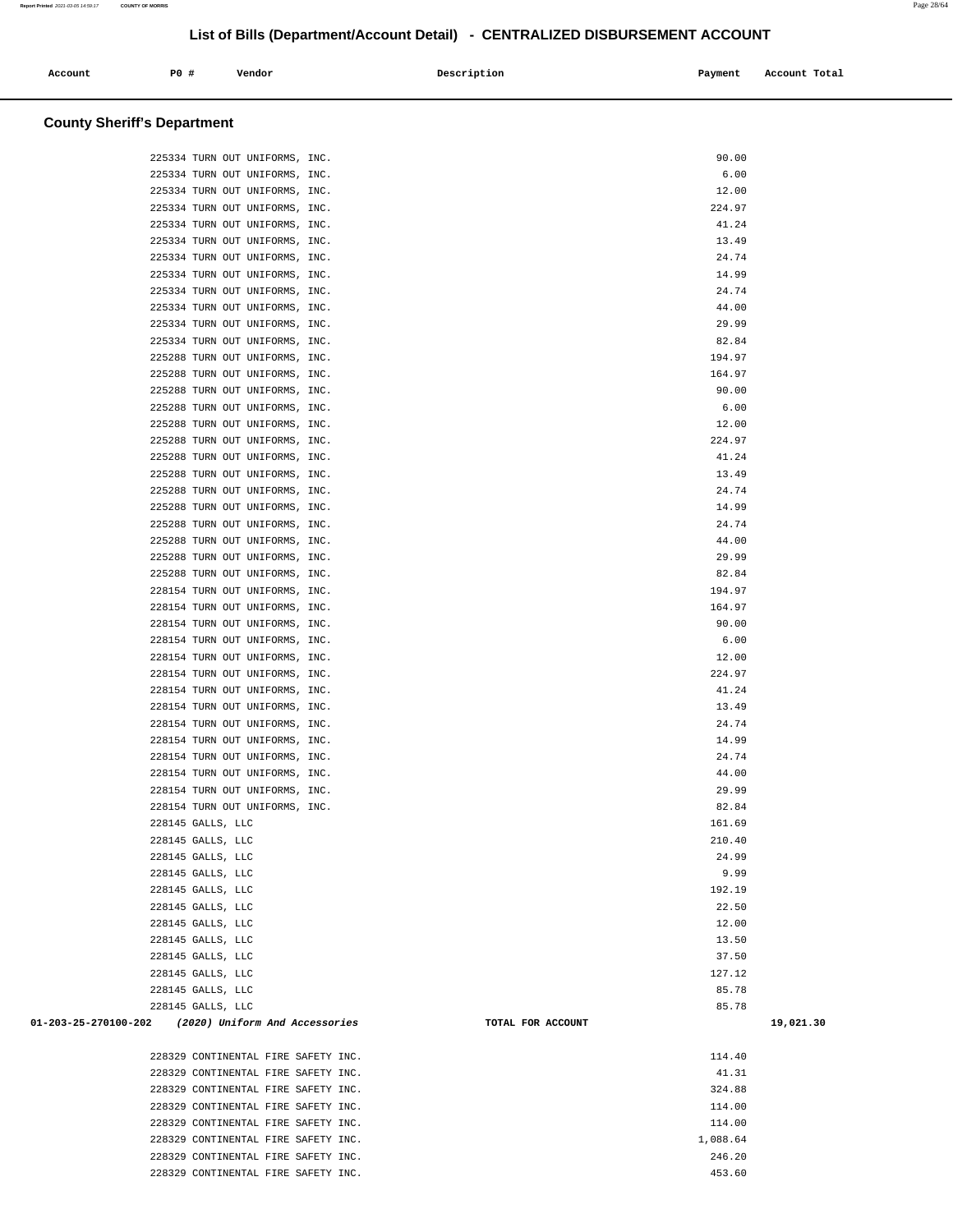## List of Bills (Department/Account Detail) - CENTRALIZED DISBURSEMENT ACCOUNT

| Account | PO # | Vendor | Description | Payment | Account Total |
|---|---|---|---|---|---|

### County Sheriff's Department

| Account | PO # | Vendor | Description | Payment | Account Total |
|---|---|---|---|---|---|
| | 225334 | TURN OUT UNIFORMS, INC. | | 90.00 | |
| | 225334 | TURN OUT UNIFORMS, INC. | | 6.00 | |
| | 225334 | TURN OUT UNIFORMS, INC. | | 12.00 | |
| | 225334 | TURN OUT UNIFORMS, INC. | | 224.97 | |
| | 225334 | TURN OUT UNIFORMS, INC. | | 41.24 | |
| | 225334 | TURN OUT UNIFORMS, INC. | | 13.49 | |
| | 225334 | TURN OUT UNIFORMS, INC. | | 24.74 | |
| | 225334 | TURN OUT UNIFORMS, INC. | | 14.99 | |
| | 225334 | TURN OUT UNIFORMS, INC. | | 24.74 | |
| | 225334 | TURN OUT UNIFORMS, INC. | | 44.00 | |
| | 225334 | TURN OUT UNIFORMS, INC. | | 29.99 | |
| | 225334 | TURN OUT UNIFORMS, INC. | | 82.84 | |
| | 225288 | TURN OUT UNIFORMS, INC. | | 194.97 | |
| | 225288 | TURN OUT UNIFORMS, INC. | | 164.97 | |
| | 225288 | TURN OUT UNIFORMS, INC. | | 90.00 | |
| | 225288 | TURN OUT UNIFORMS, INC. | | 6.00 | |
| | 225288 | TURN OUT UNIFORMS, INC. | | 12.00 | |
| | 225288 | TURN OUT UNIFORMS, INC. | | 224.97 | |
| | 225288 | TURN OUT UNIFORMS, INC. | | 41.24 | |
| | 225288 | TURN OUT UNIFORMS, INC. | | 13.49 | |
| | 225288 | TURN OUT UNIFORMS, INC. | | 24.74 | |
| | 225288 | TURN OUT UNIFORMS, INC. | | 14.99 | |
| | 225288 | TURN OUT UNIFORMS, INC. | | 24.74 | |
| | 225288 | TURN OUT UNIFORMS, INC. | | 44.00 | |
| | 225288 | TURN OUT UNIFORMS, INC. | | 29.99 | |
| | 225288 | TURN OUT UNIFORMS, INC. | | 82.84 | |
| | 228154 | TURN OUT UNIFORMS, INC. | | 194.97 | |
| | 228154 | TURN OUT UNIFORMS, INC. | | 164.97 | |
| | 228154 | TURN OUT UNIFORMS, INC. | | 90.00 | |
| | 228154 | TURN OUT UNIFORMS, INC. | | 6.00 | |
| | 228154 | TURN OUT UNIFORMS, INC. | | 12.00 | |
| | 228154 | TURN OUT UNIFORMS, INC. | | 224.97 | |
| | 228154 | TURN OUT UNIFORMS, INC. | | 41.24 | |
| | 228154 | TURN OUT UNIFORMS, INC. | | 13.49 | |
| | 228154 | TURN OUT UNIFORMS, INC. | | 24.74 | |
| | 228154 | TURN OUT UNIFORMS, INC. | | 14.99 | |
| | 228154 | TURN OUT UNIFORMS, INC. | | 24.74 | |
| | 228154 | TURN OUT UNIFORMS, INC. | | 44.00 | |
| | 228154 | TURN OUT UNIFORMS, INC. | | 29.99 | |
| | 228154 | TURN OUT UNIFORMS, INC. | | 82.84 | |
| | 228145 | GALLS, LLC | | 161.69 | |
| | 228145 | GALLS, LLC | | 210.40 | |
| | 228145 | GALLS, LLC | | 24.99 | |
| | 228145 | GALLS, LLC | | 9.99 | |
| | 228145 | GALLS, LLC | | 192.19 | |
| | 228145 | GALLS, LLC | | 22.50 | |
| | 228145 | GALLS, LLC | | 12.00 | |
| | 228145 | GALLS, LLC | | 13.50 | |
| | 228145 | GALLS, LLC | | 37.50 | |
| | 228145 | GALLS, LLC | | 127.12 | |
| | 228145 | GALLS, LLC | | 85.78 | |
| | 228145 | GALLS, LLC | | 85.78 | |
| **01-203-25-270100-202** | | *(2020) Uniform And Accessories* | TOTAL FOR ACCOUNT | | **19,021.30** |
| | 228329 | CONTINENTAL FIRE SAFETY INC. | | 114.40 | |
| | 228329 | CONTINENTAL FIRE SAFETY INC. | | 41.31 | |
| | 228329 | CONTINENTAL FIRE SAFETY INC. | | 324.88 | |
| | 228329 | CONTINENTAL FIRE SAFETY INC. | | 114.00 | |
| | 228329 | CONTINENTAL FIRE SAFETY INC. | | 114.00 | |
| | 228329 | CONTINENTAL FIRE SAFETY INC. | | 1,088.64 | |
| | 228329 | CONTINENTAL FIRE SAFETY INC. | | 246.20 | |
| | 228329 | CONTINENTAL FIRE SAFETY INC. | | 453.60 | |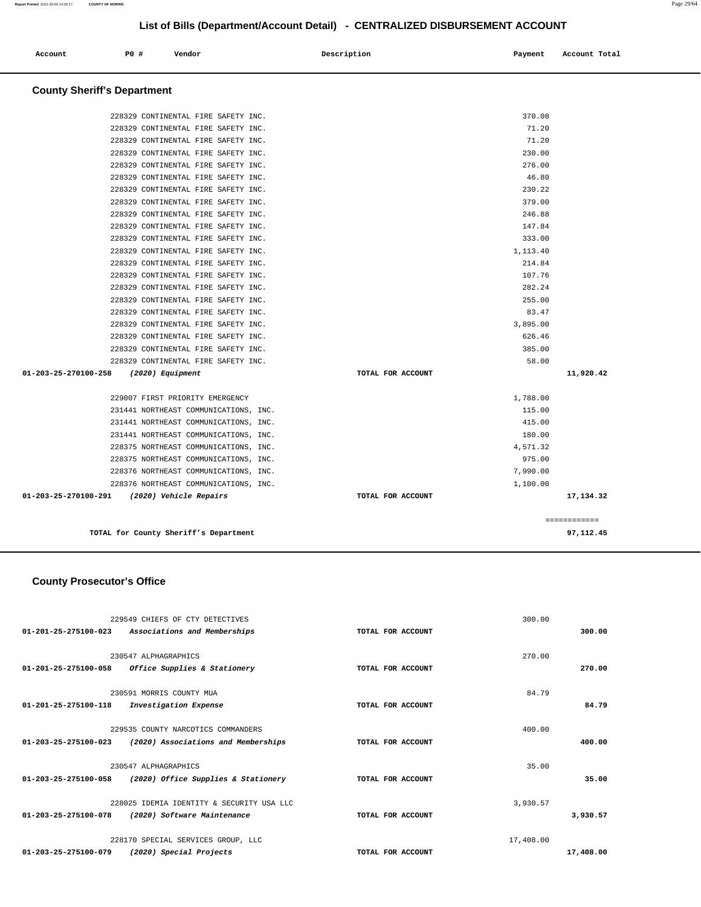## List of Bills (Department/Account Detail) - CENTRALIZED DISBURSEMENT ACCOUNT

| Account | PO # | Vendor | Description | Payment | Account Total |
|---|---|---|---|---|---|

### County Sheriff's Department

| Account | PO # | Vendor | Description | Payment | Account Total |
|---|---|---|---|---|---|
| | 228329 | CONTINENTAL FIRE SAFETY INC. | | 370.08 | |
| | 228329 | CONTINENTAL FIRE SAFETY INC. | | 71.20 | |
| | 228329 | CONTINENTAL FIRE SAFETY INC. | | 71.20 | |
| | 228329 | CONTINENTAL FIRE SAFETY INC. | | 230.00 | |
| | 228329 | CONTINENTAL FIRE SAFETY INC. | | 276.00 | |
| | 228329 | CONTINENTAL FIRE SAFETY INC. | | 46.80 | |
| | 228329 | CONTINENTAL FIRE SAFETY INC. | | 230.22 | |
| | 228329 | CONTINENTAL FIRE SAFETY INC. | | 379.00 | |
| | 228329 | CONTINENTAL FIRE SAFETY INC. | | 246.88 | |
| | 228329 | CONTINENTAL FIRE SAFETY INC. | | 147.84 | |
| | 228329 | CONTINENTAL FIRE SAFETY INC. | | 333.00 | |
| | 228329 | CONTINENTAL FIRE SAFETY INC. | | 1,113.40 | |
| | 228329 | CONTINENTAL FIRE SAFETY INC. | | 214.84 | |
| | 228329 | CONTINENTAL FIRE SAFETY INC. | | 107.76 | |
| | 228329 | CONTINENTAL FIRE SAFETY INC. | | 282.24 | |
| | 228329 | CONTINENTAL FIRE SAFETY INC. | | 255.00 | |
| | 228329 | CONTINENTAL FIRE SAFETY INC. | | 83.47 | |
| | 228329 | CONTINENTAL FIRE SAFETY INC. | | 3,895.00 | |
| | 228329 | CONTINENTAL FIRE SAFETY INC. | | 626.46 | |
| | 228329 | CONTINENTAL FIRE SAFETY INC. | | 385.00 | |
| | 228329 | CONTINENTAL FIRE SAFETY INC. | | 58.00 | |
| **01-203-25-270100-258** | | *(2020) Equipment* | TOTAL FOR ACCOUNT | | **11,920.42** |
| | 229007 | FIRST PRIORITY EMERGENCY | | 1,788.00 | |
| | 231441 | NORTHEAST COMMUNICATIONS, INC. | | 115.00 | |
| | 231441 | NORTHEAST COMMUNICATIONS, INC. | | 415.00 | |
| | 231441 | NORTHEAST COMMUNICATIONS, INC. | | 180.00 | |
| | 228375 | NORTHEAST COMMUNICATIONS, INC. | | 4,571.32 | |
| | 228375 | NORTHEAST COMMUNICATIONS, INC. | | 975.00 | |
| | 228376 | NORTHEAST COMMUNICATIONS, INC. | | 7,990.00 | |
| | 228376 | NORTHEAST COMMUNICATIONS, INC. | | 1,100.00 | |
| **01-203-25-270100-291** | | *(2020) Vehicle Repairs* | TOTAL FOR ACCOUNT | | **17,134.32** |
| | | | | | ============ |
| | | **TOTAL for County Sheriff's Department** | | | **97,112.45** |

### County Prosecutor's Office

| Account | PO # | Vendor | Description | Payment | Account Total |
|---|---|---|---|---|---|
| | 229549 | CHIEFS OF CTY DETECTIVES | | 300.00 | |
| **01-201-25-275100-023** | | *Associations and Memberships* | TOTAL FOR ACCOUNT | | **300.00** |
| | 230547 | ALPHAGRAPHICS | | 270.00 | |
| **01-201-25-275100-058** | | *Office Supplies & Stationery* | TOTAL FOR ACCOUNT | | **270.00** |
| | 230591 | MORRIS COUNTY MUA | | 84.79 | |
| **01-201-25-275100-118** | | *Investigation Expense* | TOTAL FOR ACCOUNT | | **84.79** |
| | 229535 | COUNTY NARCOTICS COMMANDERS | | 400.00 | |
| **01-203-25-275100-023** | | *(2020) Associations and Memberships* | TOTAL FOR ACCOUNT | | **400.00** |
| | 230547 | ALPHAGRAPHICS | | 35.00 | |
| **01-203-25-275100-058** | | *(2020) Office Supplies & Stationery* | TOTAL FOR ACCOUNT | | **35.00** |
| | 228025 | IDEMIA IDENTITY & SECURITY USA LLC | | 3,930.57 | |
| **01-203-25-275100-078** | | *(2020) Software Maintenance* | TOTAL FOR ACCOUNT | | **3,930.57** |
| | 228170 | SPECIAL SERVICES GROUP, LLC | | 17,408.00 | |
| **01-203-25-275100-079** | | *(2020) Special Projects* | TOTAL FOR ACCOUNT | | **17,408.00** |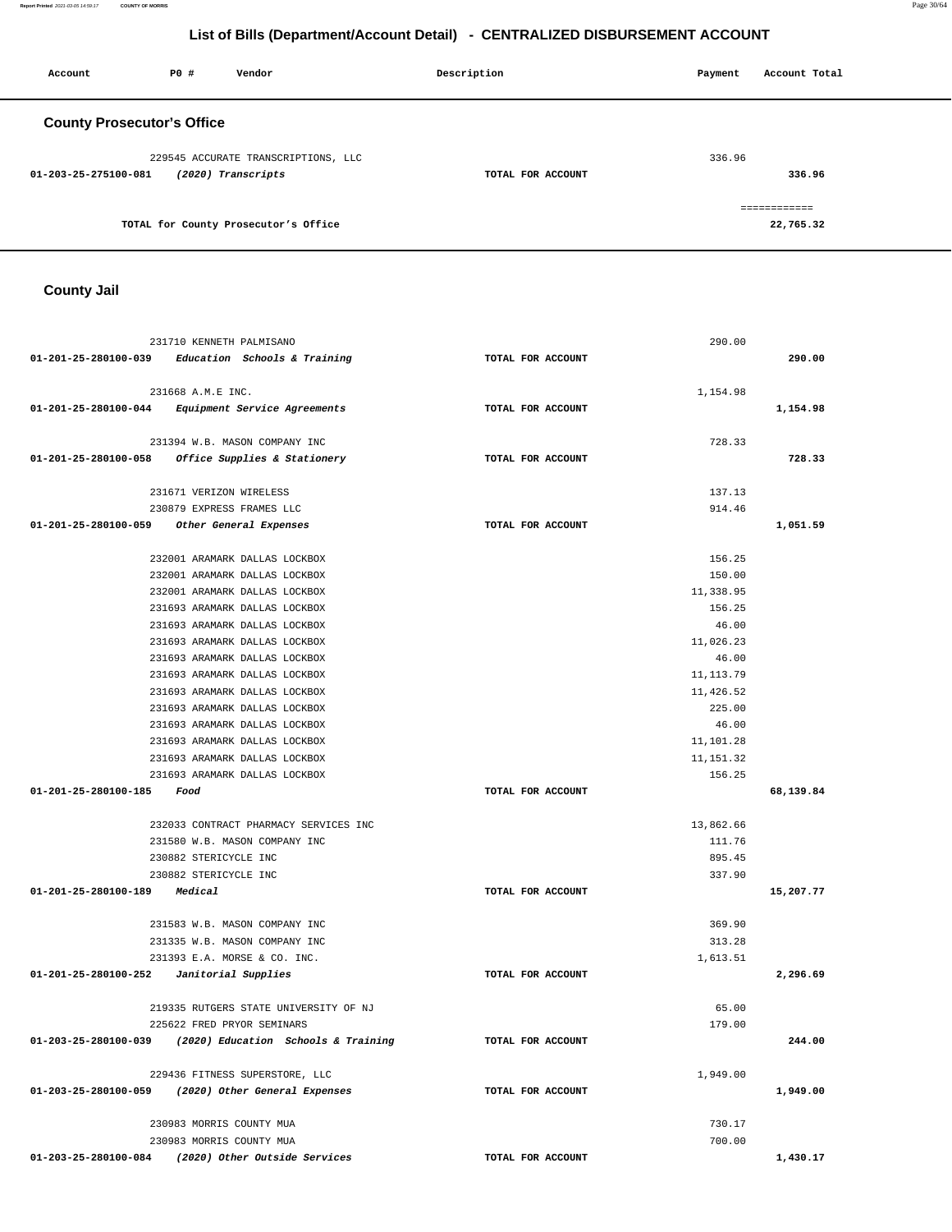# List of Bills (Department/Account Detail) - CENTRALIZED DISBURSEMENT ACCOUNT

| Account | PO # | Vendor | Description | Payment | Account Total |
|---|---|---|---|---|---|

## County Prosecutor's Office

| Account | PO # | Vendor | Description | Payment | Account Total |
|---|---|---|---|---|---|
| | 229545 | ACCURATE TRANSCRIPTIONS, LLC | | 336.96 | |
| 01-203-25-275100-081 | | *(2020) Transcripts* | TOTAL FOR ACCOUNT | | 336.96 |
| | | TOTAL for County Prosecutor's Office | | | 22,765.32 |

## County Jail

| Account | PO # | Vendor | Description | Payment | Account Total |
|---|---|---|---|---|---|
| | 231710 | KENNETH PALMISANO | | 290.00 | |
| 01-201-25-280100-039 | | *Education Schools & Training* | TOTAL FOR ACCOUNT | | 290.00 |
| | 231668 | A.M.E INC. | | 1,154.98 | |
| 01-201-25-280100-044 | | *Equipment Service Agreements* | TOTAL FOR ACCOUNT | | 1,154.98 |
| | 231394 | W.B. MASON COMPANY INC | | 728.33 | |
| 01-201-25-280100-058 | | *Office Supplies & Stationery* | TOTAL FOR ACCOUNT | | 728.33 |
| | 231671 | VERIZON WIRELESS | | 137.13 | |
| | 230879 | EXPRESS FRAMES LLC | | 914.46 | |
| 01-201-25-280100-059 | | *Other General Expenses* | TOTAL FOR ACCOUNT | | 1,051.59 |
| | 232001 | ARAMARK DALLAS LOCKBOX | | 156.25 | |
| | 232001 | ARAMARK DALLAS LOCKBOX | | 150.00 | |
| | 232001 | ARAMARK DALLAS LOCKBOX | | 11,338.95 | |
| | 231693 | ARAMARK DALLAS LOCKBOX | | 156.25 | |
| | 231693 | ARAMARK DALLAS LOCKBOX | | 46.00 | |
| | 231693 | ARAMARK DALLAS LOCKBOX | | 11,026.23 | |
| | 231693 | ARAMARK DALLAS LOCKBOX | | 46.00 | |
| | 231693 | ARAMARK DALLAS LOCKBOX | | 11,113.79 | |
| | 231693 | ARAMARK DALLAS LOCKBOX | | 11,426.52 | |
| | 231693 | ARAMARK DALLAS LOCKBOX | | 225.00 | |
| | 231693 | ARAMARK DALLAS LOCKBOX | | 46.00 | |
| | 231693 | ARAMARK DALLAS LOCKBOX | | 11,101.28 | |
| | 231693 | ARAMARK DALLAS LOCKBOX | | 11,151.32 | |
| | 231693 | ARAMARK DALLAS LOCKBOX | | 156.25 | |
| 01-201-25-280100-185 | | *Food* | TOTAL FOR ACCOUNT | | 68,139.84 |
| | 232033 | CONTRACT PHARMACY SERVICES INC | | 13,862.66 | |
| | 231580 | W.B. MASON COMPANY INC | | 111.76 | |
| | 230882 | STERICYCLE INC | | 895.45 | |
| | 230882 | STERICYCLE INC | | 337.90 | |
| 01-201-25-280100-189 | | *Medical* | TOTAL FOR ACCOUNT | | 15,207.77 |
| | 231583 | W.B. MASON COMPANY INC | | 369.90 | |
| | 231335 | W.B. MASON COMPANY INC | | 313.28 | |
| | 231393 | E.A. MORSE & CO. INC. | | 1,613.51 | |
| 01-201-25-280100-252 | | *Janitorial Supplies* | TOTAL FOR ACCOUNT | | 2,296.69 |
| | 219335 | RUTGERS STATE UNIVERSITY OF NJ | | 65.00 | |
| | 225622 | FRED PRYOR SEMINARS | | 179.00 | |
| 01-203-25-280100-039 | | *(2020) Education Schools & Training* | TOTAL FOR ACCOUNT | | 244.00 |
| | 229436 | FITNESS SUPERSTORE, LLC | | 1,949.00 | |
| 01-203-25-280100-059 | | *(2020) Other General Expenses* | TOTAL FOR ACCOUNT | | 1,949.00 |
| | 230983 | MORRIS COUNTY MUA | | 730.17 | |
| | 230983 | MORRIS COUNTY MUA | | 700.00 | |
| 01-203-25-280100-084 | | *(2020) Other Outside Services* | TOTAL FOR ACCOUNT | | 1,430.17 |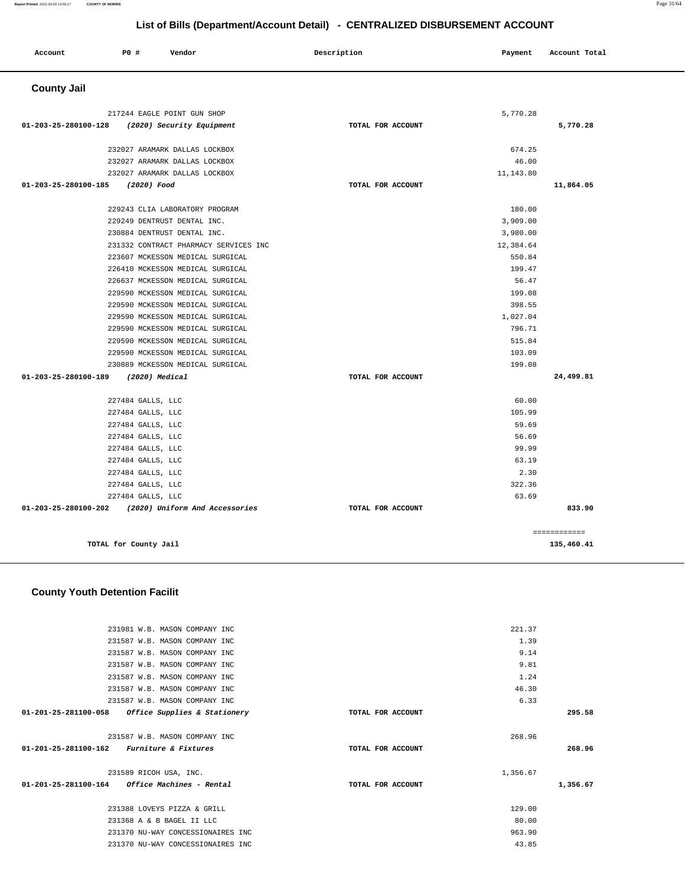# List of Bills (Department/Account Detail) - CENTRALIZED DISBURSEMENT ACCOUNT

| Account | P0 # | Vendor | Description | Payment | Account Total |
|---|---|---|---|---|---|

## County Jail

| Account | P0 # | Vendor | Description | Payment | Account Total |
|---|---|---|---|---|---|
| | 217244 | EAGLE POINT GUN SHOP | | 5,770.28 | |
| 01-203-25-280100-128 | | *(2020) Security Equipment* | TOTAL FOR ACCOUNT | | 5,770.28 |
| | 232027 | ARAMARK DALLAS LOCKBOX | | 674.25 | |
| | 232027 | ARAMARK DALLAS LOCKBOX | | 46.00 | |
| | 232027 | ARAMARK DALLAS LOCKBOX | | 11,143.80 | |
| 01-203-25-280100-185 | | *(2020) Food* | TOTAL FOR ACCOUNT | | 11,864.05 |
| | 229243 | CLIA LABORATORY PROGRAM | | 180.00 | |
| | 229249 | DENTRUST DENTAL INC. | | 3,909.00 | |
| | 230884 | DENTRUST DENTAL INC. | | 3,980.00 | |
| | 231332 | CONTRACT PHARMACY SERVICES INC | | 12,384.64 | |
| | 223607 | MCKESSON MEDICAL SURGICAL | | 550.84 | |
| | 226410 | MCKESSON MEDICAL SURGICAL | | 199.47 | |
| | 226637 | MCKESSON MEDICAL SURGICAL | | 56.47 | |
| | 229590 | MCKESSON MEDICAL SURGICAL | | 199.08 | |
| | 229590 | MCKESSON MEDICAL SURGICAL | | 398.55 | |
| | 229590 | MCKESSON MEDICAL SURGICAL | | 1,027.04 | |
| | 229590 | MCKESSON MEDICAL SURGICAL | | 796.71 | |
| | 229590 | MCKESSON MEDICAL SURGICAL | | 515.84 | |
| | 229590 | MCKESSON MEDICAL SURGICAL | | 103.09 | |
| | 230889 | MCKESSON MEDICAL SURGICAL | | 199.08 | |
| 01-203-25-280100-189 | | *(2020) Medical* | TOTAL FOR ACCOUNT | | 24,499.81 |
| | 227484 | GALLS, LLC | | 60.00 | |
| | 227484 | GALLS, LLC | | 105.99 | |
| | 227484 | GALLS, LLC | | 59.69 | |
| | 227484 | GALLS, LLC | | 56.69 | |
| | 227484 | GALLS, LLC | | 99.99 | |
| | 227484 | GALLS, LLC | | 63.19 | |
| | 227484 | GALLS, LLC | | 2.30 | |
| | 227484 | GALLS, LLC | | 322.36 | |
| | 227484 | GALLS, LLC | | 63.69 | |
| 01-203-25-280100-202 | | *(2020) Uniform And Accessories* | TOTAL FOR ACCOUNT | | 833.90 |
| | | | | | ============ |
| TOTAL for County Jail | | | | | 135,460.41 |

## County Youth Detention Facilit

| Account | P0 # | Vendor | Description | Payment | Account Total |
|---|---|---|---|---|---|
| | 231981 | W.B. MASON COMPANY INC | | 221.37 | |
| | 231587 | W.B. MASON COMPANY INC | | 1.39 | |
| | 231587 | W.B. MASON COMPANY INC | | 9.14 | |
| | 231587 | W.B. MASON COMPANY INC | | 9.81 | |
| | 231587 | W.B. MASON COMPANY INC | | 1.24 | |
| | 231587 | W.B. MASON COMPANY INC | | 46.30 | |
| | 231587 | W.B. MASON COMPANY INC | | 6.33 | |
| 01-201-25-281100-058 | | *Office Supplies & Stationery* | TOTAL FOR ACCOUNT | | 295.58 |
| | 231587 | W.B. MASON COMPANY INC | | 268.96 | |
| 01-201-25-281100-162 | | *Furniture & Fixtures* | TOTAL FOR ACCOUNT | | 268.96 |
| | 231589 | RICOH USA, INC. | | 1,356.67 | |
| 01-201-25-281100-164 | | *Office Machines - Rental* | TOTAL FOR ACCOUNT | | 1,356.67 |
| | 231388 | LOVEYS PIZZA & GRILL | | 129.00 | |
| | 231368 | A & B BAGEL II LLC | | 80.00 | |
| | 231370 | NU-WAY CONCESSIONAIRES INC | | 963.90 | |
| | 231370 | NU-WAY CONCESSIONAIRES INC | | 43.85 | |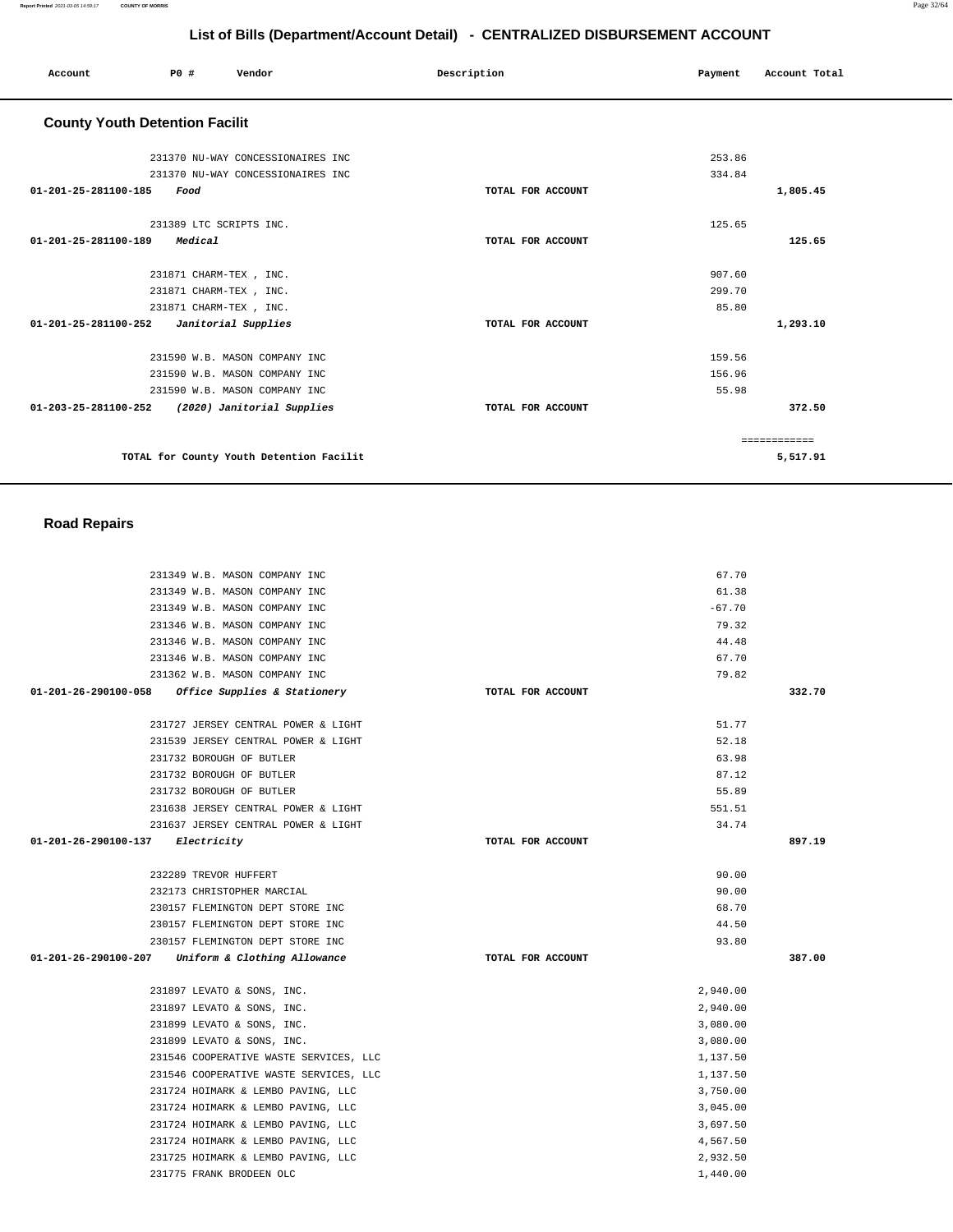## List of Bills (Department/Account Detail) - CENTRALIZED DISBURSEMENT ACCOUNT

| Account | PO # | Vendor | Description | Payment | Account Total |
|---|---|---|---|---|---|

### County Youth Detention Facilit

| Account | PO # | Vendor | Description | Payment | Account Total |
|---|---|---|---|---|---|
| | 231370 | NU-WAY CONCESSIONAIRES INC | | 253.86 | |
| | 231370 | NU-WAY CONCESSIONAIRES INC | | 334.84 | |
| 01-201-25-281100-185 | | *Food* | TOTAL FOR ACCOUNT | | 1,805.45 |
| | 231389 | LTC SCRIPTS INC. | | 125.65 | |
| 01-201-25-281100-189 | | *Medical* | TOTAL FOR ACCOUNT | | 125.65 |
| | 231871 | CHARM-TEX , INC. | | 907.60 | |
| | 231871 | CHARM-TEX , INC. | | 299.70 | |
| | 231871 | CHARM-TEX , INC. | | 85.80 | |
| 01-201-25-281100-252 | | *Janitorial Supplies* | TOTAL FOR ACCOUNT | | 1,293.10 |
| | 231590 | W.B. MASON COMPANY INC | | 159.56 | |
| | 231590 | W.B. MASON COMPANY INC | | 156.96 | |
| | 231590 | W.B. MASON COMPANY INC | | 55.98 | |
| 01-203-25-281100-252 | | *(2020) Janitorial Supplies* | TOTAL FOR ACCOUNT | | 372.50 |
| | | | | | ============ |
| | | TOTAL for County Youth Detention Facilit | | | 5,517.91 |

### Road Repairs

| Account | PO # | Vendor | Description | Payment | Account Total |
|---|---|---|---|---|---|
| | 231349 | W.B. MASON COMPANY INC | | 67.70 | |
| | 231349 | W.B. MASON COMPANY INC | | 61.38 | |
| | 231349 | W.B. MASON COMPANY INC | | -67.70 | |
| | 231346 | W.B. MASON COMPANY INC | | 79.32 | |
| | 231346 | W.B. MASON COMPANY INC | | 44.48 | |
| | 231346 | W.B. MASON COMPANY INC | | 67.70 | |
| | 231362 | W.B. MASON COMPANY INC | | 79.82 | |
| 01-201-26-290100-058 | | *Office Supplies & Stationery* | TOTAL FOR ACCOUNT | | 332.70 |
| | 231727 | JERSEY CENTRAL POWER & LIGHT | | 51.77 | |
| | 231539 | JERSEY CENTRAL POWER & LIGHT | | 52.18 | |
| | 231732 | BOROUGH OF BUTLER | | 63.98 | |
| | 231732 | BOROUGH OF BUTLER | | 87.12 | |
| | 231732 | BOROUGH OF BUTLER | | 55.89 | |
| | 231638 | JERSEY CENTRAL POWER & LIGHT | | 551.51 | |
| | 231637 | JERSEY CENTRAL POWER & LIGHT | | 34.74 | |
| 01-201-26-290100-137 | | *Electricity* | TOTAL FOR ACCOUNT | | 897.19 |
| | 232289 | TREVOR HUFFERT | | 90.00 | |
| | 232173 | CHRISTOPHER MARCIAL | | 90.00 | |
| | 230157 | FLEMINGTON DEPT STORE INC | | 68.70 | |
| | 230157 | FLEMINGTON DEPT STORE INC | | 44.50 | |
| | 230157 | FLEMINGTON DEPT STORE INC | | 93.80 | |
| 01-201-26-290100-207 | | *Uniform & Clothing Allowance* | TOTAL FOR ACCOUNT | | 387.00 |
| | 231897 | LEVATO & SONS, INC. | | 2,940.00 | |
| | 231897 | LEVATO & SONS, INC. | | 2,940.00 | |
| | 231899 | LEVATO & SONS, INC. | | 3,080.00 | |
| | 231899 | LEVATO & SONS, INC. | | 3,080.00 | |
| | 231546 | COOPERATIVE WASTE SERVICES, LLC | | 1,137.50 | |
| | 231546 | COOPERATIVE WASTE SERVICES, LLC | | 1,137.50 | |
| | 231724 | HOIMARK & LEMBO PAVING, LLC | | 3,750.00 | |
| | 231724 | HOIMARK & LEMBO PAVING, LLC | | 3,045.00 | |
| | 231724 | HOIMARK & LEMBO PAVING, LLC | | 3,697.50 | |
| | 231724 | HOIMARK & LEMBO PAVING, LLC | | 4,567.50 | |
| | 231725 | HOIMARK & LEMBO PAVING, LLC | | 2,932.50 | |
| | 231775 | FRANK BRODEEN OLC | | 1,440.00 | |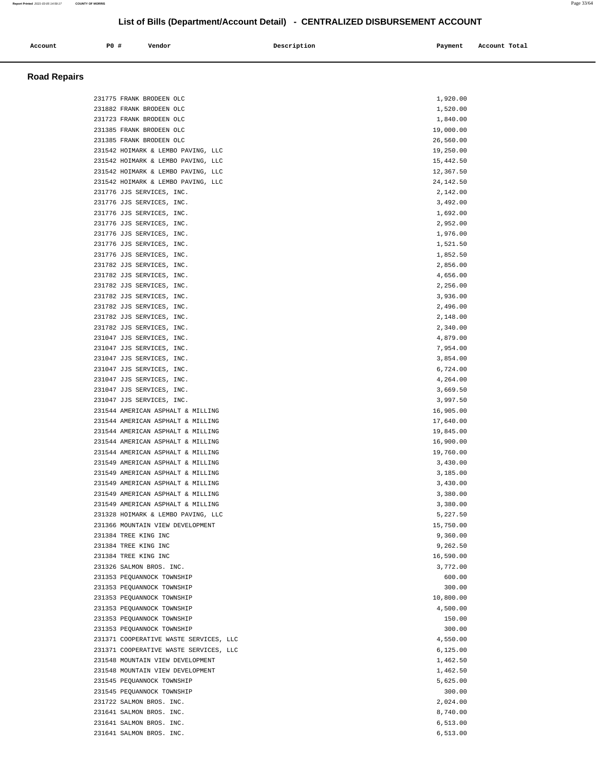## List of Bills (Department/Account Detail) - CENTRALIZED DISBURSEMENT ACCOUNT

| Account | PO # | Vendor | Description | Payment | Account Total |
|---|---|---|---|---|---|

### Road Repairs

| Account | PO # | Vendor | Description | Payment | Account Total |
|---|---|---|---|---|---|
| | 231775 | FRANK BRODEEN OLC | | 1,920.00 | |
| | 231882 | FRANK BRODEEN OLC | | 1,520.00 | |
| | 231723 | FRANK BRODEEN OLC | | 1,840.00 | |
| | 231385 | FRANK BRODEEN OLC | | 19,000.00 | |
| | 231385 | FRANK BRODEEN OLC | | 26,560.00 | |
| | 231542 | HOIMARK & LEMBO PAVING, LLC | | 19,250.00 | |
| | 231542 | HOIMARK & LEMBO PAVING, LLC | | 15,442.50 | |
| | 231542 | HOIMARK & LEMBO PAVING, LLC | | 12,367.50 | |
| | 231542 | HOIMARK & LEMBO PAVING, LLC | | 24,142.50 | |
| | 231776 | JJS SERVICES, INC. | | 2,142.00 | |
| | 231776 | JJS SERVICES, INC. | | 3,492.00 | |
| | 231776 | JJS SERVICES, INC. | | 1,692.00 | |
| | 231776 | JJS SERVICES, INC. | | 2,952.00 | |
| | 231776 | JJS SERVICES, INC. | | 1,976.00 | |
| | 231776 | JJS SERVICES, INC. | | 1,521.50 | |
| | 231776 | JJS SERVICES, INC. | | 1,852.50 | |
| | 231782 | JJS SERVICES, INC. | | 2,856.00 | |
| | 231782 | JJS SERVICES, INC. | | 4,656.00 | |
| | 231782 | JJS SERVICES, INC. | | 2,256.00 | |
| | 231782 | JJS SERVICES, INC. | | 3,936.00 | |
| | 231782 | JJS SERVICES, INC. | | 2,496.00 | |
| | 231782 | JJS SERVICES, INC. | | 2,148.00 | |
| | 231782 | JJS SERVICES, INC. | | 2,340.00 | |
| | 231047 | JJS SERVICES, INC. | | 4,879.00 | |
| | 231047 | JJS SERVICES, INC. | | 7,954.00 | |
| | 231047 | JJS SERVICES, INC. | | 3,854.00 | |
| | 231047 | JJS SERVICES, INC. | | 6,724.00 | |
| | 231047 | JJS SERVICES, INC. | | 4,264.00 | |
| | 231047 | JJS SERVICES, INC. | | 3,669.50 | |
| | 231047 | JJS SERVICES, INC. | | 3,997.50 | |
| | 231544 | AMERICAN ASPHALT & MILLING | | 16,905.00 | |
| | 231544 | AMERICAN ASPHALT & MILLING | | 17,640.00 | |
| | 231544 | AMERICAN ASPHALT & MILLING | | 19,845.00 | |
| | 231544 | AMERICAN ASPHALT & MILLING | | 16,900.00 | |
| | 231544 | AMERICAN ASPHALT & MILLING | | 19,760.00 | |
| | 231549 | AMERICAN ASPHALT & MILLING | | 3,430.00 | |
| | 231549 | AMERICAN ASPHALT & MILLING | | 3,185.00 | |
| | 231549 | AMERICAN ASPHALT & MILLING | | 3,430.00 | |
| | 231549 | AMERICAN ASPHALT & MILLING | | 3,380.00 | |
| | 231549 | AMERICAN ASPHALT & MILLING | | 3,380.00 | |
| | 231328 | HOIMARK & LEMBO PAVING, LLC | | 5,227.50 | |
| | 231366 | MOUNTAIN VIEW DEVELOPMENT | | 15,750.00 | |
| | 231384 | TREE KING INC | | 9,360.00 | |
| | 231384 | TREE KING INC | | 9,262.50 | |
| | 231384 | TREE KING INC | | 16,590.00 | |
| | 231326 | SALMON BROS. INC. | | 3,772.00 | |
| | 231353 | PEQUANNOCK TOWNSHIP | | 600.00 | |
| | 231353 | PEQUANNOCK TOWNSHIP | | 300.00 | |
| | 231353 | PEQUANNOCK TOWNSHIP | | 10,800.00 | |
| | 231353 | PEQUANNOCK TOWNSHIP | | 4,500.00 | |
| | 231353 | PEQUANNOCK TOWNSHIP | | 150.00 | |
| | 231353 | PEQUANNOCK TOWNSHIP | | 300.00 | |
| | 231371 | COOPERATIVE WASTE SERVICES, LLC | | 4,550.00 | |
| | 231371 | COOPERATIVE WASTE SERVICES, LLC | | 6,125.00 | |
| | 231548 | MOUNTAIN VIEW DEVELOPMENT | | 1,462.50 | |
| | 231548 | MOUNTAIN VIEW DEVELOPMENT | | 1,462.50 | |
| | 231545 | PEQUANNOCK TOWNSHIP | | 5,625.00 | |
| | 231545 | PEQUANNOCK TOWNSHIP | | 300.00 | |
| | 231722 | SALMON BROS. INC. | | 2,024.00 | |
| | 231641 | SALMON BROS. INC. | | 8,740.00 | |
| | 231641 | SALMON BROS. INC. | | 6,513.00 | |
| | 231641 | SALMON BROS. INC. | | 6,513.00 | |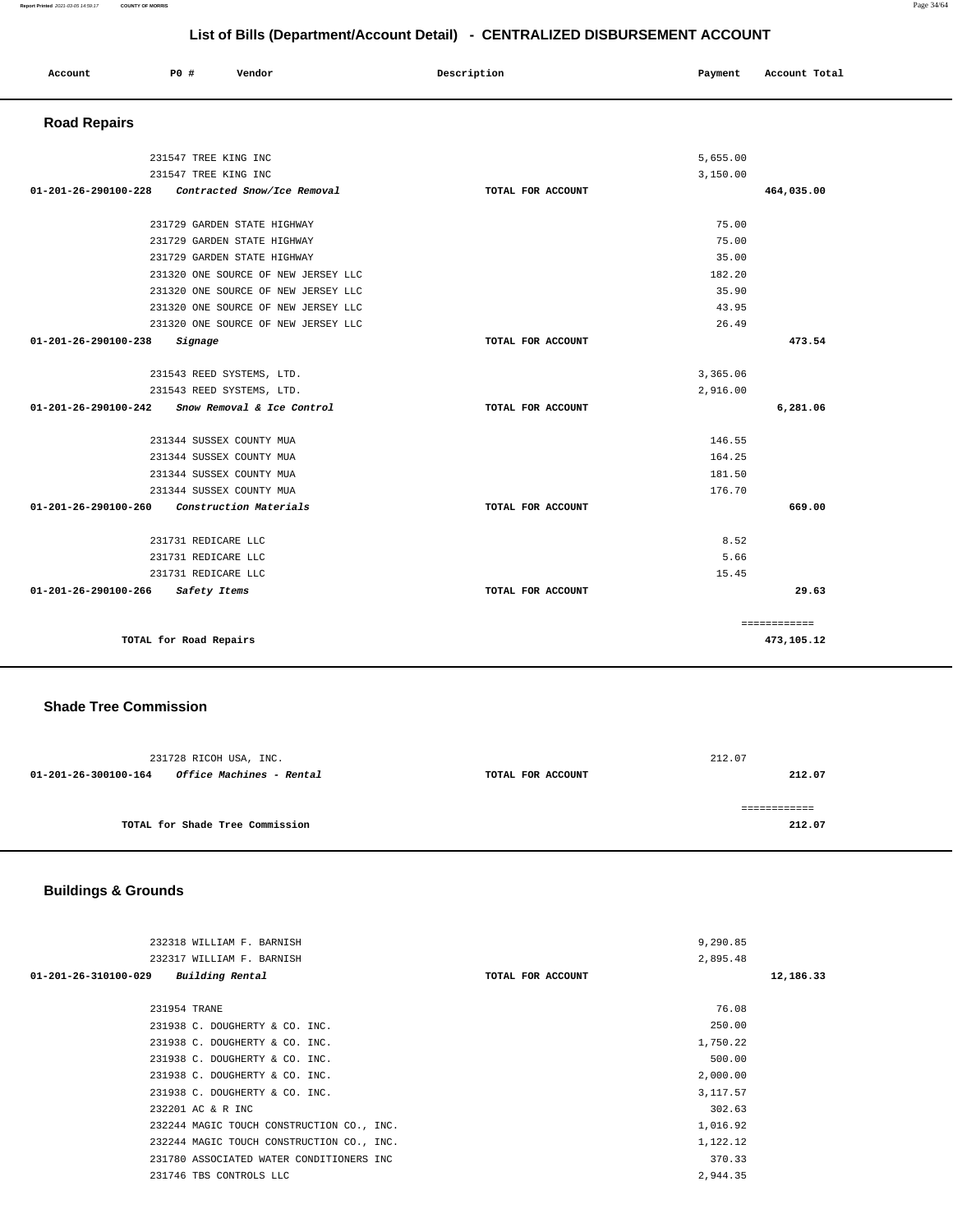## List of Bills (Department/Account Detail) - CENTRALIZED DISBURSEMENT ACCOUNT

| Account | PO # | Vendor | Description | Payment | Account Total |
|---|---|---|---|---|---|

### Road Repairs

| Account | PO # | Vendor | Description | Payment | Account Total |
|---|---|---|---|---|---|
| | 231547 | TREE KING INC | | 5,655.00 | |
| | 231547 | TREE KING INC | | 3,150.00 | |
| 01-201-26-290100-228 | | *Contracted Snow/Ice Removal* | TOTAL FOR ACCOUNT | | 464,035.00 |
| | 231729 | GARDEN STATE HIGHWAY | | 75.00 | |
| | 231729 | GARDEN STATE HIGHWAY | | 75.00 | |
| | 231729 | GARDEN STATE HIGHWAY | | 35.00 | |
| | 231320 | ONE SOURCE OF NEW JERSEY LLC | | 182.20 | |
| | 231320 | ONE SOURCE OF NEW JERSEY LLC | | 35.90 | |
| | 231320 | ONE SOURCE OF NEW JERSEY LLC | | 43.95 | |
| | 231320 | ONE SOURCE OF NEW JERSEY LLC | | 26.49 | |
| 01-201-26-290100-238 | | *Signage* | TOTAL FOR ACCOUNT | | 473.54 |
| | 231543 | REED SYSTEMS, LTD. | | 3,365.06 | |
| | 231543 | REED SYSTEMS, LTD. | | 2,916.00 | |
| 01-201-26-290100-242 | | *Snow Removal & Ice Control* | TOTAL FOR ACCOUNT | | 6,281.06 |
| | 231344 | SUSSEX COUNTY MUA | | 146.55 | |
| | 231344 | SUSSEX COUNTY MUA | | 164.25 | |
| | 231344 | SUSSEX COUNTY MUA | | 181.50 | |
| | 231344 | SUSSEX COUNTY MUA | | 176.70 | |
| 01-201-26-290100-260 | | *Construction Materials* | TOTAL FOR ACCOUNT | | 669.00 |
| | 231731 | REDICARE LLC | | 8.52 | |
| | 231731 | REDICARE LLC | | 5.66 | |
| | 231731 | REDICARE LLC | | 15.45 | |
| 01-201-26-290100-266 | | *Safety Items* | TOTAL FOR ACCOUNT | | 29.63 |
| | | | | | ============ |
| | | TOTAL for Road Repairs | | | 473,105.12 |

### Shade Tree Commission

| Account | PO # | Vendor | Description | Payment | Account Total |
|---|---|---|---|---|---|
| | 231728 | RICOH USA, INC. | | 212.07 | |
| 01-201-26-300100-164 | | *Office Machines - Rental* | TOTAL FOR ACCOUNT | | 212.07 |
| | | | | | ============ |
| | | TOTAL for Shade Tree Commission | | | 212.07 |

### Buildings & Grounds

| Account | PO # | Vendor | Description | Payment | Account Total |
|---|---|---|---|---|---|
| | 232318 | WILLIAM F. BARNISH | | 9,290.85 | |
| | 232317 | WILLIAM F. BARNISH | | 2,895.48 | |
| 01-201-26-310100-029 | | *Building Rental* | TOTAL FOR ACCOUNT | | 12,186.33 |
| | 231954 | TRANE | | 76.08 | |
| | 231938 | C. DOUGHERTY & CO. INC. | | 250.00 | |
| | 231938 | C. DOUGHERTY & CO. INC. | | 1,750.22 | |
| | 231938 | C. DOUGHERTY & CO. INC. | | 500.00 | |
| | 231938 | C. DOUGHERTY & CO. INC. | | 2,000.00 | |
| | 231938 | C. DOUGHERTY & CO. INC. | | 3,117.57 | |
| | 232201 | AC & R INC | | 302.63 | |
| | 232244 | MAGIC TOUCH CONSTRUCTION CO., INC. | | 1,016.92 | |
| | 232244 | MAGIC TOUCH CONSTRUCTION CO., INC. | | 1,122.12 | |
| | 231780 | ASSOCIATED WATER CONDITIONERS INC | | 370.33 | |
| | 231746 | TBS CONTROLS LLC | | 2,944.35 | |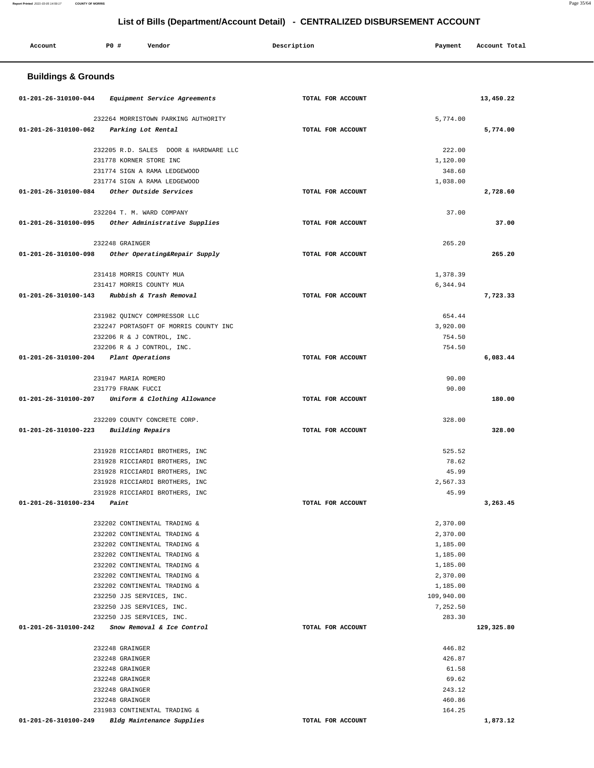# List of Bills (Department/Account Detail) - CENTRALIZED DISBURSEMENT ACCOUNT

| Account | PO # | Vendor | Description | Payment | Account Total |
|---|---|---|---|---|---|

## Buildings & Grounds

| Account | PO # | Vendor | Description | Payment | Account Total |
|---|---|---|---|---|---|
| 01-201-26-310100-044 | | *Equipment Service Agreements* | TOTAL FOR ACCOUNT | | 13,450.22 |
| | 232264 | MORRISTOWN PARKING AUTHORITY | | 5,774.00 | |
| 01-201-26-310100-062 | | *Parking Lot Rental* | TOTAL FOR ACCOUNT | | 5,774.00 |
| | 232205 | R.D. SALES DOOR & HARDWARE LLC | | 222.00 | |
| | 231778 | KORNER STORE INC | | 1,120.00 | |
| | 231774 | SIGN A RAMA LEDGEWOOD | | 348.60 | |
| | 231774 | SIGN A RAMA LEDGEWOOD | | 1,038.00 | |
| 01-201-26-310100-084 | | *Other Outside Services* | TOTAL FOR ACCOUNT | | 2,728.60 |
| | 232204 | T. M. WARD COMPANY | | 37.00 | |
| 01-201-26-310100-095 | | *Other Administrative Supplies* | TOTAL FOR ACCOUNT | | 37.00 |
| | 232248 | GRAINGER | | 265.20 | |
| 01-201-26-310100-098 | | *Other Operating&Repair Supply* | TOTAL FOR ACCOUNT | | 265.20 |
| | 231418 | MORRIS COUNTY MUA | | 1,378.39 | |
| | 231417 | MORRIS COUNTY MUA | | 6,344.94 | |
| 01-201-26-310100-143 | | *Rubbish & Trash Removal* | TOTAL FOR ACCOUNT | | 7,723.33 |
| | 231982 | QUINCY COMPRESSOR LLC | | 654.44 | |
| | 232247 | PORTASOFT OF MORRIS COUNTY INC | | 3,920.00 | |
| | 232206 | R & J CONTROL, INC. | | 754.50 | |
| | 232206 | R & J CONTROL, INC. | | 754.50 | |
| 01-201-26-310100-204 | | *Plant Operations* | TOTAL FOR ACCOUNT | | 6,083.44 |
| | 231947 | MARIA ROMERO | | 90.00 | |
| | 231779 | FRANK FUCCI | | 90.00 | |
| 01-201-26-310100-207 | | *Uniform & Clothing Allowance* | TOTAL FOR ACCOUNT | | 180.00 |
| | 232209 | COUNTY CONCRETE CORP. | | 328.00 | |
| 01-201-26-310100-223 | | *Building Repairs* | TOTAL FOR ACCOUNT | | 328.00 |
| | 231928 | RICCIARDI BROTHERS, INC | | 525.52 | |
| | 231928 | RICCIARDI BROTHERS, INC | | 78.62 | |
| | 231928 | RICCIARDI BROTHERS, INC | | 45.99 | |
| | 231928 | RICCIARDI BROTHERS, INC | | 2,567.33 | |
| | 231928 | RICCIARDI BROTHERS, INC | | 45.99 | |
| 01-201-26-310100-234 | | *Paint* | TOTAL FOR ACCOUNT | | 3,263.45 |
| | 232202 | CONTINENTAL TRADING & | | 2,370.00 | |
| | 232202 | CONTINENTAL TRADING & | | 2,370.00 | |
| | 232202 | CONTINENTAL TRADING & | | 1,185.00 | |
| | 232202 | CONTINENTAL TRADING & | | 1,185.00 | |
| | 232202 | CONTINENTAL TRADING & | | 1,185.00 | |
| | 232202 | CONTINENTAL TRADING & | | 2,370.00 | |
| | 232202 | CONTINENTAL TRADING & | | 1,185.00 | |
| | 232250 | JJS SERVICES, INC. | | 109,940.00 | |
| | 232250 | JJS SERVICES, INC. | | 7,252.50 | |
| | 232250 | JJS SERVICES, INC. | | 283.30 | |
| 01-201-26-310100-242 | | *Snow Removal & Ice Control* | TOTAL FOR ACCOUNT | | 129,325.80 |
| | 232248 | GRAINGER | | 446.82 | |
| | 232248 | GRAINGER | | 426.87 | |
| | 232248 | GRAINGER | | 61.58 | |
| | 232248 | GRAINGER | | 69.62 | |
| | 232248 | GRAINGER | | 243.12 | |
| | 232248 | GRAINGER | | 460.86 | |
| | 231983 | CONTINENTAL TRADING & | | 164.25 | |
| 01-201-26-310100-249 | | *Bldg Maintenance Supplies* | TOTAL FOR ACCOUNT | | 1,873.12 |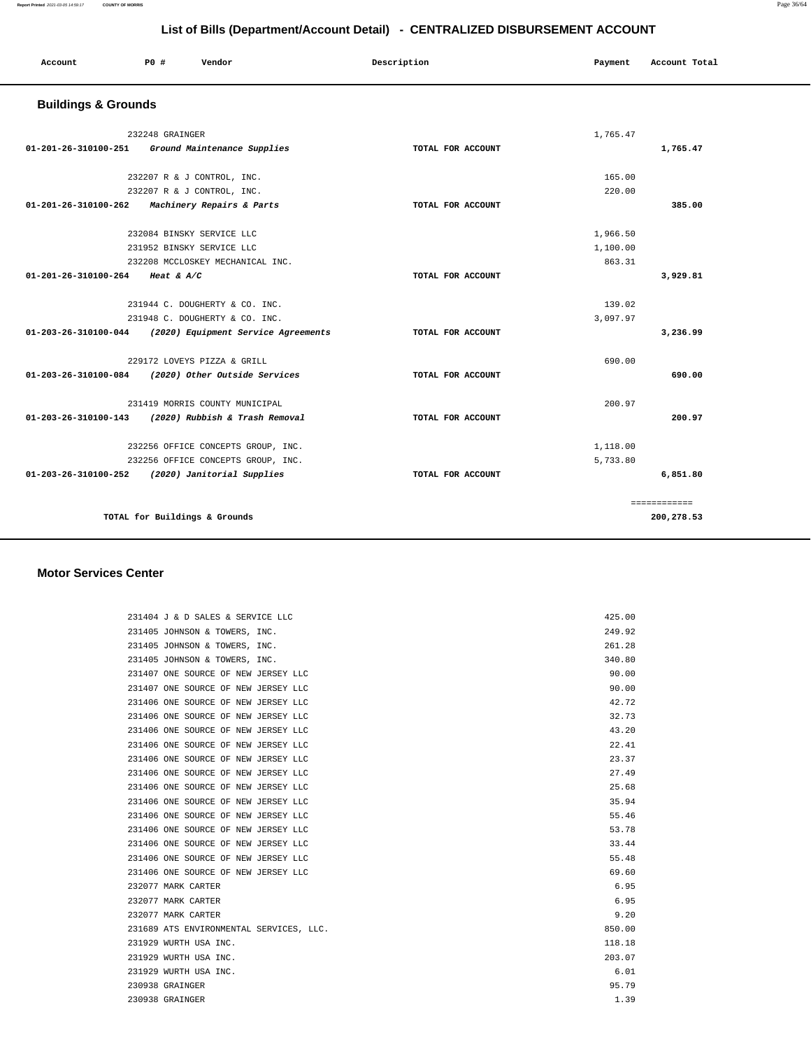## List of Bills (Department/Account Detail) - CENTRALIZED DISBURSEMENT ACCOUNT

| Account | PO # | Vendor | Description | Payment | Account Total |
|---|---|---|---|---|---|

### Buildings & Grounds

| Account | PO # | Vendor | Description | Payment | Account Total |
|---|---|---|---|---|---|
| | 232248 | GRAINGER | | 1,765.47 | |
| **01-201-26-310100-251** | | *Ground Maintenance Supplies* | TOTAL FOR ACCOUNT | | **1,765.47** |
| | 232207 | R & J CONTROL, INC. | | 165.00 | |
| | 232207 | R & J CONTROL, INC. | | 220.00 | |
| **01-201-26-310100-262** | | *Machinery Repairs & Parts* | TOTAL FOR ACCOUNT | | **385.00** |
| | 232084 | BINSKY SERVICE LLC | | 1,966.50 | |
| | 231952 | BINSKY SERVICE LLC | | 1,100.00 | |
| | 232208 | MCCLOSKEY MECHANICAL INC. | | 863.31 | |
| **01-201-26-310100-264** | | *Heat & A/C* | TOTAL FOR ACCOUNT | | **3,929.81** |
| | 231944 | C. DOUGHERTY & CO. INC. | | 139.02 | |
| | 231948 | C. DOUGHERTY & CO. INC. | | 3,097.97 | |
| **01-203-26-310100-044** | | *(2020) Equipment Service Agreements* | TOTAL FOR ACCOUNT | | **3,236.99** |
| | 229172 | LOVEYS PIZZA & GRILL | | 690.00 | |
| **01-203-26-310100-084** | | *(2020) Other Outside Services* | TOTAL FOR ACCOUNT | | **690.00** |
| | 231419 | MORRIS COUNTY MUNICIPAL | | 200.97 | |
| **01-203-26-310100-143** | | *(2020) Rubbish & Trash Removal* | TOTAL FOR ACCOUNT | | **200.97** |
| | 232256 | OFFICE CONCEPTS GROUP, INC. | | 1,118.00 | |
| | 232256 | OFFICE CONCEPTS GROUP, INC. | | 5,733.80 | |
| **01-203-26-310100-252** | | *(2020) Janitorial Supplies* | TOTAL FOR ACCOUNT | | **6,851.80** |
| | | | | | ============ |
| | | **TOTAL for Buildings & Grounds** | | | **200,278.53** |

### Motor Services Center

| Account | PO # | Vendor | Description | Payment | Account Total |
|---|---|---|---|---|---|
| | 231404 | J & D SALES & SERVICE LLC | | 425.00 | |
| | 231405 | JOHNSON & TOWERS, INC. | | 249.92 | |
| | 231405 | JOHNSON & TOWERS, INC. | | 261.28 | |
| | 231405 | JOHNSON & TOWERS, INC. | | 340.80 | |
| | 231407 | ONE SOURCE OF NEW JERSEY LLC | | 90.00 | |
| | 231407 | ONE SOURCE OF NEW JERSEY LLC | | 90.00 | |
| | 231406 | ONE SOURCE OF NEW JERSEY LLC | | 42.72 | |
| | 231406 | ONE SOURCE OF NEW JERSEY LLC | | 32.73 | |
| | 231406 | ONE SOURCE OF NEW JERSEY LLC | | 43.20 | |
| | 231406 | ONE SOURCE OF NEW JERSEY LLC | | 22.41 | |
| | 231406 | ONE SOURCE OF NEW JERSEY LLC | | 23.37 | |
| | 231406 | ONE SOURCE OF NEW JERSEY LLC | | 27.49 | |
| | 231406 | ONE SOURCE OF NEW JERSEY LLC | | 25.68 | |
| | 231406 | ONE SOURCE OF NEW JERSEY LLC | | 35.94 | |
| | 231406 | ONE SOURCE OF NEW JERSEY LLC | | 55.46 | |
| | 231406 | ONE SOURCE OF NEW JERSEY LLC | | 53.78 | |
| | 231406 | ONE SOURCE OF NEW JERSEY LLC | | 33.44 | |
| | 231406 | ONE SOURCE OF NEW JERSEY LLC | | 55.48 | |
| | 231406 | ONE SOURCE OF NEW JERSEY LLC | | 69.60 | |
| | 232077 | MARK CARTER | | 6.95 | |
| | 232077 | MARK CARTER | | 6.95 | |
| | 232077 | MARK CARTER | | 9.20 | |
| | 231689 | ATS ENVIRONMENTAL SERVICES, LLC. | | 850.00 | |
| | 231929 | WURTH USA INC. | | 118.18 | |
| | 231929 | WURTH USA INC. | | 203.07 | |
| | 231929 | WURTH USA INC. | | 6.01 | |
| | 230938 | GRAINGER | | 95.79 | |
| | 230938 | GRAINGER | | 1.39 | |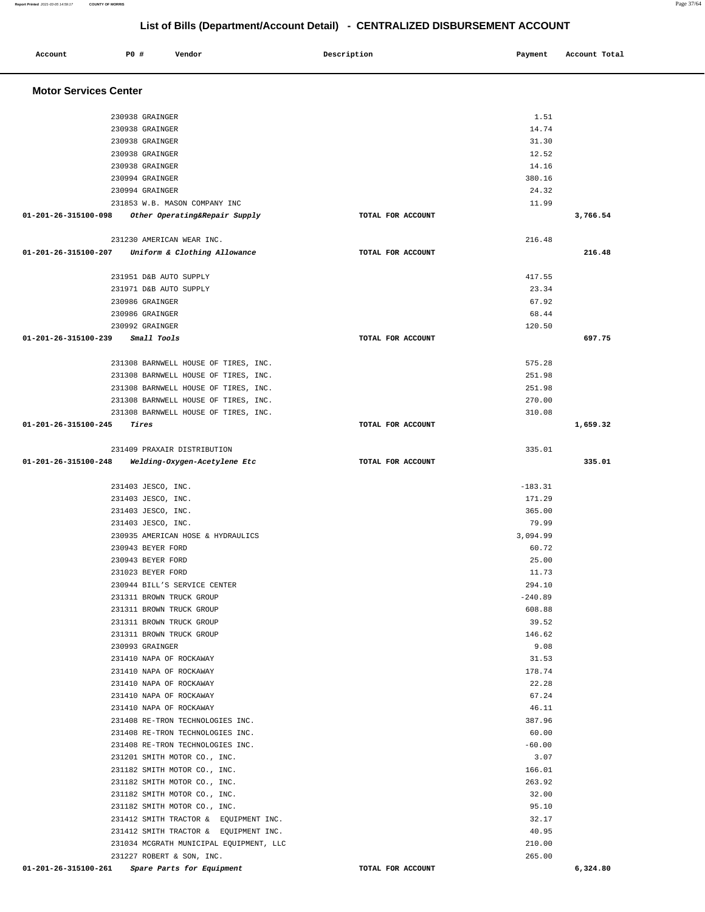## List of Bills (Department/Account Detail) - CENTRALIZED DISBURSEMENT ACCOUNT

| Account | PO # | Vendor | Description | Payment | Account Total |
|---|---|---|---|---|---|

### Motor Services Center

| Account | PO # | Vendor | Description | Payment | Account Total |
|---|---|---|---|---|---|
| | 230938 | GRAINGER | | 1.51 | |
| | 230938 | GRAINGER | | 14.74 | |
| | 230938 | GRAINGER | | 31.30 | |
| | 230938 | GRAINGER | | 12.52 | |
| | 230938 | GRAINGER | | 14.16 | |
| | 230994 | GRAINGER | | 380.16 | |
| | 230994 | GRAINGER | | 24.32 | |
| | 231853 | W.B. MASON COMPANY INC | | 11.99 | |
| **01-201-26-315100-098** | | *Other Operating&Repair Supply* | TOTAL FOR ACCOUNT | | **3,766.54** |
| | 231230 | AMERICAN WEAR INC. | | 216.48 | |
| **01-201-26-315100-207** | | *Uniform & Clothing Allowance* | TOTAL FOR ACCOUNT | | **216.48** |
| | 231951 | D&B AUTO SUPPLY | | 417.55 | |
| | 231971 | D&B AUTO SUPPLY | | 23.34 | |
| | 230986 | GRAINGER | | 67.92 | |
| | 230986 | GRAINGER | | 68.44 | |
| | 230992 | GRAINGER | | 120.50 | |
| **01-201-26-315100-239** | | *Small Tools* | TOTAL FOR ACCOUNT | | **697.75** |
| | 231308 | BARNWELL HOUSE OF TIRES, INC. | | 575.28 | |
| | 231308 | BARNWELL HOUSE OF TIRES, INC. | | 251.98 | |
| | 231308 | BARNWELL HOUSE OF TIRES, INC. | | 251.98 | |
| | 231308 | BARNWELL HOUSE OF TIRES, INC. | | 270.00 | |
| | 231308 | BARNWELL HOUSE OF TIRES, INC. | | 310.08 | |
| **01-201-26-315100-245** | | *Tires* | TOTAL FOR ACCOUNT | | **1,659.32** |
| | 231409 | PRAXAIR DISTRIBUTION | | 335.01 | |
| **01-201-26-315100-248** | | *Welding-Oxygen-Acetylene Etc* | TOTAL FOR ACCOUNT | | **335.01** |
| | 231403 | JESCO, INC. | | -183.31 | |
| | 231403 | JESCO, INC. | | 171.29 | |
| | 231403 | JESCO, INC. | | 365.00 | |
| | 231403 | JESCO, INC. | | 79.99 | |
| | 230935 | AMERICAN HOSE & HYDRAULICS | | 3,094.99 | |
| | 230943 | BEYER FORD | | 60.72 | |
| | 230943 | BEYER FORD | | 25.00 | |
| | 231023 | BEYER FORD | | 11.73 | |
| | 230944 | BILL'S SERVICE CENTER | | 294.10 | |
| | 231311 | BROWN TRUCK GROUP | | -240.89 | |
| | 231311 | BROWN TRUCK GROUP | | 608.88 | |
| | 231311 | BROWN TRUCK GROUP | | 39.52 | |
| | 231311 | BROWN TRUCK GROUP | | 146.62 | |
| | 230993 | GRAINGER | | 9.08 | |
| | 231410 | NAPA OF ROCKAWAY | | 31.53 | |
| | 231410 | NAPA OF ROCKAWAY | | 178.74 | |
| | 231410 | NAPA OF ROCKAWAY | | 22.28 | |
| | 231410 | NAPA OF ROCKAWAY | | 67.24 | |
| | 231410 | NAPA OF ROCKAWAY | | 46.11 | |
| | 231408 | RE-TRON TECHNOLOGIES INC. | | 387.96 | |
| | 231408 | RE-TRON TECHNOLOGIES INC. | | 60.00 | |
| | 231408 | RE-TRON TECHNOLOGIES INC. | | -60.00 | |
| | 231201 | SMITH MOTOR CO., INC. | | 3.07 | |
| | 231182 | SMITH MOTOR CO., INC. | | 166.01 | |
| | 231182 | SMITH MOTOR CO., INC. | | 263.92 | |
| | 231182 | SMITH MOTOR CO., INC. | | 32.00 | |
| | 231182 | SMITH MOTOR CO., INC. | | 95.10 | |
| | 231412 | SMITH TRACTOR & EQUIPMENT INC. | | 32.17 | |
| | 231412 | SMITH TRACTOR & EQUIPMENT INC. | | 40.95 | |
| | 231034 | MCGRATH MUNICIPAL EQUIPMENT, LLC | | 210.00 | |
| | 231227 | ROBERT & SON, INC. | | 265.00 | |
| **01-201-26-315100-261** | | *Spare Parts for Equipment* | TOTAL FOR ACCOUNT | | **6,324.80** |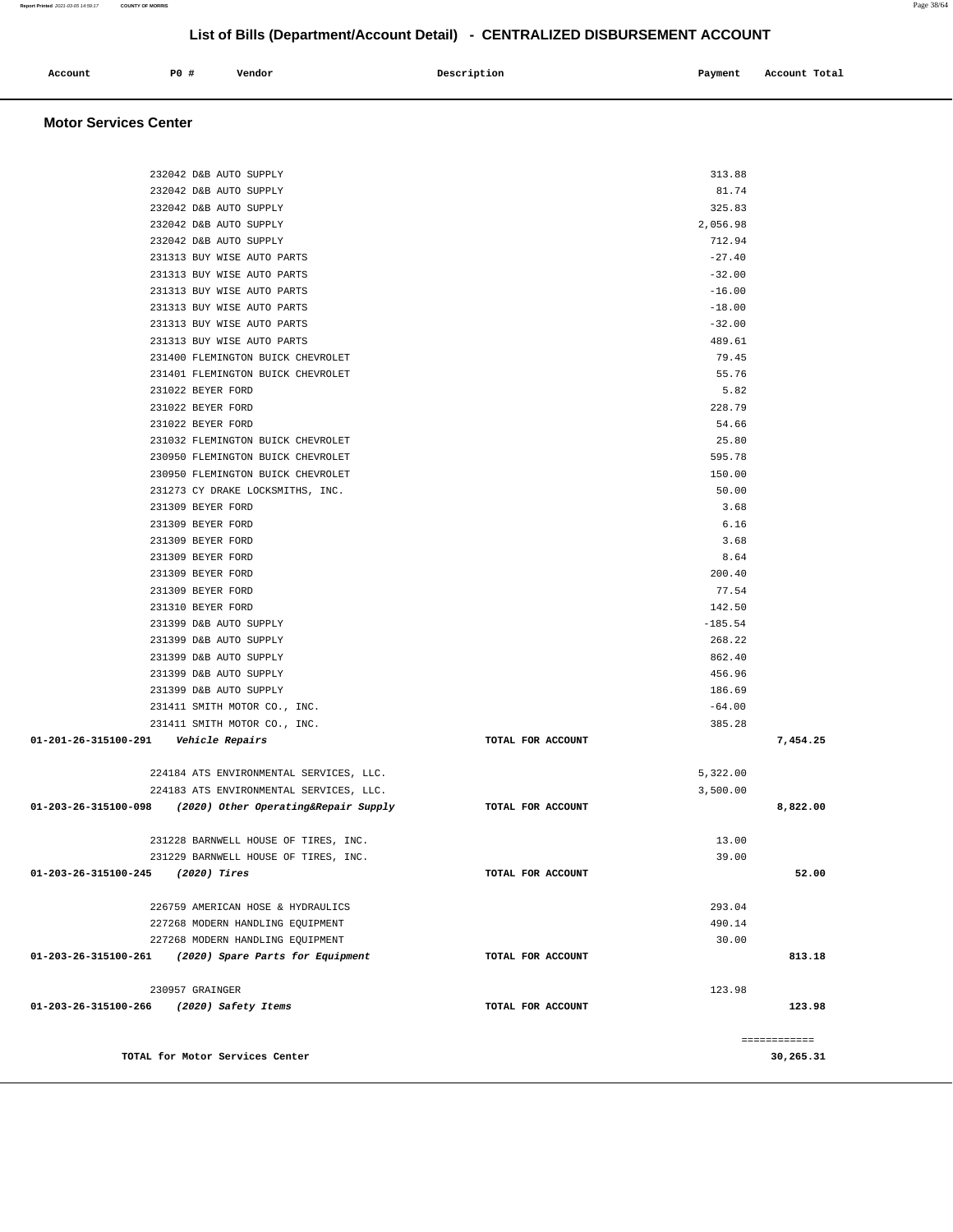# List of Bills (Department/Account Detail) - CENTRALIZED DISBURSEMENT ACCOUNT

| Account | PO # | Vendor | Description | Payment | Account Total |
|---|---|---|---|---|---|

## Motor Services Center

| Account | PO # | Vendor | Description | Payment | Account Total |
|---|---|---|---|---|---|
| | 232042 | D&B AUTO SUPPLY | | 313.88 | |
| | 232042 | D&B AUTO SUPPLY | | 81.74 | |
| | 232042 | D&B AUTO SUPPLY | | 325.83 | |
| | 232042 | D&B AUTO SUPPLY | | 2,056.98 | |
| | 232042 | D&B AUTO SUPPLY | | 712.94 | |
| | 231313 | BUY WISE AUTO PARTS | | -27.40 | |
| | 231313 | BUY WISE AUTO PARTS | | -32.00 | |
| | 231313 | BUY WISE AUTO PARTS | | -16.00 | |
| | 231313 | BUY WISE AUTO PARTS | | -18.00 | |
| | 231313 | BUY WISE AUTO PARTS | | -32.00 | |
| | 231313 | BUY WISE AUTO PARTS | | 489.61 | |
| | 231400 | FLEMINGTON BUICK CHEVROLET | | 79.45 | |
| | 231401 | FLEMINGTON BUICK CHEVROLET | | 55.76 | |
| | 231022 | BEYER FORD | | 5.82 | |
| | 231022 | BEYER FORD | | 228.79 | |
| | 231022 | BEYER FORD | | 54.66 | |
| | 231032 | FLEMINGTON BUICK CHEVROLET | | 25.80 | |
| | 230950 | FLEMINGTON BUICK CHEVROLET | | 595.78 | |
| | 230950 | FLEMINGTON BUICK CHEVROLET | | 150.00 | |
| | 231273 | CY DRAKE LOCKSMITHS, INC. | | 50.00 | |
| | 231309 | BEYER FORD | | 3.68 | |
| | 231309 | BEYER FORD | | 6.16 | |
| | 231309 | BEYER FORD | | 3.68 | |
| | 231309 | BEYER FORD | | 8.64 | |
| | 231309 | BEYER FORD | | 200.40 | |
| | 231309 | BEYER FORD | | 77.54 | |
| | 231310 | BEYER FORD | | 142.50 | |
| | 231399 | D&B AUTO SUPPLY | | -185.54 | |
| | 231399 | D&B AUTO SUPPLY | | 268.22 | |
| | 231399 | D&B AUTO SUPPLY | | 862.40 | |
| | 231399 | D&B AUTO SUPPLY | | 456.96 | |
| | 231399 | D&B AUTO SUPPLY | | 186.69 | |
| | 231411 | SMITH MOTOR CO., INC. | | -64.00 | |
| | 231411 | SMITH MOTOR CO., INC. | | 385.28 | |
| **01-201-26-315100-291** | | ***Vehicle Repairs*** | **TOTAL FOR ACCOUNT** | | **7,454.25** |
| | 224184 | ATS ENVIRONMENTAL SERVICES, LLC. | | 5,322.00 | |
| | 224183 | ATS ENVIRONMENTAL SERVICES, LLC. | | 3,500.00 | |
| **01-203-26-315100-098** | | ***(2020) Other Operating&Repair Supply*** | **TOTAL FOR ACCOUNT** | | **8,822.00** |
| | 231228 | BARNWELL HOUSE OF TIRES, INC. | | 13.00 | |
| | 231229 | BARNWELL HOUSE OF TIRES, INC. | | 39.00 | |
| **01-203-26-315100-245** | | ***(2020) Tires*** | **TOTAL FOR ACCOUNT** | | **52.00** |
| | 226759 | AMERICAN HOSE & HYDRAULICS | | 293.04 | |
| | 227268 | MODERN HANDLING EQUIPMENT | | 490.14 | |
| | 227268 | MODERN HANDLING EQUIPMENT | | 30.00 | |
| **01-203-26-315100-261** | | ***(2020) Spare Parts for Equipment*** | **TOTAL FOR ACCOUNT** | | **813.18** |
| | 230957 | GRAINGER | | 123.98 | |
| **01-203-26-315100-266** | | ***(2020) Safety Items*** | **TOTAL FOR ACCOUNT** | | **123.98** |
| | | | | | ============ |
| | | **TOTAL for Motor Services Center** | | | **30,265.31** |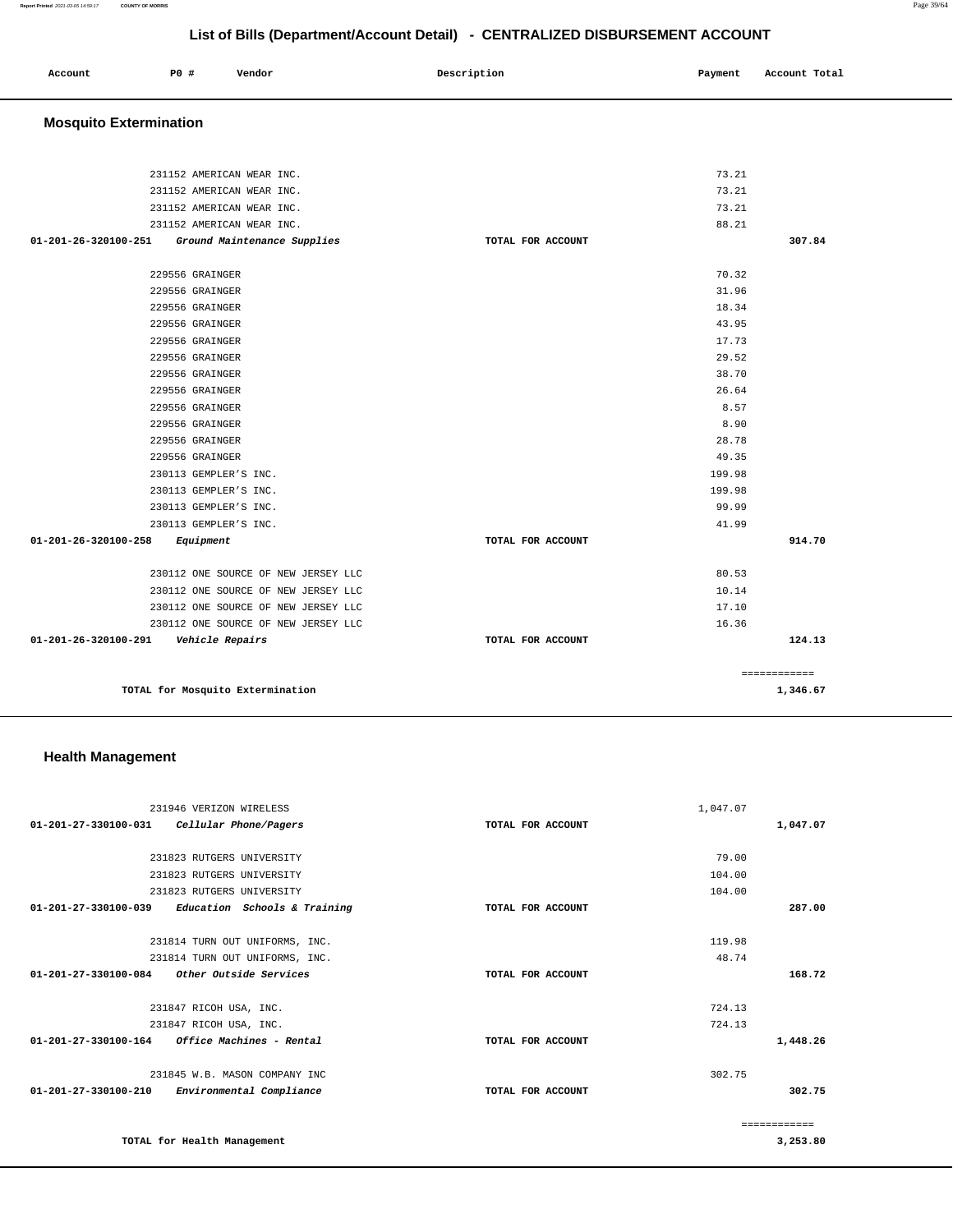# List of Bills (Department/Account Detail) - CENTRALIZED DISBURSEMENT ACCOUNT

## Mosquito Extermination

| Account | PO # | Vendor | Description | Payment | Account Total |
|---|---|---|---|---|---|
| | 231152 | AMERICAN WEAR INC. | | 73.21 | |
| | 231152 | AMERICAN WEAR INC. | | 73.21 | |
| | 231152 | AMERICAN WEAR INC. | | 73.21 | |
| | 231152 | AMERICAN WEAR INC. | | 88.21 | |
| **01-201-26-320100-251** | | ***Ground Maintenance Supplies*** | **TOTAL FOR ACCOUNT** | | **307.84** |
| | 229556 | GRAINGER | | 70.32 | |
| | 229556 | GRAINGER | | 31.96 | |
| | 229556 | GRAINGER | | 18.34 | |
| | 229556 | GRAINGER | | 43.95 | |
| | 229556 | GRAINGER | | 17.73 | |
| | 229556 | GRAINGER | | 29.52 | |
| | 229556 | GRAINGER | | 38.70 | |
| | 229556 | GRAINGER | | 26.64 | |
| | 229556 | GRAINGER | | 8.57 | |
| | 229556 | GRAINGER | | 8.90 | |
| | 229556 | GRAINGER | | 28.78 | |
| | 229556 | GRAINGER | | 49.35 | |
| | 230113 | GEMPLER'S INC. | | 199.98 | |
| | 230113 | GEMPLER'S INC. | | 199.98 | |
| | 230113 | GEMPLER'S INC. | | 99.99 | |
| | 230113 | GEMPLER'S INC. | | 41.99 | |
| **01-201-26-320100-258** | | ***Equipment*** | **TOTAL FOR ACCOUNT** | | **914.70** |
| | 230112 | ONE SOURCE OF NEW JERSEY LLC | | 80.53 | |
| | 230112 | ONE SOURCE OF NEW JERSEY LLC | | 10.14 | |
| | 230112 | ONE SOURCE OF NEW JERSEY LLC | | 17.10 | |
| | 230112 | ONE SOURCE OF NEW JERSEY LLC | | 16.36 | |
| **01-201-26-320100-291** | | ***Vehicle Repairs*** | **TOTAL FOR ACCOUNT** | | **124.13** |
| | | | | | ============ |
| | **TOTAL for Mosquito Extermination** | | | | **1,346.67** |

## Health Management

| Account | PO # | Vendor | Description | Payment | Account Total |
|---|---|---|---|---|---|
| | 231946 | VERIZON WIRELESS | | 1,047.07 | |
| **01-201-27-330100-031** | | ***Cellular Phone/Pagers*** | **TOTAL FOR ACCOUNT** | | **1,047.07** |
| | 231823 | RUTGERS UNIVERSITY | | 79.00 | |
| | 231823 | RUTGERS UNIVERSITY | | 104.00 | |
| | 231823 | RUTGERS UNIVERSITY | | 104.00 | |
| **01-201-27-330100-039** | | ***Education Schools & Training*** | **TOTAL FOR ACCOUNT** | | **287.00** |
| | 231814 | TURN OUT UNIFORMS, INC. | | 119.98 | |
| | 231814 | TURN OUT UNIFORMS, INC. | | 48.74 | |
| **01-201-27-330100-084** | | ***Other Outside Services*** | **TOTAL FOR ACCOUNT** | | **168.72** |
| | 231847 | RICOH USA, INC. | | 724.13 | |
| | 231847 | RICOH USA, INC. | | 724.13 | |
| **01-201-27-330100-164** | | ***Office Machines - Rental*** | **TOTAL FOR ACCOUNT** | | **1,448.26** |
| | 231845 | W.B. MASON COMPANY INC | | 302.75 | |
| **01-201-27-330100-210** | | ***Environmental Compliance*** | **TOTAL FOR ACCOUNT** | | **302.75** |
| | | | | | ============ |
| | **TOTAL for Health Management** | | | | **3,253.80** |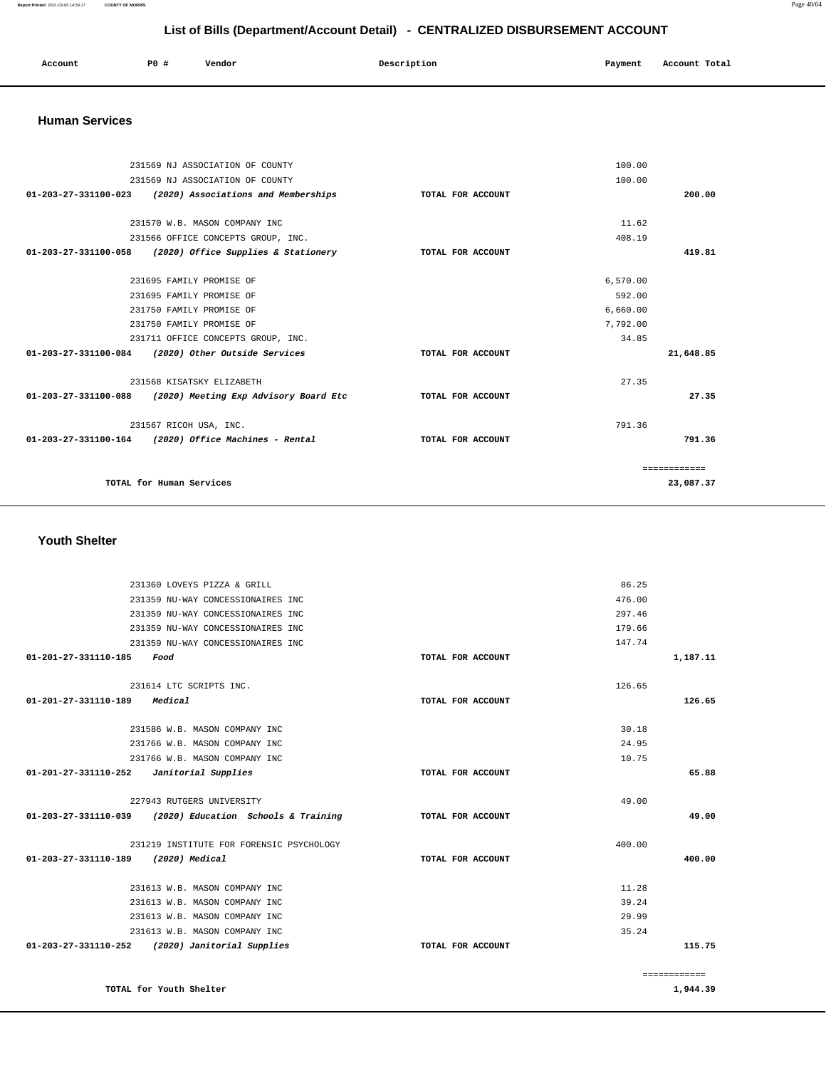# List of Bills (Department/Account Detail) - CENTRALIZED DISBURSEMENT ACCOUNT

| Account | PO # | Vendor | Description | Payment | Account Total |
| --- | --- | --- | --- | --- | --- |

## Human Services

| Account | PO # | Vendor | Description | Payment | Account Total |
| --- | --- | --- | --- | --- | --- |
| | 231569 | NJ ASSOCIATION OF COUNTY | | 100.00 | |
| | 231569 | NJ ASSOCIATION OF COUNTY | | 100.00 | |
| 01-203-27-331100-023 | | *(2020) Associations and Memberships* | TOTAL FOR ACCOUNT | | 200.00 |
| | 231570 | W.B. MASON COMPANY INC | | 11.62 | |
| | 231566 | OFFICE CONCEPTS GROUP, INC. | | 408.19 | |
| 01-203-27-331100-058 | | *(2020) Office Supplies & Stationery* | TOTAL FOR ACCOUNT | | 419.81 |
| | 231695 | FAMILY PROMISE OF | | 6,570.00 | |
| | 231695 | FAMILY PROMISE OF | | 592.00 | |
| | 231750 | FAMILY PROMISE OF | | 6,660.00 | |
| | 231750 | FAMILY PROMISE OF | | 7,792.00 | |
| | 231711 | OFFICE CONCEPTS GROUP, INC. | | 34.85 | |
| 01-203-27-331100-084 | | *(2020) Other Outside Services* | TOTAL FOR ACCOUNT | | 21,648.85 |
| | 231568 | KISATSKY ELIZABETH | | 27.35 | |
| 01-203-27-331100-088 | | *(2020) Meeting Exp Advisory Board Etc* | TOTAL FOR ACCOUNT | | 27.35 |
| | 231567 | RICOH USA, INC. | | 791.36 | |
| 01-203-27-331100-164 | | *(2020) Office Machines - Rental* | TOTAL FOR ACCOUNT | | 791.36 |
| | | | | | ============ |
| | | TOTAL for Human Services | | | 23,087.37 |

## Youth Shelter

| Account | PO # | Vendor | Description | Payment | Account Total |
| --- | --- | --- | --- | --- | --- |
| | 231360 | LOVEYS PIZZA & GRILL | | 86.25 | |
| | 231359 | NU-WAY CONCESSIONAIRES INC | | 476.00 | |
| | 231359 | NU-WAY CONCESSIONAIRES INC | | 297.46 | |
| | 231359 | NU-WAY CONCESSIONAIRES INC | | 179.66 | |
| | 231359 | NU-WAY CONCESSIONAIRES INC | | 147.74 | |
| 01-201-27-331110-185 | | *Food* | TOTAL FOR ACCOUNT | | 1,187.11 |
| | 231614 | LTC SCRIPTS INC. | | 126.65 | |
| 01-201-27-331110-189 | | *Medical* | TOTAL FOR ACCOUNT | | 126.65 |
| | 231586 | W.B. MASON COMPANY INC | | 30.18 | |
| | 231766 | W.B. MASON COMPANY INC | | 24.95 | |
| | 231766 | W.B. MASON COMPANY INC | | 10.75 | |
| 01-201-27-331110-252 | | *Janitorial Supplies* | TOTAL FOR ACCOUNT | | 65.88 |
| | 227943 | RUTGERS UNIVERSITY | | 49.00 | |
| 01-203-27-331110-039 | | *(2020) Education Schools & Training* | TOTAL FOR ACCOUNT | | 49.00 |
| | 231219 | INSTITUTE FOR FORENSIC PSYCHOLOGY | | 400.00 | |
| 01-203-27-331110-189 | | *(2020) Medical* | TOTAL FOR ACCOUNT | | 400.00 |
| | 231613 | W.B. MASON COMPANY INC | | 11.28 | |
| | 231613 | W.B. MASON COMPANY INC | | 39.24 | |
| | 231613 | W.B. MASON COMPANY INC | | 29.99 | |
| | 231613 | W.B. MASON COMPANY INC | | 35.24 | |
| 01-203-27-331110-252 | | *(2020) Janitorial Supplies* | TOTAL FOR ACCOUNT | | 115.75 |
| | | | | | ============ |
| | | TOTAL for Youth Shelter | | | 1,944.39 |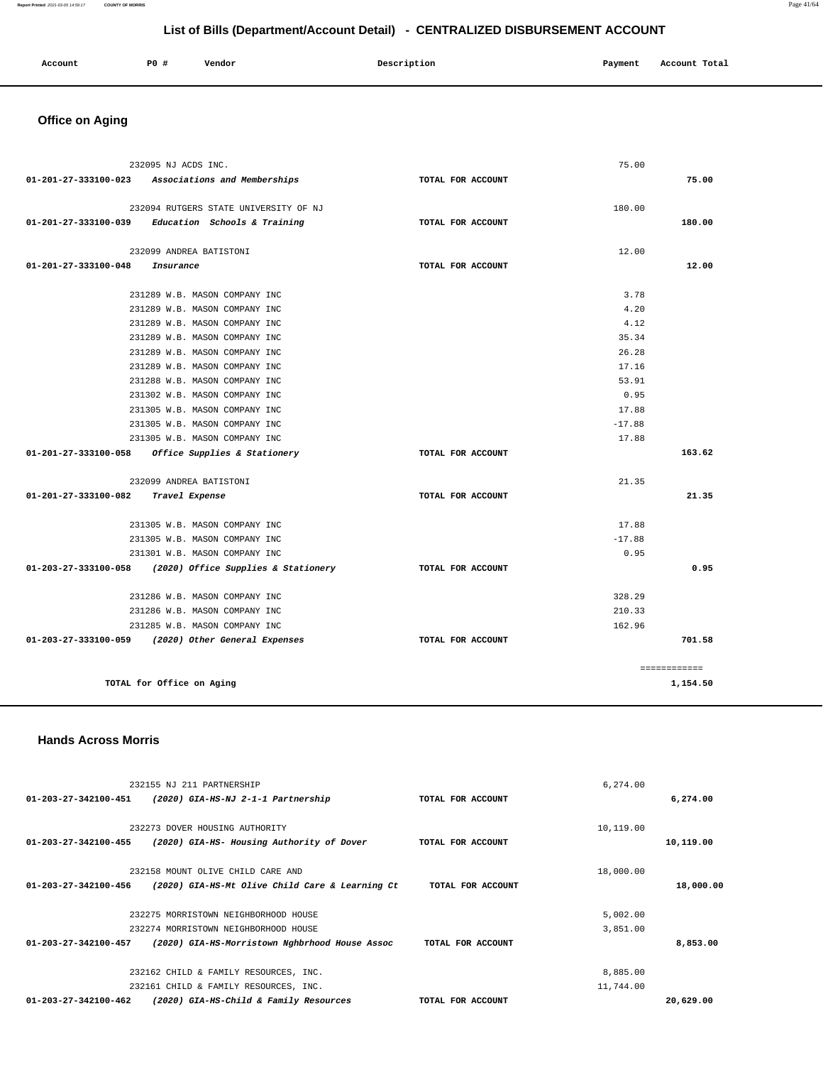## List of Bills (Department/Account Detail) - CENTRALIZED DISBURSEMENT ACCOUNT

| Account | PO # | Vendor | Description | Payment | Account Total |
|---|---|---|---|---|---|

### Office on Aging

| Account | PO # | Vendor | Description | Payment | Account Total |
|---|---|---|---|---|---|
| | 232095 | NJ ACDS INC. | | 75.00 | |
| 01-201-27-333100-023 | | *Associations and Memberships* | TOTAL FOR ACCOUNT | | 75.00 |
| | 232094 | RUTGERS STATE UNIVERSITY OF NJ | | 180.00 | |
| 01-201-27-333100-039 | | *Education Schools & Training* | TOTAL FOR ACCOUNT | | 180.00 |
| | 232099 | ANDREA BATISTONI | | 12.00 | |
| 01-201-27-333100-048 | | *Insurance* | TOTAL FOR ACCOUNT | | 12.00 |
| | 231289 | W.B. MASON COMPANY INC | | 3.78 | |
| | 231289 | W.B. MASON COMPANY INC | | 4.20 | |
| | 231289 | W.B. MASON COMPANY INC | | 4.12 | |
| | 231289 | W.B. MASON COMPANY INC | | 35.34 | |
| | 231289 | W.B. MASON COMPANY INC | | 26.28 | |
| | 231289 | W.B. MASON COMPANY INC | | 17.16 | |
| | 231288 | W.B. MASON COMPANY INC | | 53.91 | |
| | 231302 | W.B. MASON COMPANY INC | | 0.95 | |
| | 231305 | W.B. MASON COMPANY INC | | 17.88 | |
| | 231305 | W.B. MASON COMPANY INC | | -17.88 | |
| | 231305 | W.B. MASON COMPANY INC | | 17.88 | |
| 01-201-27-333100-058 | | *Office Supplies & Stationery* | TOTAL FOR ACCOUNT | | 163.62 |
| | 232099 | ANDREA BATISTONI | | 21.35 | |
| 01-201-27-333100-082 | | *Travel Expense* | TOTAL FOR ACCOUNT | | 21.35 |
| | 231305 | W.B. MASON COMPANY INC | | 17.88 | |
| | 231305 | W.B. MASON COMPANY INC | | -17.88 | |
| | 231301 | W.B. MASON COMPANY INC | | 0.95 | |
| 01-203-27-333100-058 | | *(2020) Office Supplies & Stationery* | TOTAL FOR ACCOUNT | | 0.95 |
| | 231286 | W.B. MASON COMPANY INC | | 328.29 | |
| | 231286 | W.B. MASON COMPANY INC | | 210.33 | |
| | 231285 | W.B. MASON COMPANY INC | | 162.96 | |
| 01-203-27-333100-059 | | *(2020) Other General Expenses* | TOTAL FOR ACCOUNT | | 701.58 |
| | | | | | ============ |
| | | TOTAL for Office on Aging | | | 1,154.50 |

### Hands Across Morris

| Account | PO # | Vendor | Description | Payment | Account Total |
|---|---|---|---|---|---|
| | 232155 | NJ 211 PARTNERSHIP | | 6,274.00 | |
| 01-203-27-342100-451 | | *(2020) GIA-HS-NJ 2-1-1 Partnership* | TOTAL FOR ACCOUNT | | 6,274.00 |
| | 232273 | DOVER HOUSING AUTHORITY | | 10,119.00 | |
| 01-203-27-342100-455 | | *(2020) GIA-HS- Housing Authority of Dover* | TOTAL FOR ACCOUNT | | 10,119.00 |
| | 232158 | MOUNT OLIVE CHILD CARE AND | | 18,000.00 | |
| 01-203-27-342100-456 | | *(2020) GIA-HS-Mt Olive Child Care & Learning Ct* | TOTAL FOR ACCOUNT | | 18,000.00 |
| | 232275 | MORRISTOWN NEIGHBORHOOD HOUSE | | 5,002.00 | |
| | 232274 | MORRISTOWN NEIGHBORHOOD HOUSE | | 3,851.00 | |
| 01-203-27-342100-457 | | *(2020) GIA-HS-Morristown Nghbrhood House Assoc* | TOTAL FOR ACCOUNT | | 8,853.00 |
| | 232162 | CHILD & FAMILY RESOURCES, INC. | | 8,885.00 | |
| | 232161 | CHILD & FAMILY RESOURCES, INC. | | 11,744.00 | |
| 01-203-27-342100-462 | | *(2020) GIA-HS-Child & Family Resources* | TOTAL FOR ACCOUNT | | 20,629.00 |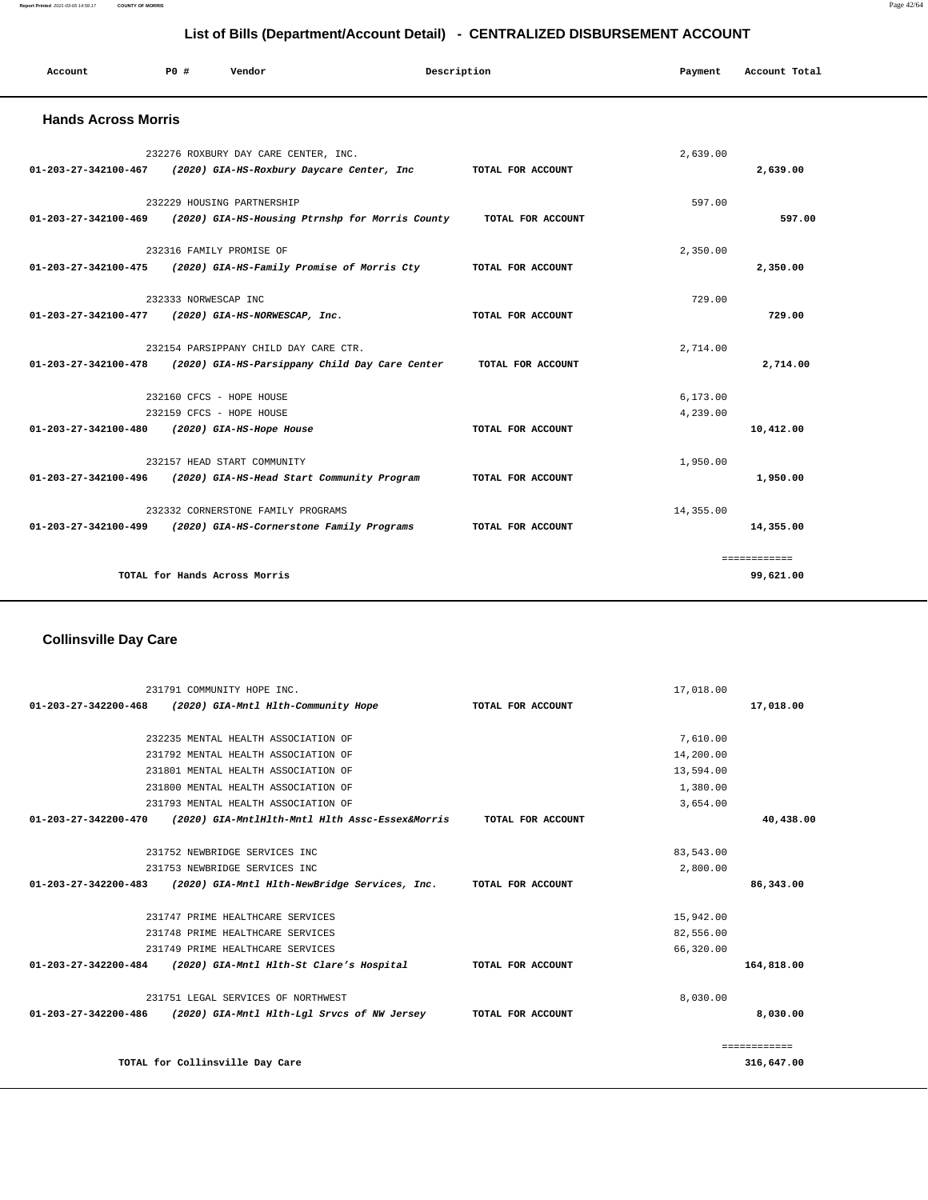## List of Bills (Department/Account Detail) - CENTRALIZED DISBURSEMENT ACCOUNT

| Account | PO # | Vendor | Description | Payment | Account Total |
|---|---|---|---|---|---|

### Hands Across Morris

| Account | PO # | Vendor | Description | Payment | Account Total |
|---|---|---|---|---|---|
| | 232276 | ROXBURY DAY CARE CENTER, INC. | | 2,639.00 | |
| 01-203-27-342100-467 | | *(2020) GIA-HS-Roxbury Daycare Center, Inc* | TOTAL FOR ACCOUNT | | 2,639.00 |
| | 232229 | HOUSING PARTNERSHIP | | 597.00 | |
| 01-203-27-342100-469 | | *(2020) GIA-HS-Housing Ptrnshp for Morris County* | TOTAL FOR ACCOUNT | | 597.00 |
| | 232316 | FAMILY PROMISE OF | | 2,350.00 | |
| 01-203-27-342100-475 | | *(2020) GIA-HS-Family Promise of Morris Cty* | TOTAL FOR ACCOUNT | | 2,350.00 |
| | 232333 | NORWESCAP INC | | 729.00 | |
| 01-203-27-342100-477 | | *(2020) GIA-HS-NORWESCAP, Inc.* | TOTAL FOR ACCOUNT | | 729.00 |
| | 232154 | PARSIPPANY CHILD DAY CARE CTR. | | 2,714.00 | |
| 01-203-27-342100-478 | | *(2020) GIA-HS-Parsippany Child Day Care Center* | TOTAL FOR ACCOUNT | | 2,714.00 |
| | 232160 | CFCS - HOPE HOUSE | | 6,173.00 | |
| | 232159 | CFCS - HOPE HOUSE | | 4,239.00 | |
| 01-203-27-342100-480 | | *(2020) GIA-HS-Hope House* | TOTAL FOR ACCOUNT | | 10,412.00 |
| | 232157 | HEAD START COMMUNITY | | 1,950.00 | |
| 01-203-27-342100-496 | | *(2020) GIA-HS-Head Start Community Program* | TOTAL FOR ACCOUNT | | 1,950.00 |
| | 232332 | CORNERSTONE FAMILY PROGRAMS | | 14,355.00 | |
| 01-203-27-342100-499 | | *(2020) GIA-HS-Cornerstone Family Programs* | TOTAL FOR ACCOUNT | | 14,355.00 |
| | | | | | ============ |
| | | TOTAL for Hands Across Morris | | | 99,621.00 |

### Collinsville Day Care

| Account | PO # | Vendor | Description | Payment | Account Total |
|---|---|---|---|---|---|
| | 231791 | COMMUNITY HOPE INC. | | 17,018.00 | |
| 01-203-27-342200-468 | | *(2020) GIA-Mntl Hlth-Community Hope* | TOTAL FOR ACCOUNT | | 17,018.00 |
| | 232235 | MENTAL HEALTH ASSOCIATION OF | | 7,610.00 | |
| | 231792 | MENTAL HEALTH ASSOCIATION OF | | 14,200.00 | |
| | 231801 | MENTAL HEALTH ASSOCIATION OF | | 13,594.00 | |
| | 231800 | MENTAL HEALTH ASSOCIATION OF | | 1,380.00 | |
| | 231793 | MENTAL HEALTH ASSOCIATION OF | | 3,654.00 | |
| 01-203-27-342200-470 | | *(2020) GIA-MntlHlth-Mntl Hlth Assc-Essex&Morris* | TOTAL FOR ACCOUNT | | 40,438.00 |
| | 231752 | NEWBRIDGE SERVICES INC | | 83,543.00 | |
| | 231753 | NEWBRIDGE SERVICES INC | | 2,800.00 | |
| 01-203-27-342200-483 | | *(2020) GIA-Mntl Hlth-NewBridge Services, Inc.* | TOTAL FOR ACCOUNT | | 86,343.00 |
| | 231747 | PRIME HEALTHCARE SERVICES | | 15,942.00 | |
| | 231748 | PRIME HEALTHCARE SERVICES | | 82,556.00 | |
| | 231749 | PRIME HEALTHCARE SERVICES | | 66,320.00 | |
| 01-203-27-342200-484 | | *(2020) GIA-Mntl Hlth-St Clare's Hospital* | TOTAL FOR ACCOUNT | | 164,818.00 |
| | 231751 | LEGAL SERVICES OF NORTHWEST | | 8,030.00 | |
| 01-203-27-342200-486 | | *(2020) GIA-Mntl Hlth-Lgl Srvcs of NW Jersey* | TOTAL FOR ACCOUNT | | 8,030.00 |
| | | | | | ============ |
| | | TOTAL for Collinsville Day Care | | | 316,647.00 |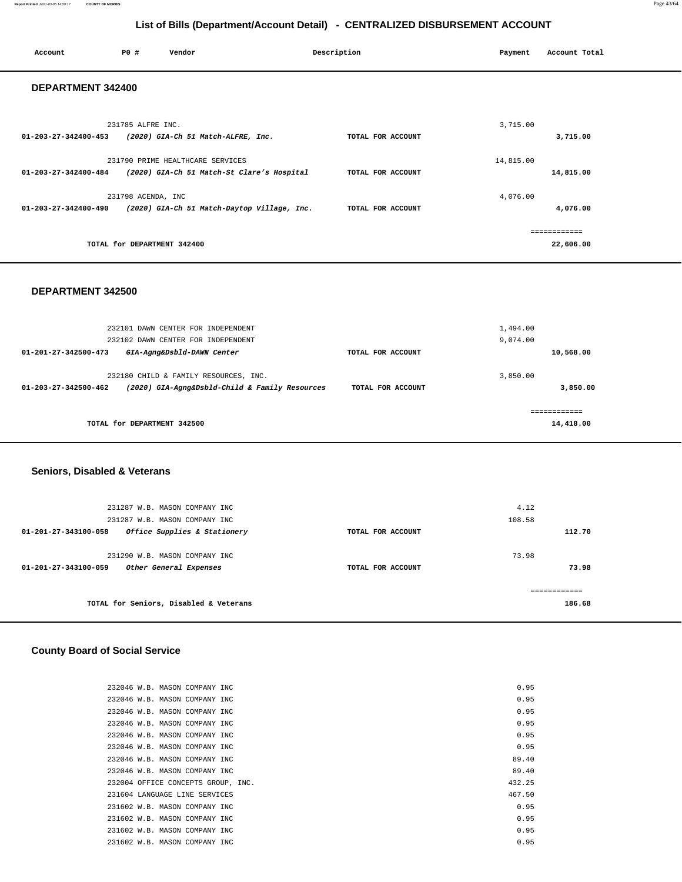## List of Bills (Department/Account Detail) - CENTRALIZED DISBURSEMENT ACCOUNT

| Account | PO # | Vendor | Description | Payment | Account Total |
|---|---|---|---|---|---|

### DEPARTMENT 342400

| Account | PO # Vendor | Description | Payment | Account Total |
|---|---|---|---|---|
| | 231785 ALFRE INC. | | 3,715.00 | |
| 01-203-27-342400-453 | *(2020) GIA-Ch 51 Match-ALFRE, Inc.* | TOTAL FOR ACCOUNT | | 3,715.00 |
| | 231790 PRIME HEALTHCARE SERVICES | | 14,815.00 | |
| 01-203-27-342400-484 | *(2020) GIA-Ch 51 Match-St Clare's Hospital* | TOTAL FOR ACCOUNT | | 14,815.00 |
| | 231798 ACENDA, INC | | 4,076.00 | |
| 01-203-27-342400-490 | *(2020) GIA-Ch 51 Match-Daytop Village, Inc.* | TOTAL FOR ACCOUNT | | 4,076.00 |
| | | | | ============ |
| | TOTAL for DEPARTMENT 342400 | | | 22,606.00 |

### DEPARTMENT 342500

| Account | PO # Vendor | Description | Payment | Account Total |
|---|---|---|---|---|
| | 232101 DAWN CENTER FOR INDEPENDENT | | 1,494.00 | |
| | 232102 DAWN CENTER FOR INDEPENDENT | | 9,074.00 | |
| 01-201-27-342500-473 | *GIA-Agng&Dsbld-DAWN Center* | TOTAL FOR ACCOUNT | | 10,568.00 |
| | 232180 CHILD & FAMILY RESOURCES, INC. | | 3,850.00 | |
| 01-203-27-342500-462 | *(2020) GIA-Agng&Dsbld-Child & Family Resources* | TOTAL FOR ACCOUNT | | 3,850.00 |
| | | | | ============ |
| | TOTAL for DEPARTMENT 342500 | | | 14,418.00 |

### Seniors, Disabled & Veterans

| Account | PO # Vendor | Description | Payment | Account Total |
|---|---|---|---|---|
| | 231287 W.B. MASON COMPANY INC | | 4.12 | |
| | 231287 W.B. MASON COMPANY INC | | 108.58 | |
| 01-201-27-343100-058 | *Office Supplies & Stationery* | TOTAL FOR ACCOUNT | | 112.70 |
| | 231290 W.B. MASON COMPANY INC | | 73.98 | |
| 01-201-27-343100-059 | *Other General Expenses* | TOTAL FOR ACCOUNT | | 73.98 |
| | | | | ============ |
| | TOTAL for Seniors, Disabled & Veterans | | | 186.68 |

### County Board of Social Service

| Account | PO # Vendor | Description | Payment | Account Total |
|---|---|---|---|---|
| | 232046 W.B. MASON COMPANY INC | | 0.95 | |
| | 232046 W.B. MASON COMPANY INC | | 0.95 | |
| | 232046 W.B. MASON COMPANY INC | | 0.95 | |
| | 232046 W.B. MASON COMPANY INC | | 0.95 | |
| | 232046 W.B. MASON COMPANY INC | | 0.95 | |
| | 232046 W.B. MASON COMPANY INC | | 0.95 | |
| | 232046 W.B. MASON COMPANY INC | | 89.40 | |
| | 232046 W.B. MASON COMPANY INC | | 89.40 | |
| | 232004 OFFICE CONCEPTS GROUP, INC. | | 432.25 | |
| | 231604 LANGUAGE LINE SERVICES | | 467.50 | |
| | 231602 W.B. MASON COMPANY INC | | 0.95 | |
| | 231602 W.B. MASON COMPANY INC | | 0.95 | |
| | 231602 W.B. MASON COMPANY INC | | 0.95 | |
| | 231602 W.B. MASON COMPANY INC | | 0.95 | |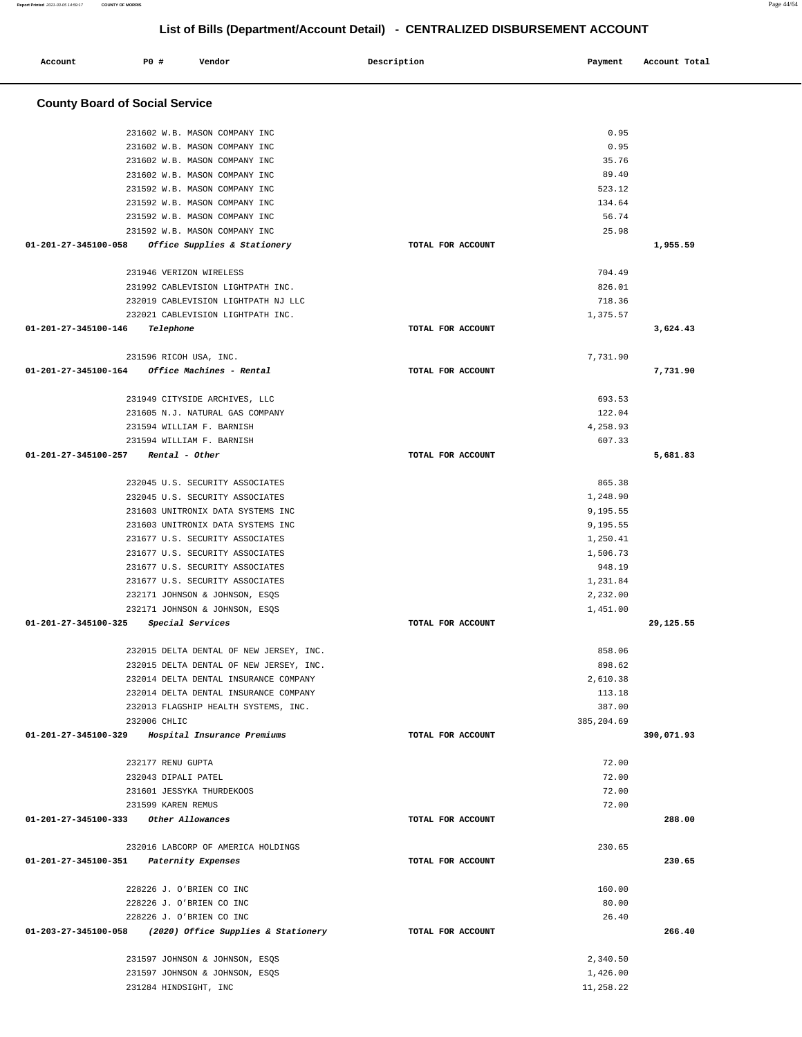## List of Bills (Department/Account Detail) - CENTRALIZED DISBURSEMENT ACCOUNT

| Account | PO # | Vendor | Description | Payment | Account Total |
|---|---|---|---|---|---|

### County Board of Social Service

| Account | PO # | Vendor | Description | Payment | Account Total |
|---|---|---|---|---|---|
| | 231602 | W.B. MASON COMPANY INC | | 0.95 | |
| | 231602 | W.B. MASON COMPANY INC | | 0.95 | |
| | 231602 | W.B. MASON COMPANY INC | | 35.76 | |
| | 231602 | W.B. MASON COMPANY INC | | 89.40 | |
| | 231592 | W.B. MASON COMPANY INC | | 523.12 | |
| | 231592 | W.B. MASON COMPANY INC | | 134.64 | |
| | 231592 | W.B. MASON COMPANY INC | | 56.74 | |
| | 231592 | W.B. MASON COMPANY INC | | 25.98 | |
| **01-201-27-345100-058** | | *Office Supplies & Stationery* | TOTAL FOR ACCOUNT | | **1,955.59** |
| | 231946 | VERIZON WIRELESS | | 704.49 | |
| | 231992 | CABLEVISION LIGHTPATH INC. | | 826.01 | |
| | 232019 | CABLEVISION LIGHTPATH NJ LLC | | 718.36 | |
| | 232021 | CABLEVISION LIGHTPATH INC. | | 1,375.57 | |
| **01-201-27-345100-146** | | *Telephone* | TOTAL FOR ACCOUNT | | **3,624.43** |
| | 231596 | RICOH USA, INC. | | 7,731.90 | |
| **01-201-27-345100-164** | | *Office Machines - Rental* | TOTAL FOR ACCOUNT | | **7,731.90** |
| | 231949 | CITYSIDE ARCHIVES, LLC | | 693.53 | |
| | 231605 | N.J. NATURAL GAS COMPANY | | 122.04 | |
| | 231594 | WILLIAM F. BARNISH | | 4,258.93 | |
| | 231594 | WILLIAM F. BARNISH | | 607.33 | |
| **01-201-27-345100-257** | | *Rental - Other* | TOTAL FOR ACCOUNT | | **5,681.83** |
| | 232045 | U.S. SECURITY ASSOCIATES | | 865.38 | |
| | 232045 | U.S. SECURITY ASSOCIATES | | 1,248.90 | |
| | 231603 | UNITRONIX DATA SYSTEMS INC | | 9,195.55 | |
| | 231603 | UNITRONIX DATA SYSTEMS INC | | 9,195.55 | |
| | 231677 | U.S. SECURITY ASSOCIATES | | 1,250.41 | |
| | 231677 | U.S. SECURITY ASSOCIATES | | 1,506.73 | |
| | 231677 | U.S. SECURITY ASSOCIATES | | 948.19 | |
| | 231677 | U.S. SECURITY ASSOCIATES | | 1,231.84 | |
| | 232171 | JOHNSON & JOHNSON, ESQS | | 2,232.00 | |
| | 232171 | JOHNSON & JOHNSON, ESQS | | 1,451.00 | |
| **01-201-27-345100-325** | | *Special Services* | TOTAL FOR ACCOUNT | | **29,125.55** |
| | 232015 | DELTA DENTAL OF NEW JERSEY, INC. | | 858.06 | |
| | 232015 | DELTA DENTAL OF NEW JERSEY, INC. | | 898.62 | |
| | 232014 | DELTA DENTAL INSURANCE COMPANY | | 2,610.38 | |
| | 232014 | DELTA DENTAL INSURANCE COMPANY | | 113.18 | |
| | 232013 | FLAGSHIP HEALTH SYSTEMS, INC. | | 387.00 | |
| | 232006 | CHLIC | | 385,204.69 | |
| **01-201-27-345100-329** | | *Hospital Insurance Premiums* | TOTAL FOR ACCOUNT | | **390,071.93** |
| | 232177 | RENU GUPTA | | 72.00 | |
| | 232043 | DIPALI PATEL | | 72.00 | |
| | 231601 | JESSYKA THURDEKOOS | | 72.00 | |
| | 231599 | KAREN REMUS | | 72.00 | |
| **01-201-27-345100-333** | | *Other Allowances* | TOTAL FOR ACCOUNT | | **288.00** |
| | 232016 | LABCORP OF AMERICA HOLDINGS | | 230.65 | |
| **01-201-27-345100-351** | | *Paternity Expenses* | TOTAL FOR ACCOUNT | | **230.65** |
| | 228226 | J. O'BRIEN CO INC | | 160.00 | |
| | 228226 | J. O'BRIEN CO INC | | 80.00 | |
| | 228226 | J. O'BRIEN CO INC | | 26.40 | |
| **01-203-27-345100-058** | | *(2020) Office Supplies & Stationery* | TOTAL FOR ACCOUNT | | **266.40** |
| | 231597 | JOHNSON & JOHNSON, ESQS | | 2,340.50 | |
| | 231597 | JOHNSON & JOHNSON, ESQS | | 1,426.00 | |
| | 231284 | HINDSIGHT, INC | | 11,258.22 | |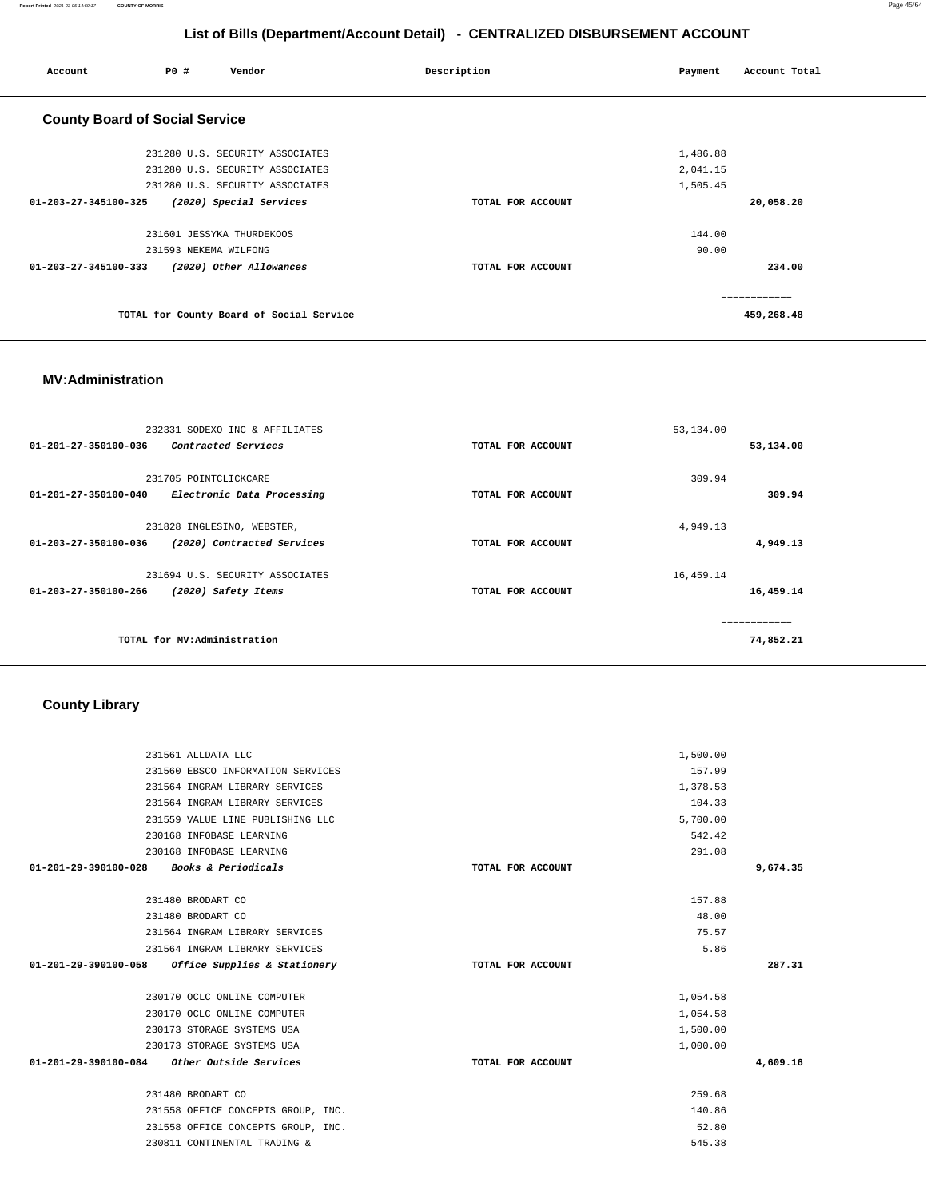## List of Bills (Department/Account Detail) - CENTRALIZED DISBURSEMENT ACCOUNT

| Account | PO # | Vendor | Description | Payment | Account Total |
|---|---|---|---|---|---|

### County Board of Social Service

| Account | PO # | Vendor | Description | Payment | Account Total |
|---|---|---|---|---|---|
| | 231280 | U.S. SECURITY ASSOCIATES | | 1,486.88 | |
| | 231280 | U.S. SECURITY ASSOCIATES | | 2,041.15 | |
| | 231280 | U.S. SECURITY ASSOCIATES | | 1,505.45 | |
| **01-203-27-345100-325** | | ***(2020) Special Services*** | TOTAL FOR ACCOUNT | | **20,058.20** |
| | 231601 | JESSYKA THURDEKOOS | | 144.00 | |
| | 231593 | NEKEMA WILFONG | | 90.00 | |
| **01-203-27-345100-333** | | ***(2020) Other Allowances*** | TOTAL FOR ACCOUNT | | **234.00** |
| | | | | | ============ |
| | | **TOTAL for County Board of Social Service** | | | **459,268.48** |

### MV:Administration

| Account | PO # | Vendor | Description | Payment | Account Total |
|---|---|---|---|---|---|
| | 232331 | SODEXO INC & AFFILIATES | | 53,134.00 | |
| **01-201-27-350100-036** | | ***Contracted Services*** | TOTAL FOR ACCOUNT | | **53,134.00** |
| | 231705 | POINTCLICKCARE | | 309.94 | |
| **01-201-27-350100-040** | | ***Electronic Data Processing*** | TOTAL FOR ACCOUNT | | **309.94** |
| | 231828 | INGLESINO, WEBSTER, | | 4,949.13 | |
| **01-203-27-350100-036** | | ***(2020) Contracted Services*** | TOTAL FOR ACCOUNT | | **4,949.13** |
| | 231694 | U.S. SECURITY ASSOCIATES | | 16,459.14 | |
| **01-203-27-350100-266** | | ***(2020) Safety Items*** | TOTAL FOR ACCOUNT | | **16,459.14** |
| | | | | | ============ |
| | | **TOTAL for MV:Administration** | | | **74,852.21** |

### County Library

| Account | PO # | Vendor | Description | Payment | Account Total |
|---|---|---|---|---|---|
| | 231561 | ALLDATA LLC | | 1,500.00 | |
| | 231560 | EBSCO INFORMATION SERVICES | | 157.99 | |
| | 231564 | INGRAM LIBRARY SERVICES | | 1,378.53 | |
| | 231564 | INGRAM LIBRARY SERVICES | | 104.33 | |
| | 231559 | VALUE LINE PUBLISHING LLC | | 5,700.00 | |
| | 230168 | INFOBASE LEARNING | | 542.42 | |
| | 230168 | INFOBASE LEARNING | | 291.08 | |
| **01-201-29-390100-028** | | ***Books & Periodicals*** | TOTAL FOR ACCOUNT | | **9,674.35** |
| | 231480 | BRODART CO | | 157.88 | |
| | 231480 | BRODART CO | | 48.00 | |
| | 231564 | INGRAM LIBRARY SERVICES | | 75.57 | |
| | 231564 | INGRAM LIBRARY SERVICES | | 5.86 | |
| **01-201-29-390100-058** | | ***Office Supplies & Stationery*** | TOTAL FOR ACCOUNT | | **287.31** |
| | 230170 | OCLC ONLINE COMPUTER | | 1,054.58 | |
| | 230170 | OCLC ONLINE COMPUTER | | 1,054.58 | |
| | 230173 | STORAGE SYSTEMS USA | | 1,500.00 | |
| | 230173 | STORAGE SYSTEMS USA | | 1,000.00 | |
| **01-201-29-390100-084** | | ***Other Outside Services*** | TOTAL FOR ACCOUNT | | **4,609.16** |
| | 231480 | BRODART CO | | 259.68 | |
| | 231558 | OFFICE CONCEPTS GROUP, INC. | | 140.86 | |
| | 231558 | OFFICE CONCEPTS GROUP, INC. | | 52.80 | |
| | 230811 | CONTINENTAL TRADING & | | 545.38 | |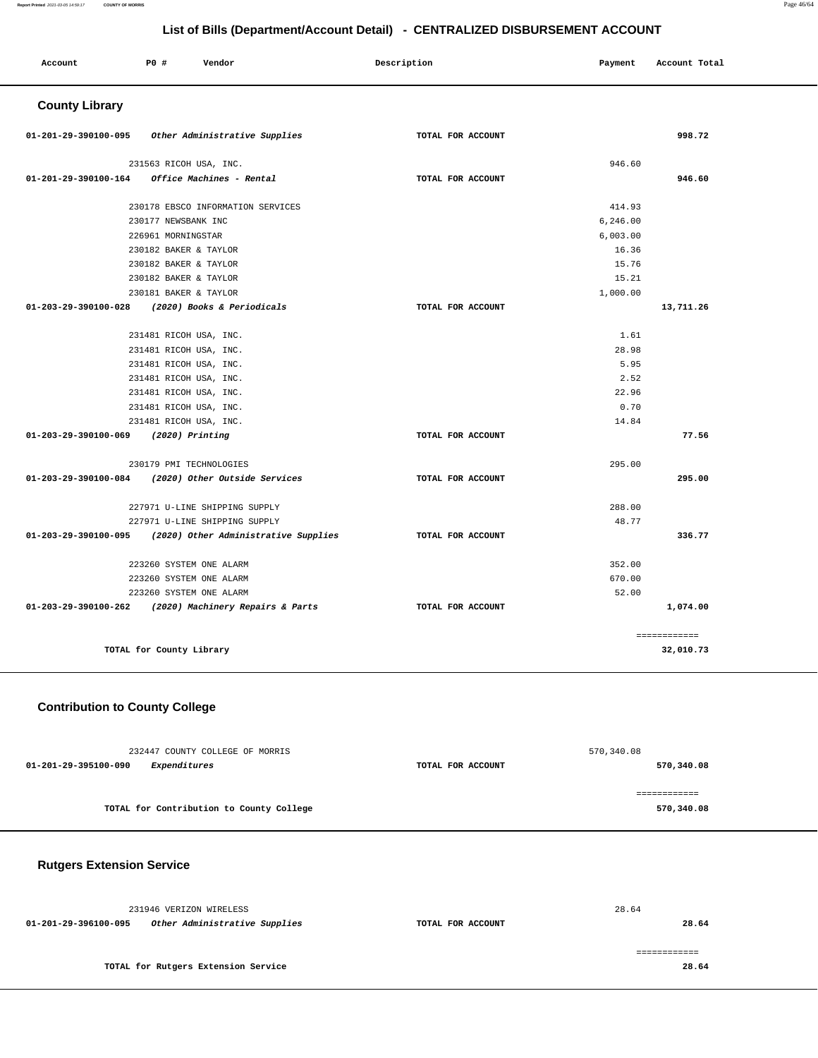# List of Bills (Department/Account Detail) - CENTRALIZED DISBURSEMENT ACCOUNT

| Account | PO # | Vendor | Description | Payment | Account Total |
|---|---|---|---|---|---|

## County Library

| Account | PO # | Vendor | Description | Payment | Account Total |
|---|---|---|---|---|---|
| 01-201-29-390100-095 | | *Other Administrative Supplies* | TOTAL FOR ACCOUNT | | 998.72 |
| | 231563 | RICOH USA, INC. | | 946.60 | |
| 01-201-29-390100-164 | | *Office Machines - Rental* | TOTAL FOR ACCOUNT | | 946.60 |
| | 230178 | EBSCO INFORMATION SERVICES | | 414.93 | |
| | 230177 | NEWSBANK INC | | 6,246.00 | |
| | 226961 | MORNINGSTAR | | 6,003.00 | |
| | 230182 | BAKER & TAYLOR | | 16.36 | |
| | 230182 | BAKER & TAYLOR | | 15.76 | |
| | 230182 | BAKER & TAYLOR | | 15.21 | |
| | 230181 | BAKER & TAYLOR | | 1,000.00 | |
| 01-203-29-390100-028 | | *(2020) Books & Periodicals* | TOTAL FOR ACCOUNT | | 13,711.26 |
| | 231481 | RICOH USA, INC. | | 1.61 | |
| | 231481 | RICOH USA, INC. | | 28.98 | |
| | 231481 | RICOH USA, INC. | | 5.95 | |
| | 231481 | RICOH USA, INC. | | 2.52 | |
| | 231481 | RICOH USA, INC. | | 22.96 | |
| | 231481 | RICOH USA, INC. | | 0.70 | |
| | 231481 | RICOH USA, INC. | | 14.84 | |
| 01-203-29-390100-069 | | *(2020) Printing* | TOTAL FOR ACCOUNT | | 77.56 |
| | 230179 | PMI TECHNOLOGIES | | 295.00 | |
| 01-203-29-390100-084 | | *(2020) Other Outside Services* | TOTAL FOR ACCOUNT | | 295.00 |
| | 227971 | U-LINE SHIPPING SUPPLY | | 288.00 | |
| | 227971 | U-LINE SHIPPING SUPPLY | | 48.77 | |
| 01-203-29-390100-095 | | *(2020) Other Administrative Supplies* | TOTAL FOR ACCOUNT | | 336.77 |
| | 223260 | SYSTEM ONE ALARM | | 352.00 | |
| | 223260 | SYSTEM ONE ALARM | | 670.00 | |
| | 223260 | SYSTEM ONE ALARM | | 52.00 | |
| 01-203-29-390100-262 | | *(2020) Machinery Repairs & Parts* | TOTAL FOR ACCOUNT | | 1,074.00 |
| | | | | | ============ |
| | | **TOTAL for County Library** | | | 32,010.73 |

## Contribution to County College

| Account | PO # | Vendor | Description | Payment | Account Total |
|---|---|---|---|---|---|
| | 232447 | COUNTY COLLEGE OF MORRIS | | 570,340.08 | |
| 01-201-29-395100-090 | | *Expenditures* | TOTAL FOR ACCOUNT | | 570,340.08 |
| | | | | | ============ |
| | | **TOTAL for Contribution to County College** | | | 570,340.08 |

## Rutgers Extension Service

| Account | PO # | Vendor | Description | Payment | Account Total |
|---|---|---|---|---|---|
| | 231946 | VERIZON WIRELESS | | 28.64 | |
| 01-201-29-396100-095 | | *Other Administrative Supplies* | TOTAL FOR ACCOUNT | | 28.64 |
| | | | | | ============ |
| | | **TOTAL for Rutgers Extension Service** | | | 28.64 |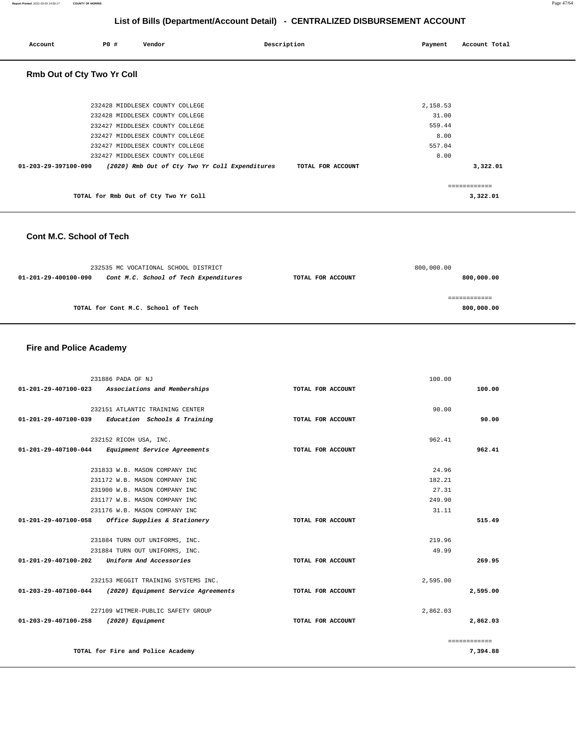# List of Bills (Department/Account Detail) - CENTRALIZED DISBURSEMENT ACCOUNT

| Account | PO # | Vendor | Description | Payment | Account Total |
|---|---|---|---|---|---|

## Rmb Out of Cty Two Yr Coll

| Account | PO # | Vendor | Description | Payment | Account Total |
|---|---|---|---|---|---|
| | 232428 | MIDDLESEX COUNTY COLLEGE | | 2,158.53 | |
| | 232428 | MIDDLESEX COUNTY COLLEGE | | 31.00 | |
| | 232427 | MIDDLESEX COUNTY COLLEGE | | 559.44 | |
| | 232427 | MIDDLESEX COUNTY COLLEGE | | 8.00 | |
| | 232427 | MIDDLESEX COUNTY COLLEGE | | 557.04 | |
| | 232427 | MIDDLESEX COUNTY COLLEGE | | 8.00 | |
| 01-203-29-397100-090 | | *(2020) Rmb Out of Cty Two Yr Coll Expenditures* | TOTAL FOR ACCOUNT | | 3,322.01 |
| | | | | | ============ |
| | | TOTAL for Rmb Out of Cty Two Yr Coll | | | 3,322.01 |

## Cont M.C. School of Tech

| Account | PO # | Vendor | Description | Payment | Account Total |
|---|---|---|---|---|---|
| | 232535 | MC VOCATIONAL SCHOOL DISTRICT | | 800,000.00 | |
| 01-201-29-400100-090 | | *Cont M.C. School of Tech Expenditures* | TOTAL FOR ACCOUNT | | 800,000.00 |
| | | | | | ============ |
| | | TOTAL for Cont M.C. School of Tech | | | 800,000.00 |

## Fire and Police Academy

| Account | PO # | Vendor | Description | Payment | Account Total |
|---|---|---|---|---|---|
| | 231886 | PADA OF NJ | | 100.00 | |
| 01-201-29-407100-023 | | *Associations and Memberships* | TOTAL FOR ACCOUNT | | 100.00 |
| | 232151 | ATLANTIC TRAINING CENTER | | 90.00 | |
| 01-201-29-407100-039 | | *Education Schools & Training* | TOTAL FOR ACCOUNT | | 90.00 |
| | 232152 | RICOH USA, INC. | | 962.41 | |
| 01-201-29-407100-044 | | *Equipment Service Agreements* | TOTAL FOR ACCOUNT | | 962.41 |
| | 231833 | W.B. MASON COMPANY INC | | 24.96 | |
| | 231172 | W.B. MASON COMPANY INC | | 182.21 | |
| | 231900 | W.B. MASON COMPANY INC | | 27.31 | |
| | 231177 | W.B. MASON COMPANY INC | | 249.90 | |
| | 231176 | W.B. MASON COMPANY INC | | 31.11 | |
| 01-201-29-407100-058 | | *Office Supplies & Stationery* | TOTAL FOR ACCOUNT | | 515.49 |
| | 231884 | TURN OUT UNIFORMS, INC. | | 219.96 | |
| | 231884 | TURN OUT UNIFORMS, INC. | | 49.99 | |
| 01-201-29-407100-202 | | *Uniform And Accessories* | TOTAL FOR ACCOUNT | | 269.95 |
| | 232153 | MEGGIT TRAINING SYSTEMS INC. | | 2,595.00 | |
| 01-203-29-407100-044 | | *(2020) Equipment Service Agreements* | TOTAL FOR ACCOUNT | | 2,595.00 |
| | 227109 | WITMER-PUBLIC SAFETY GROUP | | 2,862.03 | |
| 01-203-29-407100-258 | | *(2020) Equipment* | TOTAL FOR ACCOUNT | | 2,862.03 |
| | | | | | ============ |
| | | TOTAL for Fire and Police Academy | | | 7,394.88 |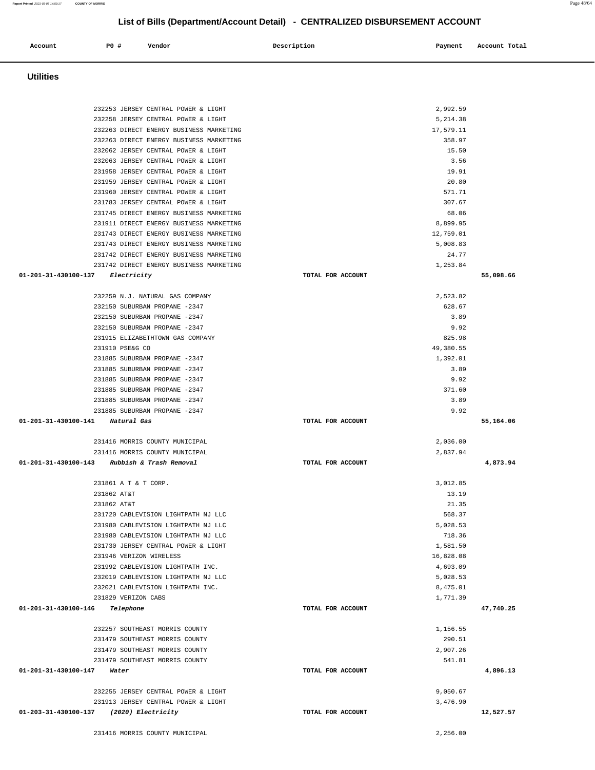# List of Bills (Department/Account Detail) - CENTRALIZED DISBURSEMENT ACCOUNT

| Account | PO # | Vendor | Description | Payment | Account Total |
|---|---|---|---|---|---|

## Utilities

| Account | PO # | Vendor | Description | Payment | Account Total |
|---|---|---|---|---|---|
| | 232253 | JERSEY CENTRAL POWER & LIGHT | | 2,992.59 | |
| | 232258 | JERSEY CENTRAL POWER & LIGHT | | 5,214.38 | |
| | 232263 | DIRECT ENERGY BUSINESS MARKETING | | 17,579.11 | |
| | 232263 | DIRECT ENERGY BUSINESS MARKETING | | 358.97 | |
| | 232062 | JERSEY CENTRAL POWER & LIGHT | | 15.50 | |
| | 232063 | JERSEY CENTRAL POWER & LIGHT | | 3.56 | |
| | 231958 | JERSEY CENTRAL POWER & LIGHT | | 19.91 | |
| | 231959 | JERSEY CENTRAL POWER & LIGHT | | 20.80 | |
| | 231960 | JERSEY CENTRAL POWER & LIGHT | | 571.71 | |
| | 231783 | JERSEY CENTRAL POWER & LIGHT | | 307.67 | |
| | 231745 | DIRECT ENERGY BUSINESS MARKETING | | 68.06 | |
| | 231911 | DIRECT ENERGY BUSINESS MARKETING | | 8,899.95 | |
| | 231743 | DIRECT ENERGY BUSINESS MARKETING | | 12,759.01 | |
| | 231743 | DIRECT ENERGY BUSINESS MARKETING | | 5,008.83 | |
| | 231742 | DIRECT ENERGY BUSINESS MARKETING | | 24.77 | |
| | 231742 | DIRECT ENERGY BUSINESS MARKETING | | 1,253.84 | |
| **01-201-31-430100-137** *Electricity* | | | TOTAL FOR ACCOUNT | | **55,098.66** |
| | 232259 | N.J. NATURAL GAS COMPANY | | 2,523.82 | |
| | 232150 | SUBURBAN PROPANE -2347 | | 628.67 | |
| | 232150 | SUBURBAN PROPANE -2347 | | 3.89 | |
| | 232150 | SUBURBAN PROPANE -2347 | | 9.92 | |
| | 231915 | ELIZABETHTOWN GAS COMPANY | | 825.98 | |
| | 231910 | PSE&G CO | | 49,380.55 | |
| | 231885 | SUBURBAN PROPANE -2347 | | 1,392.01 | |
| | 231885 | SUBURBAN PROPANE -2347 | | 3.89 | |
| | 231885 | SUBURBAN PROPANE -2347 | | 9.92 | |
| | 231885 | SUBURBAN PROPANE -2347 | | 371.60 | |
| | 231885 | SUBURBAN PROPANE -2347 | | 3.89 | |
| | 231885 | SUBURBAN PROPANE -2347 | | 9.92 | |
| **01-201-31-430100-141** *Natural Gas* | | | TOTAL FOR ACCOUNT | | **55,164.06** |
| | 231416 | MORRIS COUNTY MUNICIPAL | | 2,036.00 | |
| | 231416 | MORRIS COUNTY MUNICIPAL | | 2,837.94 | |
| **01-201-31-430100-143** *Rubbish & Trash Removal* | | | TOTAL FOR ACCOUNT | | **4,873.94** |
| | 231861 | A T & T CORP. | | 3,012.85 | |
| | 231862 | AT&T | | 13.19 | |
| | 231862 | AT&T | | 21.35 | |
| | 231720 | CABLEVISION LIGHTPATH NJ LLC | | 568.37 | |
| | 231980 | CABLEVISION LIGHTPATH NJ LLC | | 5,028.53 | |
| | 231980 | CABLEVISION LIGHTPATH NJ LLC | | 718.36 | |
| | 231730 | JERSEY CENTRAL POWER & LIGHT | | 1,581.50 | |
| | 231946 | VERIZON WIRELESS | | 16,828.08 | |
| | 231992 | CABLEVISION LIGHTPATH INC. | | 4,693.09 | |
| | 232019 | CABLEVISION LIGHTPATH NJ LLC | | 5,028.53 | |
| | 232021 | CABLEVISION LIGHTPATH INC. | | 8,475.01 | |
| | 231829 | VERIZON CABS | | 1,771.39 | |
| **01-201-31-430100-146** *Telephone* | | | TOTAL FOR ACCOUNT | | **47,740.25** |
| | 232257 | SOUTHEAST MORRIS COUNTY | | 1,156.55 | |
| | 231479 | SOUTHEAST MORRIS COUNTY | | 290.51 | |
| | 231479 | SOUTHEAST MORRIS COUNTY | | 2,907.26 | |
| | 231479 | SOUTHEAST MORRIS COUNTY | | 541.81 | |
| **01-201-31-430100-147** *Water* | | | TOTAL FOR ACCOUNT | | **4,896.13** |
| | 232255 | JERSEY CENTRAL POWER & LIGHT | | 9,050.67 | |
| | 231913 | JERSEY CENTRAL POWER & LIGHT | | 3,476.90 | |
| **01-203-31-430100-137** *(2020) Electricity* | | | TOTAL FOR ACCOUNT | | **12,527.57** |
| | 231416 | MORRIS COUNTY MUNICIPAL | | 2,256.00 | |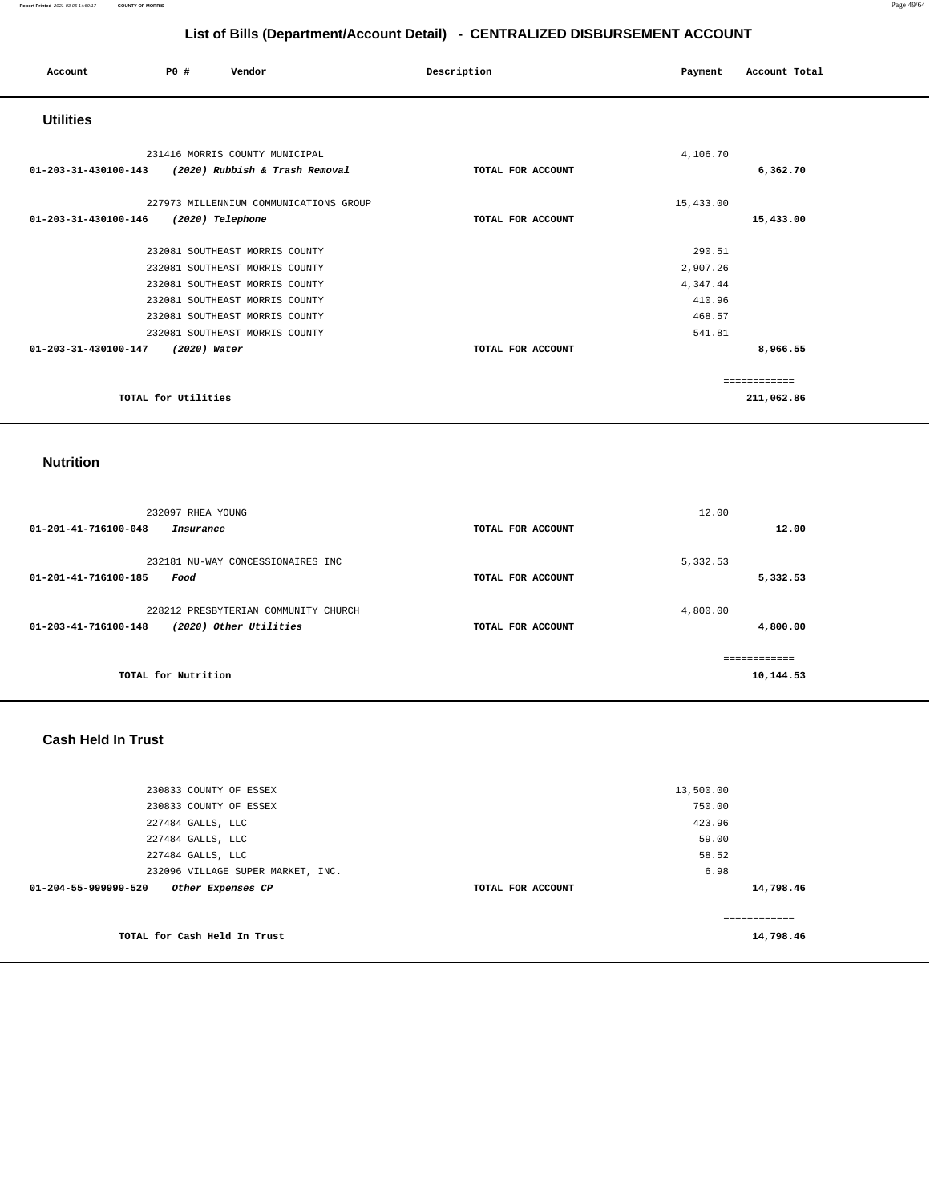## List of Bills (Department/Account Detail) - CENTRALIZED DISBURSEMENT ACCOUNT

| Account | PO # | Vendor | Description | Payment | Account Total |
|---|---|---|---|---|---|

### Utilities

| Account | PO # | Vendor | Description | Payment | Account Total |
|---|---|---|---|---|---|
| | 231416 | MORRIS COUNTY MUNICIPAL | | 4,106.70 | |
| **01-203-31-430100-143** | | ***(2020) Rubbish & Trash Removal*** | **TOTAL FOR ACCOUNT** | | **6,362.70** |
| | 227973 | MILLENNIUM COMMUNICATIONS GROUP | | 15,433.00 | |
| **01-203-31-430100-146** | | ***(2020) Telephone*** | **TOTAL FOR ACCOUNT** | | **15,433.00** |
| | 232081 | SOUTHEAST MORRIS COUNTY | | 290.51 | |
| | 232081 | SOUTHEAST MORRIS COUNTY | | 2,907.26 | |
| | 232081 | SOUTHEAST MORRIS COUNTY | | 4,347.44 | |
| | 232081 | SOUTHEAST MORRIS COUNTY | | 410.96 | |
| | 232081 | SOUTHEAST MORRIS COUNTY | | 468.57 | |
| | 232081 | SOUTHEAST MORRIS COUNTY | | 541.81 | |
| **01-203-31-430100-147** | | ***(2020) Water*** | **TOTAL FOR ACCOUNT** | | **8,966.55** |
| | | | | | ============ |
| | **TOTAL for Utilities** | | | | **211,062.86** |

### Nutrition

| Account | PO # | Vendor | Description | Payment | Account Total |
|---|---|---|---|---|---|
| | 232097 | RHEA YOUNG | | 12.00 | |
| **01-201-41-716100-048** | | ***Insurance*** | **TOTAL FOR ACCOUNT** | | **12.00** |
| | 232181 | NU-WAY CONCESSIONAIRES INC | | 5,332.53 | |
| **01-201-41-716100-185** | | ***Food*** | **TOTAL FOR ACCOUNT** | | **5,332.53** |
| | 228212 | PRESBYTERIAN COMMUNITY CHURCH | | 4,800.00 | |
| **01-203-41-716100-148** | | ***(2020) Other Utilities*** | **TOTAL FOR ACCOUNT** | | **4,800.00** |
| | | | | | ============ |
| | **TOTAL for Nutrition** | | | | **10,144.53** |

### Cash Held In Trust

| Account | PO # | Vendor | Description | Payment | Account Total |
|---|---|---|---|---|---|
| | 230833 | COUNTY OF ESSEX | | 13,500.00 | |
| | 230833 | COUNTY OF ESSEX | | 750.00 | |
| | 227484 | GALLS, LLC | | 423.96 | |
| | 227484 | GALLS, LLC | | 59.00 | |
| | 227484 | GALLS, LLC | | 58.52 | |
| | 232096 | VILLAGE SUPER MARKET, INC. | | 6.98 | |
| **01-204-55-999999-520** | | ***Other Expenses CP*** | **TOTAL FOR ACCOUNT** | | **14,798.46** |
| | | | | | ============ |
| | **TOTAL for Cash Held In Trust** | | | | **14,798.46** |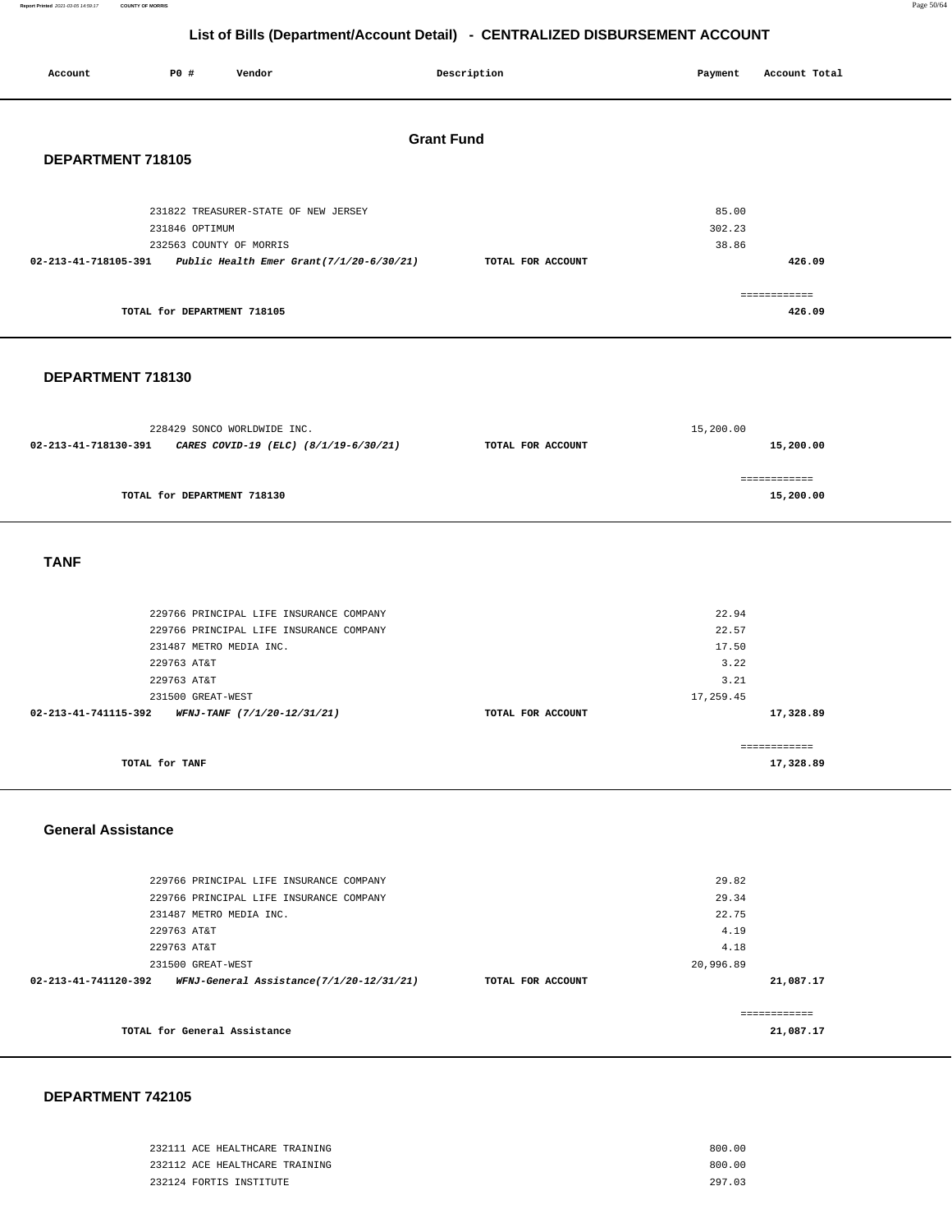## List of Bills (Department/Account Detail) - CENTRALIZED DISBURSEMENT ACCOUNT

| Account | PO # | Vendor | Description | Payment | Account Total |
|---|---|---|---|---|---|

### Grant Fund

#### DEPARTMENT 718105

| Account | PO # | Vendor | Description | Payment | Account Total |
|---|---|---|---|---|---|
| | 231822 | TREASURER-STATE OF NEW JERSEY | | 85.00 | |
| | 231846 | OPTIMUM | | 302.23 | |
| | 232563 | COUNTY OF MORRIS | | 38.86 | |
| **02-213-41-718105-391** | | ***Public Health Emer Grant(7/1/20-6/30/21)*** | **TOTAL FOR ACCOUNT** | | **426.09** |
| | | | | | ============ |
| | | **TOTAL for DEPARTMENT 718105** | | | **426.09** |

#### DEPARTMENT 718130

| Account | PO # | Vendor | Description | Payment | Account Total |
|---|---|---|---|---|---|
| | 228429 | SONCO WORLDWIDE INC. | | 15,200.00 | |
| **02-213-41-718130-391** | | ***CARES COVID-19 (ELC) (8/1/19-6/30/21)*** | **TOTAL FOR ACCOUNT** | | **15,200.00** |
| | | | | | ============ |
| | | **TOTAL for DEPARTMENT 718130** | | | **15,200.00** |

#### TANF

| Account | PO # | Vendor | Description | Payment | Account Total |
|---|---|---|---|---|---|
| | 229766 | PRINCIPAL LIFE INSURANCE COMPANY | | 22.94 | |
| | 229766 | PRINCIPAL LIFE INSURANCE COMPANY | | 22.57 | |
| | 231487 | METRO MEDIA INC. | | 17.50 | |
| | 229763 | AT&T | | 3.22 | |
| | 229763 | AT&T | | 3.21 | |
| | 231500 | GREAT-WEST | | 17,259.45 | |
| **02-213-41-741115-392** | | ***WFNJ-TANF (7/1/20-12/31/21)*** | **TOTAL FOR ACCOUNT** | | **17,328.89** |
| | | | | | ============ |
| | | **TOTAL for TANF** | | | **17,328.89** |

#### General Assistance

| Account | PO # | Vendor | Description | Payment | Account Total |
|---|---|---|---|---|---|
| | 229766 | PRINCIPAL LIFE INSURANCE COMPANY | | 29.82 | |
| | 229766 | PRINCIPAL LIFE INSURANCE COMPANY | | 29.34 | |
| | 231487 | METRO MEDIA INC. | | 22.75 | |
| | 229763 | AT&T | | 4.19 | |
| | 229763 | AT&T | | 4.18 | |
| | 231500 | GREAT-WEST | | 20,996.89 | |
| **02-213-41-741120-392** | | ***WFNJ-General Assistance(7/1/20-12/31/21)*** | **TOTAL FOR ACCOUNT** | | **21,087.17** |
| | | | | | ============ |
| | | **TOTAL for General Assistance** | | | **21,087.17** |

#### DEPARTMENT 742105

| Account | PO # | Vendor | Description | Payment | Account Total |
|---|---|---|---|---|---|
| | 232111 | ACE HEALTHCARE TRAINING | | 800.00 | |
| | 232112 | ACE HEALTHCARE TRAINING | | 800.00 | |
| | 232124 | FORTIS INSTITUTE | | 297.03 | |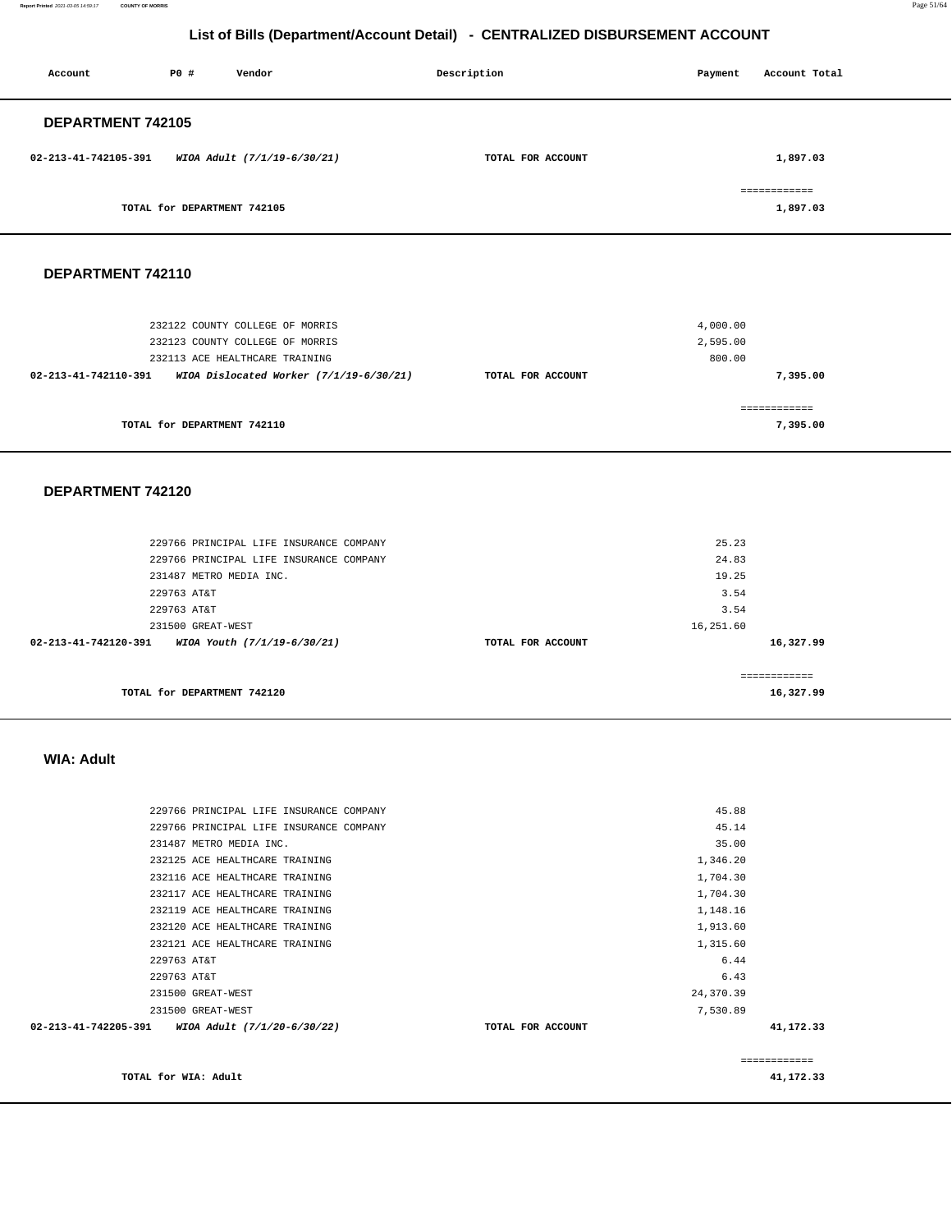# List of Bills (Department/Account Detail) - CENTRALIZED DISBURSEMENT ACCOUNT

| Account | PO # | Vendor | Description | Payment | Account Total |
|---|---|---|---|---|---|

## DEPARTMENT 742105

| Account | PO # | Vendor | Description | Payment | Account Total |
|---|---|---|---|---|---|
| 02-213-41-742105-391 | | *WIOA Adult (7/1/19-6/30/21)* | TOTAL FOR ACCOUNT | | 1,897.03 |
| | | | | | ============ |
| | | TOTAL for DEPARTMENT 742105 | | | 1,897.03 |

## DEPARTMENT 742110

| Account | PO # | Vendor | Description | Payment | Account Total |
|---|---|---|---|---|---|
| | 232122 | COUNTY COLLEGE OF MORRIS | | 4,000.00 | |
| | 232123 | COUNTY COLLEGE OF MORRIS | | 2,595.00 | |
| | 232113 | ACE HEALTHCARE TRAINING | | 800.00 | |
| 02-213-41-742110-391 | | *WIOA Dislocated Worker (7/1/19-6/30/21)* | TOTAL FOR ACCOUNT | | 7,395.00 |
| | | | | | ============ |
| | | TOTAL for DEPARTMENT 742110 | | | 7,395.00 |

## DEPARTMENT 742120

| Account | PO # | Vendor | Description | Payment | Account Total |
|---|---|---|---|---|---|
| | 229766 | PRINCIPAL LIFE INSURANCE COMPANY | | 25.23 | |
| | 229766 | PRINCIPAL LIFE INSURANCE COMPANY | | 24.83 | |
| | 231487 | METRO MEDIA INC. | | 19.25 | |
| | 229763 | AT&T | | 3.54 | |
| | 229763 | AT&T | | 3.54 | |
| | 231500 | GREAT-WEST | | 16,251.60 | |
| 02-213-41-742120-391 | | *WIOA Youth (7/1/19-6/30/21)* | TOTAL FOR ACCOUNT | | 16,327.99 |
| | | | | | ============ |
| | | TOTAL for DEPARTMENT 742120 | | | 16,327.99 |

## WIA: Adult

| Account | PO # | Vendor | Description | Payment | Account Total |
|---|---|---|---|---|---|
| | 229766 | PRINCIPAL LIFE INSURANCE COMPANY | | 45.88 | |
| | 229766 | PRINCIPAL LIFE INSURANCE COMPANY | | 45.14 | |
| | 231487 | METRO MEDIA INC. | | 35.00 | |
| | 232125 | ACE HEALTHCARE TRAINING | | 1,346.20 | |
| | 232116 | ACE HEALTHCARE TRAINING | | 1,704.30 | |
| | 232117 | ACE HEALTHCARE TRAINING | | 1,704.30 | |
| | 232119 | ACE HEALTHCARE TRAINING | | 1,148.16 | |
| | 232120 | ACE HEALTHCARE TRAINING | | 1,913.60 | |
| | 232121 | ACE HEALTHCARE TRAINING | | 1,315.60 | |
| | 229763 | AT&T | | 6.44 | |
| | 229763 | AT&T | | 6.43 | |
| | 231500 | GREAT-WEST | | 24,370.39 | |
| | 231500 | GREAT-WEST | | 7,530.89 | |
| 02-213-41-742205-391 | | *WIOA Adult (7/1/20-6/30/22)* | TOTAL FOR ACCOUNT | | 41,172.33 |
| | | | | | ============ |
| | | TOTAL for WIA: Adult | | | 41,172.33 |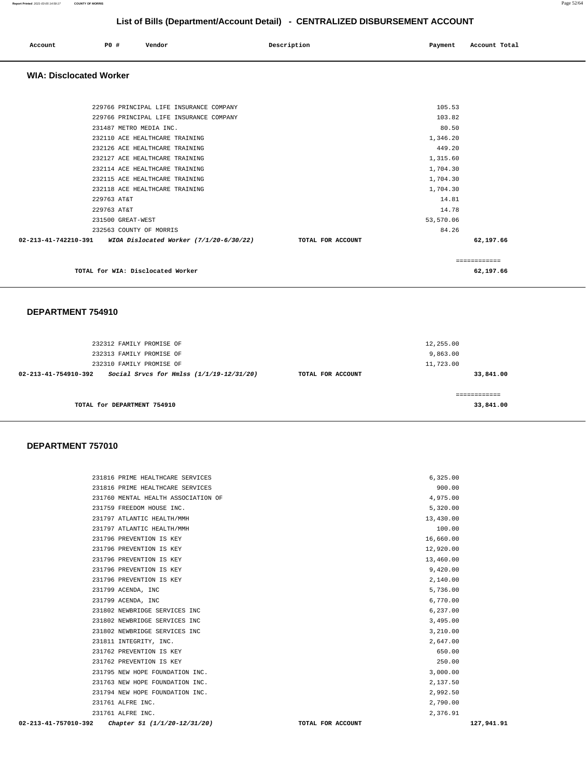# List of Bills (Department/Account Detail) - CENTRALIZED DISBURSEMENT ACCOUNT

| Account | PO # | Vendor | Description | Payment | Account Total |
|---|---|---|---|---|---|

## WIA: Disclocated Worker

| Account | PO # | Vendor | Description | Payment | Account Total |
|---|---|---|---|---|---|
| | 229766 | PRINCIPAL LIFE INSURANCE COMPANY | | 105.53 | |
| | 229766 | PRINCIPAL LIFE INSURANCE COMPANY | | 103.82 | |
| | 231487 | METRO MEDIA INC. | | 80.50 | |
| | 232110 | ACE HEALTHCARE TRAINING | | 1,346.20 | |
| | 232126 | ACE HEALTHCARE TRAINING | | 449.20 | |
| | 232127 | ACE HEALTHCARE TRAINING | | 1,315.60 | |
| | 232114 | ACE HEALTHCARE TRAINING | | 1,704.30 | |
| | 232115 | ACE HEALTHCARE TRAINING | | 1,704.30 | |
| | 232118 | ACE HEALTHCARE TRAINING | | 1,704.30 | |
| | 229763 | AT&T | | 14.81 | |
| | 229763 | AT&T | | 14.78 | |
| | 231500 | GREAT-WEST | | 53,570.06 | |
| | 232563 | COUNTY OF MORRIS | | 84.26 | |
| **02-213-41-742210-391** | | ***WIOA Dislocated Worker (7/1/20-6/30/22)*** | **TOTAL FOR ACCOUNT** | | **62,197.66** |

**TOTAL for WIA: Disclocated Worker** ============ **62,197.66**

## DEPARTMENT 754910

| Account | PO # | Vendor | Description | Payment | Account Total |
|---|---|---|---|---|---|
| | 232312 | FAMILY PROMISE OF | | 12,255.00 | |
| | 232313 | FAMILY PROMISE OF | | 9,863.00 | |
| | 232310 | FAMILY PROMISE OF | | 11,723.00 | |
| **02-213-41-754910-392** | | ***Social Srvcs for Hmlss (1/1/19-12/31/20)*** | **TOTAL FOR ACCOUNT** | | **33,841.00** |

**TOTAL for DEPARTMENT 754910** ============ **33,841.00**

## DEPARTMENT 757010

| Account | PO # | Vendor | Description | Payment | Account Total |
|---|---|---|---|---|---|
| | 231816 | PRIME HEALTHCARE SERVICES | | 6,325.00 | |
| | 231816 | PRIME HEALTHCARE SERVICES | | 900.00 | |
| | 231760 | MENTAL HEALTH ASSOCIATION OF | | 4,975.00 | |
| | 231759 | FREEDOM HOUSE INC. | | 5,320.00 | |
| | 231797 | ATLANTIC HEALTH/MMH | | 13,430.00 | |
| | 231797 | ATLANTIC HEALTH/MMH | | 100.00 | |
| | 231796 | PREVENTION IS KEY | | 16,660.00 | |
| | 231796 | PREVENTION IS KEY | | 12,920.00 | |
| | 231796 | PREVENTION IS KEY | | 13,460.00 | |
| | 231796 | PREVENTION IS KEY | | 9,420.00 | |
| | 231796 | PREVENTION IS KEY | | 2,140.00 | |
| | 231799 | ACENDA, INC | | 5,736.00 | |
| | 231799 | ACENDA, INC | | 6,770.00 | |
| | 231802 | NEWBRIDGE SERVICES INC | | 6,237.00 | |
| | 231802 | NEWBRIDGE SERVICES INC | | 3,495.00 | |
| | 231802 | NEWBRIDGE SERVICES INC | | 3,210.00 | |
| | 231811 | INTEGRITY, INC. | | 2,647.00 | |
| | 231762 | PREVENTION IS KEY | | 650.00 | |
| | 231762 | PREVENTION IS KEY | | 250.00 | |
| | 231795 | NEW HOPE FOUNDATION INC. | | 3,000.00 | |
| | 231763 | NEW HOPE FOUNDATION INC. | | 2,137.50 | |
| | 231794 | NEW HOPE FOUNDATION INC. | | 2,992.50 | |
| | 231761 | ALFRE INC. | | 2,790.00 | |
| | 231761 | ALFRE INC. | | 2,376.91 | |
| **02-213-41-757010-392** | | ***Chapter 51 (1/1/20-12/31/20)*** | **TOTAL FOR ACCOUNT** | | **127,941.91** |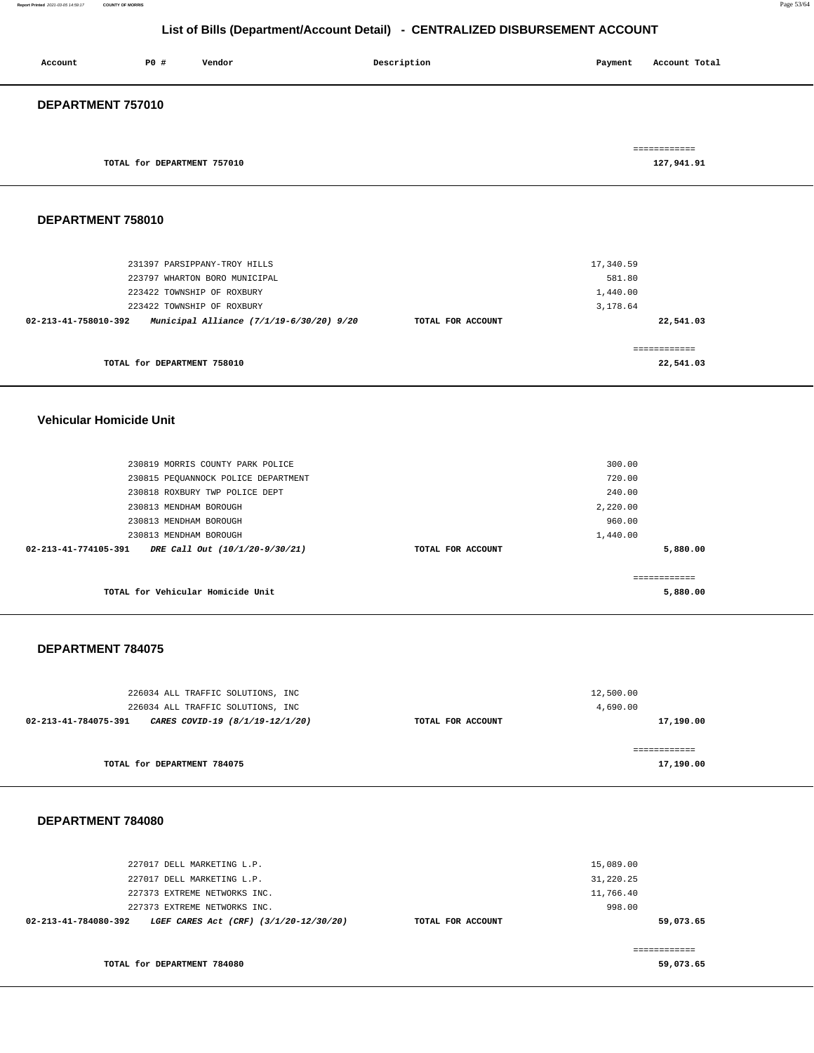# List of Bills (Department/Account Detail) - CENTRALIZED DISBURSEMENT ACCOUNT

| Account | PO # | Vendor | Description | Payment | Account Total |
|---|---|---|---|---|---|

## DEPARTMENT 757010

| | | |
|---|---|---|
| TOTAL for DEPARTMENT 757010 | | ============ 127,941.91 |

## DEPARTMENT 758010

| Account | PO # | Vendor | Description | Payment | Account Total |
|---|---|---|---|---|---|
| | 231397 | PARSIPPANY-TROY HILLS | | 17,340.59 | |
| | 223797 | WHARTON BORO MUNICIPAL | | 581.80 | |
| | 223422 | TOWNSHIP OF ROXBURY | | 1,440.00 | |
| | 223422 | TOWNSHIP OF ROXBURY | | 3,178.64 | |
| 02-213-41-758010-392 | | *Municipal Alliance (7/1/19-6/30/20) 9/20* | TOTAL FOR ACCOUNT | | 22,541.03 |
| | | TOTAL for DEPARTMENT 758010 | | | ============ 22,541.03 |

## Vehicular Homicide Unit

| Account | PO # | Vendor | Description | Payment | Account Total |
|---|---|---|---|---|---|
| | 230819 | MORRIS COUNTY PARK POLICE | | 300.00 | |
| | 230815 | PEQUANNOCK POLICE DEPARTMENT | | 720.00 | |
| | 230818 | ROXBURY TWP POLICE DEPT | | 240.00 | |
| | 230813 | MENDHAM BOROUGH | | 2,220.00 | |
| | 230813 | MENDHAM BOROUGH | | 960.00 | |
| | 230813 | MENDHAM BOROUGH | | 1,440.00 | |
| 02-213-41-774105-391 | | *DRE Call Out (10/1/20-9/30/21)* | TOTAL FOR ACCOUNT | | 5,880.00 |
| | | TOTAL for Vehicular Homicide Unit | | | ============ 5,880.00 |

## DEPARTMENT 784075

| Account | PO # | Vendor | Description | Payment | Account Total |
|---|---|---|---|---|---|
| | 226034 | ALL TRAFFIC SOLUTIONS, INC | | 12,500.00 | |
| | 226034 | ALL TRAFFIC SOLUTIONS, INC | | 4,690.00 | |
| 02-213-41-784075-391 | | *CARES COVID-19 (8/1/19-12/1/20)* | TOTAL FOR ACCOUNT | | 17,190.00 |
| | | TOTAL for DEPARTMENT 784075 | | | ============ 17,190.00 |

## DEPARTMENT 784080

| Account | PO # | Vendor | Description | Payment | Account Total |
|---|---|---|---|---|---|
| | 227017 | DELL MARKETING L.P. | | 15,089.00 | |
| | 227017 | DELL MARKETING L.P. | | 31,220.25 | |
| | 227373 | EXTREME NETWORKS INC. | | 11,766.40 | |
| | 227373 | EXTREME NETWORKS INC. | | 998.00 | |
| 02-213-41-784080-392 | | *LGEF CARES Act (CRF) (3/1/20-12/30/20)* | TOTAL FOR ACCOUNT | | 59,073.65 |
| | | TOTAL for DEPARTMENT 784080 | | | ============ 59,073.65 |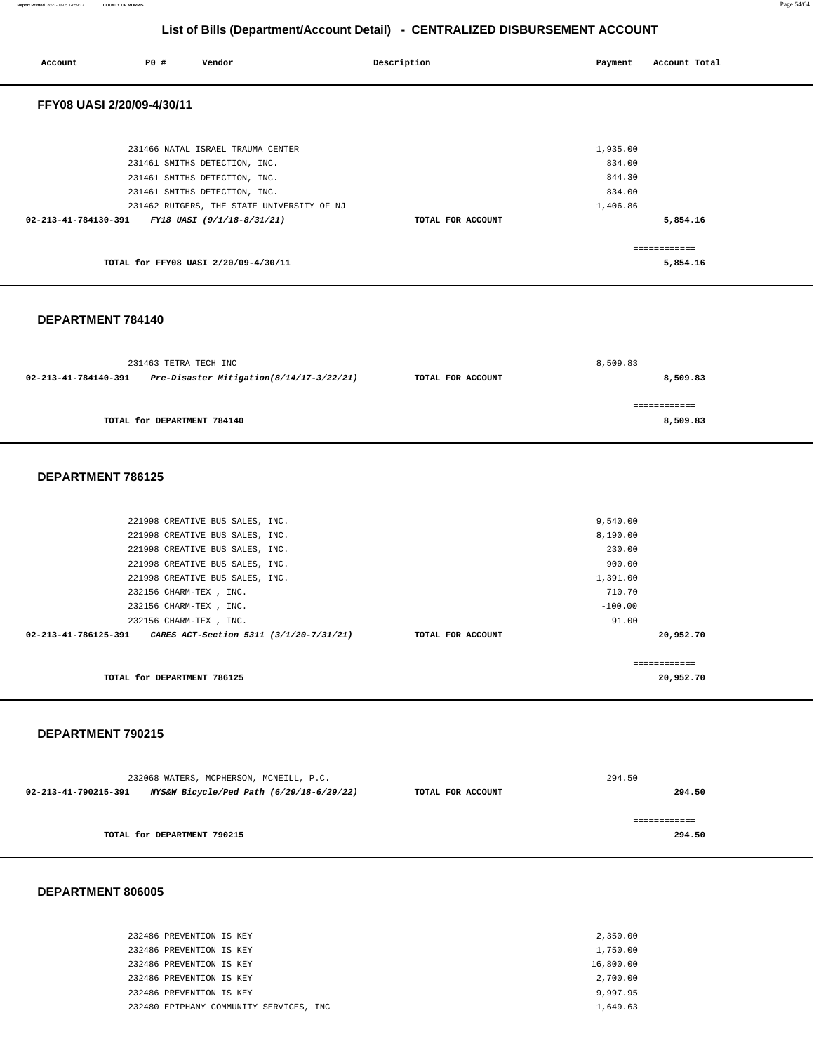## List of Bills (Department/Account Detail) - CENTRALIZED DISBURSEMENT ACCOUNT

| Account | PO # | Vendor | Description | Payment | Account Total |
|---|---|---|---|---|---|

### FFY08 UASI 2/20/09-4/30/11

| Account | PO # | Vendor | Description | Payment | Account Total |
|---|---|---|---|---|---|
| | 231466 | NATAL ISRAEL TRAUMA CENTER | | 1,935.00 | |
| | 231461 | SMITHS DETECTION, INC. | | 834.00 | |
| | 231461 | SMITHS DETECTION, INC. | | 844.30 | |
| | 231461 | SMITHS DETECTION, INC. | | 834.00 | |
| | 231462 | RUTGERS, THE STATE UNIVERSITY OF NJ | | 1,406.86 | |
| 02-213-41-784130-391 | | *FY18 UASI (9/1/18-8/31/21)* | TOTAL FOR ACCOUNT | | 5,854.16 |
| | | TOTAL for FFY08 UASI 2/20/09-4/30/11 | | | 5,854.16 |

### DEPARTMENT 784140

| Account | PO # | Vendor | Description | Payment | Account Total |
|---|---|---|---|---|---|
| | 231463 | TETRA TECH INC | | 8,509.83 | |
| 02-213-41-784140-391 | | *Pre-Disaster Mitigation(8/14/17-3/22/21)* | TOTAL FOR ACCOUNT | | 8,509.83 |
| | | TOTAL for DEPARTMENT 784140 | | | 8,509.83 |

### DEPARTMENT 786125

| Account | PO # | Vendor | Description | Payment | Account Total |
|---|---|---|---|---|---|
| | 221998 | CREATIVE BUS SALES, INC. | | 9,540.00 | |
| | 221998 | CREATIVE BUS SALES, INC. | | 8,190.00 | |
| | 221998 | CREATIVE BUS SALES, INC. | | 230.00 | |
| | 221998 | CREATIVE BUS SALES, INC. | | 900.00 | |
| | 221998 | CREATIVE BUS SALES, INC. | | 1,391.00 | |
| | 232156 | CHARM-TEX , INC. | | 710.70 | |
| | 232156 | CHARM-TEX , INC. | | -100.00 | |
| | 232156 | CHARM-TEX , INC. | | 91.00 | |
| 02-213-41-786125-391 | | *CARES ACT-Section 5311 (3/1/20-7/31/21)* | TOTAL FOR ACCOUNT | | 20,952.70 |
| | | TOTAL for DEPARTMENT 786125 | | | 20,952.70 |

### DEPARTMENT 790215

| Account | PO # | Vendor | Description | Payment | Account Total |
|---|---|---|---|---|---|
| | 232068 | WATERS, MCPHERSON, MCNEILL, P.C. | | 294.50 | |
| 02-213-41-790215-391 | | *NYS&W Bicycle/Ped Path (6/29/18-6/29/22)* | TOTAL FOR ACCOUNT | | 294.50 |
| | | TOTAL for DEPARTMENT 790215 | | | 294.50 |

### DEPARTMENT 806005

| Account | PO # | Vendor | Description | Payment | Account Total |
|---|---|---|---|---|---|
| | 232486 | PREVENTION IS KEY | | 2,350.00 | |
| | 232486 | PREVENTION IS KEY | | 1,750.00 | |
| | 232486 | PREVENTION IS KEY | | 16,800.00 | |
| | 232486 | PREVENTION IS KEY | | 2,700.00 | |
| | 232486 | PREVENTION IS KEY | | 9,997.95 | |
| | 232480 | EPIPHANY COMMUNITY SERVICES, INC | | 1,649.63 | |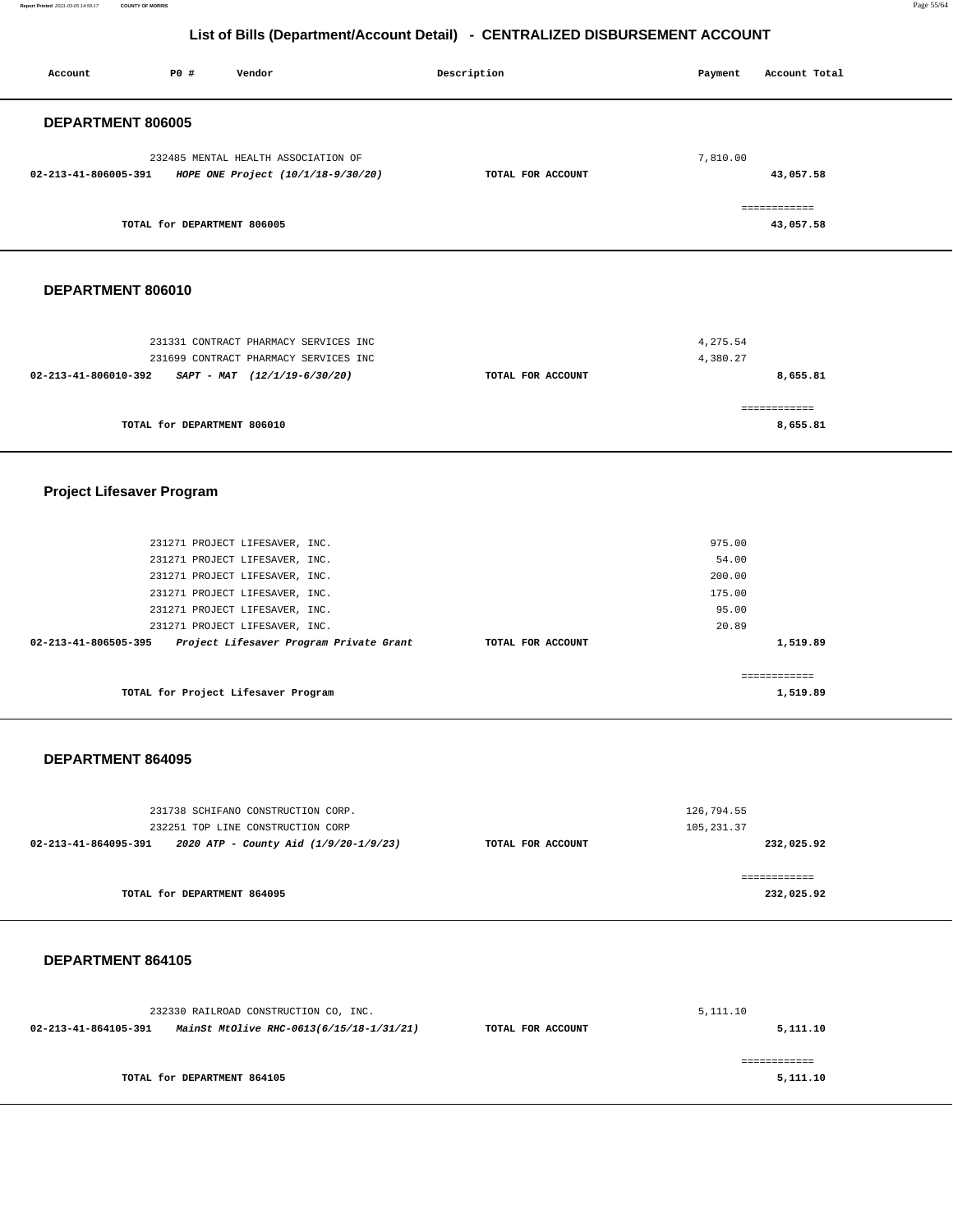## List of Bills (Department/Account Detail) - CENTRALIZED DISBURSEMENT ACCOUNT

| Account | PO # | Vendor | Description | Payment | Account Total |
|---|---|---|---|---|---|

### DEPARTMENT 806005

| Account | PO # | Vendor | Description | Payment | Account Total |
|---|---|---|---|---|---|
| | 232485 | MENTAL HEALTH ASSOCIATION OF | | 7,810.00 | |
| 02-213-41-806005-391 | | *HOPE ONE Project (10/1/18-9/30/20)* | TOTAL FOR ACCOUNT | | 43,057.58 |
| | | TOTAL for DEPARTMENT 806005 | | | 43,057.58 |

### DEPARTMENT 806010

| Account | PO # | Vendor | Description | Payment | Account Total |
|---|---|---|---|---|---|
| | 231331 | CONTRACT PHARMACY SERVICES INC | | 4,275.54 | |
| | 231699 | CONTRACT PHARMACY SERVICES INC | | 4,380.27 | |
| 02-213-41-806010-392 | | *SAPT - MAT (12/1/19-6/30/20)* | TOTAL FOR ACCOUNT | | 8,655.81 |
| | | TOTAL for DEPARTMENT 806010 | | | 8,655.81 |

### Project Lifesaver Program

| Account | PO # | Vendor | Description | Payment | Account Total |
|---|---|---|---|---|---|
| | 231271 | PROJECT LIFESAVER, INC. | | 975.00 | |
| | 231271 | PROJECT LIFESAVER, INC. | | 54.00 | |
| | 231271 | PROJECT LIFESAVER, INC. | | 200.00 | |
| | 231271 | PROJECT LIFESAVER, INC. | | 175.00 | |
| | 231271 | PROJECT LIFESAVER, INC. | | 95.00 | |
| | 231271 | PROJECT LIFESAVER, INC. | | 20.89 | |
| 02-213-41-806505-395 | | *Project Lifesaver Program Private Grant* | TOTAL FOR ACCOUNT | | 1,519.89 |
| | | TOTAL for Project Lifesaver Program | | | 1,519.89 |

### DEPARTMENT 864095

| Account | PO # | Vendor | Description | Payment | Account Total |
|---|---|---|---|---|---|
| | 231738 | SCHIFANO CONSTRUCTION CORP. | | 126,794.55 | |
| | 232251 | TOP LINE CONSTRUCTION CORP | | 105,231.37 | |
| 02-213-41-864095-391 | | *2020 ATP - County Aid (1/9/20-1/9/23)* | TOTAL FOR ACCOUNT | | 232,025.92 |
| | | TOTAL for DEPARTMENT 864095 | | | 232,025.92 |

### DEPARTMENT 864105

| Account | PO # | Vendor | Description | Payment | Account Total |
|---|---|---|---|---|---|
| | 232330 | RAILROAD CONSTRUCTION CO, INC. | | 5,111.10 | |
| 02-213-41-864105-391 | | *MainSt MtOlive RHC-0613(6/15/18-1/31/21)* | TOTAL FOR ACCOUNT | | 5,111.10 |
| | | TOTAL for DEPARTMENT 864105 | | | 5,111.10 |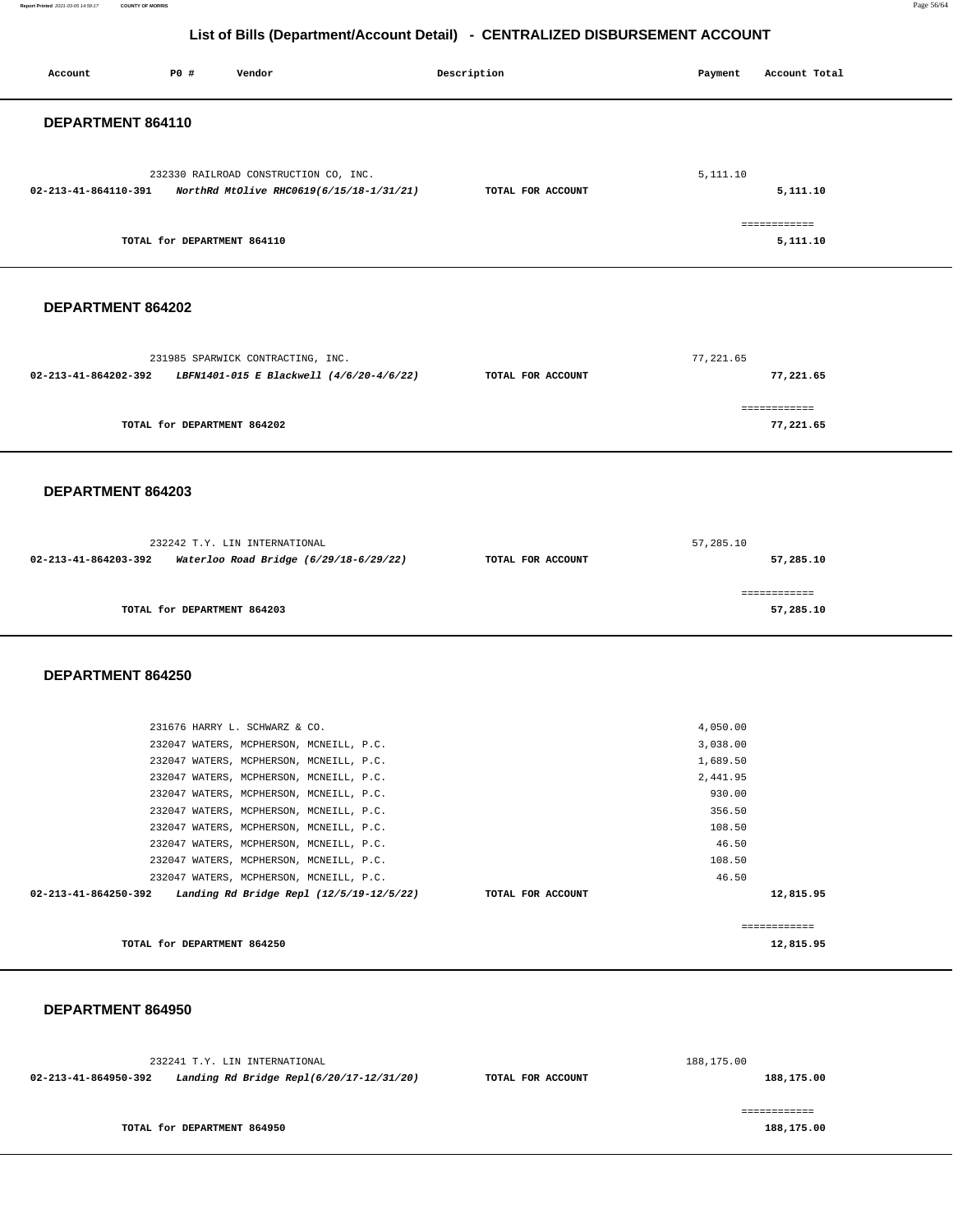# List of Bills (Department/Account Detail) - CENTRALIZED DISBURSEMENT ACCOUNT

| Account | PO # | Vendor | Description | Payment | Account Total |
|---|---|---|---|---|---|

## DEPARTMENT 864110

| Account | PO # | Vendor | Description | Payment | Account Total |
|---|---|---|---|---|---|
| | 232330 | RAILROAD CONSTRUCTION CO, INC. | | 5,111.10 | |
| **02-213-41-864110-391** | | ***NorthRd MtOlive RHC0619(6/15/18-1/31/21)*** | **TOTAL FOR ACCOUNT** | | **5,111.10** |
| | | | | | ============ |
| | | **TOTAL for DEPARTMENT 864110** | | | **5,111.10** |

## DEPARTMENT 864202

| Account | PO # | Vendor | Description | Payment | Account Total |
|---|---|---|---|---|---|
| | 231985 | SPARWICK CONTRACTING, INC. | | 77,221.65 | |
| **02-213-41-864202-392** | | ***LBFN1401-015 E Blackwell (4/6/20-4/6/22)*** | **TOTAL FOR ACCOUNT** | | **77,221.65** |
| | | | | | ============ |
| | | **TOTAL for DEPARTMENT 864202** | | | **77,221.65** |

## DEPARTMENT 864203

| Account | PO # | Vendor | Description | Payment | Account Total |
|---|---|---|---|---|---|
| | 232242 | T.Y. LIN INTERNATIONAL | | 57,285.10 | |
| **02-213-41-864203-392** | | ***Waterloo Road Bridge (6/29/18-6/29/22)*** | **TOTAL FOR ACCOUNT** | | **57,285.10** |
| | | | | | ============ |
| | | **TOTAL for DEPARTMENT 864203** | | | **57,285.10** |

## DEPARTMENT 864250

| Account | PO # | Vendor | Description | Payment | Account Total |
|---|---|---|---|---|---|
| | 231676 | HARRY L. SCHWARZ & CO. | | 4,050.00 | |
| | 232047 | WATERS, MCPHERSON, MCNEILL, P.C. | | 3,038.00 | |
| | 232047 | WATERS, MCPHERSON, MCNEILL, P.C. | | 1,689.50 | |
| | 232047 | WATERS, MCPHERSON, MCNEILL, P.C. | | 2,441.95 | |
| | 232047 | WATERS, MCPHERSON, MCNEILL, P.C. | | 930.00 | |
| | 232047 | WATERS, MCPHERSON, MCNEILL, P.C. | | 356.50 | |
| | 232047 | WATERS, MCPHERSON, MCNEILL, P.C. | | 108.50 | |
| | 232047 | WATERS, MCPHERSON, MCNEILL, P.C. | | 46.50 | |
| | 232047 | WATERS, MCPHERSON, MCNEILL, P.C. | | 108.50 | |
| | 232047 | WATERS, MCPHERSON, MCNEILL, P.C. | | 46.50 | |
| **02-213-41-864250-392** | | ***Landing Rd Bridge Repl (12/5/19-12/5/22)*** | **TOTAL FOR ACCOUNT** | | **12,815.95** |
| | | | | | ============ |
| | | **TOTAL for DEPARTMENT 864250** | | | **12,815.95** |

## DEPARTMENT 864950

| Account | PO # | Vendor | Description | Payment | Account Total |
|---|---|---|---|---|---|
| | 232241 | T.Y. LIN INTERNATIONAL | | 188,175.00 | |
| **02-213-41-864950-392** | | ***Landing Rd Bridge Repl(6/20/17-12/31/20)*** | **TOTAL FOR ACCOUNT** | | **188,175.00** |
| | | | | | ============ |
| | | **TOTAL for DEPARTMENT 864950** | | | **188,175.00** |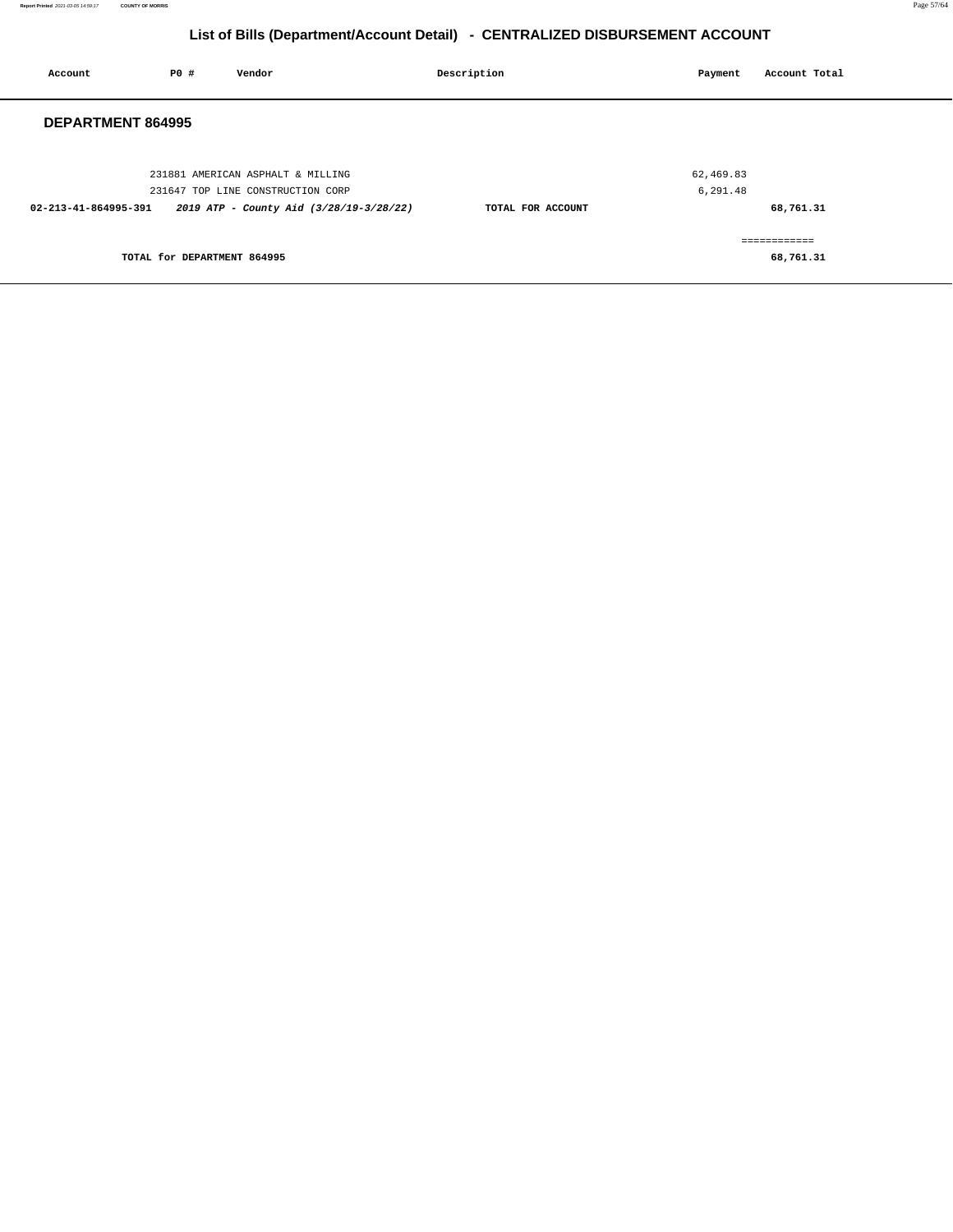## List of Bills (Department/Account Detail) - CENTRALIZED DISBURSEMENT ACCOUNT

| Account | PO # | Vendor | Description | Payment | Account Total |
|---|---|---|---|---|---|

### DEPARTMENT 864995

| Account | PO # | Vendor | Description | Payment | Account Total |
|---|---|---|---|---|---|
| | 231881 | AMERICAN ASPHALT & MILLING | | 62,469.83 | |
| | 231647 | TOP LINE CONSTRUCTION CORP | | 6,291.48 | |
| **02-213-41-864995-391** | | ***2019 ATP - County Aid (3/28/19-3/28/22)*** | **TOTAL FOR ACCOUNT** | | **68,761.31** |
| | | | | | ============ |
| | | **TOTAL for DEPARTMENT 864995** | | | **68,761.31** |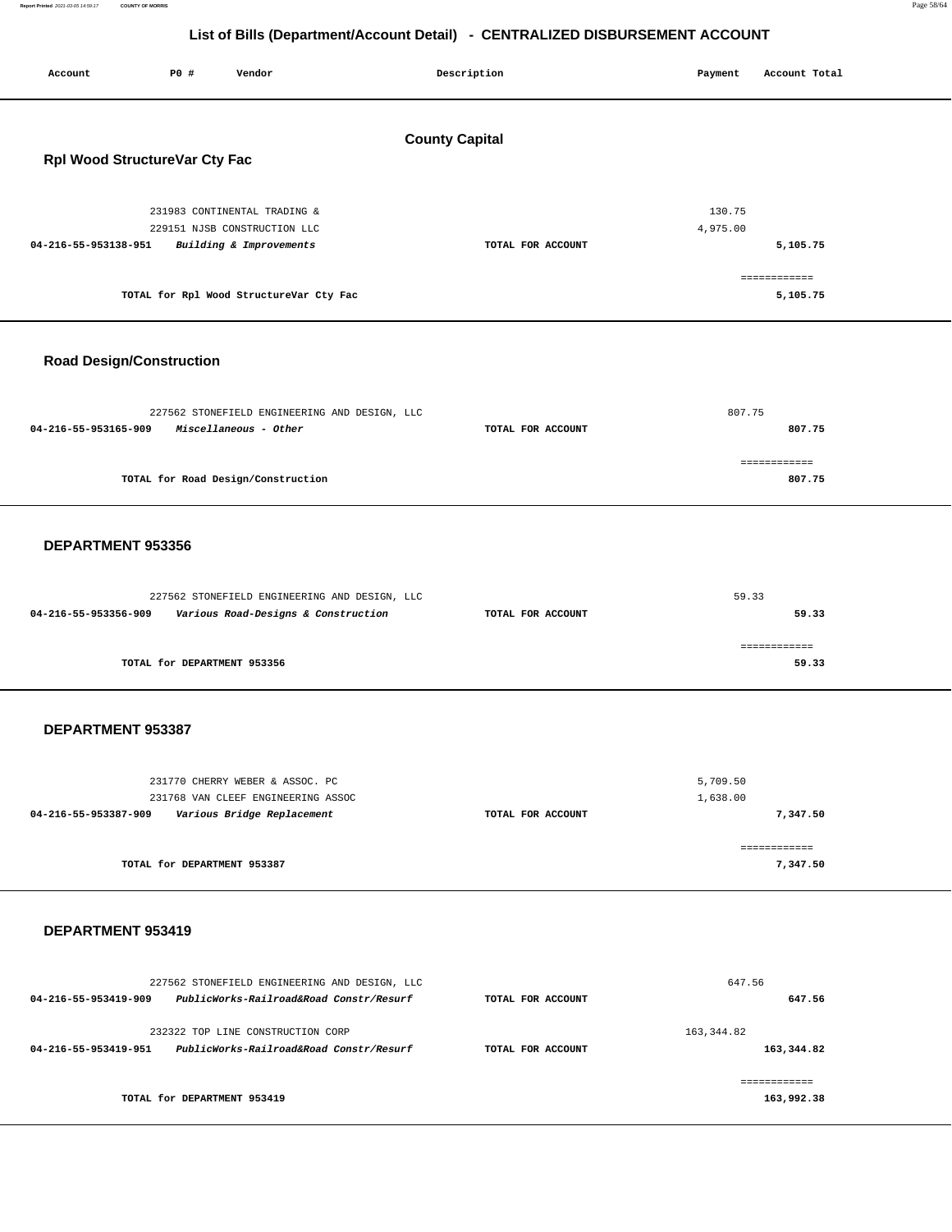# List of Bills (Department/Account Detail) - CENTRALIZED DISBURSEMENT ACCOUNT

| Account | PO # | Vendor | Description | Payment | Account Total |
|---|---|---|---|---|---|

## County Capital

### Rpl Wood StructureVar Cty Fac

| Account | PO # | Vendor | Description | Payment | Account Total |
|---|---|---|---|---|---|
| | 231983 | CONTINENTAL TRADING & | | 130.75 | |
| | 229151 | NJSB CONSTRUCTION LLC | | 4,975.00 | |
| 04-216-55-953138-951 | | *Building & Improvements* | TOTAL FOR ACCOUNT | | 5,105.75 |

TOTAL for Rpl Wood StructureVar Cty Fac: 5,105.75

### Road Design/Construction

| Account | PO # | Vendor | Description | Payment | Account Total |
|---|---|---|---|---|---|
| | 227562 | STONEFIELD ENGINEERING AND DESIGN, LLC | | 807.75 | |
| 04-216-55-953165-909 | | *Miscellaneous - Other* | TOTAL FOR ACCOUNT | | 807.75 |

TOTAL for Road Design/Construction: 807.75

### DEPARTMENT 953356

| Account | PO # | Vendor | Description | Payment | Account Total |
|---|---|---|---|---|---|
| | 227562 | STONEFIELD ENGINEERING AND DESIGN, LLC | | 59.33 | |
| 04-216-55-953356-909 | | *Various Road-Designs & Construction* | TOTAL FOR ACCOUNT | | 59.33 |

TOTAL for DEPARTMENT 953356: 59.33

### DEPARTMENT 953387

| Account | PO # | Vendor | Description | Payment | Account Total |
|---|---|---|---|---|---|
| | 231770 | CHERRY WEBER & ASSOC. PC | | 5,709.50 | |
| | 231768 | VAN CLEEF ENGINEERING ASSOC | | 1,638.00 | |
| 04-216-55-953387-909 | | *Various Bridge Replacement* | TOTAL FOR ACCOUNT | | 7,347.50 |

TOTAL for DEPARTMENT 953387: 7,347.50

### DEPARTMENT 953419

| Account | PO # | Vendor | Description | Payment | Account Total |
|---|---|---|---|---|---|
| | 227562 | STONEFIELD ENGINEERING AND DESIGN, LLC | | 647.56 | |
| 04-216-55-953419-909 | | *PublicWorks-Railroad&Road Constr/Resurf* | TOTAL FOR ACCOUNT | | 647.56 |
| | 232322 | TOP LINE CONSTRUCTION CORP | | 163,344.82 | |
| 04-216-55-953419-951 | | *PublicWorks-Railroad&Road Constr/Resurf* | TOTAL FOR ACCOUNT | | 163,344.82 |

TOTAL for DEPARTMENT 953419: 163,992.38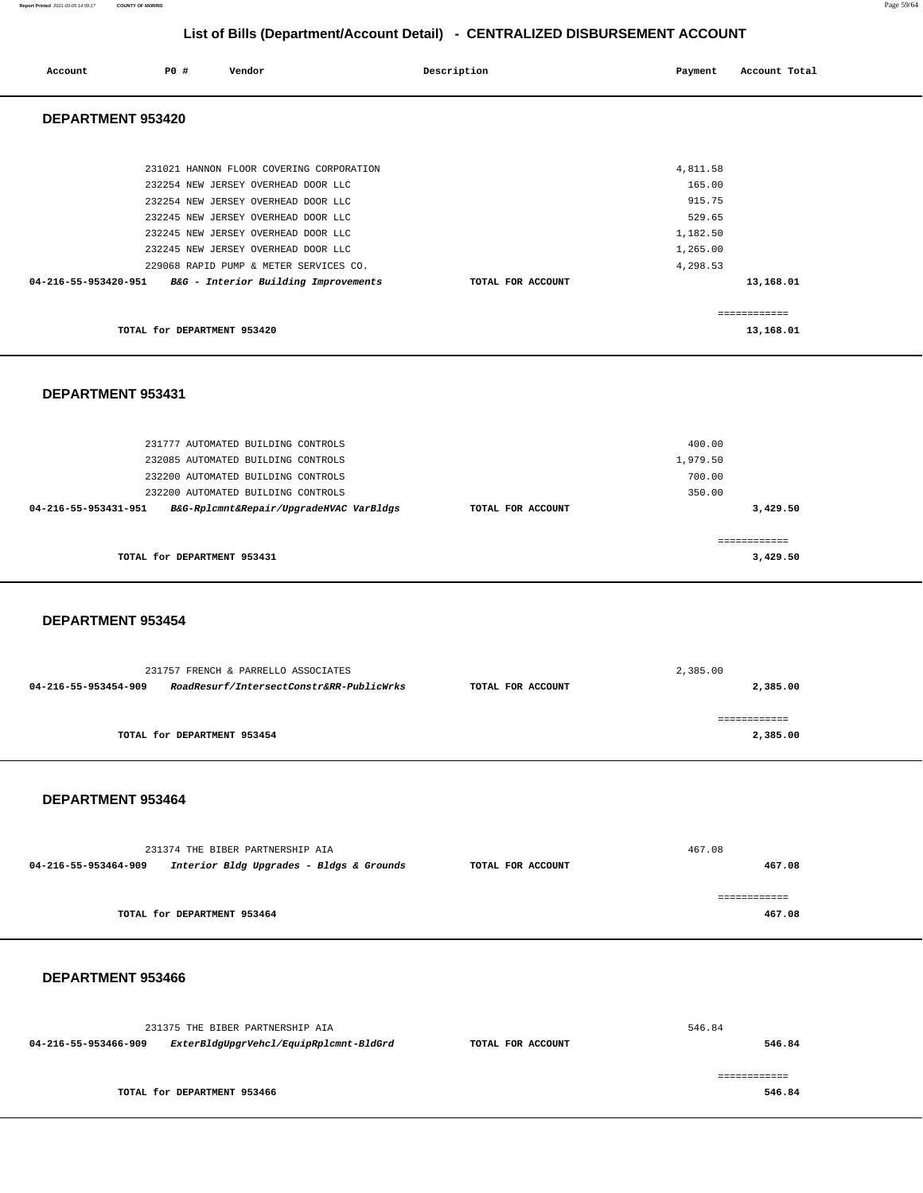## List of Bills (Department/Account Detail) - CENTRALIZED DISBURSEMENT ACCOUNT

| Account | PO # | Vendor | Description | Payment | Account Total |
|---|---|---|---|---|---|

### DEPARTMENT 953420

| Account | PO # | Vendor | Description | Payment | Account Total |
|---|---|---|---|---|---|
| | 231021 | HANNON FLOOR COVERING CORPORATION | | 4,811.58 | |
| | 232254 | NEW JERSEY OVERHEAD DOOR LLC | | 165.00 | |
| | 232254 | NEW JERSEY OVERHEAD DOOR LLC | | 915.75 | |
| | 232245 | NEW JERSEY OVERHEAD DOOR LLC | | 529.65 | |
| | 232245 | NEW JERSEY OVERHEAD DOOR LLC | | 1,182.50 | |
| | 232245 | NEW JERSEY OVERHEAD DOOR LLC | | 1,265.00 | |
| | 229068 | RAPID PUMP & METER SERVICES CO. | | 4,298.53 | |
| **04-216-55-953420-951** | | ***B&G - Interior Building Improvements*** | **TOTAL FOR ACCOUNT** | | **13,168.01** |

**TOTAL for DEPARTMENT 953420** — **13,168.01**

### DEPARTMENT 953431

| Account | PO # | Vendor | Description | Payment | Account Total |
|---|---|---|---|---|---|
| | 231777 | AUTOMATED BUILDING CONTROLS | | 400.00 | |
| | 232085 | AUTOMATED BUILDING CONTROLS | | 1,979.50 | |
| | 232200 | AUTOMATED BUILDING CONTROLS | | 700.00 | |
| | 232200 | AUTOMATED BUILDING CONTROLS | | 350.00 | |
| **04-216-55-953431-951** | | ***B&G-Rplcmnt&Repair/UpgradeHVAC VarBldgs*** | **TOTAL FOR ACCOUNT** | | **3,429.50** |

**TOTAL for DEPARTMENT 953431** — **3,429.50**

### DEPARTMENT 953454

| Account | PO # | Vendor | Description | Payment | Account Total |
|---|---|---|---|---|---|
| | 231757 | FRENCH & PARRELLO ASSOCIATES | | 2,385.00 | |
| **04-216-55-953454-909** | | ***RoadResurf/IntersectConstr&RR-PublicWrks*** | **TOTAL FOR ACCOUNT** | | **2,385.00** |

**TOTAL for DEPARTMENT 953454** — **2,385.00**

### DEPARTMENT 953464

| Account | PO # | Vendor | Description | Payment | Account Total |
|---|---|---|---|---|---|
| | 231374 | THE BIBER PARTNERSHIP AIA | | 467.08 | |
| **04-216-55-953464-909** | | ***Interior Bldg Upgrades - Bldgs & Grounds*** | **TOTAL FOR ACCOUNT** | | **467.08** |

**TOTAL for DEPARTMENT 953464** — **467.08**

### DEPARTMENT 953466

| Account | PO # | Vendor | Description | Payment | Account Total |
|---|---|---|---|---|---|
| | 231375 | THE BIBER PARTNERSHIP AIA | | 546.84 | |
| **04-216-55-953466-909** | | ***ExterBldgUpgrVehcl/EquipRplcmnt-BldGrd*** | **TOTAL FOR ACCOUNT** | | **546.84** |

**TOTAL for DEPARTMENT 953466** — **546.84**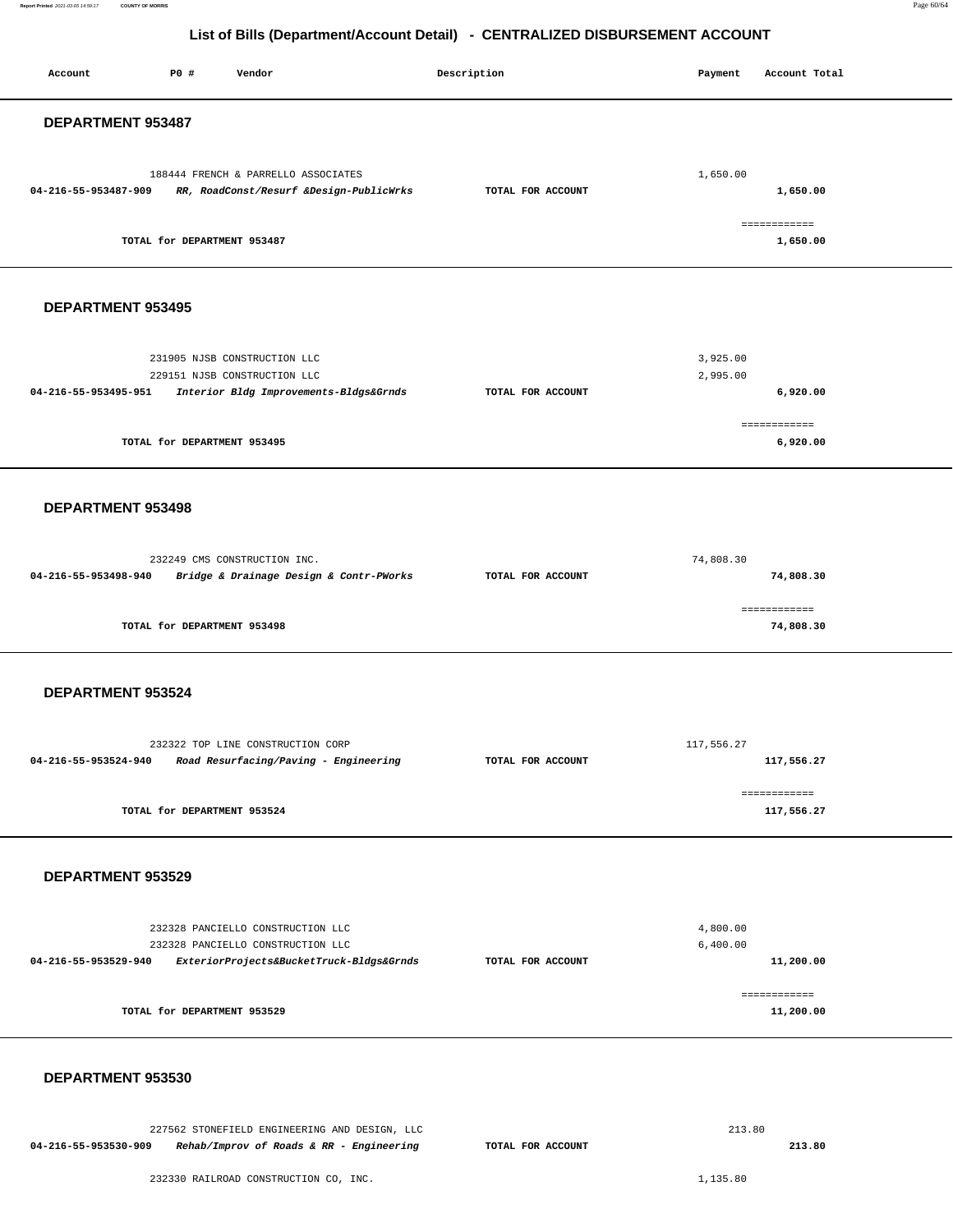## List of Bills (Department/Account Detail) - CENTRALIZED DISBURSEMENT ACCOUNT

| Account | PO # | Vendor | Description | Payment | Account Total |
|---|---|---|---|---|---|

### DEPARTMENT 953487

| Account | PO # | Vendor | Description | Payment | Account Total |
|---|---|---|---|---|---|
| | 188444 | FRENCH & PARRELLO ASSOCIATES | | 1,650.00 | |
| 04-216-55-953487-909 | | *RR, RoadConst/Resurf &Design-PublicWrks* | TOTAL FOR ACCOUNT | | 1,650.00 |
| | | | | | ============ |
| | | TOTAL for DEPARTMENT 953487 | | | 1,650.00 |

### DEPARTMENT 953495

| Account | PO # | Vendor | Description | Payment | Account Total |
|---|---|---|---|---|---|
| | 231905 | NJSB CONSTRUCTION LLC | | 3,925.00 | |
| | 229151 | NJSB CONSTRUCTION LLC | | 2,995.00 | |
| 04-216-55-953495-951 | | *Interior Bldg Improvements-Bldgs&Grnds* | TOTAL FOR ACCOUNT | | 6,920.00 |
| | | | | | ============ |
| | | TOTAL for DEPARTMENT 953495 | | | 6,920.00 |

### DEPARTMENT 953498

| Account | PO # | Vendor | Description | Payment | Account Total |
|---|---|---|---|---|---|
| | 232249 | CMS CONSTRUCTION INC. | | 74,808.30 | |
| 04-216-55-953498-940 | | *Bridge & Drainage Design & Contr-PWorks* | TOTAL FOR ACCOUNT | | 74,808.30 |
| | | | | | ============ |
| | | TOTAL for DEPARTMENT 953498 | | | 74,808.30 |

### DEPARTMENT 953524

| Account | PO # | Vendor | Description | Payment | Account Total |
|---|---|---|---|---|---|
| | 232322 | TOP LINE CONSTRUCTION CORP | | 117,556.27 | |
| 04-216-55-953524-940 | | *Road Resurfacing/Paving - Engineering* | TOTAL FOR ACCOUNT | | 117,556.27 |
| | | | | | ============ |
| | | TOTAL for DEPARTMENT 953524 | | | 117,556.27 |

### DEPARTMENT 953529

| Account | PO # | Vendor | Description | Payment | Account Total |
|---|---|---|---|---|---|
| | 232328 | PANCIELLO CONSTRUCTION LLC | | 4,800.00 | |
| | 232328 | PANCIELLO CONSTRUCTION LLC | | 6,400.00 | |
| 04-216-55-953529-940 | | *ExteriorProjects&BucketTruck-Bldgs&Grnds* | TOTAL FOR ACCOUNT | | 11,200.00 |
| | | | | | ============ |
| | | TOTAL for DEPARTMENT 953529 | | | 11,200.00 |

### DEPARTMENT 953530

| Account | PO # | Vendor | Description | Payment | Account Total |
|---|---|---|---|---|---|
| | 227562 | STONEFIELD ENGINEERING AND DESIGN, LLC | | 213.80 | |
| 04-216-55-953530-909 | | *Rehab/Improv of Roads & RR - Engineering* | TOTAL FOR ACCOUNT | | 213.80 |
| | 232330 | RAILROAD CONSTRUCTION CO, INC. | | 1,135.80 | |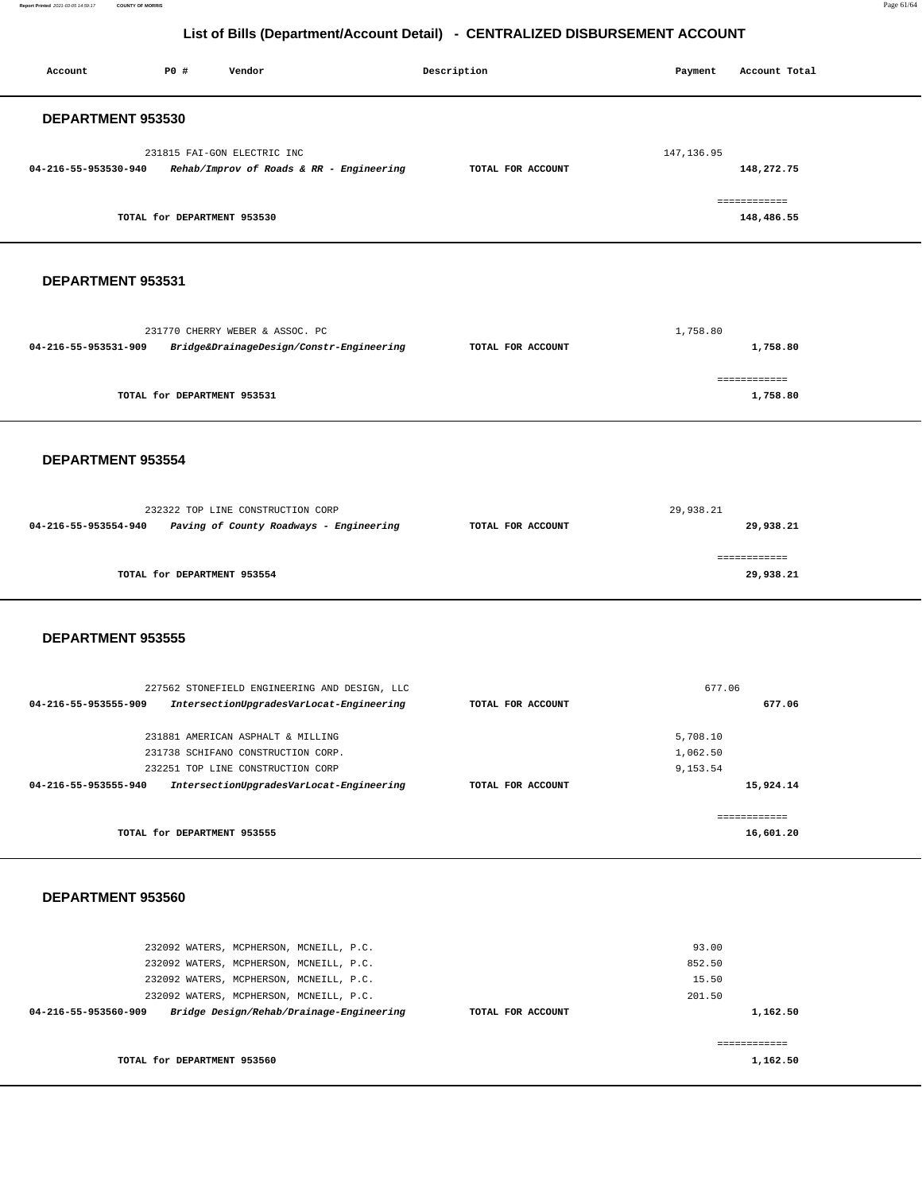## List of Bills (Department/Account Detail) - CENTRALIZED DISBURSEMENT ACCOUNT

| Account | PO # | Vendor | Description | Payment | Account Total |
|---|---|---|---|---|---|

### DEPARTMENT 953530

| Account | PO # | Vendor | Description | Payment | Account Total |
|---|---|---|---|---|---|
| | 231815 | FAI-GON ELECTRIC INC | | 147,136.95 | |
| 04-216-55-953530-940 | | *Rehab/Improv of Roads & RR - Engineering* | TOTAL FOR ACCOUNT | | 148,272.75 |
| | | | | | ============ |
| | | TOTAL for DEPARTMENT 953530 | | | 148,486.55 |

### DEPARTMENT 953531

| Account | PO # | Vendor | Description | Payment | Account Total |
|---|---|---|---|---|---|
| | 231770 | CHERRY WEBER & ASSOC. PC | | 1,758.80 | |
| 04-216-55-953531-909 | | *Bridge&DrainageDesign/Constr-Engineering* | TOTAL FOR ACCOUNT | | 1,758.80 |
| | | | | | ============ |
| | | TOTAL for DEPARTMENT 953531 | | | 1,758.80 |

### DEPARTMENT 953554

| Account | PO # | Vendor | Description | Payment | Account Total |
|---|---|---|---|---|---|
| | 232322 | TOP LINE CONSTRUCTION CORP | | 29,938.21 | |
| 04-216-55-953554-940 | | *Paving of County Roadways - Engineering* | TOTAL FOR ACCOUNT | | 29,938.21 |
| | | | | | ============ |
| | | TOTAL for DEPARTMENT 953554 | | | 29,938.21 |

### DEPARTMENT 953555

| Account | PO # | Vendor | Description | Payment | Account Total |
|---|---|---|---|---|---|
| | 227562 | STONEFIELD ENGINEERING AND DESIGN, LLC | | 677.06 | |
| 04-216-55-953555-909 | | *IntersectionUpgradesVarLocat-Engineering* | TOTAL FOR ACCOUNT | | 677.06 |
| | 231881 | AMERICAN ASPHALT & MILLING | | 5,708.10 | |
| | 231738 | SCHIFANO CONSTRUCTION CORP. | | 1,062.50 | |
| | 232251 | TOP LINE CONSTRUCTION CORP | | 9,153.54 | |
| 04-216-55-953555-940 | | *IntersectionUpgradesVarLocat-Engineering* | TOTAL FOR ACCOUNT | | 15,924.14 |
| | | | | | ============ |
| | | TOTAL for DEPARTMENT 953555 | | | 16,601.20 |

### DEPARTMENT 953560

| Account | PO # | Vendor | Description | Payment | Account Total |
|---|---|---|---|---|---|
| | 232092 | WATERS, MCPHERSON, MCNEILL, P.C. | | 93.00 | |
| | 232092 | WATERS, MCPHERSON, MCNEILL, P.C. | | 852.50 | |
| | 232092 | WATERS, MCPHERSON, MCNEILL, P.C. | | 15.50 | |
| | 232092 | WATERS, MCPHERSON, MCNEILL, P.C. | | 201.50 | |
| 04-216-55-953560-909 | | *Bridge Design/Rehab/Drainage-Engineering* | TOTAL FOR ACCOUNT | | 1,162.50 |
| | | | | | ============ |
| | | TOTAL for DEPARTMENT 953560 | | | 1,162.50 |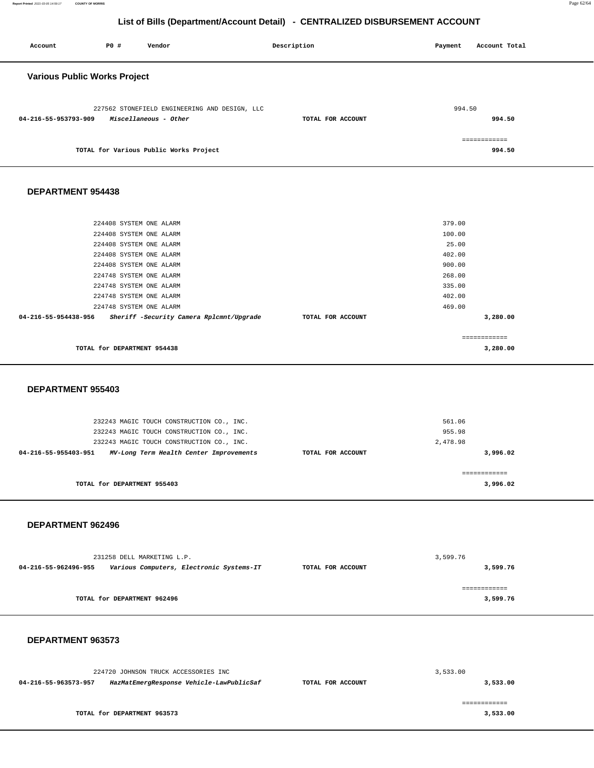# List of Bills (Department/Account Detail) - CENTRALIZED DISBURSEMENT ACCOUNT

| Account | PO # | Vendor | Description | Payment | Account Total |
|---|---|---|---|---|---|

## Various Public Works Project

| Account | PO # | Vendor | Description | Payment | Account Total |
|---|---|---|---|---|---|
| | 227562 | STONEFIELD ENGINEERING AND DESIGN, LLC | | 994.50 | |
| **04-216-55-953793-909** | | ***Miscellaneous - Other*** | **TOTAL FOR ACCOUNT** | | **994.50** |
| | | | | | ============ |
| | | **TOTAL for Various Public Works Project** | | | **994.50** |

## DEPARTMENT 954438

| Account | PO # | Vendor | Description | Payment | Account Total |
|---|---|---|---|---|---|
| | 224408 | SYSTEM ONE ALARM | | 379.00 | |
| | 224408 | SYSTEM ONE ALARM | | 100.00 | |
| | 224408 | SYSTEM ONE ALARM | | 25.00 | |
| | 224408 | SYSTEM ONE ALARM | | 402.00 | |
| | 224408 | SYSTEM ONE ALARM | | 900.00 | |
| | 224748 | SYSTEM ONE ALARM | | 268.00 | |
| | 224748 | SYSTEM ONE ALARM | | 335.00 | |
| | 224748 | SYSTEM ONE ALARM | | 402.00 | |
| | 224748 | SYSTEM ONE ALARM | | 469.00 | |
| **04-216-55-954438-956** | | ***Sheriff -Security Camera Rplcmnt/Upgrade*** | **TOTAL FOR ACCOUNT** | | **3,280.00** |
| | | | | | ============ |
| | | **TOTAL for DEPARTMENT 954438** | | | **3,280.00** |

## DEPARTMENT 955403

| Account | PO # | Vendor | Description | Payment | Account Total |
|---|---|---|---|---|---|
| | 232243 | MAGIC TOUCH CONSTRUCTION CO., INC. | | 561.06 | |
| | 232243 | MAGIC TOUCH CONSTRUCTION CO., INC. | | 955.98 | |
| | 232243 | MAGIC TOUCH CONSTRUCTION CO., INC. | | 2,478.98 | |
| **04-216-55-955403-951** | | ***MV-Long Term Health Center Improvements*** | **TOTAL FOR ACCOUNT** | | **3,996.02** |
| | | | | | ============ |
| | | **TOTAL for DEPARTMENT 955403** | | | **3,996.02** |

## DEPARTMENT 962496

| Account | PO # | Vendor | Description | Payment | Account Total |
|---|---|---|---|---|---|
| | 231258 | DELL MARKETING L.P. | | 3,599.76 | |
| **04-216-55-962496-955** | | ***Various Computers, Electronic Systems-IT*** | **TOTAL FOR ACCOUNT** | | **3,599.76** |
| | | | | | ============ |
| | | **TOTAL for DEPARTMENT 962496** | | | **3,599.76** |

## DEPARTMENT 963573

| Account | PO # | Vendor | Description | Payment | Account Total |
|---|---|---|---|---|---|
| | 224720 | JOHNSON TRUCK ACCESSORIES INC | | 3,533.00 | |
| **04-216-55-963573-957** | | ***HazMatEmergResponse Vehicle-LawPublicSaf*** | **TOTAL FOR ACCOUNT** | | **3,533.00** |
| | | | | | ============ |
| | | **TOTAL for DEPARTMENT 963573** | | | **3,533.00** |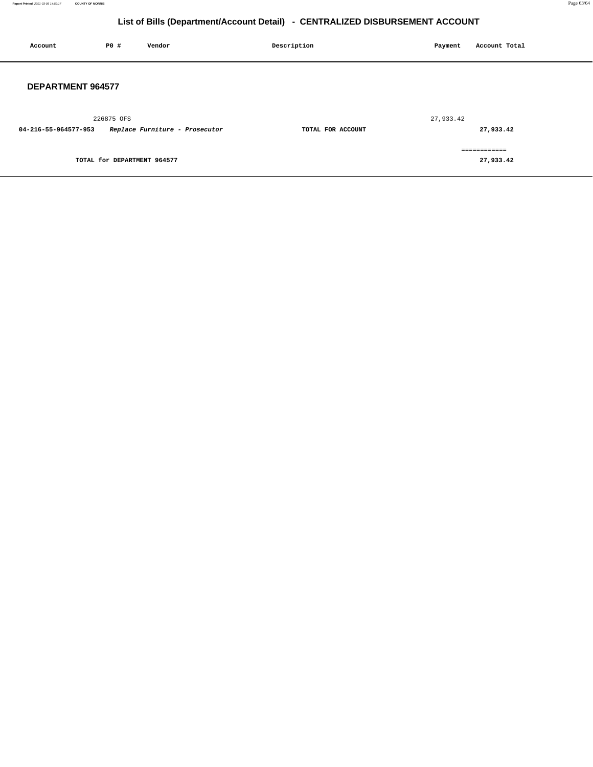# List of Bills (Department/Account Detail) - CENTRALIZED DISBURSEMENT ACCOUNT

| Account | PO # | Vendor | Description | Payment | Account Total |
|---|---|---|---|---|---|

## DEPARTMENT 964577

| Account | PO # | Vendor | Description | Payment | Account Total |
|---|---|---|---|---|---|
| | 226875 | OFS | | 27,933.42 | |
| **04-216-55-964577-953** | ***Replace Furniture - Prosecutor*** | | **TOTAL FOR ACCOUNT** | | **27,933.42** |

============

**TOTAL for DEPARTMENT 964577** **27,933.42**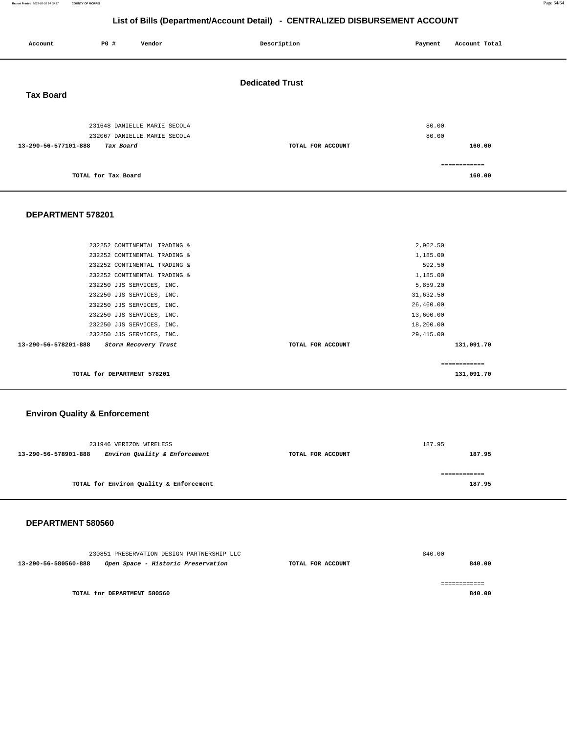## List of Bills (Department/Account Detail) - CENTRALIZED DISBURSEMENT ACCOUNT

| Account | PO # | Vendor | Description | Payment | Account Total |
|---|---|---|---|---|---|

### Dedicated Trust

### Tax Board

| Account | PO # | Vendor | Description | Payment | Account Total |
|---|---|---|---|---|---|
| | 231648 | DANIELLE MARIE SECOLA | | 80.00 | |
| | 232067 | DANIELLE MARIE SECOLA | | 80.00 | |
| 13-290-56-577101-888 | | *Tax Board* | TOTAL FOR ACCOUNT | | 160.00 |
| | | | | | ============ |
| | | TOTAL for Tax Board | | | 160.00 |

### DEPARTMENT 578201

| Account | PO # | Vendor | Description | Payment | Account Total |
|---|---|---|---|---|---|
| | 232252 | CONTINENTAL TRADING & | | 2,962.50 | |
| | 232252 | CONTINENTAL TRADING & | | 1,185.00 | |
| | 232252 | CONTINENTAL TRADING & | | 592.50 | |
| | 232252 | CONTINENTAL TRADING & | | 1,185.00 | |
| | 232250 | JJS SERVICES, INC. | | 5,859.20 | |
| | 232250 | JJS SERVICES, INC. | | 31,632.50 | |
| | 232250 | JJS SERVICES, INC. | | 26,460.00 | |
| | 232250 | JJS SERVICES, INC. | | 13,600.00 | |
| | 232250 | JJS SERVICES, INC. | | 18,200.00 | |
| | 232250 | JJS SERVICES, INC. | | 29,415.00 | |
| 13-290-56-578201-888 | | *Storm Recovery Trust* | TOTAL FOR ACCOUNT | | 131,091.70 |
| | | | | | ============ |
| | | TOTAL for DEPARTMENT 578201 | | | 131,091.70 |

### Environ Quality & Enforcement

| Account | PO # | Vendor | Description | Payment | Account Total |
|---|---|---|---|---|---|
| | 231946 | VERIZON WIRELESS | | 187.95 | |
| 13-290-56-578901-888 | | *Environ Quality & Enforcement* | TOTAL FOR ACCOUNT | | 187.95 |
| | | | | | ============ |
| | | TOTAL for Environ Quality & Enforcement | | | 187.95 |

### DEPARTMENT 580560

| Account | PO # | Vendor | Description | Payment | Account Total |
|---|---|---|---|---|---|
| | 230851 | PRESERVATION DESIGN PARTNERSHIP LLC | | 840.00 | |
| 13-290-56-580560-888 | | *Open Space - Historic Preservation* | TOTAL FOR ACCOUNT | | 840.00 |
| | | | | | ============ |
| | | TOTAL for DEPARTMENT 580560 | | | 840.00 |